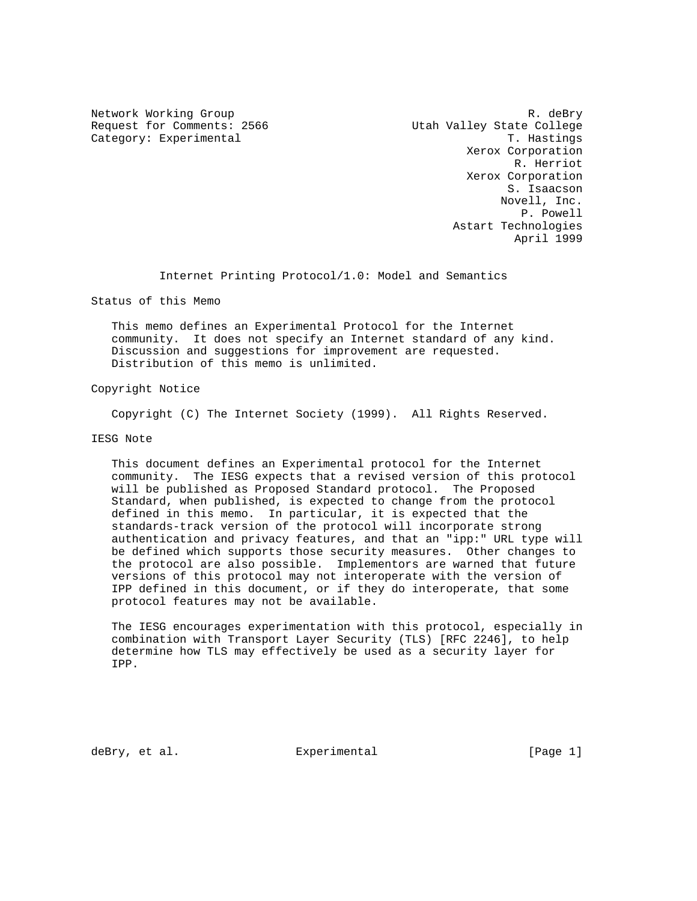Network Working Group R. deBry
Request for Comments: 2566 Utah Valley State College
Category: Experimental T. Hastings
Xerox Corporation
R. Herriot
Xerox Corporation
S. Isaacson
Novell, Inc.
P. Powell
Astart Technologies
April 1999

# Internet Printing Protocol/1.0: Model and Semantics

## Status of this Memo

This memo defines an Experimental Protocol for the Internet community. It does not specify an Internet standard of any kind. Discussion and suggestions for improvement are requested. Distribution of this memo is unlimited.

## Copyright Notice

Copyright (C) The Internet Society (1999). All Rights Reserved.

## IESG Note

This document defines an Experimental protocol for the Internet community. The IESG expects that a revised version of this protocol will be published as Proposed Standard protocol. The Proposed Standard, when published, is expected to change from the protocol defined in this memo. In particular, it is expected that the standards-track version of the protocol will incorporate strong authentication and privacy features, and that an "ipp:" URL type will be defined which supports those security measures. Other changes to the protocol are also possible. Implementors are warned that future versions of this protocol may not interoperate with the version of IPP defined in this document, or if they do interoperate, that some protocol features may not be available.

The IESG encourages experimentation with this protocol, especially in combination with Transport Layer Security (TLS) [RFC 2246], to help determine how TLS may effectively be used as a security layer for IPP.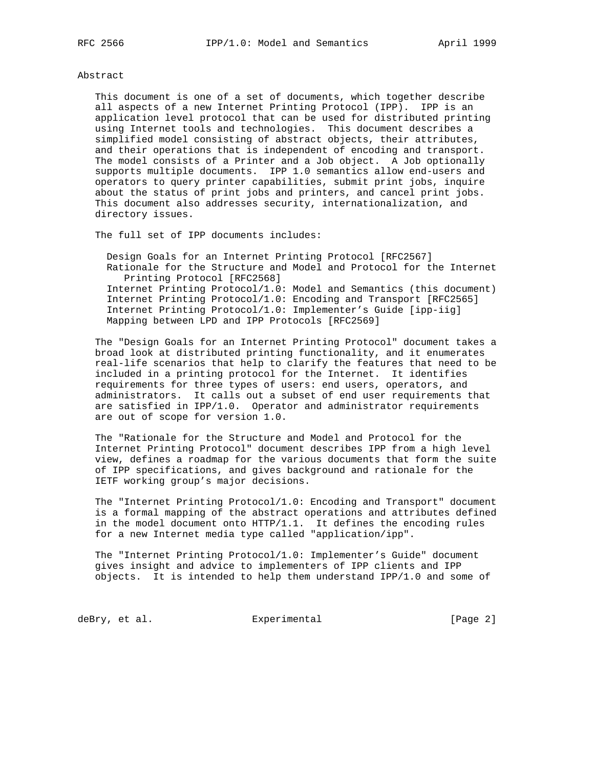## Abstract

This document is one of a set of documents, which together describe all aspects of a new Internet Printing Protocol (IPP). IPP is an application level protocol that can be used for distributed printing using Internet tools and technologies. This document describes a simplified model consisting of abstract objects, their attributes, and their operations that is independent of encoding and transport. The model consists of a Printer and a Job object. A Job optionally supports multiple documents. IPP 1.0 semantics allow end-users and operators to query printer capabilities, submit print jobs, inquire about the status of print jobs and printers, and cancel print jobs. This document also addresses security, internationalization, and directory issues.

The full set of IPP documents includes:

- Design Goals for an Internet Printing Protocol [RFC2567]
- Rationale for the Structure and Model and Protocol for the Internet Printing Protocol [RFC2568]
- Internet Printing Protocol/1.0: Model and Semantics (this document)
- Internet Printing Protocol/1.0: Encoding and Transport [RFC2565]
- Internet Printing Protocol/1.0: Implementer's Guide [ipp-iig]
- Mapping between LPD and IPP Protocols [RFC2569]

The "Design Goals for an Internet Printing Protocol" document takes a broad look at distributed printing functionality, and it enumerates real-life scenarios that help to clarify the features that need to be included in a printing protocol for the Internet. It identifies requirements for three types of users: end users, operators, and administrators. It calls out a subset of end user requirements that are satisfied in IPP/1.0. Operator and administrator requirements are out of scope for version 1.0.

The "Rationale for the Structure and Model and Protocol for the Internet Printing Protocol" document describes IPP from a high level view, defines a roadmap for the various documents that form the suite of IPP specifications, and gives background and rationale for the IETF working group's major decisions.

The "Internet Printing Protocol/1.0: Encoding and Transport" document is a formal mapping of the abstract operations and attributes defined in the model document onto HTTP/1.1. It defines the encoding rules for a new Internet media type called "application/ipp".

The "Internet Printing Protocol/1.0: Implementer's Guide" document gives insight and advice to implementers of IPP clients and IPP objects. It is intended to help them understand IPP/1.0 and some of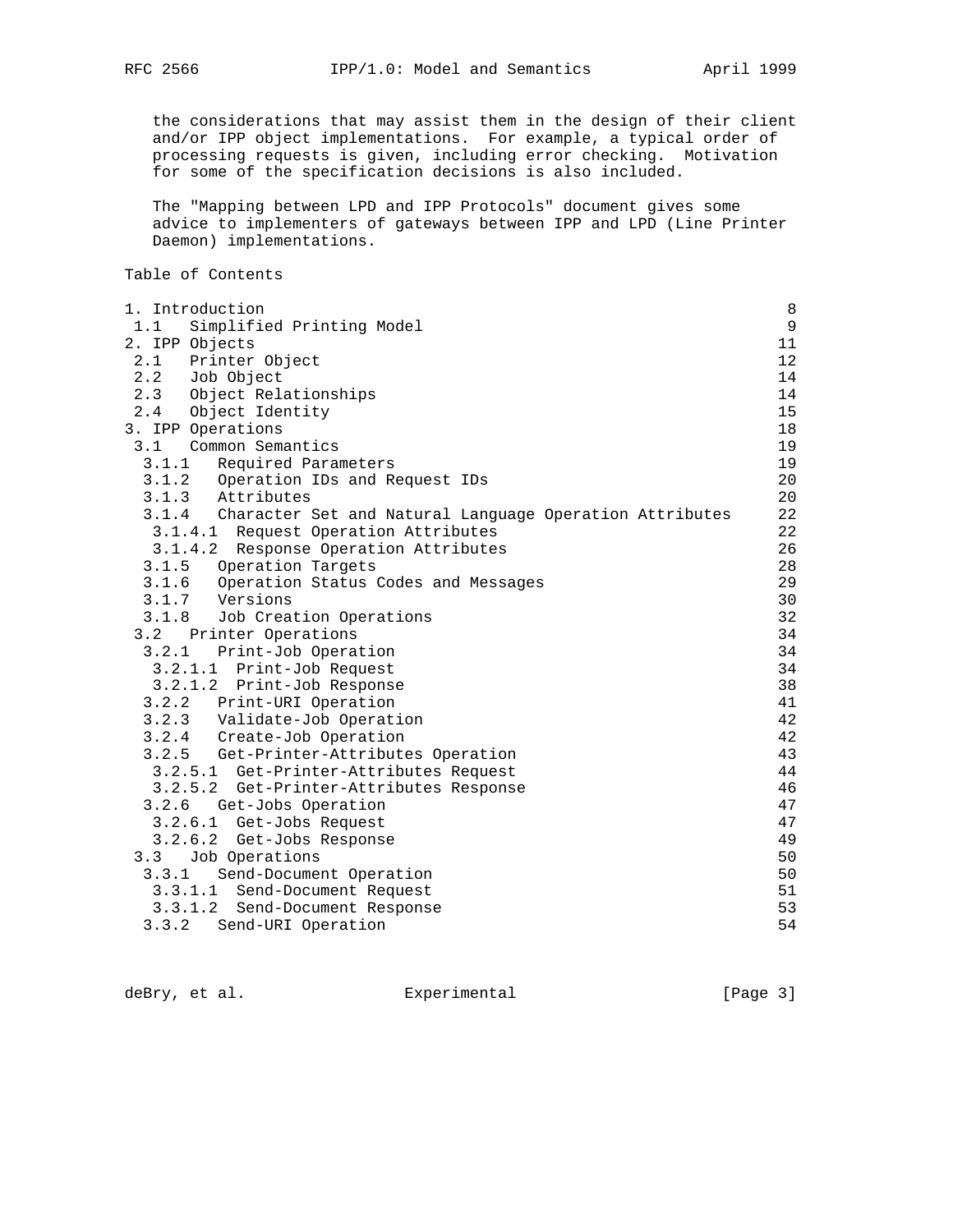the considerations that may assist them in the design of their client and/or IPP object implementations. For example, a typical order of processing requests is given, including error checking. Motivation for some of the specification decisions is also included.

The "Mapping between LPD and IPP Protocols" document gives some advice to implementers of gateways between IPP and LPD (Line Printer Daemon) implementations.

Table of Contents

```
1. Introduction                                                        8
 1.1   Simplified Printing Model                                       9
2. IPP Objects                                                        11
 2.1   Printer Object                                                 12
 2.2   Job Object                                                     14
 2.3   Object Relationships                                           14
 2.4   Object Identity                                                15
3. IPP Operations                                                     18
 3.1   Common Semantics                                               19
  3.1.1   Required Parameters                                         19
  3.1.2   Operation IDs and Request IDs                               20
  3.1.3   Attributes                                                  20
  3.1.4   Character Set and Natural Language Operation Attributes     22
   3.1.4.1  Request Operation Attributes                              22
   3.1.4.2  Response Operation Attributes                             26
  3.1.5   Operation Targets                                           28
  3.1.6   Operation Status Codes and Messages                         29
  3.1.7   Versions                                                    30
  3.1.8   Job Creation Operations                                     32
 3.2   Printer Operations                                             34
  3.2.1   Print-Job Operation                                         34
   3.2.1.1  Print-Job Request                                         34
   3.2.1.2  Print-Job Response                                        38
  3.2.2   Print-URI Operation                                         41
  3.2.3   Validate-Job Operation                                      42
  3.2.4   Create-Job Operation                                        42
  3.2.5   Get-Printer-Attributes Operation                            43
   3.2.5.1  Get-Printer-Attributes Request                            44
   3.2.5.2  Get-Printer-Attributes Response                           46
  3.2.6   Get-Jobs Operation                                          47
   3.2.6.1  Get-Jobs Request                                          47
   3.2.6.2  Get-Jobs Response                                         49
 3.3   Job Operations                                                 50
  3.3.1   Send-Document Operation                                     50
   3.3.1.1  Send-Document Request                                     51
   3.3.1.2  Send-Document Response                                    53
  3.3.2   Send-URI Operation                                          54
```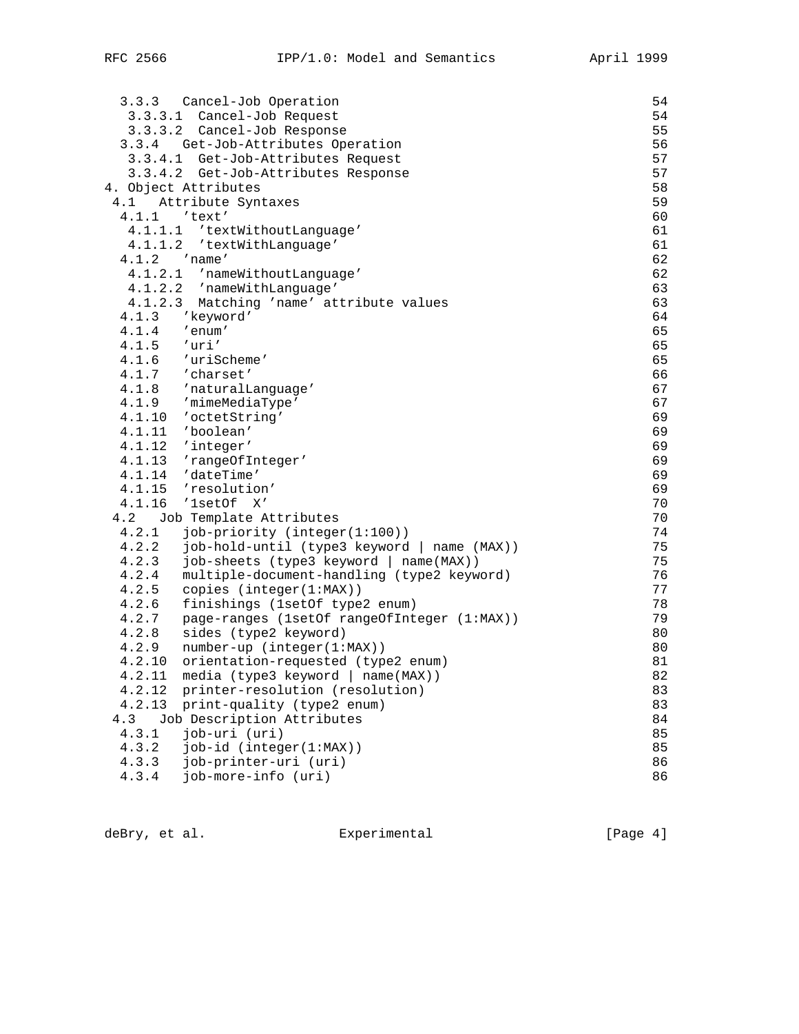```
  3.3.3   Cancel-Job Operation                                       54
   3.3.3.1  Cancel-Job Request                                       54
   3.3.3.2  Cancel-Job Response                                      55
  3.3.4   Get-Job-Attributes Operation                               56
   3.3.4.1  Get-Job-Attributes Request                               57
   3.3.4.2  Get-Job-Attributes Response                              57
4. Object Attributes                                                 58
 4.1   Attribute Syntaxes                                            59
  4.1.1   'text'                                                     60
   4.1.1.1  'textWithoutLanguage'                                    61
   4.1.1.2  'textWithLanguage'                                       61
  4.1.2   'name'                                                     62
   4.1.2.1  'nameWithoutLanguage'                                    62
   4.1.2.2  'nameWithLanguage'                                       63
   4.1.2.3  Matching 'name' attribute values                         63
  4.1.3   'keyword'                                                  64
  4.1.4   'enum'                                                     65
  4.1.5   'uri'                                                      65
  4.1.6   'uriScheme'                                                65
  4.1.7   'charset'                                                  66
  4.1.8   'naturalLanguage'                                          67
  4.1.9   'mimeMediaType'                                            67
  4.1.10  'octetString'                                              69
  4.1.11  'boolean'                                                  69
  4.1.12  'integer'                                                  69
  4.1.13  'rangeOfInteger'                                           69
  4.1.14  'dateTime'                                                 69
  4.1.15  'resolution'                                               69
  4.1.16  '1setOf  X'                                                70
 4.2   Job Template Attributes                                       70
  4.2.1   job-priority (integer(1:100))                              74
  4.2.2   job-hold-until (type3 keyword | name (MAX))                75
  4.2.3   job-sheets (type3 keyword | name(MAX))                     75
  4.2.4   multiple-document-handling (type2 keyword)                 76
  4.2.5   copies (integer(1:MAX))                                    77
  4.2.6   finishings (1setOf type2 enum)                             78
  4.2.7   page-ranges (1setOf rangeOfInteger (1:MAX))                79
  4.2.8   sides (type2 keyword)                                      80
  4.2.9   number-up (integer(1:MAX))                                 80
  4.2.10  orientation-requested (type2 enum)                         81
  4.2.11  media (type3 keyword | name(MAX))                          82
  4.2.12  printer-resolution (resolution)                            83
  4.2.13  print-quality (type2 enum)                                 83
 4.3   Job Description Attributes                                    84
  4.3.1   job-uri (uri)                                              85
  4.3.2   job-id (integer(1:MAX))                                    85
  4.3.3   job-printer-uri (uri)                                      86
  4.3.4   job-more-info (uri)                                        86
```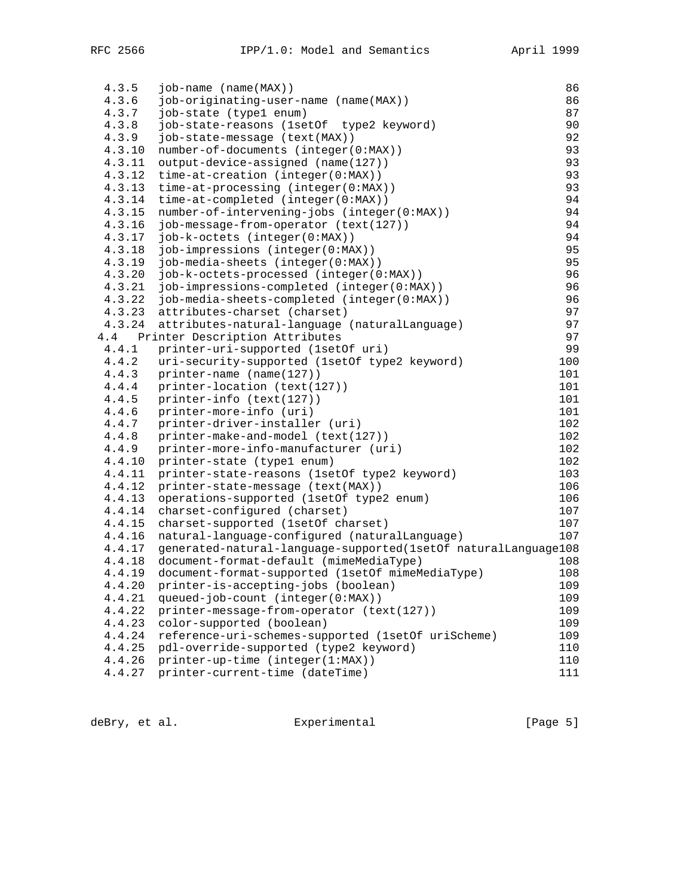```
   4.3.5   job-name (name(MAX))                                        86
   4.3.6   job-originating-user-name (name(MAX))                       86
   4.3.7   job-state (type1 enum)                                      87
   4.3.8   job-state-reasons (1setOf  type2 keyword)                   90
   4.3.9   job-state-message (text(MAX))                               92
   4.3.10  number-of-documents (integer(0:MAX))                        93
   4.3.11  output-device-assigned (name(127))                          93
   4.3.12  time-at-creation (integer(0:MAX))                           93
   4.3.13  time-at-processing (integer(0:MAX))                         93
   4.3.14  time-at-completed (integer(0:MAX))                          94
   4.3.15  number-of-intervening-jobs (integer(0:MAX))                 94
   4.3.16  job-message-from-operator (text(127))                       94
   4.3.17  job-k-octets (integer(0:MAX))                               94
   4.3.18  job-impressions (integer(0:MAX))                            95
   4.3.19  job-media-sheets (integer(0:MAX))                           95
   4.3.20  job-k-octets-processed (integer(0:MAX))                     96
   4.3.21  job-impressions-completed (integer(0:MAX))                  96
   4.3.22  job-media-sheets-completed (integer(0:MAX))                 96
   4.3.23  attributes-charset (charset)                                97
   4.3.24  attributes-natural-language (naturalLanguage)               97
  4.4   Printer Description Attributes                                 97
   4.4.1   printer-uri-supported (1setOf uri)                          99
   4.4.2   uri-security-supported (1setOf type2 keyword)              100
   4.4.3   printer-name (name(127))                                   101
   4.4.4   printer-location (text(127))                               101
   4.4.5   printer-info (text(127))                                   101
   4.4.6   printer-more-info (uri)                                    101
   4.4.7   printer-driver-installer (uri)                             102
   4.4.8   printer-make-and-model (text(127))                         102
   4.4.9   printer-more-info-manufacturer (uri)                       102
   4.4.10  printer-state (type1 enum)                                 102
   4.4.11  printer-state-reasons (1setOf type2 keyword)               103
   4.4.12  printer-state-message (text(MAX))                          106
   4.4.13  operations-supported (1setOf type2 enum)                   106
   4.4.14  charset-configured (charset)                               107
   4.4.15  charset-supported (1setOf charset)                         107
   4.4.16  natural-language-configured (naturalLanguage)              107
   4.4.17  generated-natural-language-supported(1setOf naturalLanguage108
   4.4.18  document-format-default (mimeMediaType)                    108
   4.4.19  document-format-supported (1setOf mimeMediaType)           108
   4.4.20  printer-is-accepting-jobs (boolean)                        109
   4.4.21  queued-job-count (integer(0:MAX))                          109
   4.4.22  printer-message-from-operator (text(127))                  109
   4.4.23  color-supported (boolean)                                  109
   4.4.24  reference-uri-schemes-supported (1setOf uriScheme)         109
   4.4.25  pdl-override-supported (type2 keyword)                     110
   4.4.26  printer-up-time (integer(1:MAX))                           110
   4.4.27  printer-current-time (dateTime)                            111
```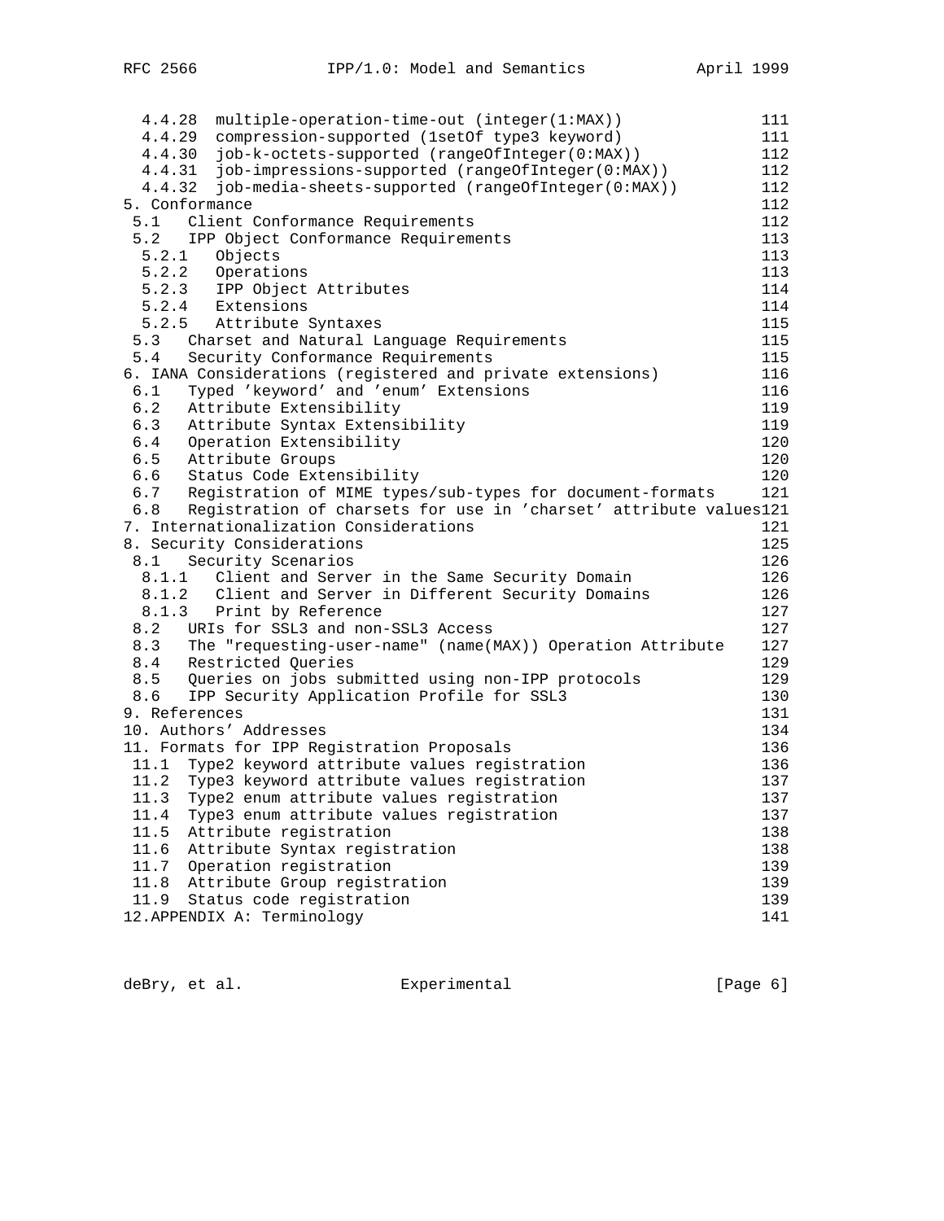```
   4.4.28  multiple-operation-time-out (integer(1:MAX))            111
   4.4.29  compression-supported (1setOf type3 keyword)            111
   4.4.30  job-k-octets-supported (rangeOfInteger(0:MAX))          112
   4.4.31  job-impressions-supported (rangeOfInteger(0:MAX))       112
   4.4.32  job-media-sheets-supported (rangeOfInteger(0:MAX))      112
 5. Conformance                                                    112
  5.1   Client Conformance Requirements                            112
  5.2   IPP Object Conformance Requirements                        113
   5.2.1   Objects                                                 113
   5.2.2   Operations                                              113
   5.2.3   IPP Object Attributes                                   114
   5.2.4   Extensions                                              114
   5.2.5   Attribute Syntaxes                                      115
  5.3   Charset and Natural Language Requirements                  115
  5.4   Security Conformance Requirements                          115
 6. IANA Considerations (registered and private extensions)        116
  6.1   Typed 'keyword' and 'enum' Extensions                      116
  6.2   Attribute Extensibility                                    119
  6.3   Attribute Syntax Extensibility                             119
  6.4   Operation Extensibility                                    120
  6.5   Attribute Groups                                           120
  6.6   Status Code Extensibility                                  120
  6.7   Registration of MIME types/sub-types for document-formats  121
  6.8   Registration of charsets for use in 'charset' attribute values121
 7. Internationalization Considerations                            121
 8. Security Considerations                                        125
  8.1   Security Scenarios                                         126
   8.1.1   Client and Server in the Same Security Domain           126
   8.1.2   Client and Server in Different Security Domains         126
   8.1.3   Print by Reference                                      127
  8.2   URIs for SSL3 and non-SSL3 Access                          127
  8.3   The "requesting-user-name" (name(MAX)) Operation Attribute 127
  8.4   Restricted Queries                                         129
  8.5   Queries on jobs submitted using non-IPP protocols          129
  8.6   IPP Security Application Profile for SSL3                  130
 9. References                                                     131
 10. Authors' Addresses                                            134
 11. Formats for IPP Registration Proposals                        136
  11.1  Type2 keyword attribute values registration                136
  11.2  Type3 keyword attribute values registration                137
  11.3  Type2 enum attribute values registration                   137
  11.4  Type3 enum attribute values registration                   137
  11.5  Attribute registration                                     138
  11.6  Attribute Syntax registration                              138
  11.7  Operation registration                                     139
  11.8  Attribute Group registration                               139
  11.9  Status code registration                                   139
 12.APPENDIX A: Terminology                                        141
```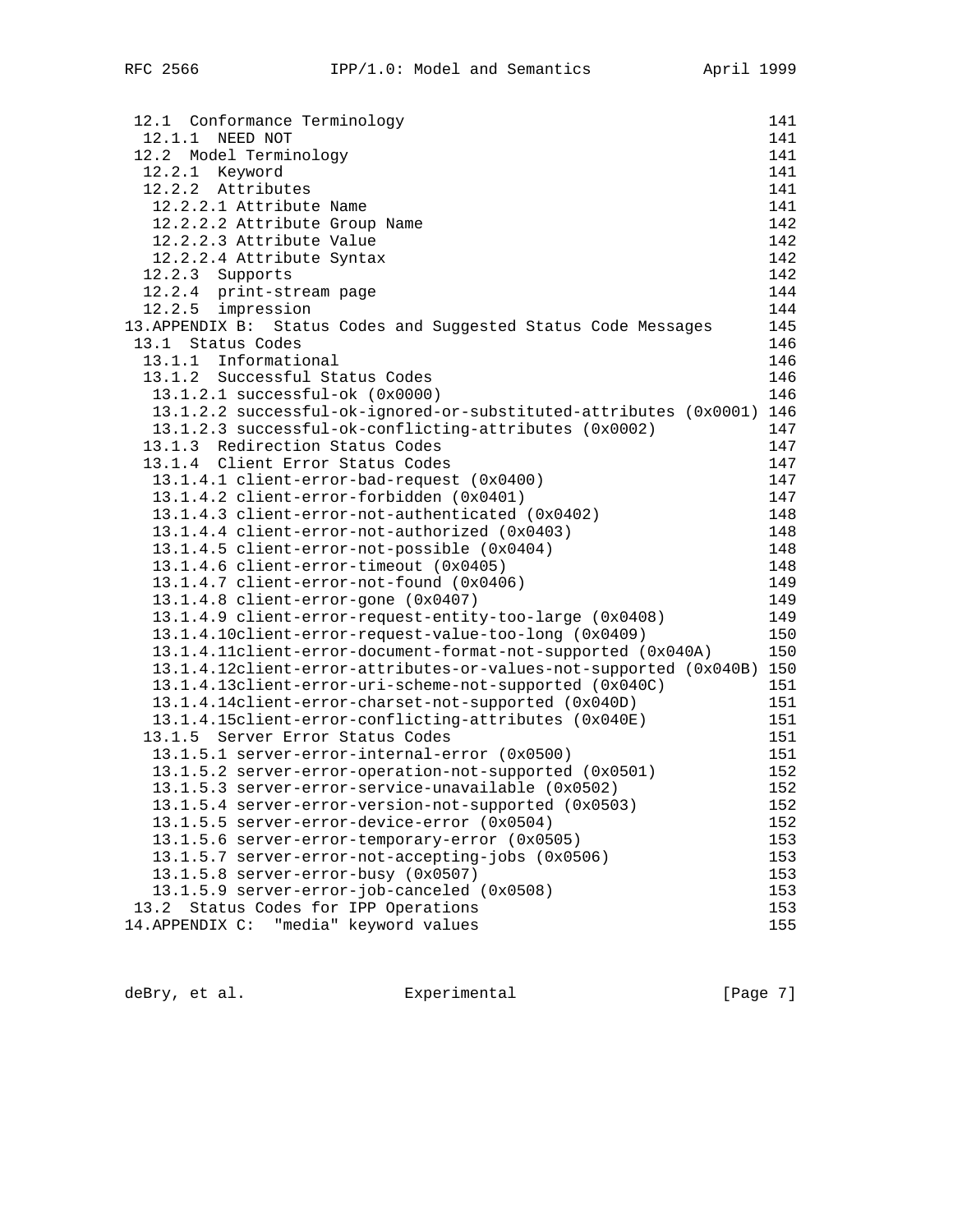```
 12.1  Conformance Terminology                                          141
  12.1.1  NEED NOT                                                      141
 12.2  Model Terminology                                                141
  12.2.1  Keyword                                                       141
  12.2.2  Attributes                                                    141
   12.2.2.1 Attribute Name                                              141
   12.2.2.2 Attribute Group Name                                        142
   12.2.2.3 Attribute Value                                             142
   12.2.2.4 Attribute Syntax                                            142
  12.2.3  Supports                                                      142
  12.2.4  print-stream page                                             144
  12.2.5  impression                                                    144
13.APPENDIX B:  Status Codes and Suggested Status Code Messages         145
 13.1  Status Codes                                                     146
  13.1.1  Informational                                                 146
  13.1.2  Successful Status Codes                                       146
   13.1.2.1 successful-ok (0x0000)                                      146
   13.1.2.2 successful-ok-ignored-or-substituted-attributes (0x0001) 146
   13.1.2.3 successful-ok-conflicting-attributes (0x0002)               147
  13.1.3  Redirection Status Codes                                      147
  13.1.4  Client Error Status Codes                                     147
   13.1.4.1 client-error-bad-request (0x0400)                           147
   13.1.4.2 client-error-forbidden (0x0401)                             147
   13.1.4.3 client-error-not-authenticated (0x0402)                     148
   13.1.4.4 client-error-not-authorized (0x0403)                        148
   13.1.4.5 client-error-not-possible (0x0404)                          148
   13.1.4.6 client-error-timeout (0x0405)                               148
   13.1.4.7 client-error-not-found (0x0406)                             149
   13.1.4.8 client-error-gone (0x0407)                                  149
   13.1.4.9 client-error-request-entity-too-large (0x0408)              149
   13.1.4.10client-error-request-value-too-long (0x0409)                150
   13.1.4.11client-error-document-format-not-supported (0x040A)         150
   13.1.4.12client-error-attributes-or-values-not-supported (0x040B) 150
   13.1.4.13client-error-uri-scheme-not-supported (0x040C)              151
   13.1.4.14client-error-charset-not-supported (0x040D)                 151
   13.1.4.15client-error-conflicting-attributes (0x040E)                151
  13.1.5  Server Error Status Codes                                     151
   13.1.5.1 server-error-internal-error (0x0500)                        151
   13.1.5.2 server-error-operation-not-supported (0x0501)               152
   13.1.5.3 server-error-service-unavailable (0x0502)                   152
   13.1.5.4 server-error-version-not-supported (0x0503)                 152
   13.1.5.5 server-error-device-error (0x0504)                          152
   13.1.5.6 server-error-temporary-error (0x0505)                       153
   13.1.5.7 server-error-not-accepting-jobs (0x0506)                    153
   13.1.5.8 server-error-busy (0x0507)                                  153
   13.1.5.9 server-error-job-canceled (0x0508)                          153
 13.2  Status Codes for IPP Operations                                  153
14.APPENDIX C:  "media" keyword values                                  155
```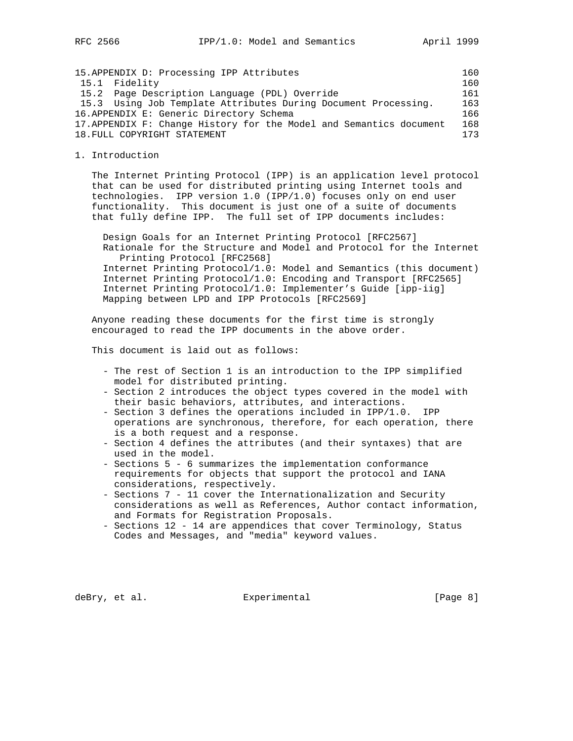15.APPENDIX D: Processing IPP Attributes 160
 15.1 Fidelity 160
 15.2 Page Description Language (PDL) Override 161
 15.3 Using Job Template Attributes During Document Processing. 163
16.APPENDIX E: Generic Directory Schema 166
17.APPENDIX F: Change History for the Model and Semantics document 168
18.FULL COPYRIGHT STATEMENT 173

# 1. Introduction

The Internet Printing Protocol (IPP) is an application level protocol that can be used for distributed printing using Internet tools and technologies. IPP version 1.0 (IPP/1.0) focuses only on end user functionality. This document is just one of a suite of documents that fully define IPP. The full set of IPP documents includes:

Design Goals for an Internet Printing Protocol [RFC2567]
Rationale for the Structure and Model and Protocol for the Internet Printing Protocol [RFC2568]
Internet Printing Protocol/1.0: Model and Semantics (this document)
Internet Printing Protocol/1.0: Encoding and Transport [RFC2565]
Internet Printing Protocol/1.0: Implementer's Guide [ipp-iig]
Mapping between LPD and IPP Protocols [RFC2569]

Anyone reading these documents for the first time is strongly encouraged to read the IPP documents in the above order.

This document is laid out as follows:

- The rest of Section 1 is an introduction to the IPP simplified model for distributed printing.
- Section 2 introduces the object types covered in the model with their basic behaviors, attributes, and interactions.
- Section 3 defines the operations included in IPP/1.0. IPP operations are synchronous, therefore, for each operation, there is a both request and a response.
- Section 4 defines the attributes (and their syntaxes) that are used in the model.
- Sections 5 - 6 summarizes the implementation conformance requirements for objects that support the protocol and IANA considerations, respectively.
- Sections 7 - 11 cover the Internationalization and Security considerations as well as References, Author contact information, and Formats for Registration Proposals.
- Sections 12 - 14 are appendices that cover Terminology, Status Codes and Messages, and "media" keyword values.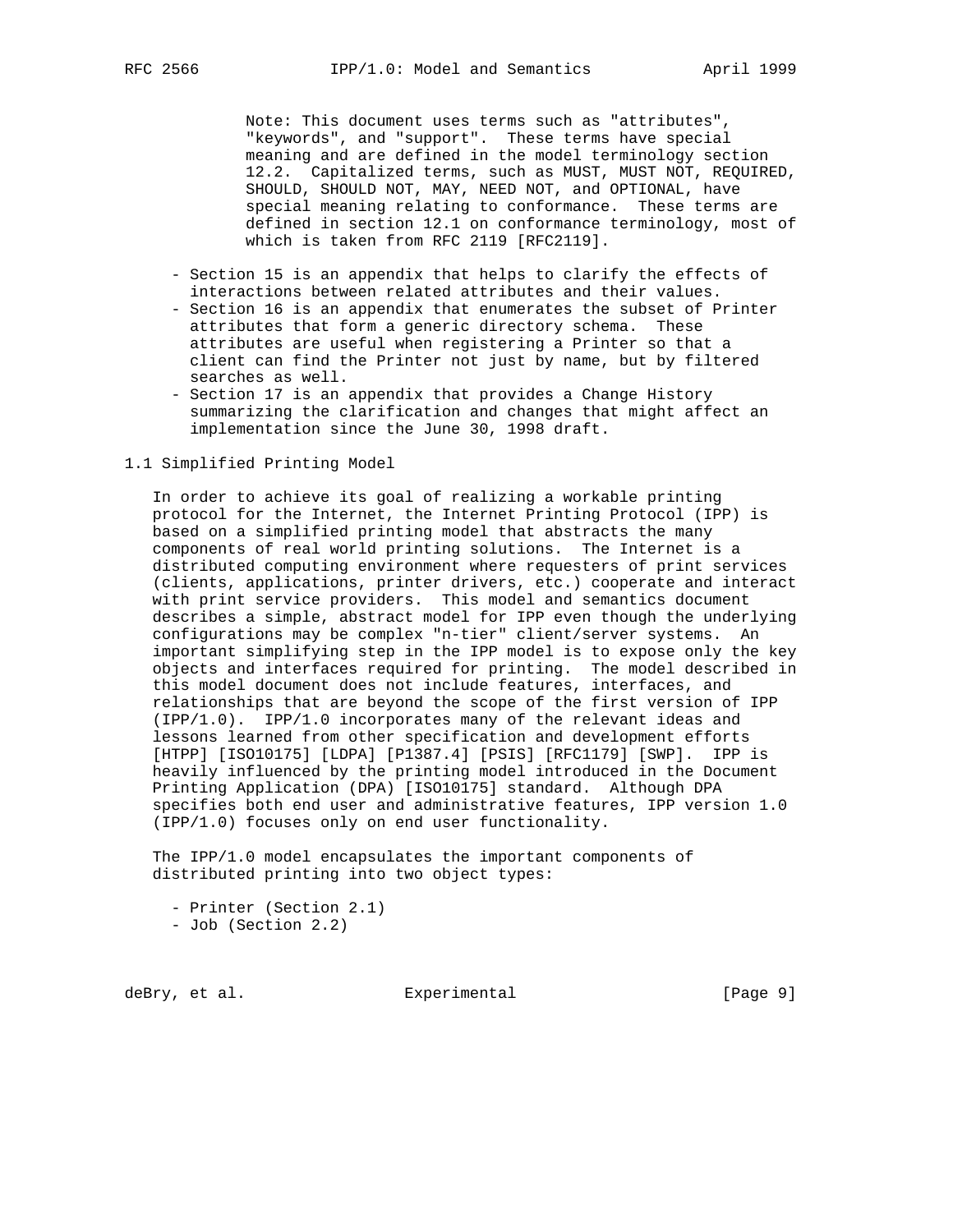Note: This document uses terms such as "attributes", "keywords", and "support". These terms have special meaning and are defined in the model terminology section 12.2. Capitalized terms, such as MUST, MUST NOT, REQUIRED, SHOULD, SHOULD NOT, MAY, NEED NOT, and OPTIONAL, have special meaning relating to conformance. These terms are defined in section 12.1 on conformance terminology, most of which is taken from RFC 2119 [RFC2119].

- Section 15 is an appendix that helps to clarify the effects of interactions between related attributes and their values.
- Section 16 is an appendix that enumerates the subset of Printer attributes that form a generic directory schema. These attributes are useful when registering a Printer so that a client can find the Printer not just by name, but by filtered searches as well.
- Section 17 is an appendix that provides a Change History summarizing the clarification and changes that might affect an implementation since the June 30, 1998 draft.

## 1.1 Simplified Printing Model

In order to achieve its goal of realizing a workable printing protocol for the Internet, the Internet Printing Protocol (IPP) is based on a simplified printing model that abstracts the many components of real world printing solutions. The Internet is a distributed computing environment where requesters of print services (clients, applications, printer drivers, etc.) cooperate and interact with print service providers. This model and semantics document describes a simple, abstract model for IPP even though the underlying configurations may be complex "n-tier" client/server systems. An important simplifying step in the IPP model is to expose only the key objects and interfaces required for printing. The model described in this model document does not include features, interfaces, and relationships that are beyond the scope of the first version of IPP (IPP/1.0). IPP/1.0 incorporates many of the relevant ideas and lessons learned from other specification and development efforts [HTPP] [ISO10175] [LDPA] [P1387.4] [PSIS] [RFC1179] [SWP]. IPP is heavily influenced by the printing model introduced in the Document Printing Application (DPA) [ISO10175] standard. Although DPA specifies both end user and administrative features, IPP version 1.0 (IPP/1.0) focuses only on end user functionality.

The IPP/1.0 model encapsulates the important components of distributed printing into two object types:

- Printer (Section 2.1)
- Job (Section 2.2)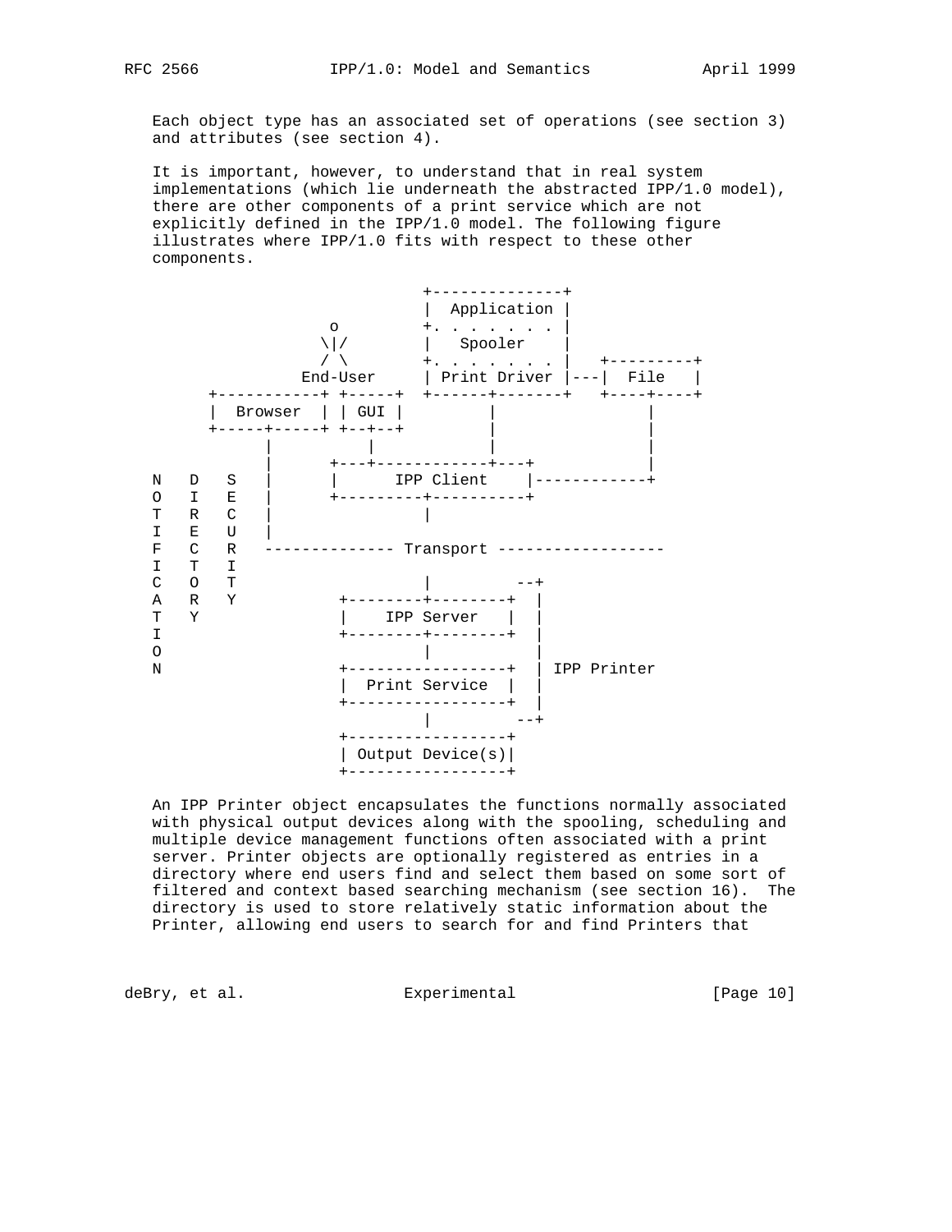Each object type has an associated set of operations (see section 3) and attributes (see section 4).

It is important, however, to understand that in real system implementations (which lie underneath the abstracted IPP/1.0 model), there are other components of a print service which are not explicitly defined in the IPP/1.0 model. The following figure illustrates where IPP/1.0 fits with respect to these other components.

```
                              +--------------+
                              |  Application |
                    o         +. . . . . . . |
                   \|/        |   Spooler    |
                   / \        +. . . . . . . |   +---------+
                 End-User     | Print Driver |---|  File   |
       +-----------+ +-----+  +------+-------+   +----+----+
       |  Browser  | | GUI |         |                |
       +-----+-----+ +--+--+         |                |
             |          |            |                |
             |      +---+------------+---+            |
   N   D   S |      |      IPP Client    |------------+
   O   I   E |      +---------+----------+
   T   R   C |                |
   I   E   U |
   F   C   R -------------- Transport ------------------
   I   T   I
   C   O   T                  |         --+
   A   R   Y          +--------+--------+  |
   T   Y              |    IPP Server   |  |
   I                  +--------+--------+  |
   O                          |            |
   N                  +-----------------+  | IPP Printer
                      |  Print Service  |  |
                      +-----------------+  |
                              |         --+
                      +-----------------+
                      | Output Device(s)|
                      +-----------------+
```

An IPP Printer object encapsulates the functions normally associated with physical output devices along with the spooling, scheduling and multiple device management functions often associated with a print server. Printer objects are optionally registered as entries in a directory where end users find and select them based on some sort of filtered and context based searching mechanism (see section 16). The directory is used to store relatively static information about the Printer, allowing end users to search for and find Printers that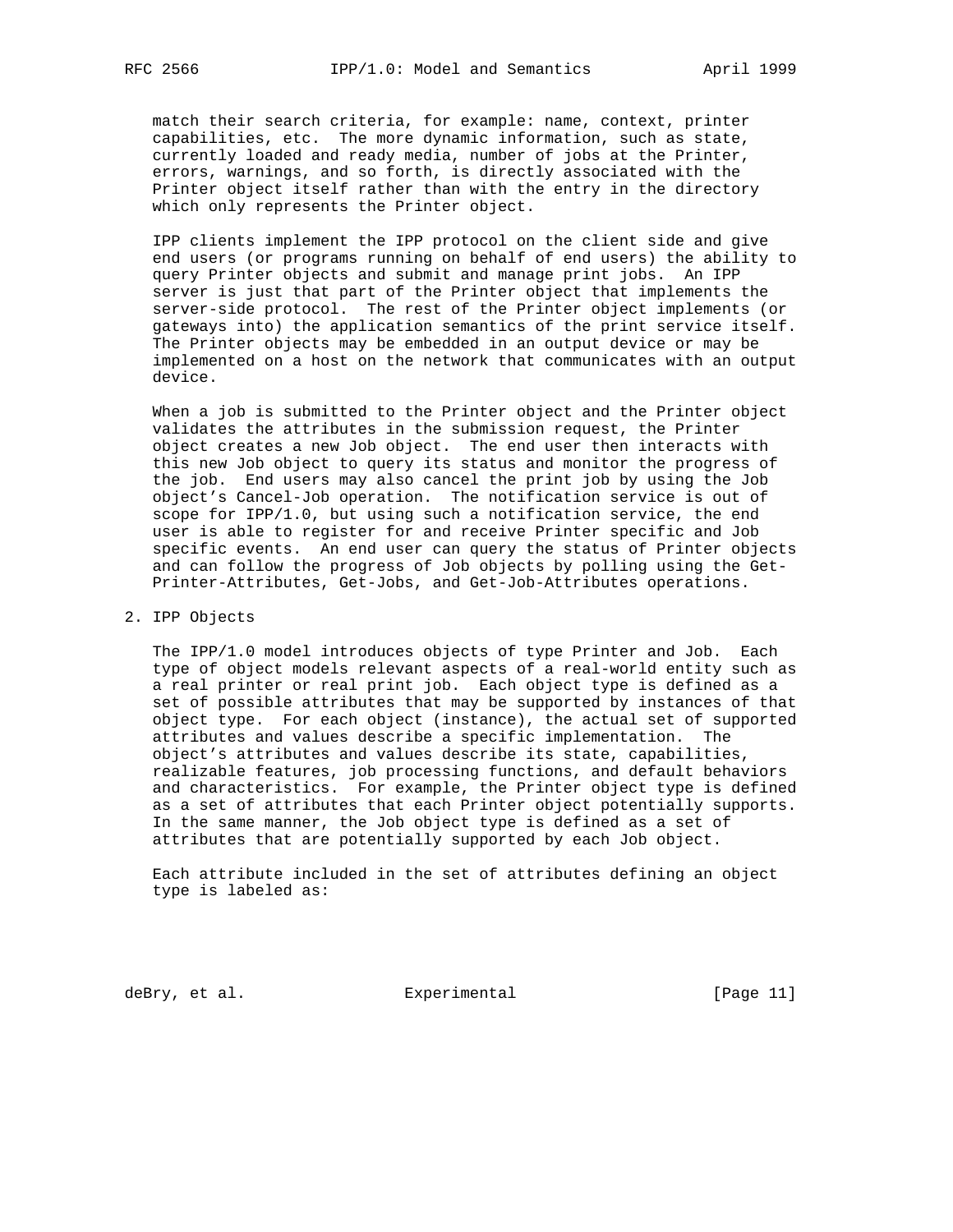match their search criteria, for example: name, context, printer capabilities, etc. The more dynamic information, such as state, currently loaded and ready media, number of jobs at the Printer, errors, warnings, and so forth, is directly associated with the Printer object itself rather than with the entry in the directory which only represents the Printer object.

IPP clients implement the IPP protocol on the client side and give end users (or programs running on behalf of end users) the ability to query Printer objects and submit and manage print jobs. An IPP server is just that part of the Printer object that implements the server-side protocol. The rest of the Printer object implements (or gateways into) the application semantics of the print service itself. The Printer objects may be embedded in an output device or may be implemented on a host on the network that communicates with an output device.

When a job is submitted to the Printer object and the Printer object validates the attributes in the submission request, the Printer object creates a new Job object. The end user then interacts with this new Job object to query its status and monitor the progress of the job. End users may also cancel the print job by using the Job object's Cancel-Job operation. The notification service is out of scope for IPP/1.0, but using such a notification service, the end user is able to register for and receive Printer specific and Job specific events. An end user can query the status of Printer objects and can follow the progress of Job objects by polling using the Get-Printer-Attributes, Get-Jobs, and Get-Job-Attributes operations.

## 2. IPP Objects

The IPP/1.0 model introduces objects of type Printer and Job. Each type of object models relevant aspects of a real-world entity such as a real printer or real print job. Each object type is defined as a set of possible attributes that may be supported by instances of that object type. For each object (instance), the actual set of supported attributes and values describe a specific implementation. The object's attributes and values describe its state, capabilities, realizable features, job processing functions, and default behaviors and characteristics. For example, the Printer object type is defined as a set of attributes that each Printer object potentially supports. In the same manner, the Job object type is defined as a set of attributes that are potentially supported by each Job object.

Each attribute included in the set of attributes defining an object type is labeled as: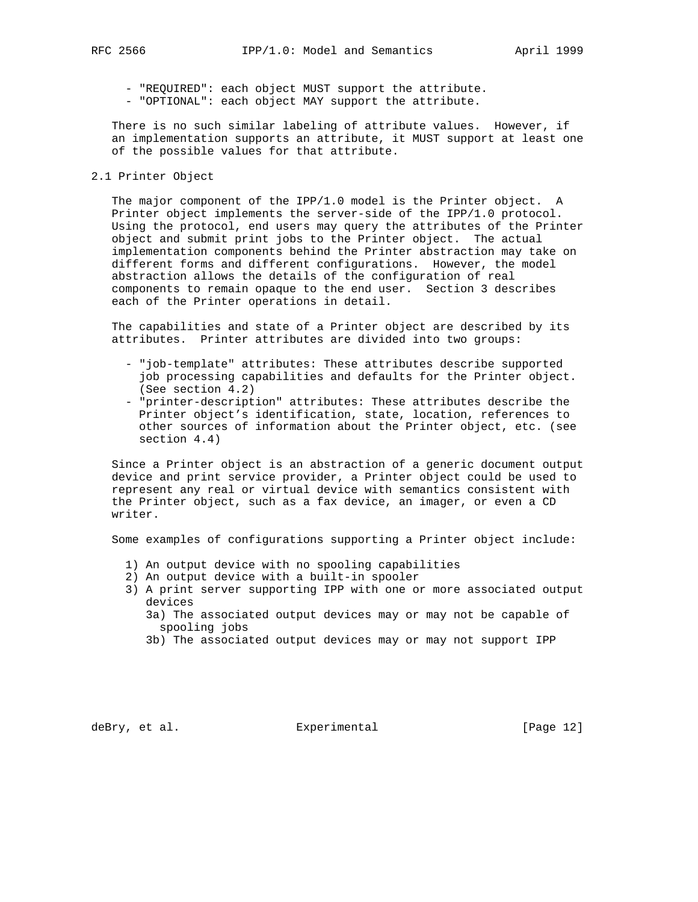- "REQUIRED": each object MUST support the attribute.
- "OPTIONAL": each object MAY support the attribute.

There is no such similar labeling of attribute values. However, if an implementation supports an attribute, it MUST support at least one of the possible values for that attribute.

## 2.1 Printer Object

The major component of the IPP/1.0 model is the Printer object. A Printer object implements the server-side of the IPP/1.0 protocol. Using the protocol, end users may query the attributes of the Printer object and submit print jobs to the Printer object. The actual implementation components behind the Printer abstraction may take on different forms and different configurations. However, the model abstraction allows the details of the configuration of real components to remain opaque to the end user. Section 3 describes each of the Printer operations in detail.

The capabilities and state of a Printer object are described by its attributes. Printer attributes are divided into two groups:

- "job-template" attributes: These attributes describe supported job processing capabilities and defaults for the Printer object. (See section 4.2)
- "printer-description" attributes: These attributes describe the Printer object's identification, state, location, references to other sources of information about the Printer object, etc. (see section 4.4)

Since a Printer object is an abstraction of a generic document output device and print service provider, a Printer object could be used to represent any real or virtual device with semantics consistent with the Printer object, such as a fax device, an imager, or even a CD writer.

Some examples of configurations supporting a Printer object include:

1) An output device with no spooling capabilities
2) An output device with a built-in spooler
3) A print server supporting IPP with one or more associated output devices
   3a) The associated output devices may or may not be capable of spooling jobs
   3b) The associated output devices may or may not support IPP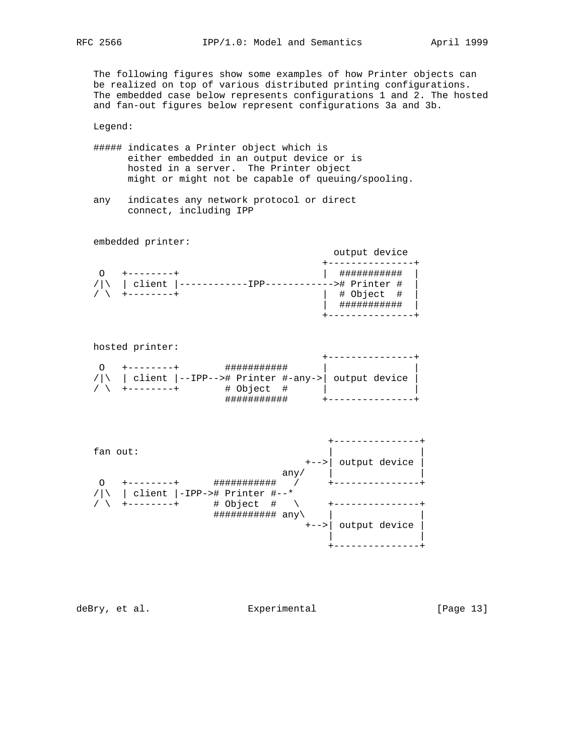The following figures show some examples of how Printer objects can be realized on top of various distributed printing configurations. The embedded case below represents configurations 1 and 2. The hosted and fan-out figures below represent configurations 3a and 3b.

Legend:

```
##### indicates a Printer object which is
      either embedded in an output device or is
      hosted in a server.  The Printer object
      might or might not be capable of queuing/spooling.

any   indicates any network protocol or direct
      connect, including IPP
```

```
embedded printer:
                                            output device
                                          +---------------+
 O   +--------+                           |  ###########  |
/|\  | client |------------IPP------------># Printer #  |
/ \  +--------+                           |  # Object  #  |
                                          |  ###########  |
                                          +---------------+
```

```
hosted printer:
                                          +---------------+
 O   +--------+        ###########        |               |
/|\  | client |--IPP--># Printer #-any->| output device |
/ \  +--------+        # Object  #        |               |
                       ###########        +---------------+
```

```
                                           +---------------+
fan out:                                   |               |
                                       +-->| output device |
                                   any/    |               |
 O   +--------+      ###########   /       +---------------+
/|\  | client |-IPP-># Printer #--*
/ \  +--------+      # Object  #   \       +---------------+
                     ########### any\      |               |
                                       +-->| output device |
                                           |               |
                                           +---------------+
```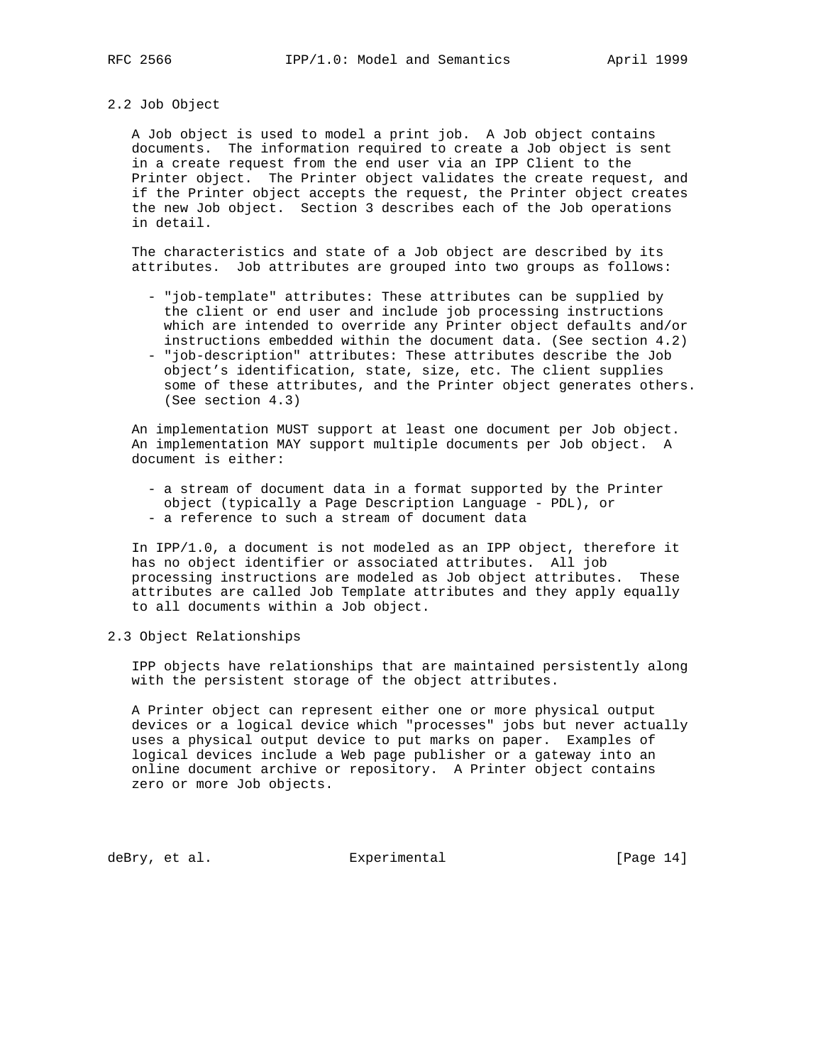## 2.2 Job Object

A Job object is used to model a print job. A Job object contains documents. The information required to create a Job object is sent in a create request from the end user via an IPP Client to the Printer object. The Printer object validates the create request, and if the Printer object accepts the request, the Printer object creates the new Job object. Section 3 describes each of the Job operations in detail.

The characteristics and state of a Job object are described by its attributes. Job attributes are grouped into two groups as follows:

- "job-template" attributes: These attributes can be supplied by the client or end user and include job processing instructions which are intended to override any Printer object defaults and/or instructions embedded within the document data. (See section 4.2)
- "job-description" attributes: These attributes describe the Job object's identification, state, size, etc. The client supplies some of these attributes, and the Printer object generates others. (See section 4.3)

An implementation MUST support at least one document per Job object. An implementation MAY support multiple documents per Job object. A document is either:

- a stream of document data in a format supported by the Printer object (typically a Page Description Language - PDL), or
- a reference to such a stream of document data

In IPP/1.0, a document is not modeled as an IPP object, therefore it has no object identifier or associated attributes. All job processing instructions are modeled as Job object attributes. These attributes are called Job Template attributes and they apply equally to all documents within a Job object.

## 2.3 Object Relationships

IPP objects have relationships that are maintained persistently along with the persistent storage of the object attributes.

A Printer object can represent either one or more physical output devices or a logical device which "processes" jobs but never actually uses a physical output device to put marks on paper. Examples of logical devices include a Web page publisher or a gateway into an online document archive or repository. A Printer object contains zero or more Job objects.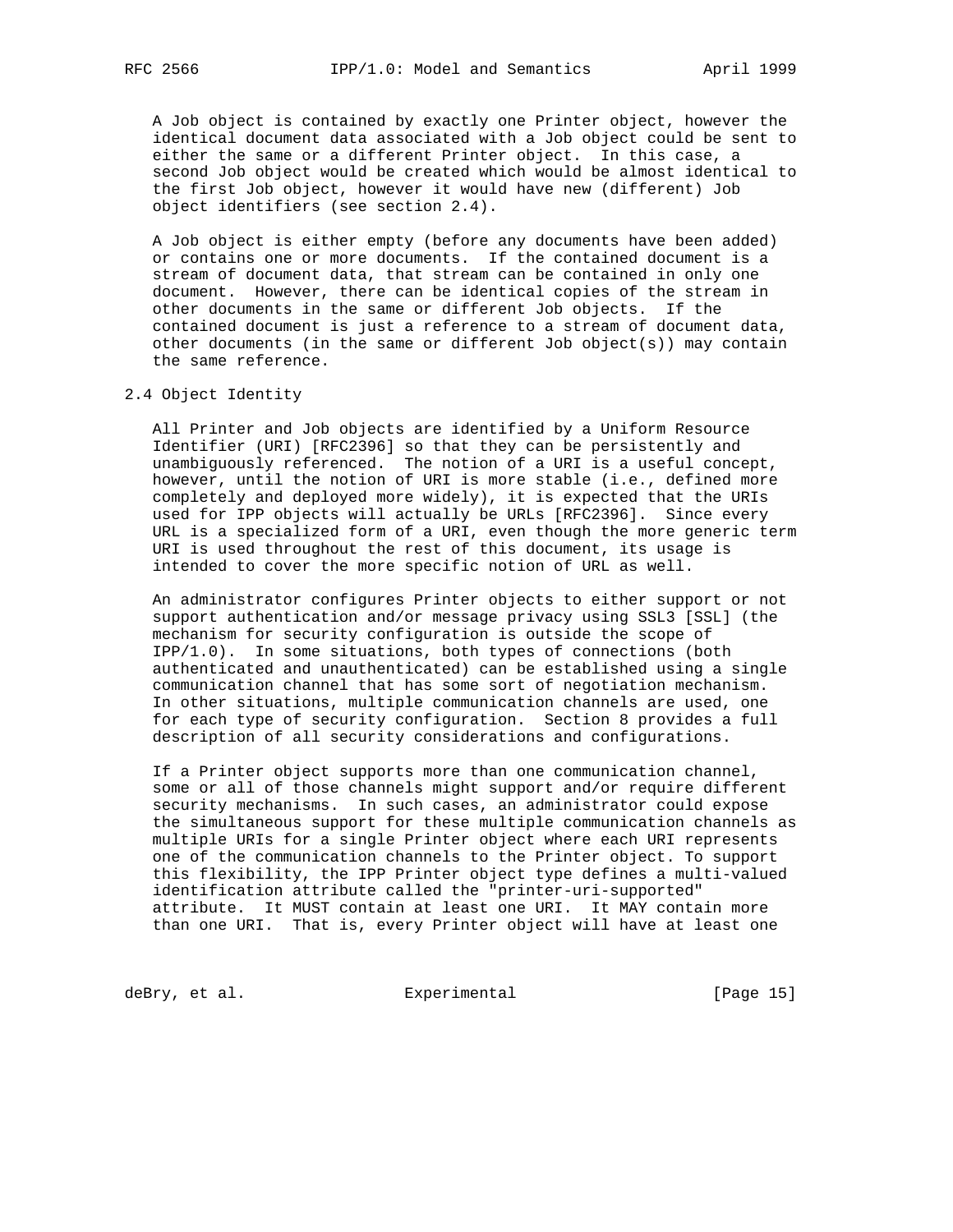A Job object is contained by exactly one Printer object, however the identical document data associated with a Job object could be sent to either the same or a different Printer object. In this case, a second Job object would be created which would be almost identical to the first Job object, however it would have new (different) Job object identifiers (see section 2.4).

A Job object is either empty (before any documents have been added) or contains one or more documents. If the contained document is a stream of document data, that stream can be contained in only one document. However, there can be identical copies of the stream in other documents in the same or different Job objects. If the contained document is just a reference to a stream of document data, other documents (in the same or different Job object(s)) may contain the same reference.

## 2.4 Object Identity

All Printer and Job objects are identified by a Uniform Resource Identifier (URI) [RFC2396] so that they can be persistently and unambiguously referenced. The notion of a URI is a useful concept, however, until the notion of URI is more stable (i.e., defined more completely and deployed more widely), it is expected that the URIs used for IPP objects will actually be URLs [RFC2396]. Since every URL is a specialized form of a URI, even though the more generic term URI is used throughout the rest of this document, its usage is intended to cover the more specific notion of URL as well.

An administrator configures Printer objects to either support or not support authentication and/or message privacy using SSL3 [SSL] (the mechanism for security configuration is outside the scope of IPP/1.0). In some situations, both types of connections (both authenticated and unauthenticated) can be established using a single communication channel that has some sort of negotiation mechanism. In other situations, multiple communication channels are used, one for each type of security configuration. Section 8 provides a full description of all security considerations and configurations.

If a Printer object supports more than one communication channel, some or all of those channels might support and/or require different security mechanisms. In such cases, an administrator could expose the simultaneous support for these multiple communication channels as multiple URIs for a single Printer object where each URI represents one of the communication channels to the Printer object. To support this flexibility, the IPP Printer object type defines a multi-valued identification attribute called the "printer-uri-supported" attribute. It MUST contain at least one URI. It MAY contain more than one URI. That is, every Printer object will have at least one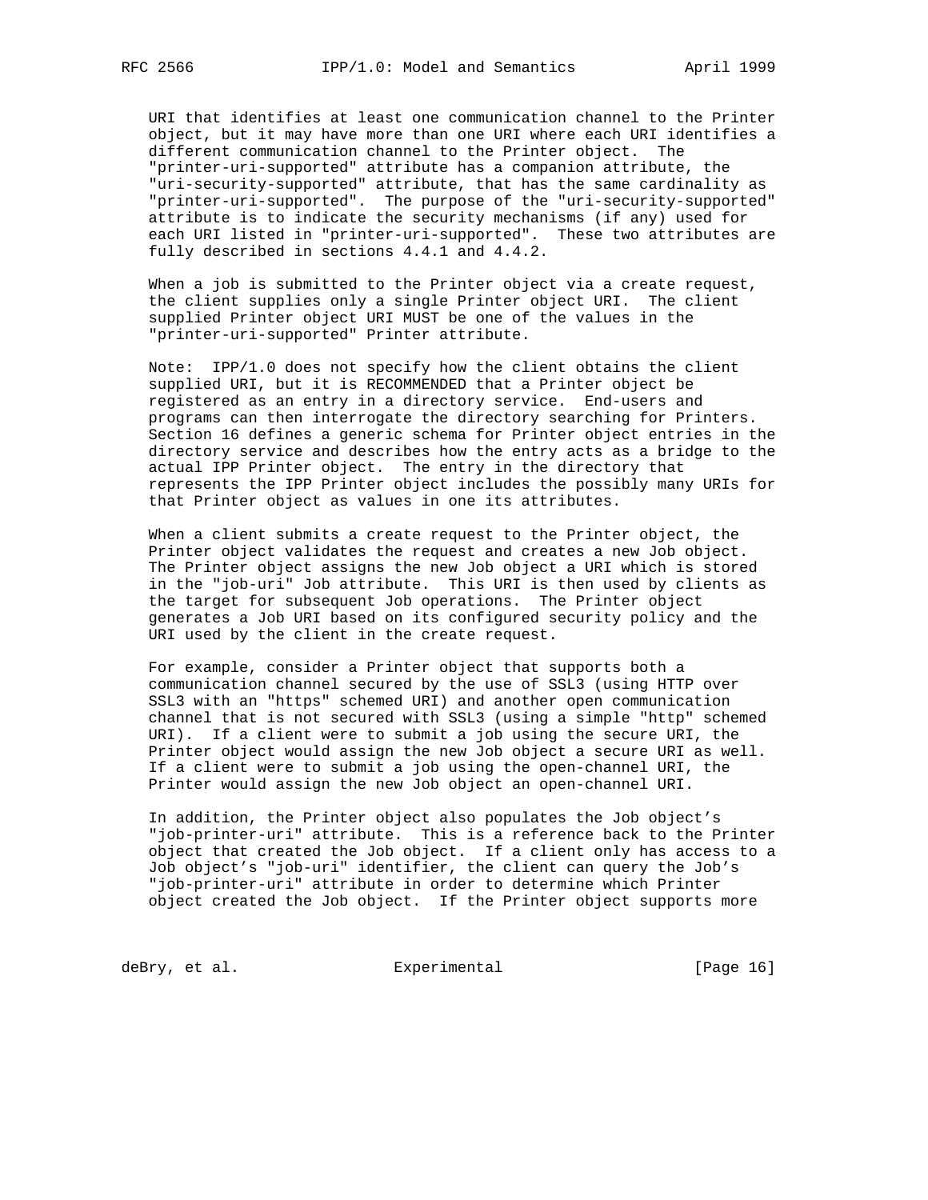URI that identifies at least one communication channel to the Printer object, but it may have more than one URI where each URI identifies a different communication channel to the Printer object. The "printer-uri-supported" attribute has a companion attribute, the "uri-security-supported" attribute, that has the same cardinality as "printer-uri-supported". The purpose of the "uri-security-supported" attribute is to indicate the security mechanisms (if any) used for each URI listed in "printer-uri-supported". These two attributes are fully described in sections 4.4.1 and 4.4.2.

When a job is submitted to the Printer object via a create request, the client supplies only a single Printer object URI. The client supplied Printer object URI MUST be one of the values in the "printer-uri-supported" Printer attribute.

Note: IPP/1.0 does not specify how the client obtains the client supplied URI, but it is RECOMMENDED that a Printer object be registered as an entry in a directory service. End-users and programs can then interrogate the directory searching for Printers. Section 16 defines a generic schema for Printer object entries in the directory service and describes how the entry acts as a bridge to the actual IPP Printer object. The entry in the directory that represents the IPP Printer object includes the possibly many URIs for that Printer object as values in one its attributes.

When a client submits a create request to the Printer object, the Printer object validates the request and creates a new Job object. The Printer object assigns the new Job object a URI which is stored in the "job-uri" Job attribute. This URI is then used by clients as the target for subsequent Job operations. The Printer object generates a Job URI based on its configured security policy and the URI used by the client in the create request.

For example, consider a Printer object that supports both a communication channel secured by the use of SSL3 (using HTTP over SSL3 with an "https" schemed URI) and another open communication channel that is not secured with SSL3 (using a simple "http" schemed URI). If a client were to submit a job using the secure URI, the Printer object would assign the new Job object a secure URI as well. If a client were to submit a job using the open-channel URI, the Printer would assign the new Job object an open-channel URI.

In addition, the Printer object also populates the Job object's "job-printer-uri" attribute. This is a reference back to the Printer object that created the Job object. If a client only has access to a Job object's "job-uri" identifier, the client can query the Job's "job-printer-uri" attribute in order to determine which Printer object created the Job object. If the Printer object supports more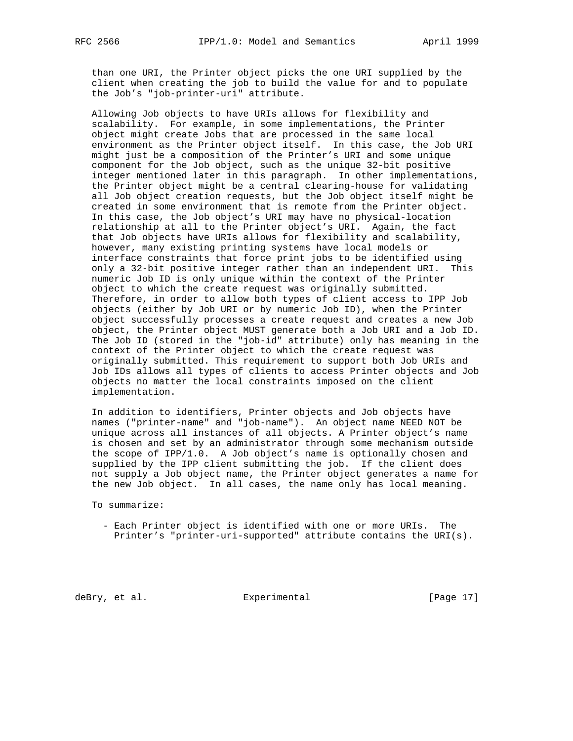than one URI, the Printer object picks the one URI supplied by the client when creating the job to build the value for and to populate the Job's "job-printer-uri" attribute.

Allowing Job objects to have URIs allows for flexibility and scalability. For example, in some implementations, the Printer object might create Jobs that are processed in the same local environment as the Printer object itself. In this case, the Job URI might just be a composition of the Printer's URI and some unique component for the Job object, such as the unique 32-bit positive integer mentioned later in this paragraph. In other implementations, the Printer object might be a central clearing-house for validating all Job object creation requests, but the Job object itself might be created in some environment that is remote from the Printer object. In this case, the Job object's URI may have no physical-location relationship at all to the Printer object's URI. Again, the fact that Job objects have URIs allows for flexibility and scalability, however, many existing printing systems have local models or interface constraints that force print jobs to be identified using only a 32-bit positive integer rather than an independent URI. This numeric Job ID is only unique within the context of the Printer object to which the create request was originally submitted. Therefore, in order to allow both types of client access to IPP Job objects (either by Job URI or by numeric Job ID), when the Printer object successfully processes a create request and creates a new Job object, the Printer object MUST generate both a Job URI and a Job ID. The Job ID (stored in the "job-id" attribute) only has meaning in the context of the Printer object to which the create request was originally submitted. This requirement to support both Job URIs and Job IDs allows all types of clients to access Printer objects and Job objects no matter the local constraints imposed on the client implementation.

In addition to identifiers, Printer objects and Job objects have names ("printer-name" and "job-name"). An object name NEED NOT be unique across all instances of all objects. A Printer object's name is chosen and set by an administrator through some mechanism outside the scope of IPP/1.0. A Job object's name is optionally chosen and supplied by the IPP client submitting the job. If the client does not supply a Job object name, the Printer object generates a name for the new Job object. In all cases, the name only has local meaning.

To summarize:

- Each Printer object is identified with one or more URIs. The Printer's "printer-uri-supported" attribute contains the URI(s).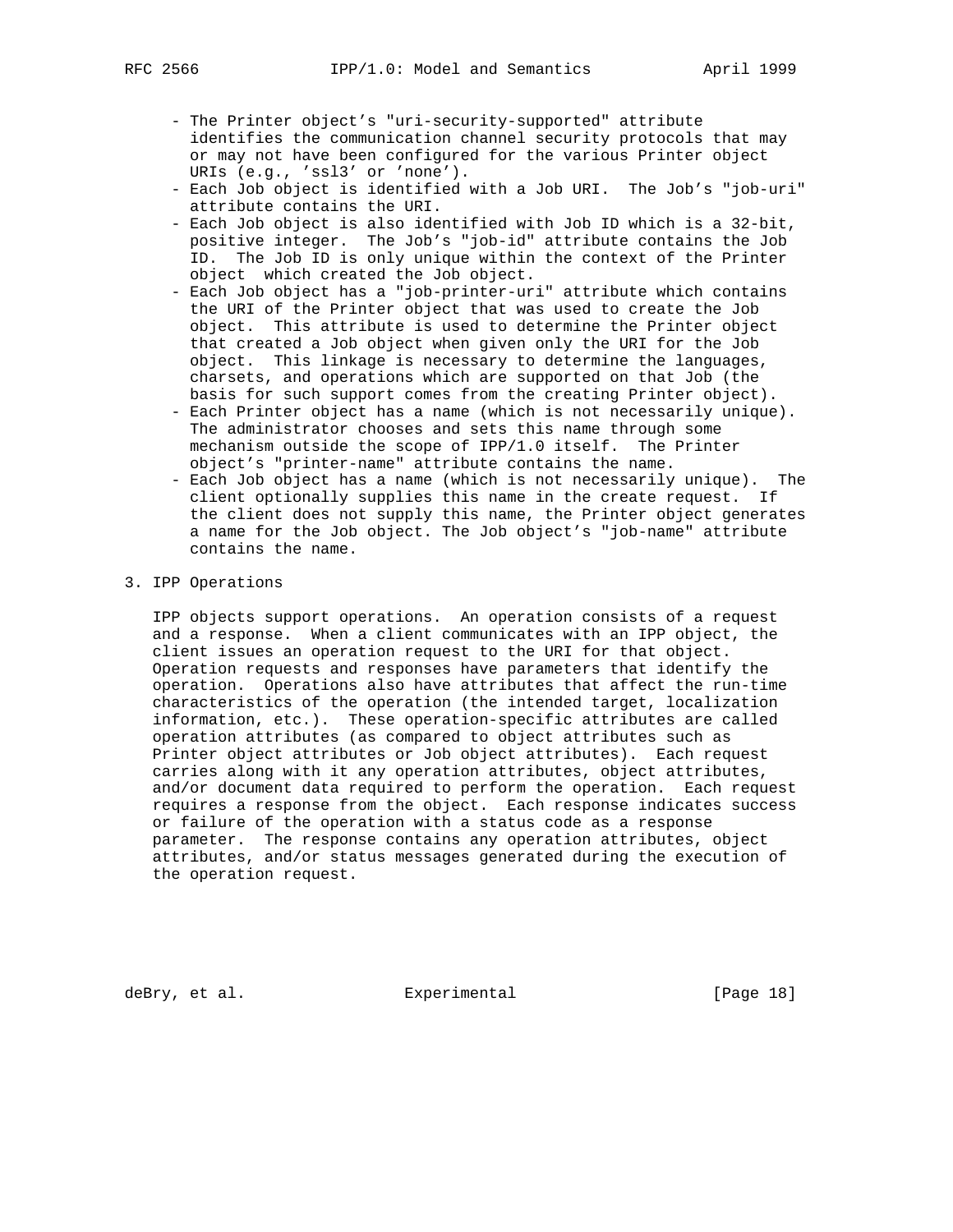- The Printer object's "uri-security-supported" attribute identifies the communication channel security protocols that may or may not have been configured for the various Printer object URIs (e.g., 'ssl3' or 'none').
- Each Job object is identified with a Job URI. The Job's "job-uri" attribute contains the URI.
- Each Job object is also identified with Job ID which is a 32-bit, positive integer. The Job's "job-id" attribute contains the Job ID. The Job ID is only unique within the context of the Printer object which created the Job object.
- Each Job object has a "job-printer-uri" attribute which contains the URI of the Printer object that was used to create the Job object. This attribute is used to determine the Printer object that created a Job object when given only the URI for the Job object. This linkage is necessary to determine the languages, charsets, and operations which are supported on that Job (the basis for such support comes from the creating Printer object).
- Each Printer object has a name (which is not necessarily unique). The administrator chooses and sets this name through some mechanism outside the scope of IPP/1.0 itself. The Printer object's "printer-name" attribute contains the name.
- Each Job object has a name (which is not necessarily unique). The client optionally supplies this name in the create request. If the client does not supply this name, the Printer object generates a name for the Job object. The Job object's "job-name" attribute contains the name.

# 3. IPP Operations

IPP objects support operations. An operation consists of a request and a response. When a client communicates with an IPP object, the client issues an operation request to the URI for that object. Operation requests and responses have parameters that identify the operation. Operations also have attributes that affect the run-time characteristics of the operation (the intended target, localization information, etc.). These operation-specific attributes are called operation attributes (as compared to object attributes such as Printer object attributes or Job object attributes). Each request carries along with it any operation attributes, object attributes, and/or document data required to perform the operation. Each request requires a response from the object. Each response indicates success or failure of the operation with a status code as a response parameter. The response contains any operation attributes, object attributes, and/or status messages generated during the execution of the operation request.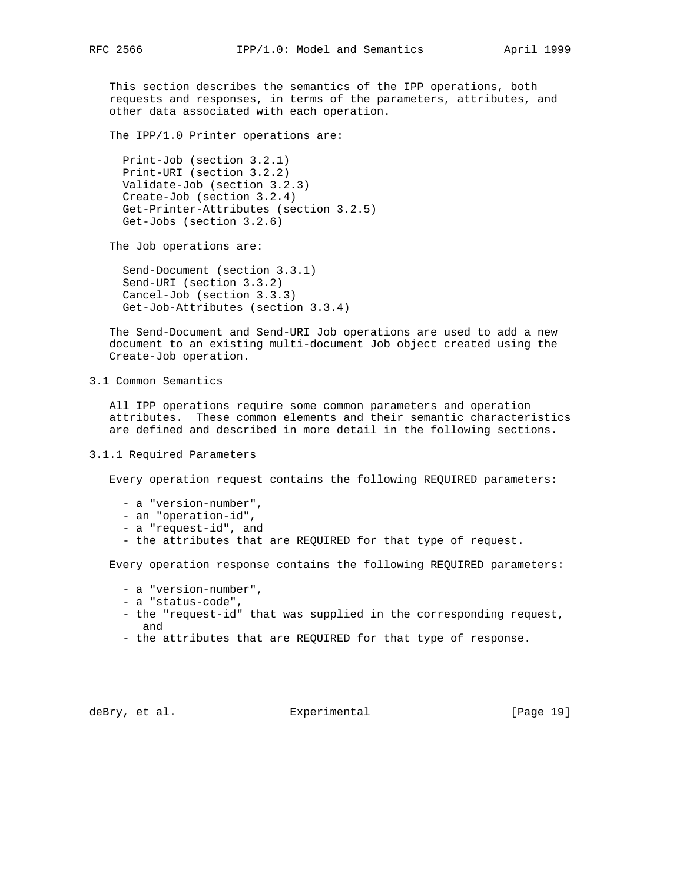This section describes the semantics of the IPP operations, both requests and responses, in terms of the parameters, attributes, and other data associated with each operation.

The IPP/1.0 Printer operations are:

- Print-Job (section 3.2.1)
- Print-URI (section 3.2.2)
- Validate-Job (section 3.2.3)
- Create-Job (section 3.2.4)
- Get-Printer-Attributes (section 3.2.5)
- Get-Jobs (section 3.2.6)

The Job operations are:

- Send-Document (section 3.3.1)
- Send-URI (section 3.3.2)
- Cancel-Job (section 3.3.3)
- Get-Job-Attributes (section 3.3.4)

The Send-Document and Send-URI Job operations are used to add a new document to an existing multi-document Job object created using the Create-Job operation.

## 3.1 Common Semantics

All IPP operations require some common parameters and operation attributes. These common elements and their semantic characteristics are defined and described in more detail in the following sections.

### 3.1.1 Required Parameters

Every operation request contains the following REQUIRED parameters:

- a "version-number",
- an "operation-id",
- a "request-id", and
- the attributes that are REQUIRED for that type of request.

Every operation response contains the following REQUIRED parameters:

- a "version-number",
- a "status-code",
- the "request-id" that was supplied in the corresponding request, and
- the attributes that are REQUIRED for that type of response.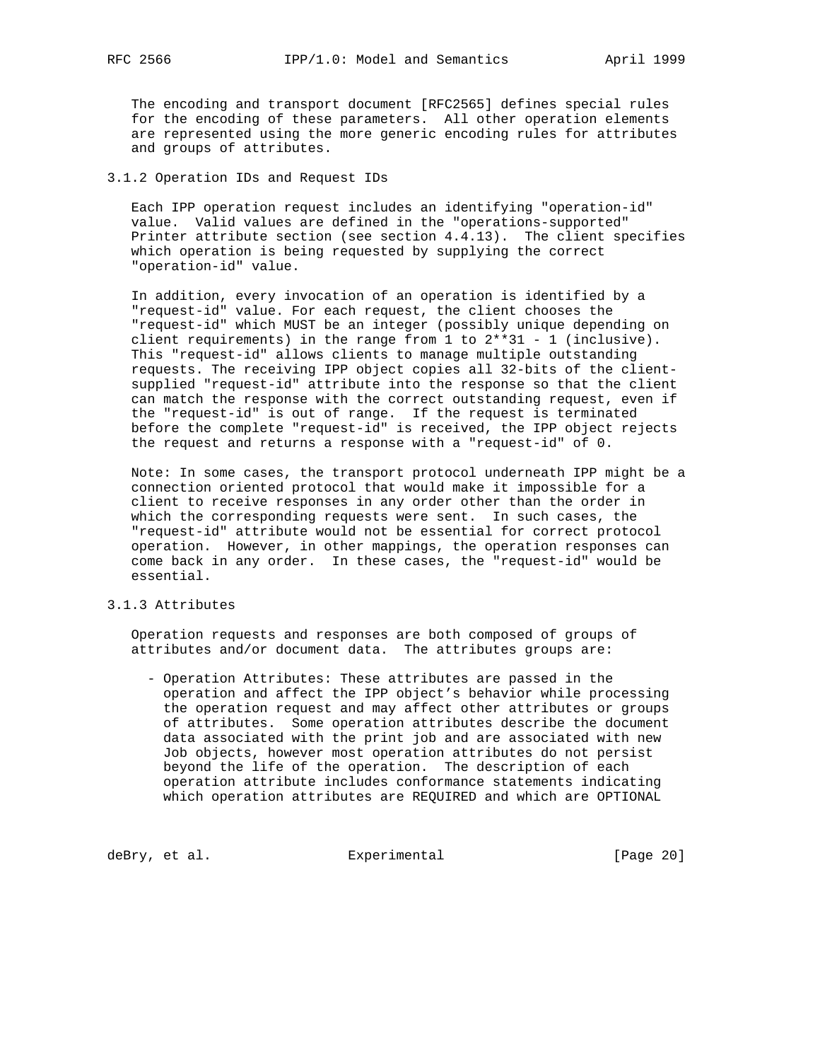The encoding and transport document [RFC2565] defines special rules for the encoding of these parameters. All other operation elements are represented using the more generic encoding rules for attributes and groups of attributes.

### 3.1.2 Operation IDs and Request IDs

Each IPP operation request includes an identifying "operation-id" value. Valid values are defined in the "operations-supported" Printer attribute section (see section 4.4.13). The client specifies which operation is being requested by supplying the correct "operation-id" value.

In addition, every invocation of an operation is identified by a "request-id" value. For each request, the client chooses the "request-id" which MUST be an integer (possibly unique depending on client requirements) in the range from 1 to 2**31 - 1 (inclusive). This "request-id" allows clients to manage multiple outstanding requests. The receiving IPP object copies all 32-bits of the client-supplied "request-id" attribute into the response so that the client can match the response with the correct outstanding request, even if the "request-id" is out of range. If the request is terminated before the complete "request-id" is received, the IPP object rejects the request and returns a response with a "request-id" of 0.

Note: In some cases, the transport protocol underneath IPP might be a connection oriented protocol that would make it impossible for a client to receive responses in any order other than the order in which the corresponding requests were sent. In such cases, the "request-id" attribute would not be essential for correct protocol operation. However, in other mappings, the operation responses can come back in any order. In these cases, the "request-id" would be essential.

### 3.1.3 Attributes

Operation requests and responses are both composed of groups of attributes and/or document data. The attributes groups are:

- Operation Attributes: These attributes are passed in the operation and affect the IPP object's behavior while processing the operation request and may affect other attributes or groups of attributes. Some operation attributes describe the document data associated with the print job and are associated with new Job objects, however most operation attributes do not persist beyond the life of the operation. The description of each operation attribute includes conformance statements indicating which operation attributes are REQUIRED and which are OPTIONAL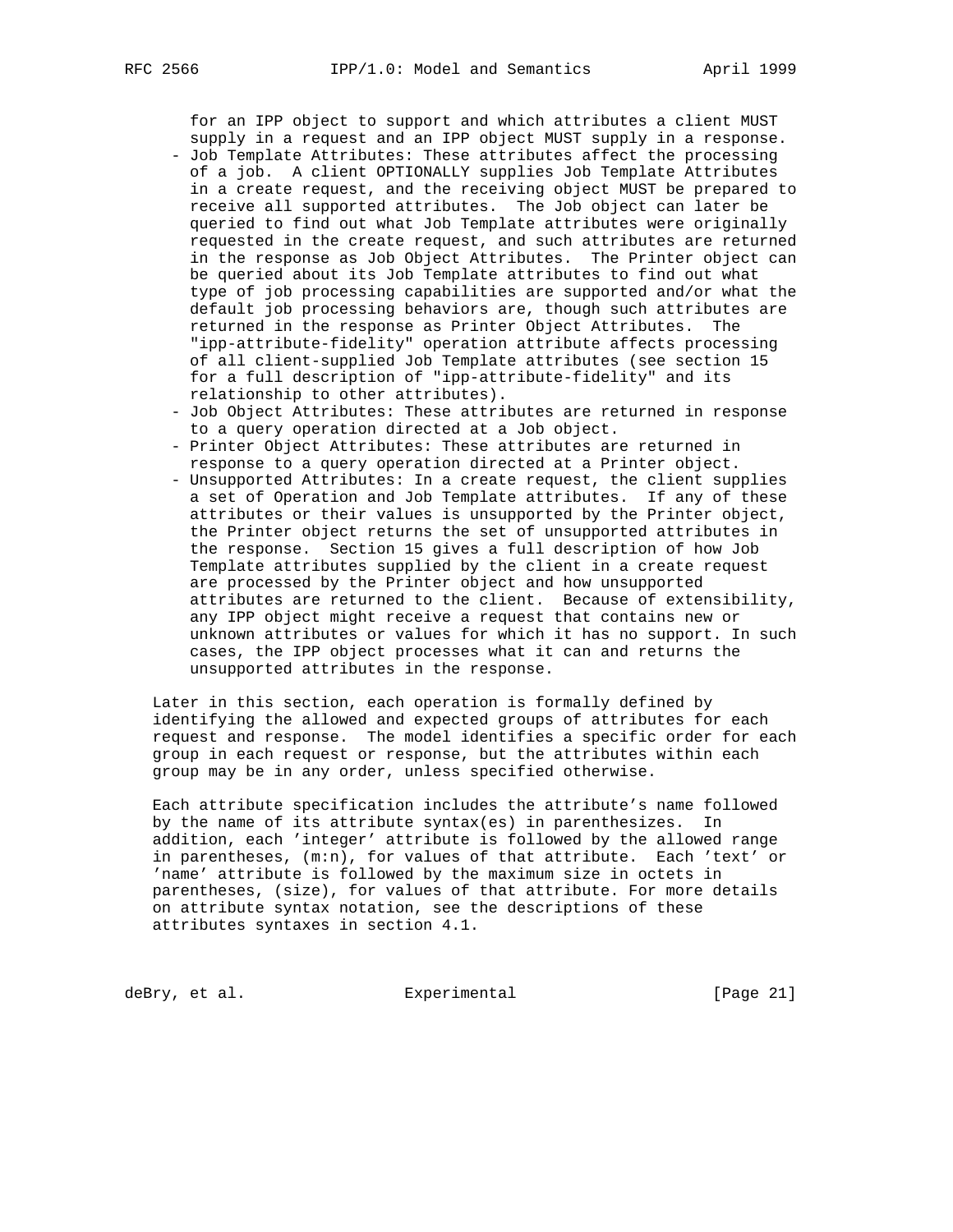for an IPP object to support and which attributes a client MUST supply in a request and an IPP object MUST supply in a response.

- Job Template Attributes: These attributes affect the processing of a job. A client OPTIONALLY supplies Job Template Attributes in a create request, and the receiving object MUST be prepared to receive all supported attributes. The Job object can later be queried to find out what Job Template attributes were originally requested in the create request, and such attributes are returned in the response as Job Object Attributes. The Printer object can be queried about its Job Template attributes to find out what type of job processing capabilities are supported and/or what the default job processing behaviors are, though such attributes are returned in the response as Printer Object Attributes. The "ipp-attribute-fidelity" operation attribute affects processing of all client-supplied Job Template attributes (see section 15 for a full description of "ipp-attribute-fidelity" and its relationship to other attributes).
- Job Object Attributes: These attributes are returned in response to a query operation directed at a Job object.
- Printer Object Attributes: These attributes are returned in response to a query operation directed at a Printer object.
- Unsupported Attributes: In a create request, the client supplies a set of Operation and Job Template attributes. If any of these attributes or their values is unsupported by the Printer object, the Printer object returns the set of unsupported attributes in the response. Section 15 gives a full description of how Job Template attributes supplied by the client in a create request are processed by the Printer object and how unsupported attributes are returned to the client. Because of extensibility, any IPP object might receive a request that contains new or unknown attributes or values for which it has no support. In such cases, the IPP object processes what it can and returns the unsupported attributes in the response.

Later in this section, each operation is formally defined by identifying the allowed and expected groups of attributes for each request and response. The model identifies a specific order for each group in each request or response, but the attributes within each group may be in any order, unless specified otherwise.

Each attribute specification includes the attribute's name followed by the name of its attribute syntax(es) in parenthesizes. In addition, each 'integer' attribute is followed by the allowed range in parentheses, (m:n), for values of that attribute. Each 'text' or 'name' attribute is followed by the maximum size in octets in parentheses, (size), for values of that attribute. For more details on attribute syntax notation, see the descriptions of these attributes syntaxes in section 4.1.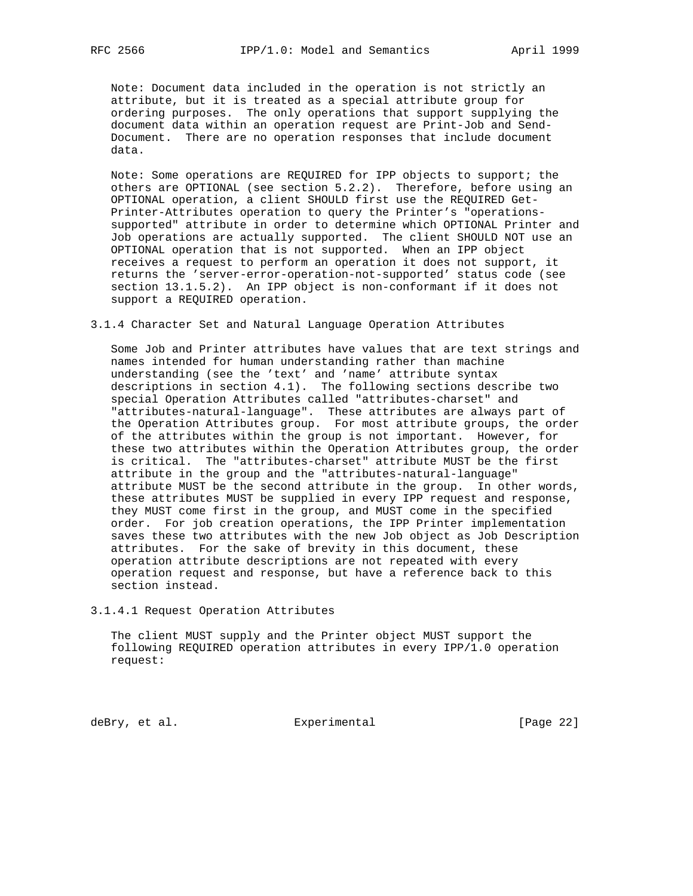Note: Document data included in the operation is not strictly an attribute, but it is treated as a special attribute group for ordering purposes. The only operations that support supplying the document data within an operation request are Print-Job and Send-Document. There are no operation responses that include document data.

Note: Some operations are REQUIRED for IPP objects to support; the others are OPTIONAL (see section 5.2.2). Therefore, before using an OPTIONAL operation, a client SHOULD first use the REQUIRED Get-Printer-Attributes operation to query the Printer's "operations-supported" attribute in order to determine which OPTIONAL Printer and Job operations are actually supported. The client SHOULD NOT use an OPTIONAL operation that is not supported. When an IPP object receives a request to perform an operation it does not support, it returns the 'server-error-operation-not-supported' status code (see section 13.1.5.2). An IPP object is non-conformant if it does not support a REQUIRED operation.

### 3.1.4 Character Set and Natural Language Operation Attributes

Some Job and Printer attributes have values that are text strings and names intended for human understanding rather than machine understanding (see the 'text' and 'name' attribute syntax descriptions in section 4.1). The following sections describe two special Operation Attributes called "attributes-charset" and "attributes-natural-language". These attributes are always part of the Operation Attributes group. For most attribute groups, the order of the attributes within the group is not important. However, for these two attributes within the Operation Attributes group, the order is critical. The "attributes-charset" attribute MUST be the first attribute in the group and the "attributes-natural-language" attribute MUST be the second attribute in the group. In other words, these attributes MUST be supplied in every IPP request and response, they MUST come first in the group, and MUST come in the specified order. For job creation operations, the IPP Printer implementation saves these two attributes with the new Job object as Job Description attributes. For the sake of brevity in this document, these operation attribute descriptions are not repeated with every operation request and response, but have a reference back to this section instead.

#### 3.1.4.1 Request Operation Attributes

The client MUST supply and the Printer object MUST support the following REQUIRED operation attributes in every IPP/1.0 operation request: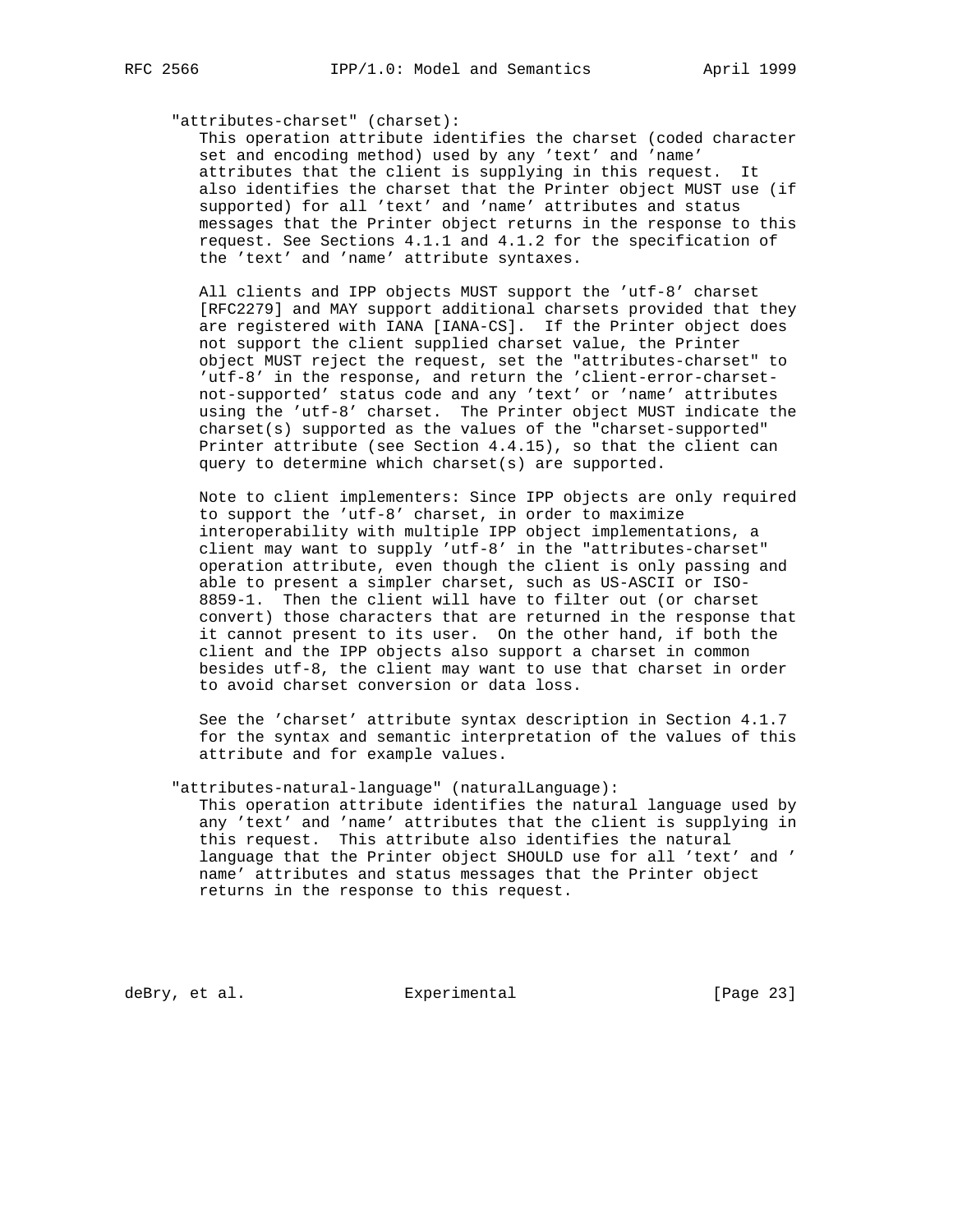"attributes-charset" (charset):

This operation attribute identifies the charset (coded character set and encoding method) used by any 'text' and 'name' attributes that the client is supplying in this request. It also identifies the charset that the Printer object MUST use (if supported) for all 'text' and 'name' attributes and status messages that the Printer object returns in the response to this request. See Sections 4.1.1 and 4.1.2 for the specification of the 'text' and 'name' attribute syntaxes.

All clients and IPP objects MUST support the 'utf-8' charset [RFC2279] and MAY support additional charsets provided that they are registered with IANA [IANA-CS]. If the Printer object does not support the client supplied charset value, the Printer object MUST reject the request, set the "attributes-charset" to 'utf-8' in the response, and return the 'client-error-charset-not-supported' status code and any 'text' or 'name' attributes using the 'utf-8' charset. The Printer object MUST indicate the charset(s) supported as the values of the "charset-supported" Printer attribute (see Section 4.4.15), so that the client can query to determine which charset(s) are supported.

Note to client implementers: Since IPP objects are only required to support the 'utf-8' charset, in order to maximize interoperability with multiple IPP object implementations, a client may want to supply 'utf-8' in the "attributes-charset" operation attribute, even though the client is only passing and able to present a simpler charset, such as US-ASCII or ISO-8859-1. Then the client will have to filter out (or charset convert) those characters that are returned in the response that it cannot present to its user. On the other hand, if both the client and the IPP objects also support a charset in common besides utf-8, the client may want to use that charset in order to avoid charset conversion or data loss.

See the 'charset' attribute syntax description in Section 4.1.7 for the syntax and semantic interpretation of the values of this attribute and for example values.

"attributes-natural-language" (naturalLanguage):

This operation attribute identifies the natural language used by any 'text' and 'name' attributes that the client is supplying in this request. This attribute also identifies the natural language that the Printer object SHOULD use for all 'text' and 'name' attributes and status messages that the Printer object returns in the response to this request.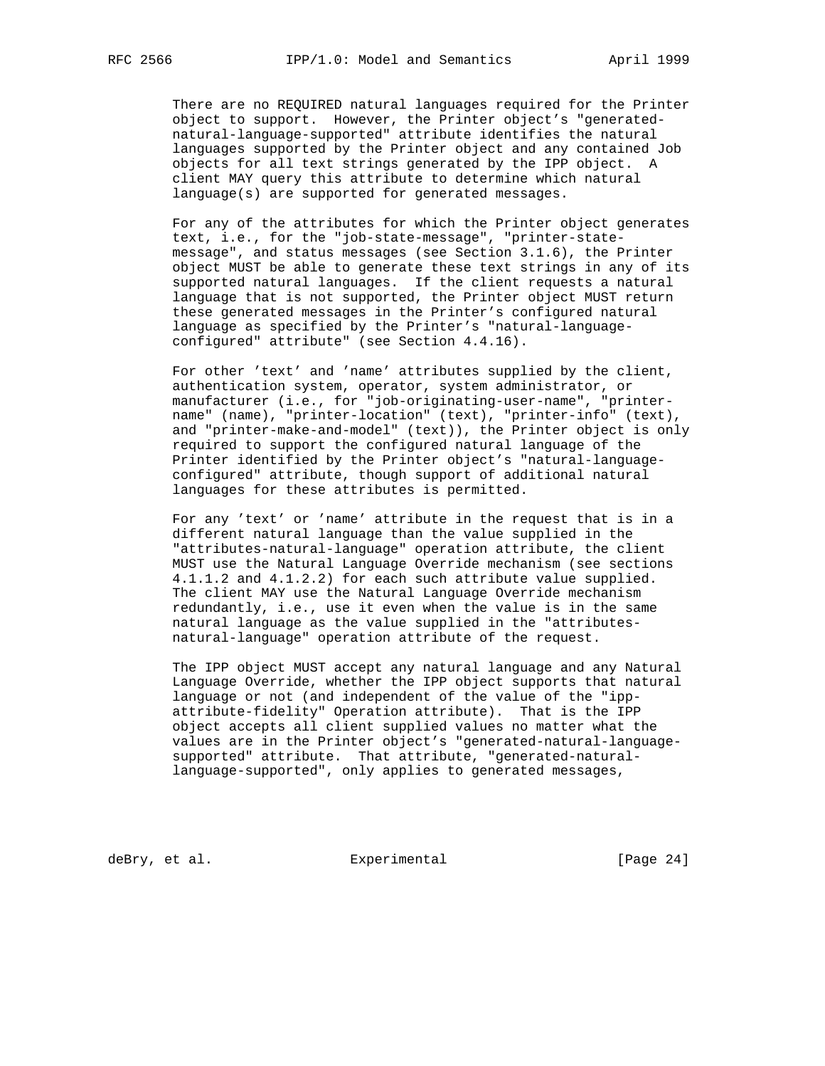There are no REQUIRED natural languages required for the Printer object to support. However, the Printer object's "generated-natural-language-supported" attribute identifies the natural languages supported by the Printer object and any contained Job objects for all text strings generated by the IPP object. A client MAY query this attribute to determine which natural language(s) are supported for generated messages.

For any of the attributes for which the Printer object generates text, i.e., for the "job-state-message", "printer-state-message", and status messages (see Section 3.1.6), the Printer object MUST be able to generate these text strings in any of its supported natural languages. If the client requests a natural language that is not supported, the Printer object MUST return these generated messages in the Printer's configured natural language as specified by the Printer's "natural-language-configured" attribute" (see Section 4.4.16).

For other 'text' and 'name' attributes supplied by the client, authentication system, operator, system administrator, or manufacturer (i.e., for "job-originating-user-name", "printer-name" (name), "printer-location" (text), "printer-info" (text), and "printer-make-and-model" (text)), the Printer object is only required to support the configured natural language of the Printer identified by the Printer object's "natural-language-configured" attribute, though support of additional natural languages for these attributes is permitted.

For any 'text' or 'name' attribute in the request that is in a different natural language than the value supplied in the "attributes-natural-language" operation attribute, the client MUST use the Natural Language Override mechanism (see sections 4.1.1.2 and 4.1.2.2) for each such attribute value supplied. The client MAY use the Natural Language Override mechanism redundantly, i.e., use it even when the value is in the same natural language as the value supplied in the "attributes-natural-language" operation attribute of the request.

The IPP object MUST accept any natural language and any Natural Language Override, whether the IPP object supports that natural language or not (and independent of the value of the "ipp-attribute-fidelity" Operation attribute). That is the IPP object accepts all client supplied values no matter what the values are in the Printer object's "generated-natural-language-supported" attribute. That attribute, "generated-natural-language-supported", only applies to generated messages,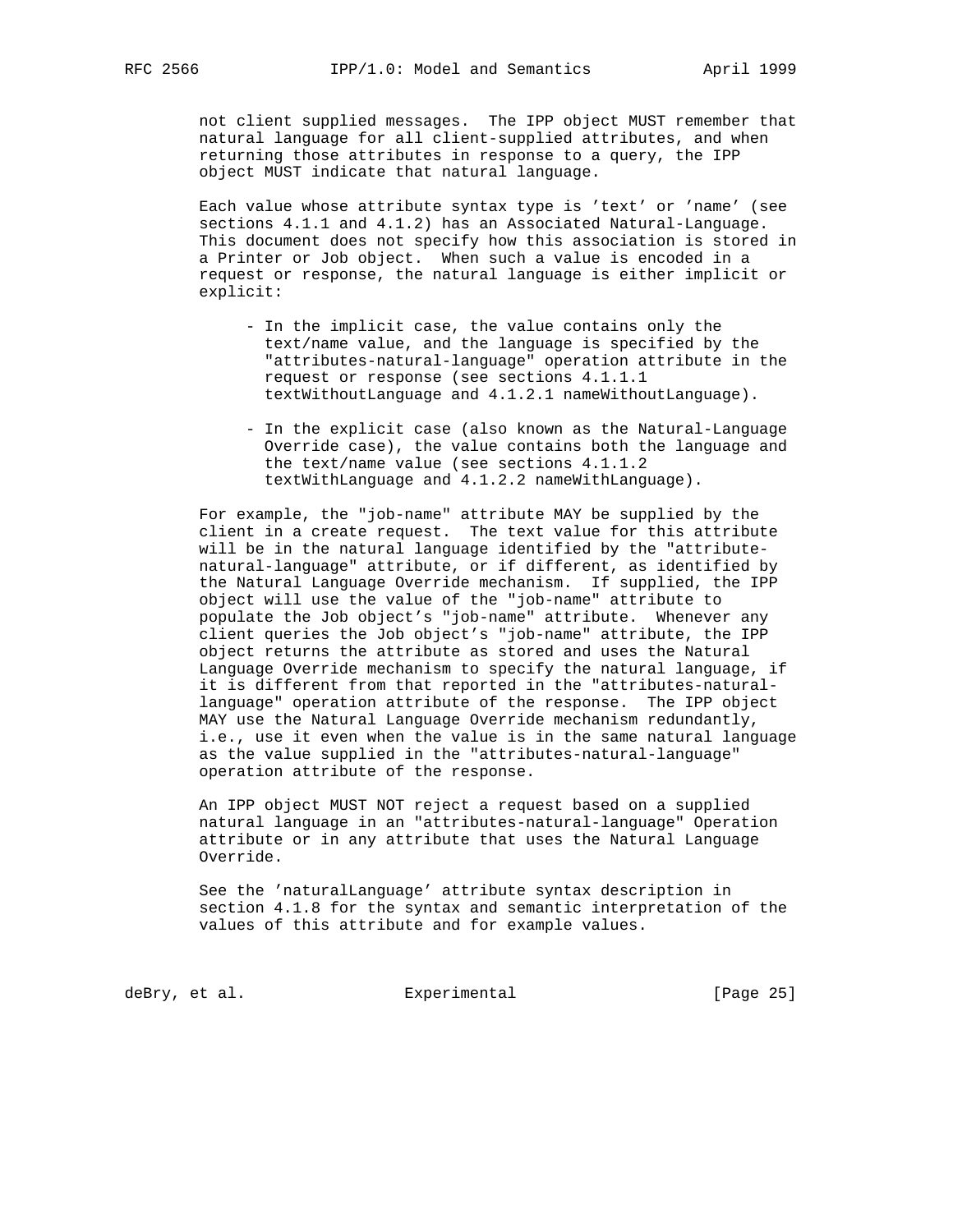not client supplied messages. The IPP object MUST remember that natural language for all client-supplied attributes, and when returning those attributes in response to a query, the IPP object MUST indicate that natural language.

Each value whose attribute syntax type is 'text' or 'name' (see sections 4.1.1 and 4.1.2) has an Associated Natural-Language. This document does not specify how this association is stored in a Printer or Job object. When such a value is encoded in a request or response, the natural language is either implicit or explicit:

- In the implicit case, the value contains only the text/name value, and the language is specified by the "attributes-natural-language" operation attribute in the request or response (see sections 4.1.1.1 textWithoutLanguage and 4.1.2.1 nameWithoutLanguage).

- In the explicit case (also known as the Natural-Language Override case), the value contains both the language and the text/name value (see sections 4.1.1.2 textWithLanguage and 4.1.2.2 nameWithLanguage).

For example, the "job-name" attribute MAY be supplied by the client in a create request. The text value for this attribute will be in the natural language identified by the "attribute-natural-language" attribute, or if different, as identified by the Natural Language Override mechanism. If supplied, the IPP object will use the value of the "job-name" attribute to populate the Job object's "job-name" attribute. Whenever any client queries the Job object's "job-name" attribute, the IPP object returns the attribute as stored and uses the Natural Language Override mechanism to specify the natural language, if it is different from that reported in the "attributes-natural-language" operation attribute of the response. The IPP object MAY use the Natural Language Override mechanism redundantly, i.e., use it even when the value is in the same natural language as the value supplied in the "attributes-natural-language" operation attribute of the response.

An IPP object MUST NOT reject a request based on a supplied natural language in an "attributes-natural-language" Operation attribute or in any attribute that uses the Natural Language Override.

See the 'naturalLanguage' attribute syntax description in section 4.1.8 for the syntax and semantic interpretation of the values of this attribute and for example values.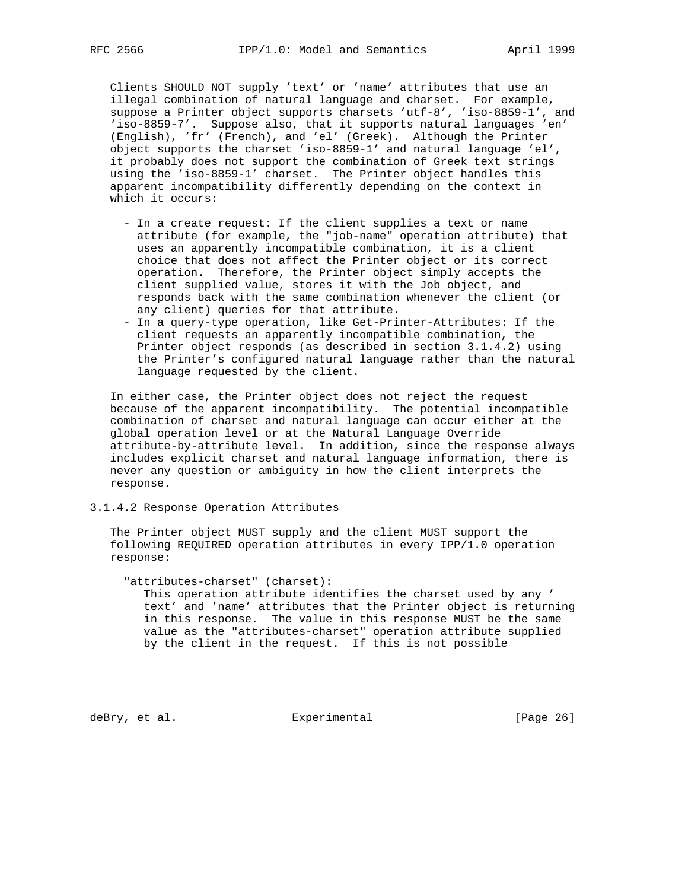Clients SHOULD NOT supply 'text' or 'name' attributes that use an illegal combination of natural language and charset. For example, suppose a Printer object supports charsets 'utf-8', 'iso-8859-1', and 'iso-8859-7'. Suppose also, that it supports natural languages 'en' (English), 'fr' (French), and 'el' (Greek). Although the Printer object supports the charset 'iso-8859-1' and natural language 'el', it probably does not support the combination of Greek text strings using the 'iso-8859-1' charset. The Printer object handles this apparent incompatibility differently depending on the context in which it occurs:

- In a create request: If the client supplies a text or name attribute (for example, the "job-name" operation attribute) that uses an apparently incompatible combination, it is a client choice that does not affect the Printer object or its correct operation. Therefore, the Printer object simply accepts the client supplied value, stores it with the Job object, and responds back with the same combination whenever the client (or any client) queries for that attribute.
- In a query-type operation, like Get-Printer-Attributes: If the client requests an apparently incompatible combination, the Printer object responds (as described in section 3.1.4.2) using the Printer's configured natural language rather than the natural language requested by the client.

In either case, the Printer object does not reject the request because of the apparent incompatibility. The potential incompatible combination of charset and natural language can occur either at the global operation level or at the Natural Language Override attribute-by-attribute level. In addition, since the response always includes explicit charset and natural language information, there is never any question or ambiguity in how the client interprets the response.

### 3.1.4.2 Response Operation Attributes

The Printer object MUST supply and the client MUST support the following REQUIRED operation attributes in every IPP/1.0 operation response:

"attributes-charset" (charset):
This operation attribute identifies the charset used by any 'text' and 'name' attributes that the Printer object is returning in this response. The value in this response MUST be the same value as the "attributes-charset" operation attribute supplied by the client in the request. If this is not possible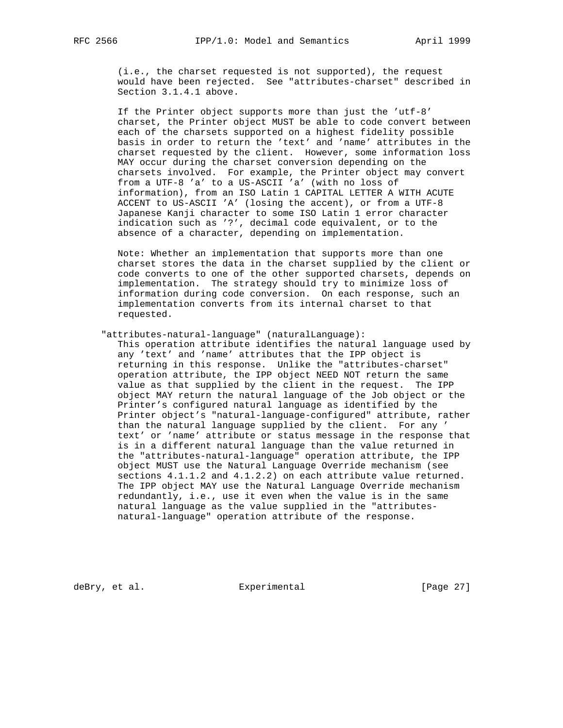(i.e., the charset requested is not supported), the request would have been rejected. See "attributes-charset" described in Section 3.1.4.1 above.

If the Printer object supports more than just the 'utf-8' charset, the Printer object MUST be able to code convert between each of the charsets supported on a highest fidelity possible basis in order to return the 'text' and 'name' attributes in the charset requested by the client. However, some information loss MAY occur during the charset conversion depending on the charsets involved. For example, the Printer object may convert from a UTF-8 'a' to a US-ASCII 'a' (with no loss of information), from an ISO Latin 1 CAPITAL LETTER A WITH ACUTE ACCENT to US-ASCII 'A' (losing the accent), or from a UTF-8 Japanese Kanji character to some ISO Latin 1 error character indication such as '?', decimal code equivalent, or to the absence of a character, depending on implementation.

Note: Whether an implementation that supports more than one charset stores the data in the charset supplied by the client or code converts to one of the other supported charsets, depends on implementation. The strategy should try to minimize loss of information during code conversion. On each response, such an implementation converts from its internal charset to that requested.

"attributes-natural-language" (naturalLanguage):
This operation attribute identifies the natural language used by any 'text' and 'name' attributes that the IPP object is returning in this response. Unlike the "attributes-charset" operation attribute, the IPP object NEED NOT return the same value as that supplied by the client in the request. The IPP object MAY return the natural language of the Job object or the Printer's configured natural language as identified by the Printer object's "natural-language-configured" attribute, rather than the natural language supplied by the client. For any 'text' or 'name' attribute or status message in the response that is in a different natural language than the value returned in the "attributes-natural-language" operation attribute, the IPP object MUST use the Natural Language Override mechanism (see sections 4.1.1.2 and 4.1.2.2) on each attribute value returned. The IPP object MAY use the Natural Language Override mechanism redundantly, i.e., use it even when the value is in the same natural language as the value supplied in the "attributes-natural-language" operation attribute of the response.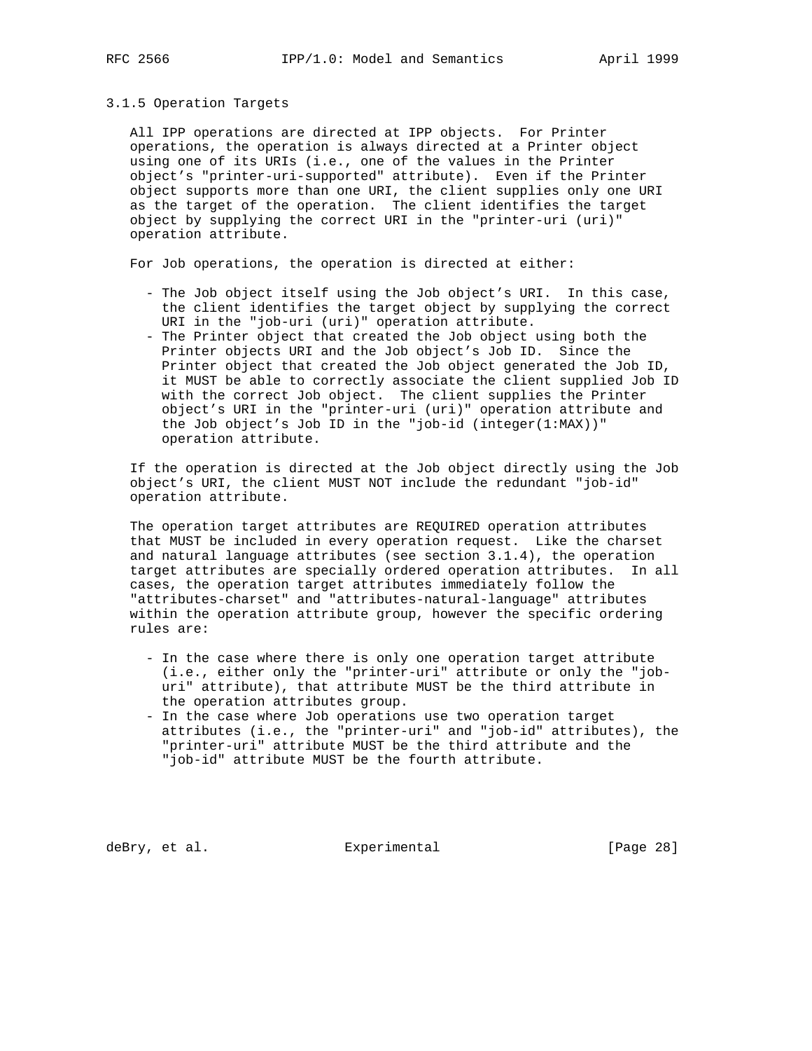### 3.1.5 Operation Targets

All IPP operations are directed at IPP objects. For Printer operations, the operation is always directed at a Printer object using one of its URIs (i.e., one of the values in the Printer object's "printer-uri-supported" attribute). Even if the Printer object supports more than one URI, the client supplies only one URI as the target of the operation. The client identifies the target object by supplying the correct URI in the "printer-uri (uri)" operation attribute.

For Job operations, the operation is directed at either:

- The Job object itself using the Job object's URI. In this case, the client identifies the target object by supplying the correct URI in the "job-uri (uri)" operation attribute.
- The Printer object that created the Job object using both the Printer objects URI and the Job object's Job ID. Since the Printer object that created the Job object generated the Job ID, it MUST be able to correctly associate the client supplied Job ID with the correct Job object. The client supplies the Printer object's URI in the "printer-uri (uri)" operation attribute and the Job object's Job ID in the "job-id (integer(1:MAX))" operation attribute.

If the operation is directed at the Job object directly using the Job object's URI, the client MUST NOT include the redundant "job-id" operation attribute.

The operation target attributes are REQUIRED operation attributes that MUST be included in every operation request. Like the charset and natural language attributes (see section 3.1.4), the operation target attributes are specially ordered operation attributes. In all cases, the operation target attributes immediately follow the "attributes-charset" and "attributes-natural-language" attributes within the operation attribute group, however the specific ordering rules are:

- In the case where there is only one operation target attribute (i.e., either only the "printer-uri" attribute or only the "job-uri" attribute), that attribute MUST be the third attribute in the operation attributes group.
- In the case where Job operations use two operation target attributes (i.e., the "printer-uri" and "job-id" attributes), the "printer-uri" attribute MUST be the third attribute and the "job-id" attribute MUST be the fourth attribute.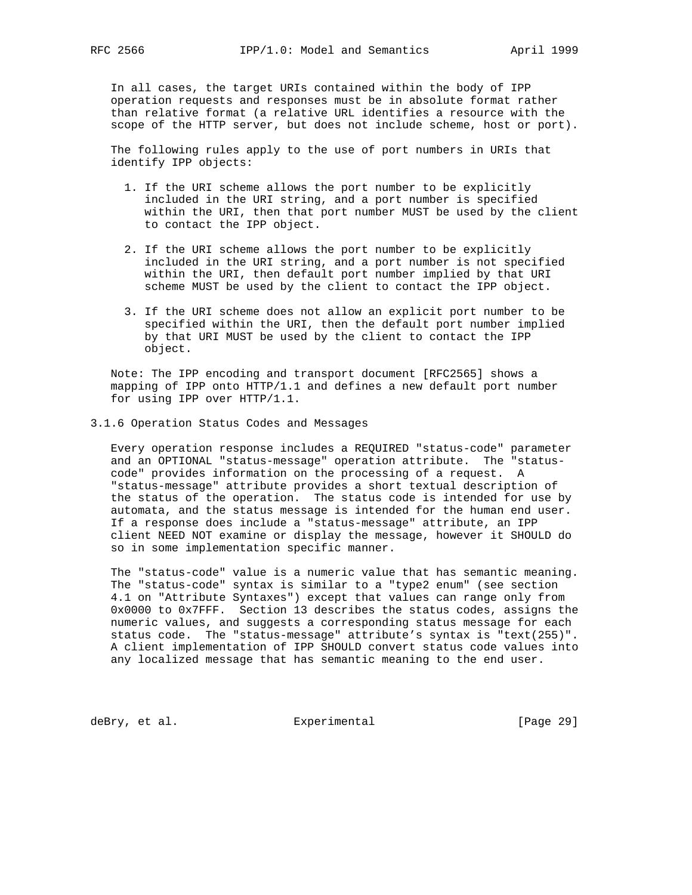In all cases, the target URIs contained within the body of IPP operation requests and responses must be in absolute format rather than relative format (a relative URL identifies a resource with the scope of the HTTP server, but does not include scheme, host or port).

The following rules apply to the use of port numbers in URIs that identify IPP objects:

1. If the URI scheme allows the port number to be explicitly included in the URI string, and a port number is specified within the URI, then that port number MUST be used by the client to contact the IPP object.

2. If the URI scheme allows the port number to be explicitly included in the URI string, and a port number is not specified within the URI, then default port number implied by that URI scheme MUST be used by the client to contact the IPP object.

3. If the URI scheme does not allow an explicit port number to be specified within the URI, then the default port number implied by that URI MUST be used by the client to contact the IPP object.

Note: The IPP encoding and transport document [RFC2565] shows a mapping of IPP onto HTTP/1.1 and defines a new default port number for using IPP over HTTP/1.1.

### 3.1.6 Operation Status Codes and Messages

Every operation response includes a REQUIRED "status-code" parameter and an OPTIONAL "status-message" operation attribute. The "status-code" provides information on the processing of a request. A "status-message" attribute provides a short textual description of the status of the operation. The status code is intended for use by automata, and the status message is intended for the human end user. If a response does include a "status-message" attribute, an IPP client NEED NOT examine or display the message, however it SHOULD do so in some implementation specific manner.

The "status-code" value is a numeric value that has semantic meaning. The "status-code" syntax is similar to a "type2 enum" (see section 4.1 on "Attribute Syntaxes") except that values can range only from 0x0000 to 0x7FFF. Section 13 describes the status codes, assigns the numeric values, and suggests a corresponding status message for each status code. The "status-message" attribute's syntax is "text(255)". A client implementation of IPP SHOULD convert status code values into any localized message that has semantic meaning to the end user.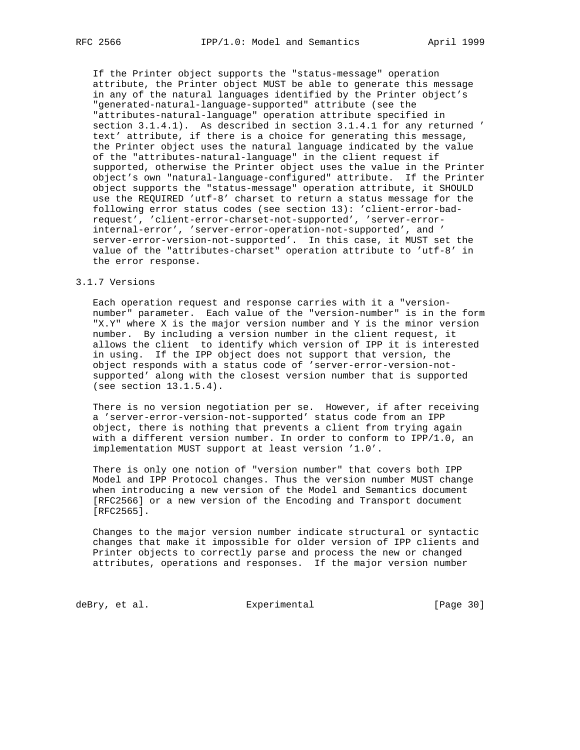If the Printer object supports the "status-message" operation attribute, the Printer object MUST be able to generate this message in any of the natural languages identified by the Printer object's "generated-natural-language-supported" attribute (see the "attributes-natural-language" operation attribute specified in section 3.1.4.1). As described in section 3.1.4.1 for any returned 'text' attribute, if there is a choice for generating this message, the Printer object uses the natural language indicated by the value of the "attributes-natural-language" in the client request if supported, otherwise the Printer object uses the value in the Printer object's own "natural-language-configured" attribute. If the Printer object supports the "status-message" operation attribute, it SHOULD use the REQUIRED 'utf-8' charset to return a status message for the following error status codes (see section 13): 'client-error-bad-request', 'client-error-charset-not-supported', 'server-error-internal-error', 'server-error-operation-not-supported', and 'server-error-version-not-supported'. In this case, it MUST set the value of the "attributes-charset" operation attribute to 'utf-8' in the error response.

### 3.1.7 Versions

Each operation request and response carries with it a "version-number" parameter. Each value of the "version-number" is in the form "X.Y" where X is the major version number and Y is the minor version number. By including a version number in the client request, it allows the client to identify which version of IPP it is interested in using. If the IPP object does not support that version, the object responds with a status code of 'server-error-version-not-supported' along with the closest version number that is supported (see section 13.1.5.4).

There is no version negotiation per se. However, if after receiving a 'server-error-version-not-supported' status code from an IPP object, there is nothing that prevents a client from trying again with a different version number. In order to conform to IPP/1.0, an implementation MUST support at least version '1.0'.

There is only one notion of "version number" that covers both IPP Model and IPP Protocol changes. Thus the version number MUST change when introducing a new version of the Model and Semantics document [RFC2566] or a new version of the Encoding and Transport document [RFC2565].

Changes to the major version number indicate structural or syntactic changes that make it impossible for older version of IPP clients and Printer objects to correctly parse and process the new or changed attributes, operations and responses. If the major version number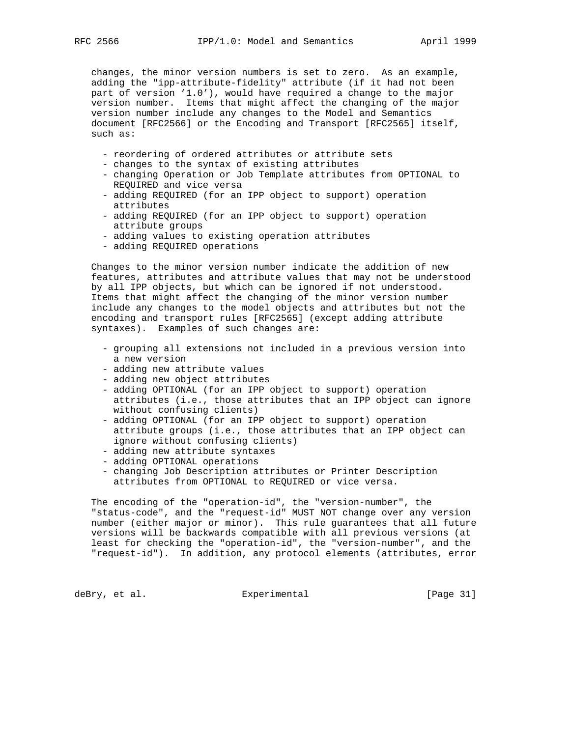changes, the minor version numbers is set to zero. As an example, adding the "ipp-attribute-fidelity" attribute (if it had not been part of version '1.0'), would have required a change to the major version number. Items that might affect the changing of the major version number include any changes to the Model and Semantics document [RFC2566] or the Encoding and Transport [RFC2565] itself, such as:

- reordering of ordered attributes or attribute sets
- changes to the syntax of existing attributes
- changing Operation or Job Template attributes from OPTIONAL to REQUIRED and vice versa
- adding REQUIRED (for an IPP object to support) operation attributes
- adding REQUIRED (for an IPP object to support) operation attribute groups
- adding values to existing operation attributes
- adding REQUIRED operations

Changes to the minor version number indicate the addition of new features, attributes and attribute values that may not be understood by all IPP objects, but which can be ignored if not understood. Items that might affect the changing of the minor version number include any changes to the model objects and attributes but not the encoding and transport rules [RFC2565] (except adding attribute syntaxes). Examples of such changes are:

- grouping all extensions not included in a previous version into a new version
- adding new attribute values
- adding new object attributes
- adding OPTIONAL (for an IPP object to support) operation attributes (i.e., those attributes that an IPP object can ignore without confusing clients)
- adding OPTIONAL (for an IPP object to support) operation attribute groups (i.e., those attributes that an IPP object can ignore without confusing clients)
- adding new attribute syntaxes
- adding OPTIONAL operations
- changing Job Description attributes or Printer Description attributes from OPTIONAL to REQUIRED or vice versa.

The encoding of the "operation-id", the "version-number", the "status-code", and the "request-id" MUST NOT change over any version number (either major or minor). This rule guarantees that all future versions will be backwards compatible with all previous versions (at least for checking the "operation-id", the "version-number", and the "request-id"). In addition, any protocol elements (attributes, error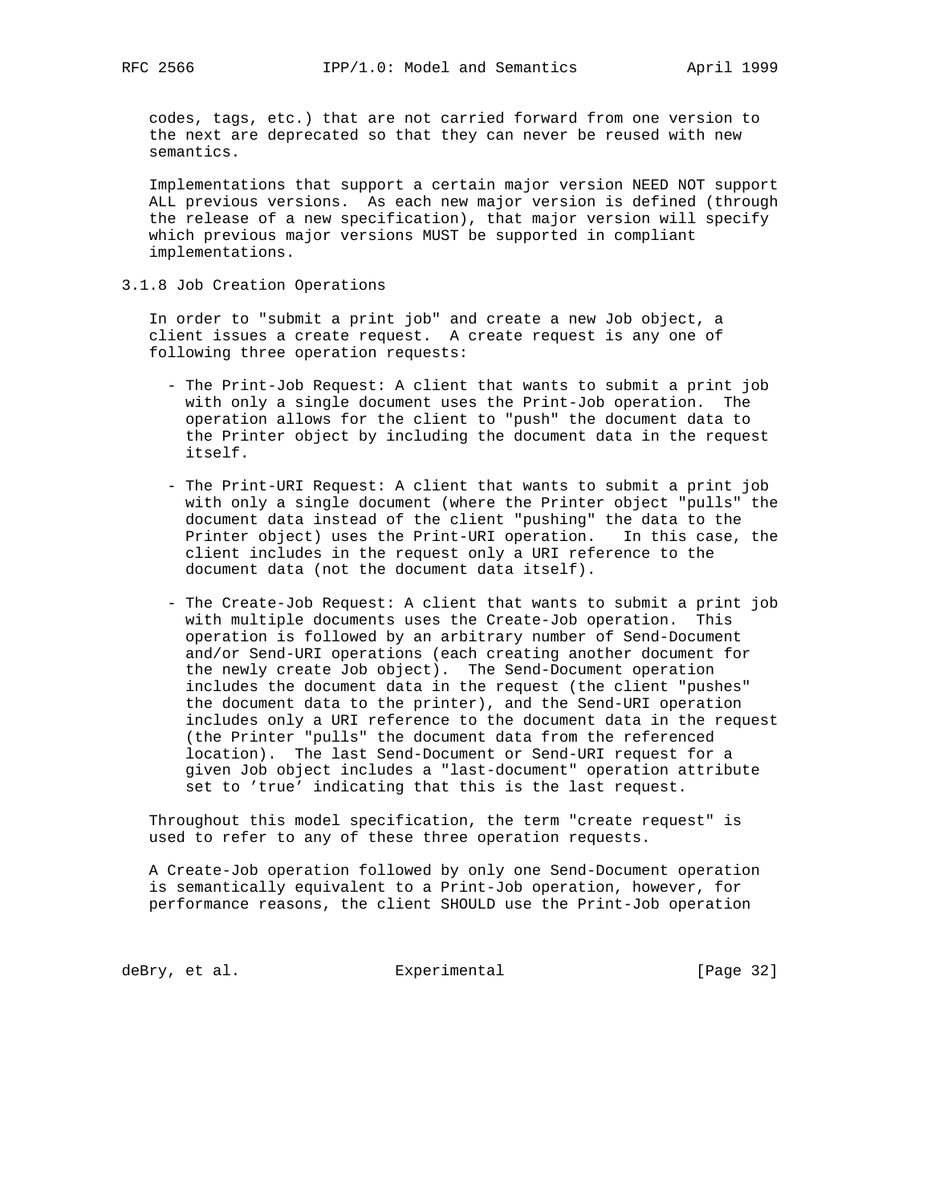codes, tags, etc.) that are not carried forward from one version to the next are deprecated so that they can never be reused with new semantics.

Implementations that support a certain major version NEED NOT support ALL previous versions. As each new major version is defined (through the release of a new specification), that major version will specify which previous major versions MUST be supported in compliant implementations.

### 3.1.8 Job Creation Operations

In order to "submit a print job" and create a new Job object, a client issues a create request. A create request is any one of following three operation requests:

- The Print-Job Request: A client that wants to submit a print job with only a single document uses the Print-Job operation. The operation allows for the client to "push" the document data to the Printer object by including the document data in the request itself.

- The Print-URI Request: A client that wants to submit a print job with only a single document (where the Printer object "pulls" the document data instead of the client "pushing" the data to the Printer object) uses the Print-URI operation. In this case, the client includes in the request only a URI reference to the document data (not the document data itself).

- The Create-Job Request: A client that wants to submit a print job with multiple documents uses the Create-Job operation. This operation is followed by an arbitrary number of Send-Document and/or Send-URI operations (each creating another document for the newly create Job object). The Send-Document operation includes the document data in the request (the client "pushes" the document data to the printer), and the Send-URI operation includes only a URI reference to the document data in the request (the Printer "pulls" the document data from the referenced location). The last Send-Document or Send-URI request for a given Job object includes a "last-document" operation attribute set to 'true' indicating that this is the last request.

Throughout this model specification, the term "create request" is used to refer to any of these three operation requests.

A Create-Job operation followed by only one Send-Document operation is semantically equivalent to a Print-Job operation, however, for performance reasons, the client SHOULD use the Print-Job operation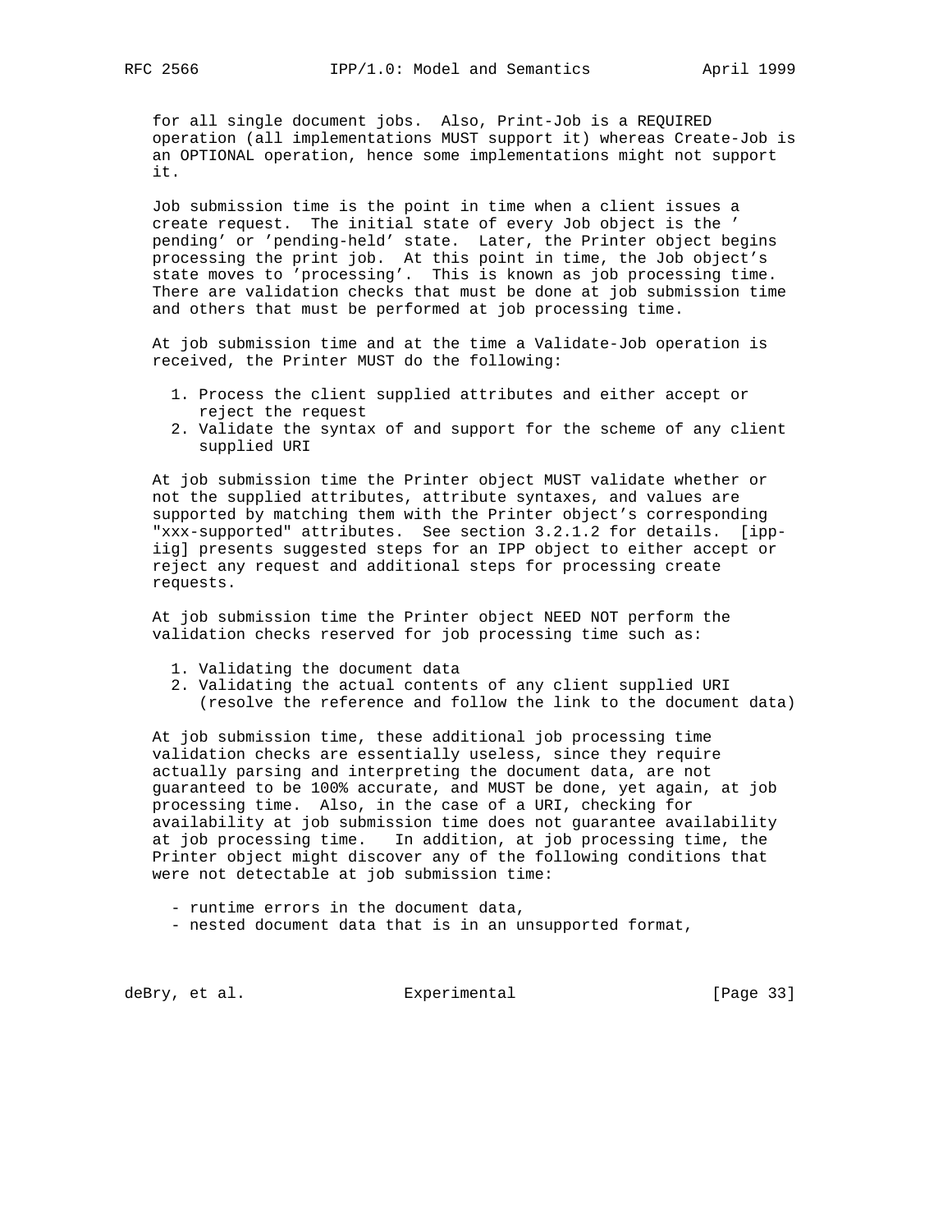for all single document jobs. Also, Print-Job is a REQUIRED operation (all implementations MUST support it) whereas Create-Job is an OPTIONAL operation, hence some implementations might not support it.

Job submission time is the point in time when a client issues a create request. The initial state of every Job object is the 'pending' or 'pending-held' state. Later, the Printer object begins processing the print job. At this point in time, the Job object's state moves to 'processing'. This is known as job processing time. There are validation checks that must be done at job submission time and others that must be performed at job processing time.

At job submission time and at the time a Validate-Job operation is received, the Printer MUST do the following:

1. Process the client supplied attributes and either accept or reject the request
2. Validate the syntax of and support for the scheme of any client supplied URI

At job submission time the Printer object MUST validate whether or not the supplied attributes, attribute syntaxes, and values are supported by matching them with the Printer object's corresponding "xxx-supported" attributes. See section 3.2.1.2 for details. [ipp-iig] presents suggested steps for an IPP object to either accept or reject any request and additional steps for processing create requests.

At job submission time the Printer object NEED NOT perform the validation checks reserved for job processing time such as:

1. Validating the document data
2. Validating the actual contents of any client supplied URI (resolve the reference and follow the link to the document data)

At job submission time, these additional job processing time validation checks are essentially useless, since they require actually parsing and interpreting the document data, are not guaranteed to be 100% accurate, and MUST be done, yet again, at job processing time. Also, in the case of a URI, checking for availability at job submission time does not guarantee availability at job processing time. In addition, at job processing time, the Printer object might discover any of the following conditions that were not detectable at job submission time:

- runtime errors in the document data,
- nested document data that is in an unsupported format,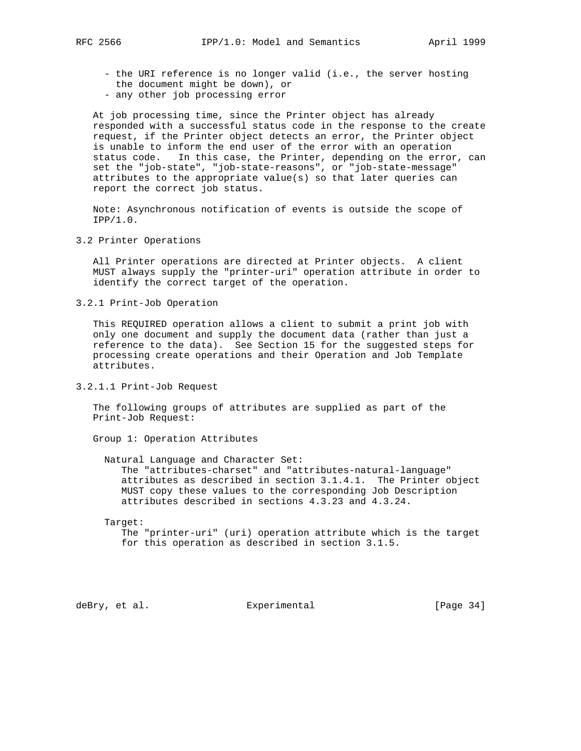- the URI reference is no longer valid (i.e., the server hosting the document might be down), or
- any other job processing error

At job processing time, since the Printer object has already responded with a successful status code in the response to the create request, if the Printer object detects an error, the Printer object is unable to inform the end user of the error with an operation status code. In this case, the Printer, depending on the error, can set the "job-state", "job-state-reasons", or "job-state-message" attributes to the appropriate value(s) so that later queries can report the correct job status.

Note: Asynchronous notification of events is outside the scope of IPP/1.0.

## 3.2 Printer Operations

All Printer operations are directed at Printer objects. A client MUST always supply the "printer-uri" operation attribute in order to identify the correct target of the operation.

### 3.2.1 Print-Job Operation

This REQUIRED operation allows a client to submit a print job with only one document and supply the document data (rather than just a reference to the data). See Section 15 for the suggested steps for processing create operations and their Operation and Job Template attributes.

#### 3.2.1.1 Print-Job Request

The following groups of attributes are supplied as part of the Print-Job Request:

Group 1: Operation Attributes

Natural Language and Character Set:
The "attributes-charset" and "attributes-natural-language" attributes as described in section 3.1.4.1. The Printer object MUST copy these values to the corresponding Job Description attributes described in sections 4.3.23 and 4.3.24.

Target:
The "printer-uri" (uri) operation attribute which is the target for this operation as described in section 3.1.5.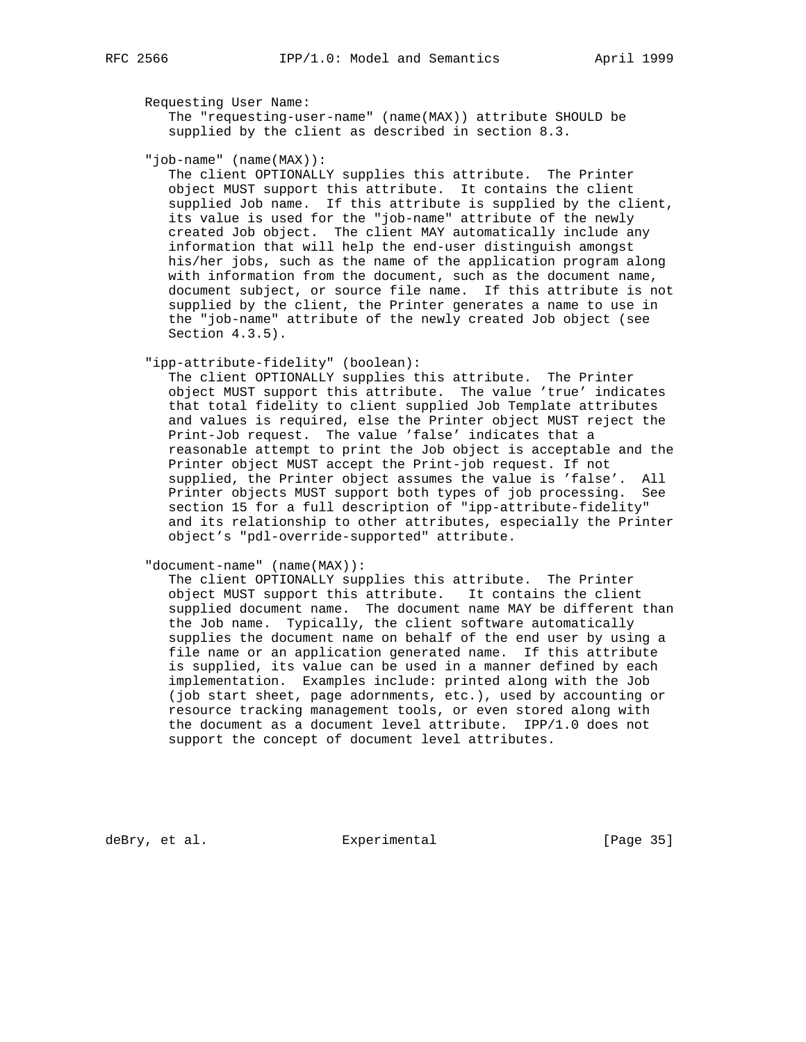Requesting User Name:

The "requesting-user-name" (name(MAX)) attribute SHOULD be supplied by the client as described in section 8.3.

"job-name" (name(MAX)):

The client OPTIONALLY supplies this attribute. The Printer object MUST support this attribute. It contains the client supplied Job name. If this attribute is supplied by the client, its value is used for the "job-name" attribute of the newly created Job object. The client MAY automatically include any information that will help the end-user distinguish amongst his/her jobs, such as the name of the application program along with information from the document, such as the document name, document subject, or source file name. If this attribute is not supplied by the client, the Printer generates a name to use in the "job-name" attribute of the newly created Job object (see Section 4.3.5).

"ipp-attribute-fidelity" (boolean):

The client OPTIONALLY supplies this attribute. The Printer object MUST support this attribute. The value 'true' indicates that total fidelity to client supplied Job Template attributes and values is required, else the Printer object MUST reject the Print-Job request. The value 'false' indicates that a reasonable attempt to print the Job object is acceptable and the Printer object MUST accept the Print-job request. If not supplied, the Printer object assumes the value is 'false'. All Printer objects MUST support both types of job processing. See section 15 for a full description of "ipp-attribute-fidelity" and its relationship to other attributes, especially the Printer object's "pdl-override-supported" attribute.

"document-name" (name(MAX)):

The client OPTIONALLY supplies this attribute. The Printer object MUST support this attribute. It contains the client supplied document name. The document name MAY be different than the Job name. Typically, the client software automatically supplies the document name on behalf of the end user by using a file name or an application generated name. If this attribute is supplied, its value can be used in a manner defined by each implementation. Examples include: printed along with the Job (job start sheet, page adornments, etc.), used by accounting or resource tracking management tools, or even stored along with the document as a document level attribute. IPP/1.0 does not support the concept of document level attributes.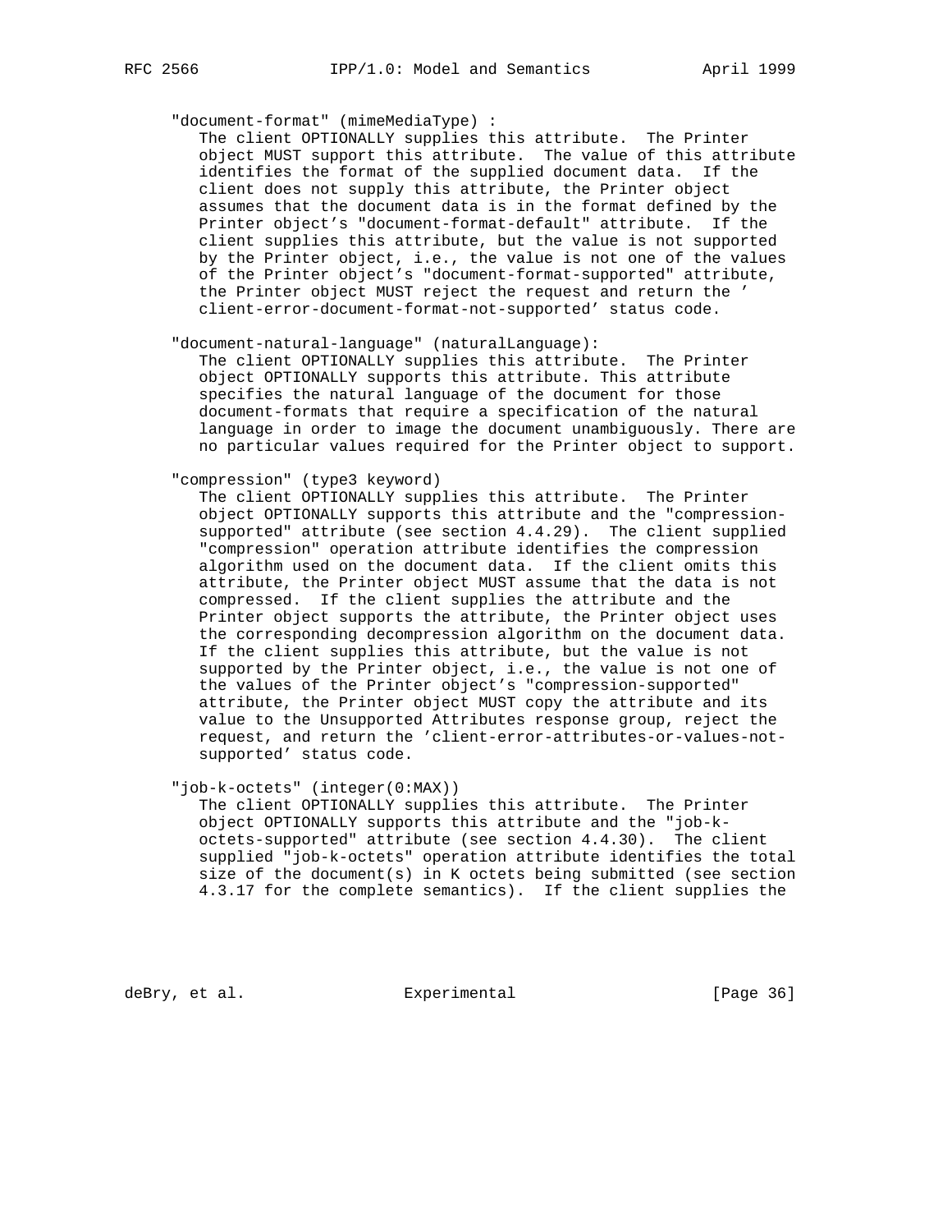"document-format" (mimeMediaType) :

The client OPTIONALLY supplies this attribute. The Printer object MUST support this attribute. The value of this attribute identifies the format of the supplied document data. If the client does not supply this attribute, the Printer object assumes that the document data is in the format defined by the Printer object's "document-format-default" attribute. If the client supplies this attribute, but the value is not supported by the Printer object, i.e., the value is not one of the values of the Printer object's "document-format-supported" attribute, the Printer object MUST reject the request and return the 'client-error-document-format-not-supported' status code.

"document-natural-language" (naturalLanguage):

The client OPTIONALLY supplies this attribute. The Printer object OPTIONALLY supports this attribute. This attribute specifies the natural language of the document for those document-formats that require a specification of the natural language in order to image the document unambiguously. There are no particular values required for the Printer object to support.

"compression" (type3 keyword)

The client OPTIONALLY supplies this attribute. The Printer object OPTIONALLY supports this attribute and the "compression-supported" attribute (see section 4.4.29). The client supplied "compression" operation attribute identifies the compression algorithm used on the document data. If the client omits this attribute, the Printer object MUST assume that the data is not compressed. If the client supplies the attribute and the Printer object supports the attribute, the Printer object uses the corresponding decompression algorithm on the document data. If the client supplies this attribute, but the value is not supported by the Printer object, i.e., the value is not one of the values of the Printer object's "compression-supported" attribute, the Printer object MUST copy the attribute and its value to the Unsupported Attributes response group, reject the request, and return the 'client-error-attributes-or-values-not-supported' status code.

"job-k-octets" (integer(0:MAX))

The client OPTIONALLY supplies this attribute. The Printer object OPTIONALLY supports this attribute and the "job-k-octets-supported" attribute (see section 4.4.30). The client supplied "job-k-octets" operation attribute identifies the total size of the document(s) in K octets being submitted (see section 4.3.17 for the complete semantics). If the client supplies the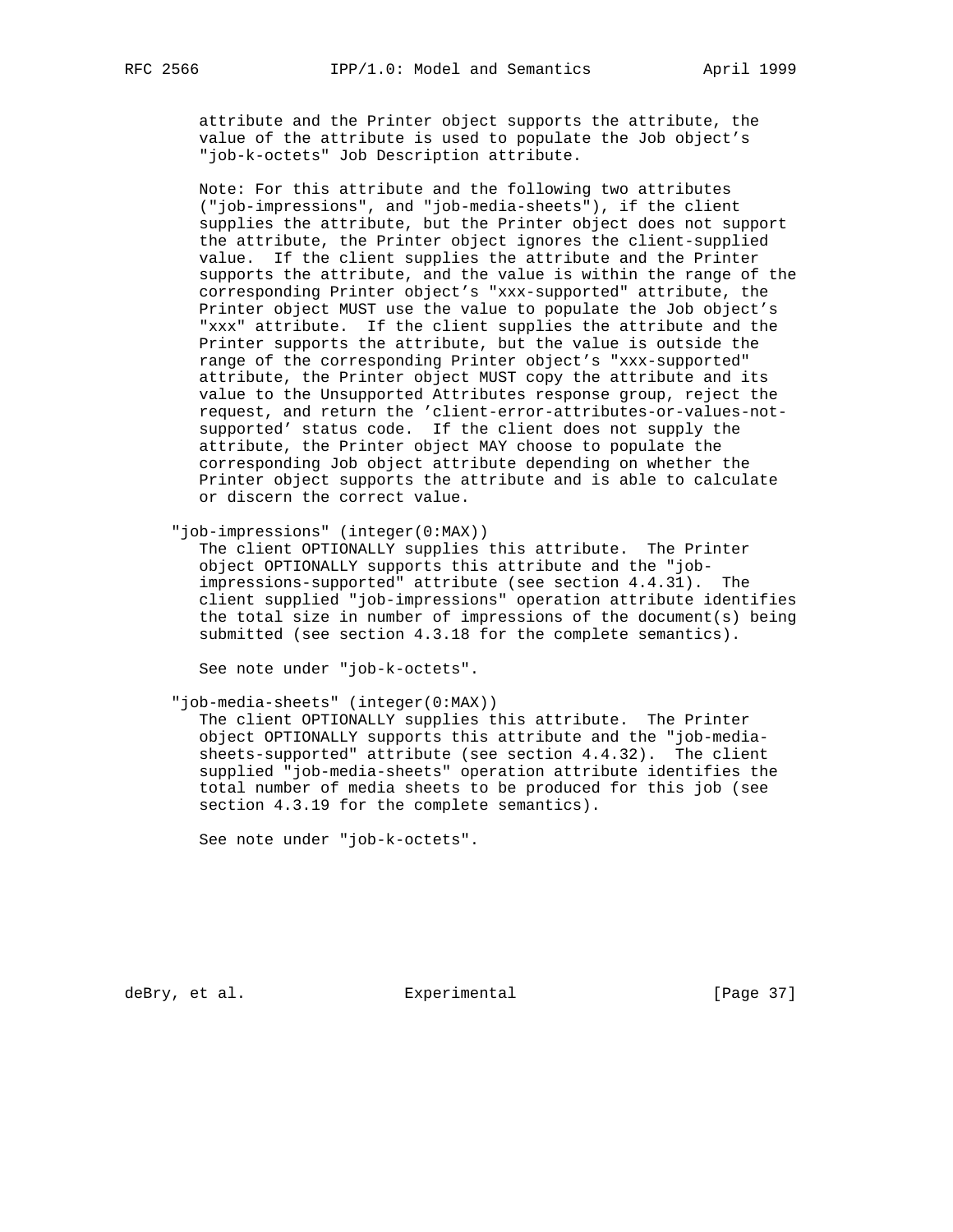attribute and the Printer object supports the attribute, the value of the attribute is used to populate the Job object's "job-k-octets" Job Description attribute.

Note: For this attribute and the following two attributes ("job-impressions", and "job-media-sheets"), if the client supplies the attribute, but the Printer object does not support the attribute, the Printer object ignores the client-supplied value. If the client supplies the attribute and the Printer supports the attribute, and the value is within the range of the corresponding Printer object's "xxx-supported" attribute, the Printer object MUST use the value to populate the Job object's "xxx" attribute. If the client supplies the attribute and the Printer supports the attribute, but the value is outside the range of the corresponding Printer object's "xxx-supported" attribute, the Printer object MUST copy the attribute and its value to the Unsupported Attributes response group, reject the request, and return the 'client-error-attributes-or-values-not-supported' status code. If the client does not supply the attribute, the Printer object MAY choose to populate the corresponding Job object attribute depending on whether the Printer object supports the attribute and is able to calculate or discern the correct value.

"job-impressions" (integer(0:MAX))

The client OPTIONALLY supplies this attribute. The Printer object OPTIONALLY supports this attribute and the "job-impressions-supported" attribute (see section 4.4.31). The client supplied "job-impressions" operation attribute identifies the total size in number of impressions of the document(s) being submitted (see section 4.3.18 for the complete semantics).

See note under "job-k-octets".

"job-media-sheets" (integer(0:MAX))

The client OPTIONALLY supplies this attribute. The Printer object OPTIONALLY supports this attribute and the "job-media-sheets-supported" attribute (see section 4.4.32). The client supplied "job-media-sheets" operation attribute identifies the total number of media sheets to be produced for this job (see section 4.3.19 for the complete semantics).

See note under "job-k-octets".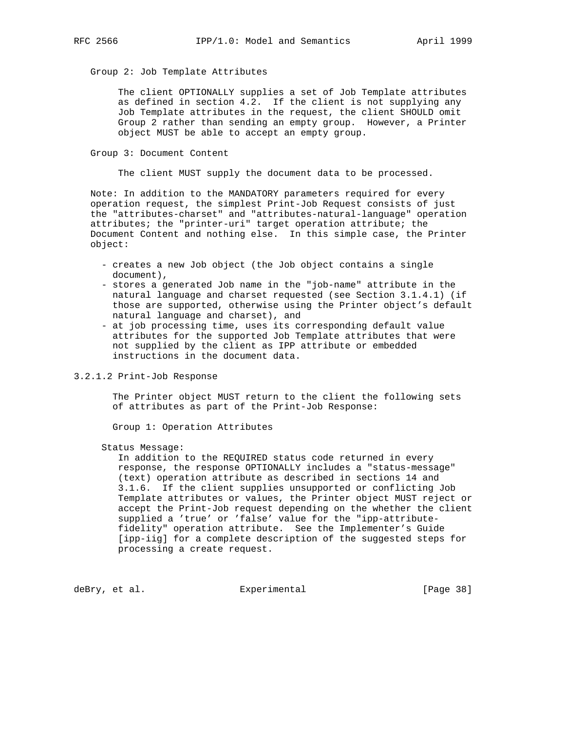Group 2: Job Template Attributes

The client OPTIONALLY supplies a set of Job Template attributes as defined in section 4.2. If the client is not supplying any Job Template attributes in the request, the client SHOULD omit Group 2 rather than sending an empty group. However, a Printer object MUST be able to accept an empty group.

Group 3: Document Content

The client MUST supply the document data to be processed.

Note: In addition to the MANDATORY parameters required for every operation request, the simplest Print-Job Request consists of just the "attributes-charset" and "attributes-natural-language" operation attributes; the "printer-uri" target operation attribute; the Document Content and nothing else. In this simple case, the Printer object:

- creates a new Job object (the Job object contains a single document),
- stores a generated Job name in the "job-name" attribute in the natural language and charset requested (see Section 3.1.4.1) (if those are supported, otherwise using the Printer object's default natural language and charset), and
- at job processing time, uses its corresponding default value attributes for the supported Job Template attributes that were not supplied by the client as IPP attribute or embedded instructions in the document data.

#### 3.2.1.2 Print-Job Response

The Printer object MUST return to the client the following sets of attributes as part of the Print-Job Response:

Group 1: Operation Attributes

Status Message:
In addition to the REQUIRED status code returned in every response, the response OPTIONALLY includes a "status-message" (text) operation attribute as described in sections 14 and 3.1.6. If the client supplies unsupported or conflicting Job Template attributes or values, the Printer object MUST reject or accept the Print-Job request depending on the whether the client supplied a 'true' or 'false' value for the "ipp-attribute-fidelity" operation attribute. See the Implementer's Guide [ipp-iig] for a complete description of the suggested steps for processing a create request.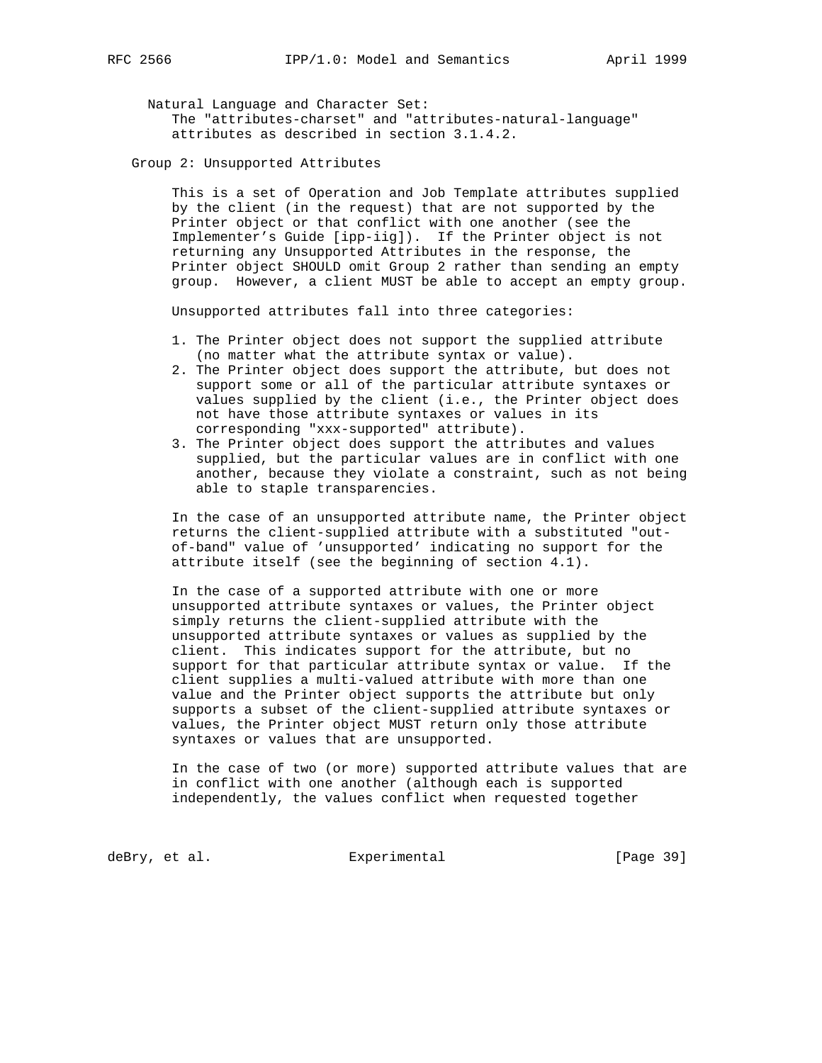Natural Language and Character Set:
The "attributes-charset" and "attributes-natural-language" attributes as described in section 3.1.4.2.

Group 2: Unsupported Attributes

This is a set of Operation and Job Template attributes supplied by the client (in the request) that are not supported by the Printer object or that conflict with one another (see the Implementer's Guide [ipp-iig]). If the Printer object is not returning any Unsupported Attributes in the response, the Printer object SHOULD omit Group 2 rather than sending an empty group. However, a client MUST be able to accept an empty group.

Unsupported attributes fall into three categories:

1. The Printer object does not support the supplied attribute (no matter what the attribute syntax or value).
2. The Printer object does support the attribute, but does not support some or all of the particular attribute syntaxes or values supplied by the client (i.e., the Printer object does not have those attribute syntaxes or values in its corresponding "xxx-supported" attribute).
3. The Printer object does support the attributes and values supplied, but the particular values are in conflict with one another, because they violate a constraint, such as not being able to staple transparencies.

In the case of an unsupported attribute name, the Printer object returns the client-supplied attribute with a substituted "out-of-band" value of 'unsupported' indicating no support for the attribute itself (see the beginning of section 4.1).

In the case of a supported attribute with one or more unsupported attribute syntaxes or values, the Printer object simply returns the client-supplied attribute with the unsupported attribute syntaxes or values as supplied by the client. This indicates support for the attribute, but no support for that particular attribute syntax or value. If the client supplies a multi-valued attribute with more than one value and the Printer object supports the attribute but only supports a subset of the client-supplied attribute syntaxes or values, the Printer object MUST return only those attribute syntaxes or values that are unsupported.

In the case of two (or more) supported attribute values that are in conflict with one another (although each is supported independently, the values conflict when requested together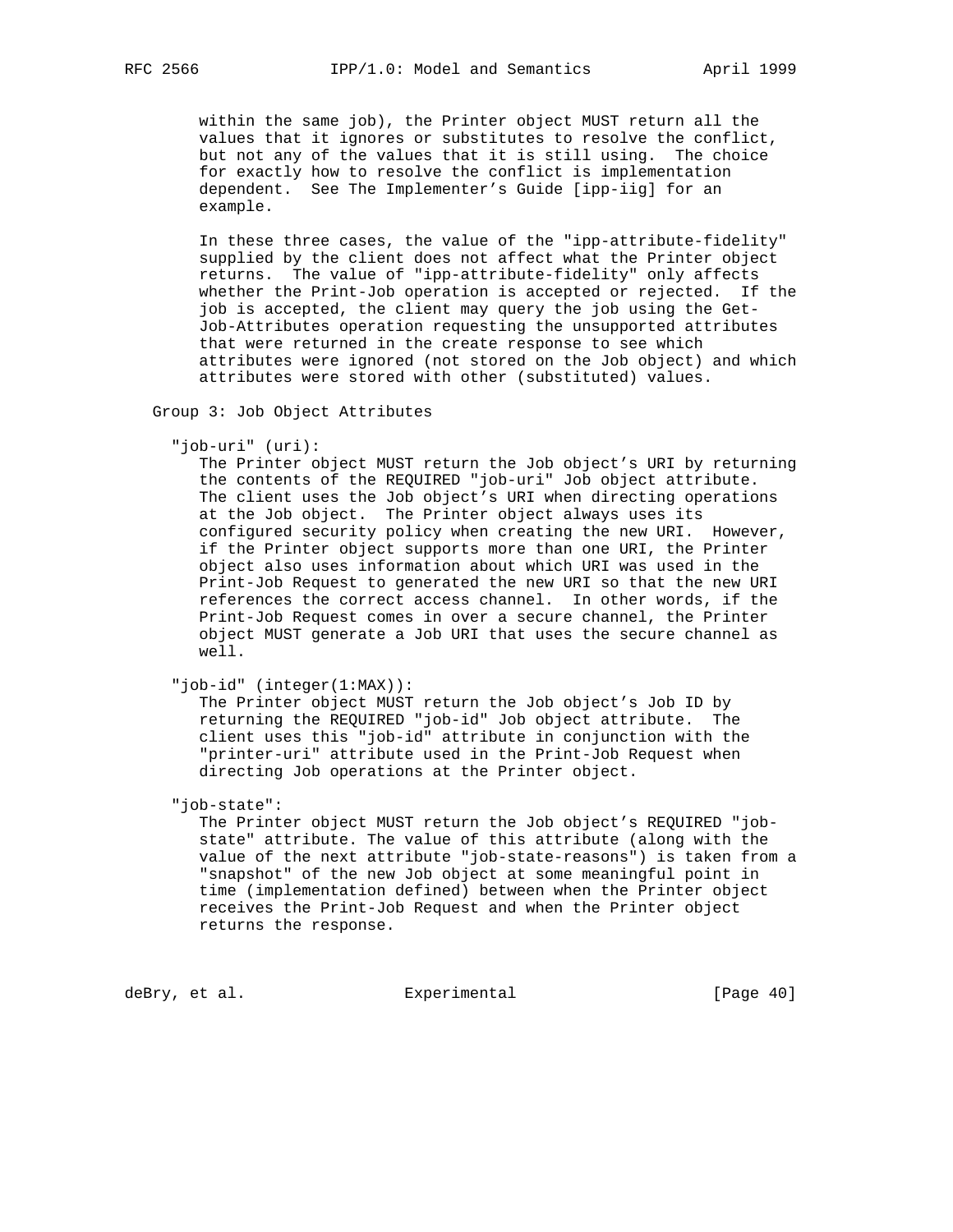within the same job), the Printer object MUST return all the values that it ignores or substitutes to resolve the conflict, but not any of the values that it is still using. The choice for exactly how to resolve the conflict is implementation dependent. See The Implementer's Guide [ipp-iig] for an example.

In these three cases, the value of the "ipp-attribute-fidelity" supplied by the client does not affect what the Printer object returns. The value of "ipp-attribute-fidelity" only affects whether the Print-Job operation is accepted or rejected. If the job is accepted, the client may query the job using the Get-Job-Attributes operation requesting the unsupported attributes that were returned in the create response to see which attributes were ignored (not stored on the Job object) and which attributes were stored with other (substituted) values.

Group 3: Job Object Attributes

"job-uri" (uri):
The Printer object MUST return the Job object's URI by returning the contents of the REQUIRED "job-uri" Job object attribute. The client uses the Job object's URI when directing operations at the Job object. The Printer object always uses its configured security policy when creating the new URI. However, if the Printer object supports more than one URI, the Printer object also uses information about which URI was used in the Print-Job Request to generated the new URI so that the new URI references the correct access channel. In other words, if the Print-Job Request comes in over a secure channel, the Printer object MUST generate a Job URI that uses the secure channel as well.

"job-id" (integer(1:MAX)):
The Printer object MUST return the Job object's Job ID by returning the REQUIRED "job-id" Job object attribute. The client uses this "job-id" attribute in conjunction with the "printer-uri" attribute used in the Print-Job Request when directing Job operations at the Printer object.

"job-state":
The Printer object MUST return the Job object's REQUIRED "job-state" attribute. The value of this attribute (along with the value of the next attribute "job-state-reasons") is taken from a "snapshot" of the new Job object at some meaningful point in time (implementation defined) between when the Printer object receives the Print-Job Request and when the Printer object returns the response.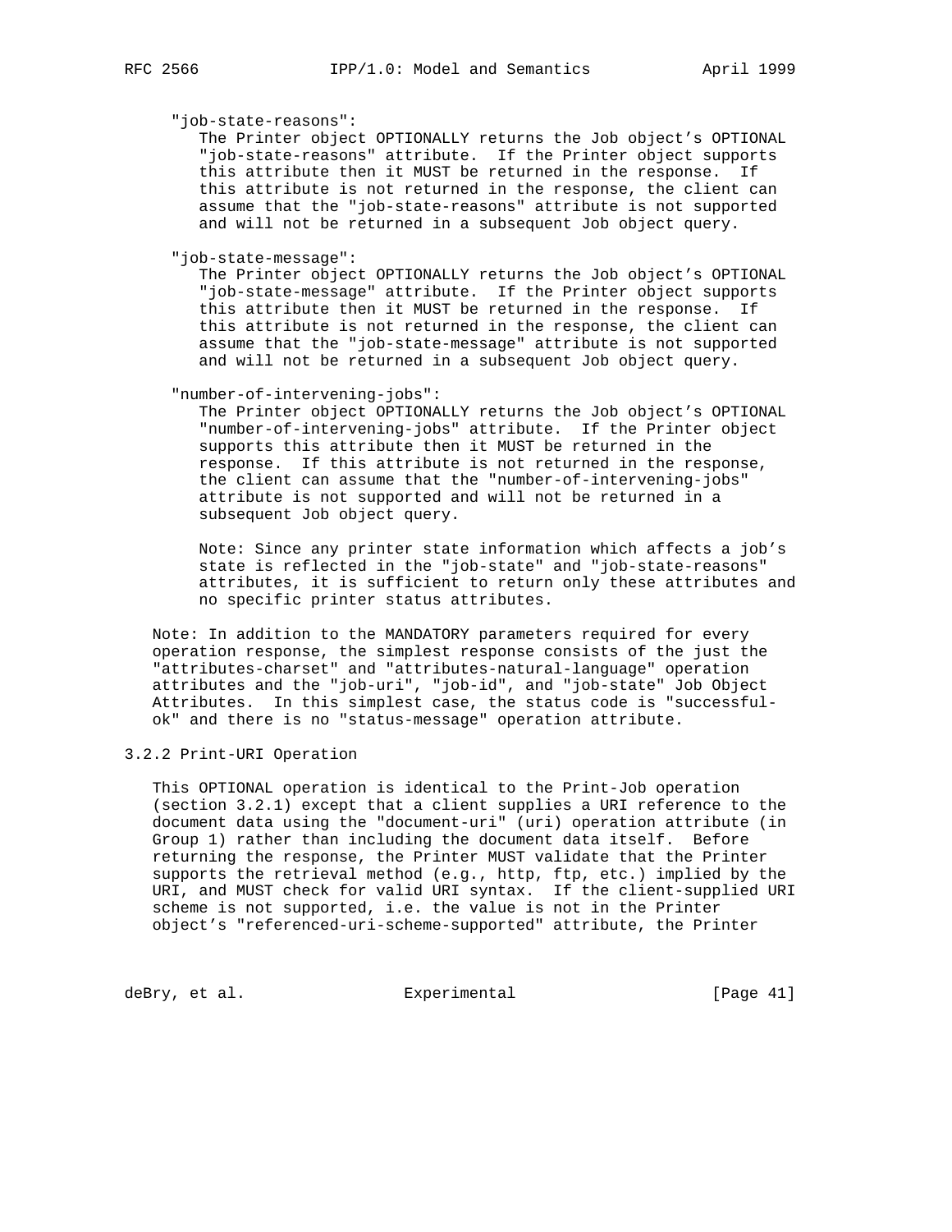"job-state-reasons":
The Printer object OPTIONALLY returns the Job object's OPTIONAL "job-state-reasons" attribute. If the Printer object supports this attribute then it MUST be returned in the response. If this attribute is not returned in the response, the client can assume that the "job-state-reasons" attribute is not supported and will not be returned in a subsequent Job object query.

"job-state-message":
The Printer object OPTIONALLY returns the Job object's OPTIONAL "job-state-message" attribute. If the Printer object supports this attribute then it MUST be returned in the response. If this attribute is not returned in the response, the client can assume that the "job-state-message" attribute is not supported and will not be returned in a subsequent Job object query.

"number-of-intervening-jobs":
The Printer object OPTIONALLY returns the Job object's OPTIONAL "number-of-intervening-jobs" attribute. If the Printer object supports this attribute then it MUST be returned in the response. If this attribute is not returned in the response, the client can assume that the "number-of-intervening-jobs" attribute is not supported and will not be returned in a subsequent Job object query.

Note: Since any printer state information which affects a job's state is reflected in the "job-state" and "job-state-reasons" attributes, it is sufficient to return only these attributes and no specific printer status attributes.

Note: In addition to the MANDATORY parameters required for every operation response, the simplest response consists of the just the "attributes-charset" and "attributes-natural-language" operation attributes and the "job-uri", "job-id", and "job-state" Job Object Attributes. In this simplest case, the status code is "successful-ok" and there is no "status-message" operation attribute.

### 3.2.2 Print-URI Operation

This OPTIONAL operation is identical to the Print-Job operation (section 3.2.1) except that a client supplies a URI reference to the document data using the "document-uri" (uri) operation attribute (in Group 1) rather than including the document data itself. Before returning the response, the Printer MUST validate that the Printer supports the retrieval method (e.g., http, ftp, etc.) implied by the URI, and MUST check for valid URI syntax. If the client-supplied URI scheme is not supported, i.e. the value is not in the Printer object's "referenced-uri-scheme-supported" attribute, the Printer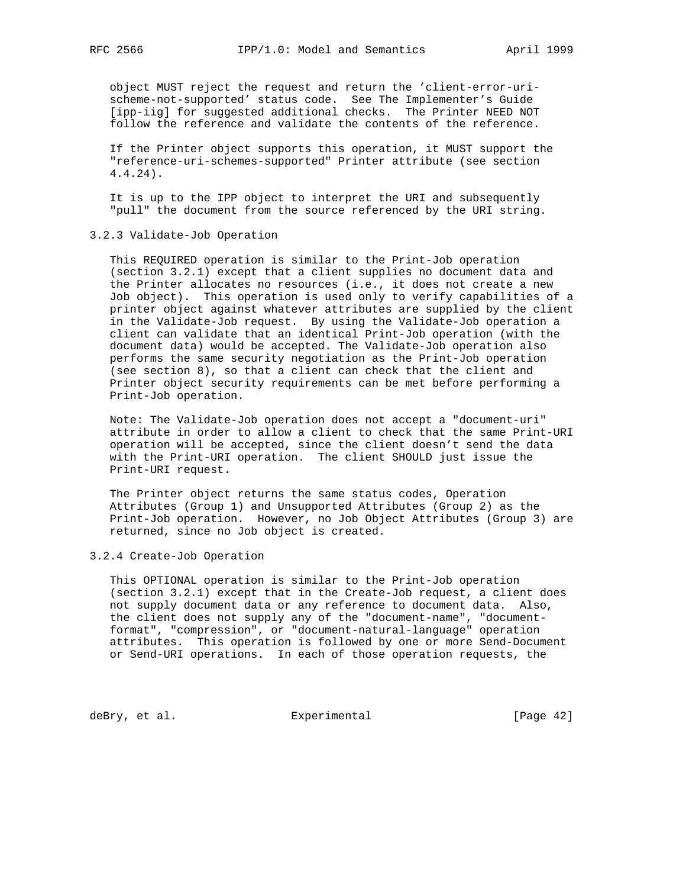object MUST reject the request and return the 'client-error-uri-scheme-not-supported' status code. See The Implementer's Guide [ipp-iig] for suggested additional checks. The Printer NEED NOT follow the reference and validate the contents of the reference.

If the Printer object supports this operation, it MUST support the "reference-uri-schemes-supported" Printer attribute (see section 4.4.24).

It is up to the IPP object to interpret the URI and subsequently "pull" the document from the source referenced by the URI string.

### 3.2.3 Validate-Job Operation

This REQUIRED operation is similar to the Print-Job operation (section 3.2.1) except that a client supplies no document data and the Printer allocates no resources (i.e., it does not create a new Job object). This operation is used only to verify capabilities of a printer object against whatever attributes are supplied by the client in the Validate-Job request. By using the Validate-Job operation a client can validate that an identical Print-Job operation (with the document data) would be accepted. The Validate-Job operation also performs the same security negotiation as the Print-Job operation (see section 8), so that a client can check that the client and Printer object security requirements can be met before performing a Print-Job operation.

Note: The Validate-Job operation does not accept a "document-uri" attribute in order to allow a client to check that the same Print-URI operation will be accepted, since the client doesn't send the data with the Print-URI operation. The client SHOULD just issue the Print-URI request.

The Printer object returns the same status codes, Operation Attributes (Group 1) and Unsupported Attributes (Group 2) as the Print-Job operation. However, no Job Object Attributes (Group 3) are returned, since no Job object is created.

### 3.2.4 Create-Job Operation

This OPTIONAL operation is similar to the Print-Job operation (section 3.2.1) except that in the Create-Job request, a client does not supply document data or any reference to document data. Also, the client does not supply any of the "document-name", "document-format", "compression", or "document-natural-language" operation attributes. This operation is followed by one or more Send-Document or Send-URI operations. In each of those operation requests, the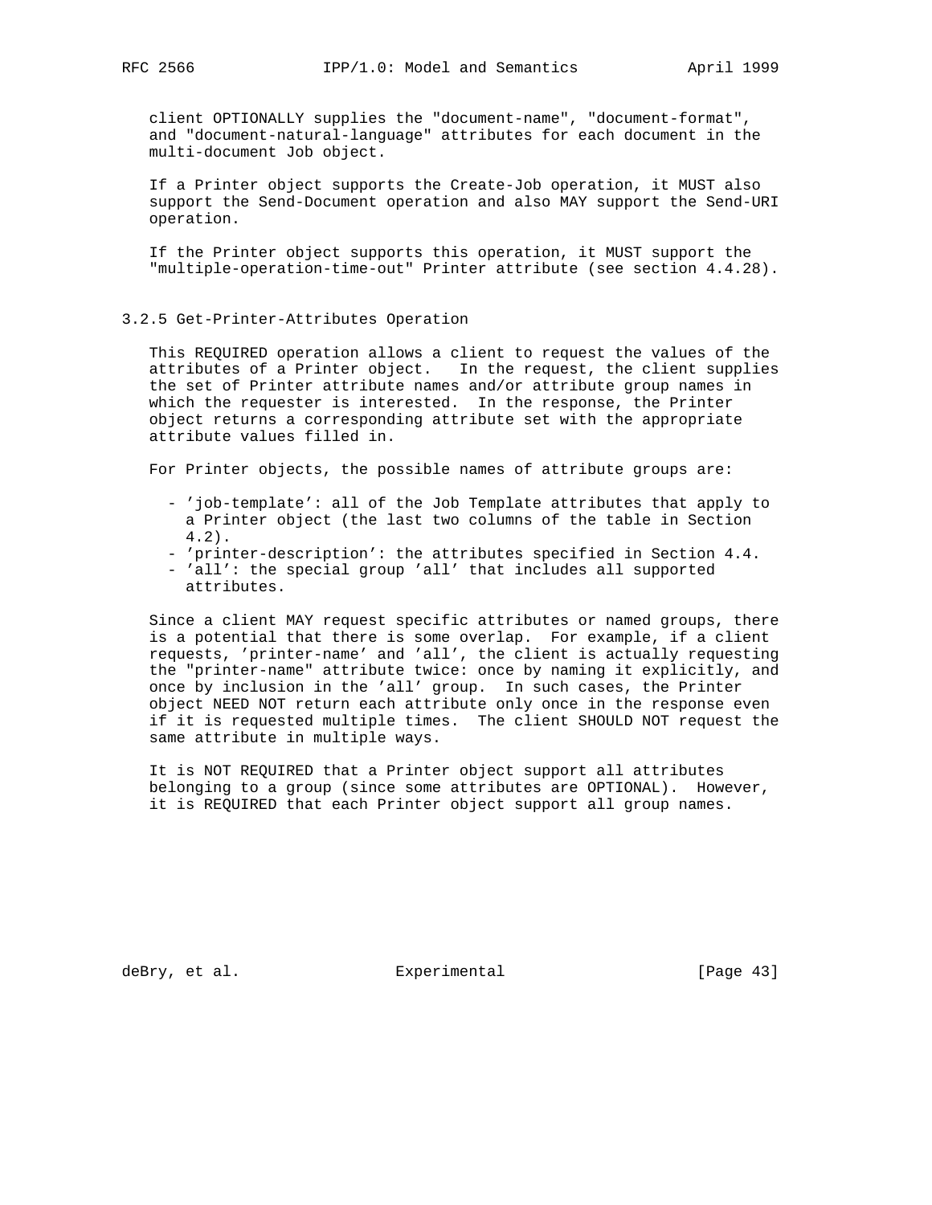client OPTIONALLY supplies the "document-name", "document-format", and "document-natural-language" attributes for each document in the multi-document Job object.

If a Printer object supports the Create-Job operation, it MUST also support the Send-Document operation and also MAY support the Send-URI operation.

If the Printer object supports this operation, it MUST support the "multiple-operation-time-out" Printer attribute (see section 4.4.28).

### 3.2.5 Get-Printer-Attributes Operation

This REQUIRED operation allows a client to request the values of the attributes of a Printer object. In the request, the client supplies the set of Printer attribute names and/or attribute group names in which the requester is interested. In the response, the Printer object returns a corresponding attribute set with the appropriate attribute values filled in.

For Printer objects, the possible names of attribute groups are:

- 'job-template': all of the Job Template attributes that apply to a Printer object (the last two columns of the table in Section 4.2).
- 'printer-description': the attributes specified in Section 4.4.
- 'all': the special group 'all' that includes all supported attributes.

Since a client MAY request specific attributes or named groups, there is a potential that there is some overlap. For example, if a client requests, 'printer-name' and 'all', the client is actually requesting the "printer-name" attribute twice: once by naming it explicitly, and once by inclusion in the 'all' group. In such cases, the Printer object NEED NOT return each attribute only once in the response even if it is requested multiple times. The client SHOULD NOT request the same attribute in multiple ways.

It is NOT REQUIRED that a Printer object support all attributes belonging to a group (since some attributes are OPTIONAL). However, it is REQUIRED that each Printer object support all group names.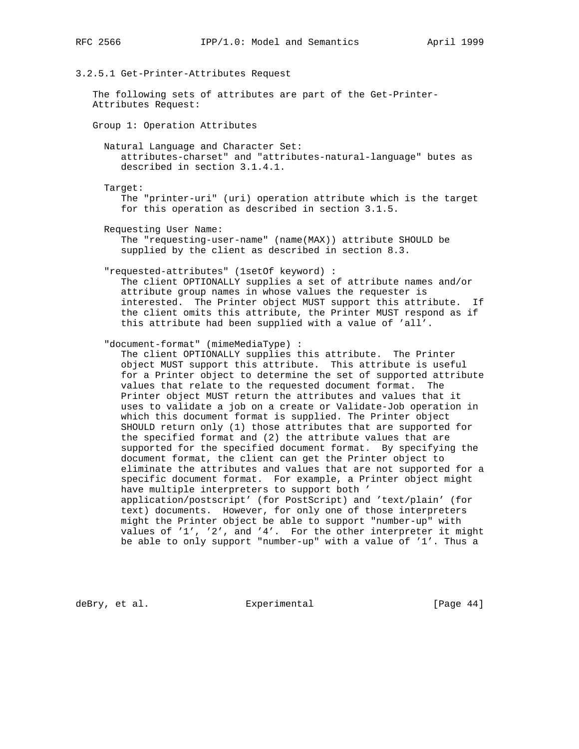### 3.2.5.1 Get-Printer-Attributes Request

The following sets of attributes are part of the Get-Printer-Attributes Request:

Group 1: Operation Attributes

Natural Language and Character Set:
attributes-charset" and "attributes-natural-language" butes as described in section 3.1.4.1.

Target:
The "printer-uri" (uri) operation attribute which is the target for this operation as described in section 3.1.5.

Requesting User Name:
The "requesting-user-name" (name(MAX)) attribute SHOULD be supplied by the client as described in section 8.3.

"requested-attributes" (1setOf keyword) :
The client OPTIONALLY supplies a set of attribute names and/or attribute group names in whose values the requester is interested. The Printer object MUST support this attribute. If the client omits this attribute, the Printer MUST respond as if this attribute had been supplied with a value of 'all'.

"document-format" (mimeMediaType) :
The client OPTIONALLY supplies this attribute. The Printer object MUST support this attribute. This attribute is useful for a Printer object to determine the set of supported attribute values that relate to the requested document format. The Printer object MUST return the attributes and values that it uses to validate a job on a create or Validate-Job operation in which this document format is supplied. The Printer object SHOULD return only (1) those attributes that are supported for the specified format and (2) the attribute values that are supported for the specified document format. By specifying the document format, the client can get the Printer object to eliminate the attributes and values that are not supported for a specific document format. For example, a Printer object might have multiple interpreters to support both ' application/postscript' (for PostScript) and 'text/plain' (for text) documents. However, for only one of those interpreters might the Printer object be able to support "number-up" with values of '1', '2', and '4'. For the other interpreter it might be able to only support "number-up" with a value of '1'. Thus a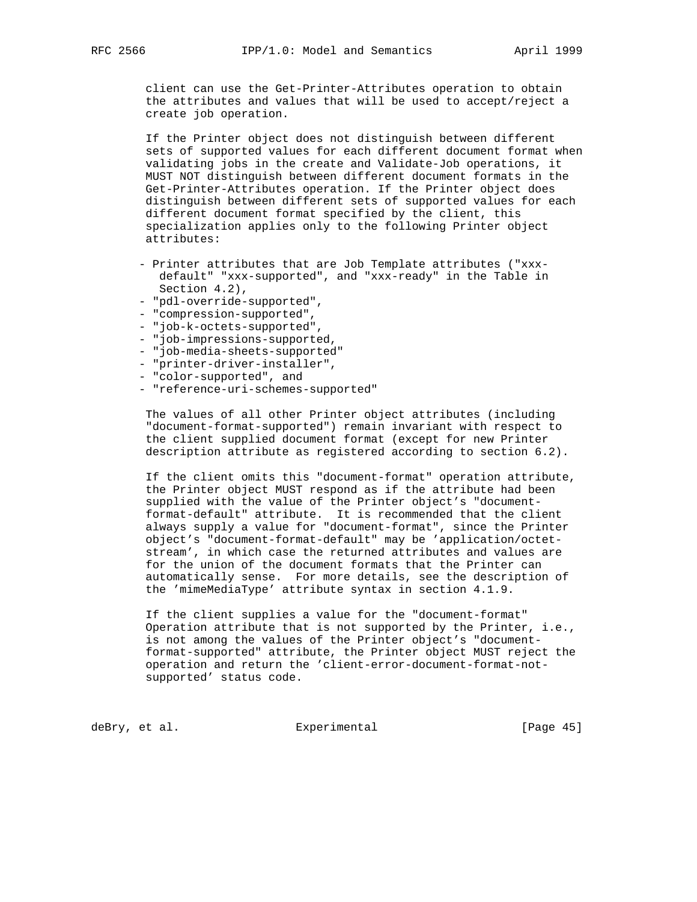client can use the Get-Printer-Attributes operation to obtain the attributes and values that will be used to accept/reject a create job operation.

If the Printer object does not distinguish between different sets of supported values for each different document format when validating jobs in the create and Validate-Job operations, it MUST NOT distinguish between different document formats in the Get-Printer-Attributes operation. If the Printer object does distinguish between different sets of supported values for each different document format specified by the client, this specialization applies only to the following Printer object attributes:

- Printer attributes that are Job Template attributes ("xxx-default" "xxx-supported", and "xxx-ready" in the Table in Section 4.2),
- "pdl-override-supported",
- "compression-supported",
- "job-k-octets-supported",
- "job-impressions-supported,
- "job-media-sheets-supported"
- "printer-driver-installer",
- "color-supported", and
- "reference-uri-schemes-supported"

The values of all other Printer object attributes (including "document-format-supported") remain invariant with respect to the client supplied document format (except for new Printer description attribute as registered according to section 6.2).

If the client omits this "document-format" operation attribute, the Printer object MUST respond as if the attribute had been supplied with the value of the Printer object's "document-format-default" attribute. It is recommended that the client always supply a value for "document-format", since the Printer object's "document-format-default" may be 'application/octet-stream', in which case the returned attributes and values are for the union of the document formats that the Printer can automatically sense. For more details, see the description of the 'mimeMediaType' attribute syntax in section 4.1.9.

If the client supplies a value for the "document-format" Operation attribute that is not supported by the Printer, i.e., is not among the values of the Printer object's "document-format-supported" attribute, the Printer object MUST reject the operation and return the 'client-error-document-format-not-supported' status code.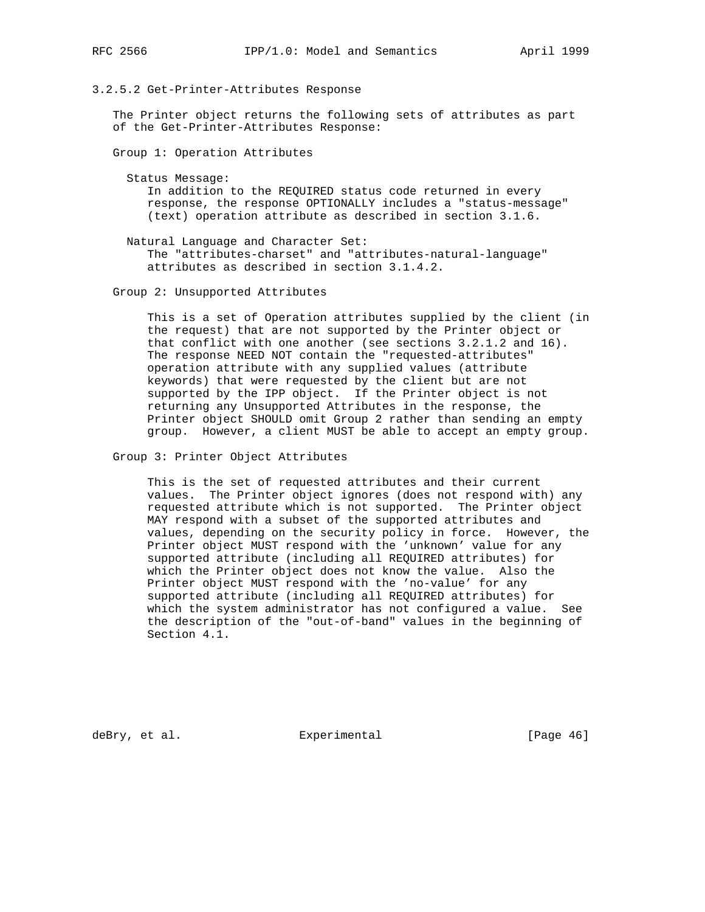### 3.2.5.2 Get-Printer-Attributes Response

The Printer object returns the following sets of attributes as part of the Get-Printer-Attributes Response:

Group 1: Operation Attributes

Status Message:
In addition to the REQUIRED status code returned in every response, the response OPTIONALLY includes a "status-message" (text) operation attribute as described in section 3.1.6.

Natural Language and Character Set:
The "attributes-charset" and "attributes-natural-language" attributes as described in section 3.1.4.2.

Group 2: Unsupported Attributes

This is a set of Operation attributes supplied by the client (in the request) that are not supported by the Printer object or that conflict with one another (see sections 3.2.1.2 and 16). The response NEED NOT contain the "requested-attributes" operation attribute with any supplied values (attribute keywords) that were requested by the client but are not supported by the IPP object. If the Printer object is not returning any Unsupported Attributes in the response, the Printer object SHOULD omit Group 2 rather than sending an empty group. However, a client MUST be able to accept an empty group.

Group 3: Printer Object Attributes

This is the set of requested attributes and their current values. The Printer object ignores (does not respond with) any requested attribute which is not supported. The Printer object MAY respond with a subset of the supported attributes and values, depending on the security policy in force. However, the Printer object MUST respond with the 'unknown' value for any supported attribute (including all REQUIRED attributes) for which the Printer object does not know the value. Also the Printer object MUST respond with the 'no-value' for any supported attribute (including all REQUIRED attributes) for which the system administrator has not configured a value. See the description of the "out-of-band" values in the beginning of Section 4.1.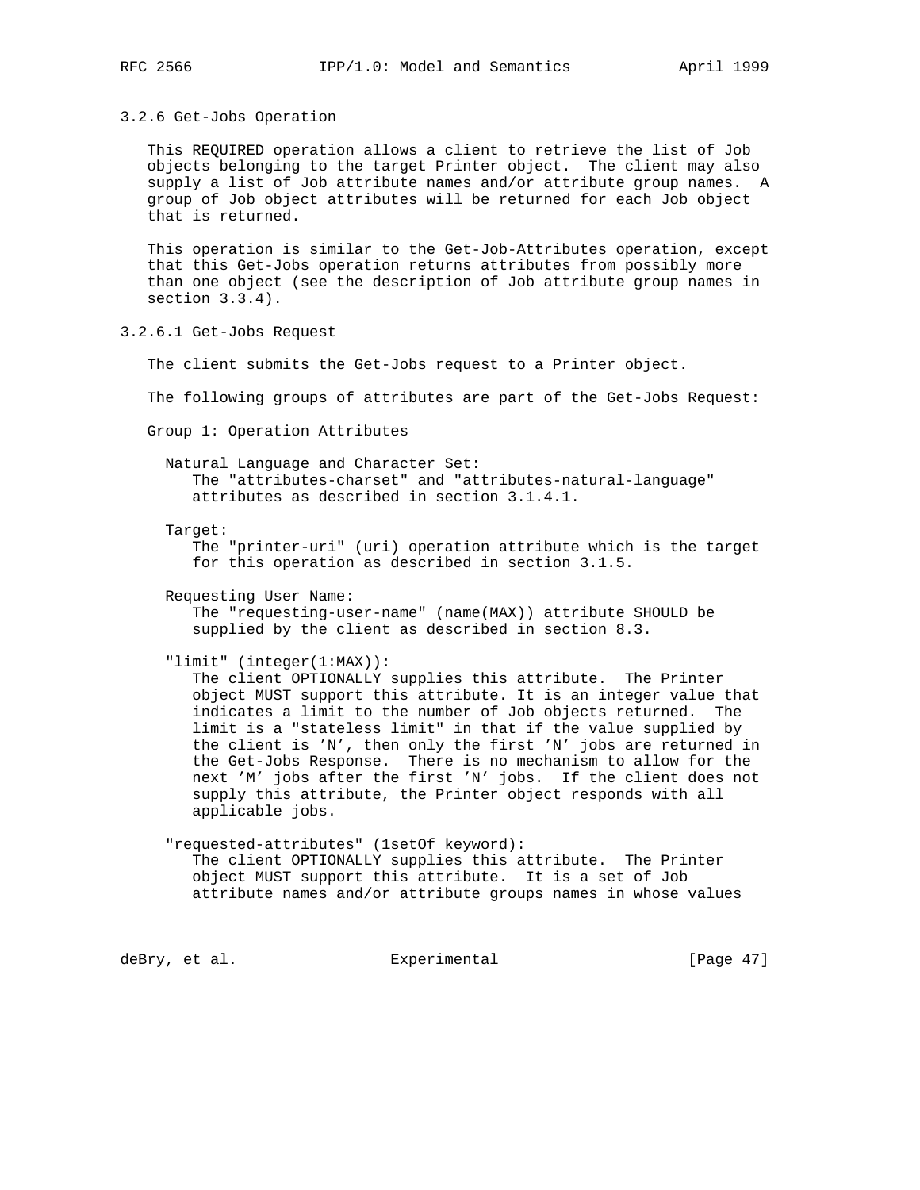### 3.2.6 Get-Jobs Operation

This REQUIRED operation allows a client to retrieve the list of Job objects belonging to the target Printer object. The client may also supply a list of Job attribute names and/or attribute group names. A group of Job object attributes will be returned for each Job object that is returned.

This operation is similar to the Get-Job-Attributes operation, except that this Get-Jobs operation returns attributes from possibly more than one object (see the description of Job attribute group names in section 3.3.4).

#### 3.2.6.1 Get-Jobs Request

The client submits the Get-Jobs request to a Printer object.

The following groups of attributes are part of the Get-Jobs Request:

Group 1: Operation Attributes

Natural Language and Character Set:
The "attributes-charset" and "attributes-natural-language" attributes as described in section 3.1.4.1.

Target:
The "printer-uri" (uri) operation attribute which is the target for this operation as described in section 3.1.5.

Requesting User Name:
The "requesting-user-name" (name(MAX)) attribute SHOULD be supplied by the client as described in section 8.3.

"limit" (integer(1:MAX)):
The client OPTIONALLY supplies this attribute. The Printer object MUST support this attribute. It is an integer value that indicates a limit to the number of Job objects returned. The limit is a "stateless limit" in that if the value supplied by the client is 'N', then only the first 'N' jobs are returned in the Get-Jobs Response. There is no mechanism to allow for the next 'M' jobs after the first 'N' jobs. If the client does not supply this attribute, the Printer object responds with all applicable jobs.

"requested-attributes" (1setOf keyword):
The client OPTIONALLY supplies this attribute. The Printer object MUST support this attribute. It is a set of Job attribute names and/or attribute groups names in whose values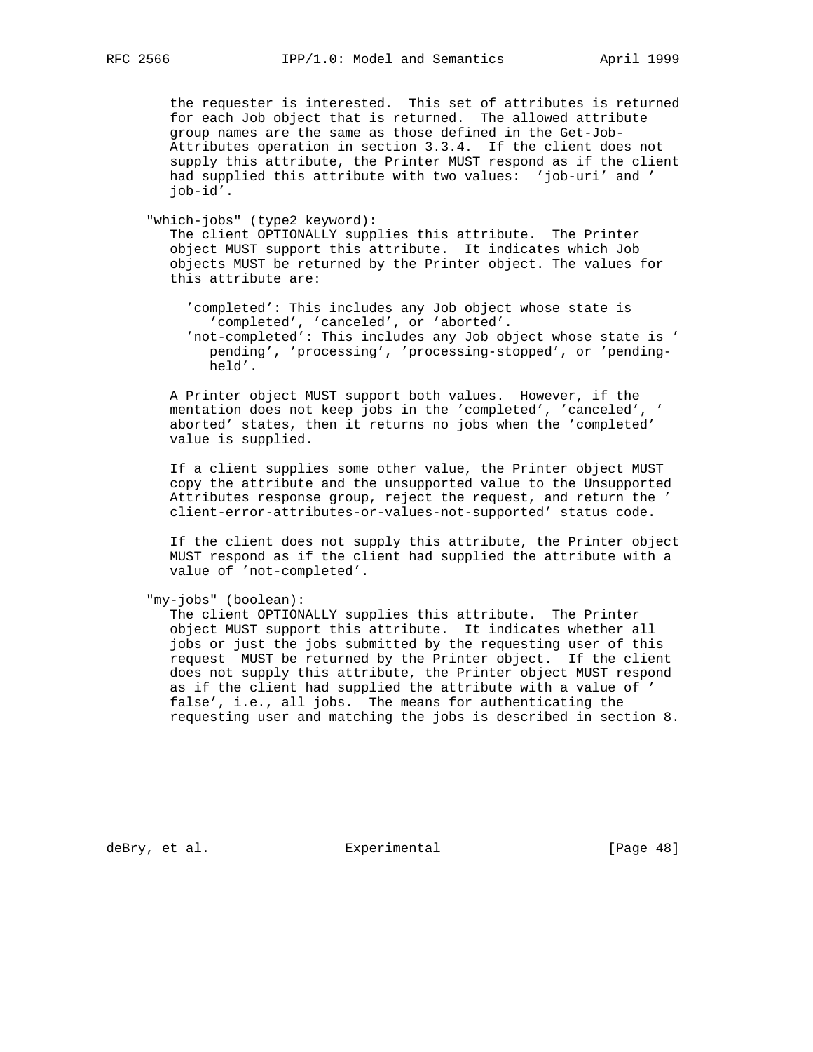the requester is interested. This set of attributes is returned for each Job object that is returned. The allowed attribute group names are the same as those defined in the Get-Job-Attributes operation in section 3.3.4. If the client does not supply this attribute, the Printer MUST respond as if the client had supplied this attribute with two values: 'job-uri' and 'job-id'.

"which-jobs" (type2 keyword):

The client OPTIONALLY supplies this attribute. The Printer object MUST support this attribute. It indicates which Job objects MUST be returned by the Printer object. The values for this attribute are:

- 'completed': This includes any Job object whose state is 'completed', 'canceled', or 'aborted'.
- 'not-completed': This includes any Job object whose state is 'pending', 'processing', 'processing-stopped', or 'pending-held'.

A Printer object MUST support both values. However, if the mentation does not keep jobs in the 'completed', 'canceled', 'aborted' states, then it returns no jobs when the 'completed' value is supplied.

If a client supplies some other value, the Printer object MUST copy the attribute and the unsupported value to the Unsupported Attributes response group, reject the request, and return the 'client-error-attributes-or-values-not-supported' status code.

If the client does not supply this attribute, the Printer object MUST respond as if the client had supplied the attribute with a value of 'not-completed'.

"my-jobs" (boolean):

The client OPTIONALLY supplies this attribute. The Printer object MUST support this attribute. It indicates whether all jobs or just the jobs submitted by the requesting user of this request MUST be returned by the Printer object. If the client does not supply this attribute, the Printer object MUST respond as if the client had supplied the attribute with a value of 'false', i.e., all jobs. The means for authenticating the requesting user and matching the jobs is described in section 8.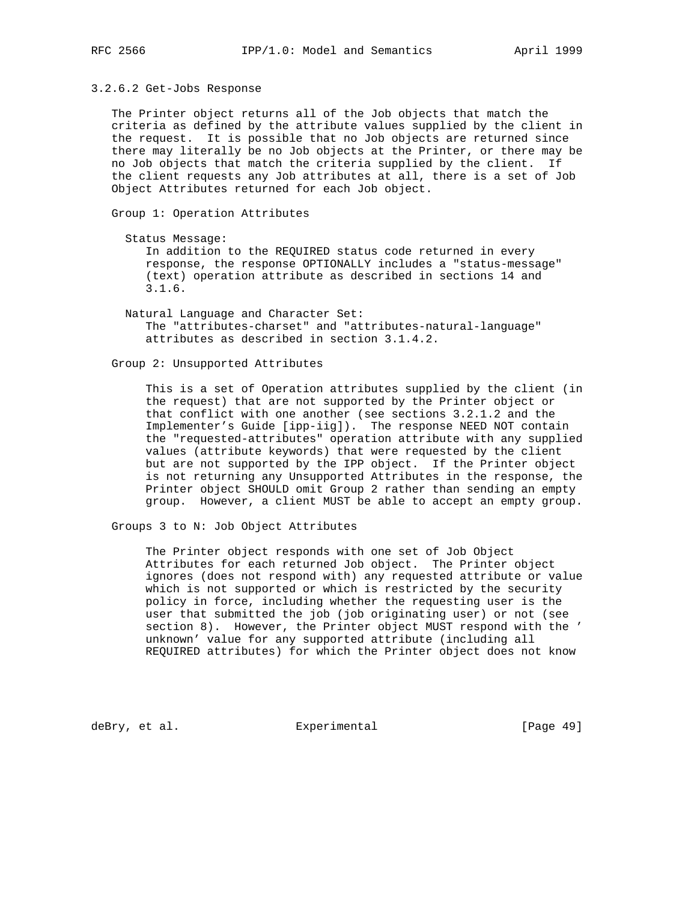### 3.2.6.2 Get-Jobs Response

The Printer object returns all of the Job objects that match the criteria as defined by the attribute values supplied by the client in the request. It is possible that no Job objects are returned since there may literally be no Job objects at the Printer, or there may be no Job objects that match the criteria supplied by the client. If the client requests any Job attributes at all, there is a set of Job Object Attributes returned for each Job object.

Group 1: Operation Attributes

Status Message:
In addition to the REQUIRED status code returned in every response, the response OPTIONALLY includes a "status-message" (text) operation attribute as described in sections 14 and 3.1.6.

Natural Language and Character Set:
The "attributes-charset" and "attributes-natural-language" attributes as described in section 3.1.4.2.

Group 2: Unsupported Attributes

This is a set of Operation attributes supplied by the client (in the request) that are not supported by the Printer object or that conflict with one another (see sections 3.2.1.2 and the Implementer's Guide [ipp-iig]). The response NEED NOT contain the "requested-attributes" operation attribute with any supplied values (attribute keywords) that were requested by the client but are not supported by the IPP object. If the Printer object is not returning any Unsupported Attributes in the response, the Printer object SHOULD omit Group 2 rather than sending an empty group. However, a client MUST be able to accept an empty group.

Groups 3 to N: Job Object Attributes

The Printer object responds with one set of Job Object Attributes for each returned Job object. The Printer object ignores (does not respond with) any requested attribute or value which is not supported or which is restricted by the security policy in force, including whether the requesting user is the user that submitted the job (job originating user) or not (see section 8). However, the Printer object MUST respond with the 'unknown' value for any supported attribute (including all REQUIRED attributes) for which the Printer object does not know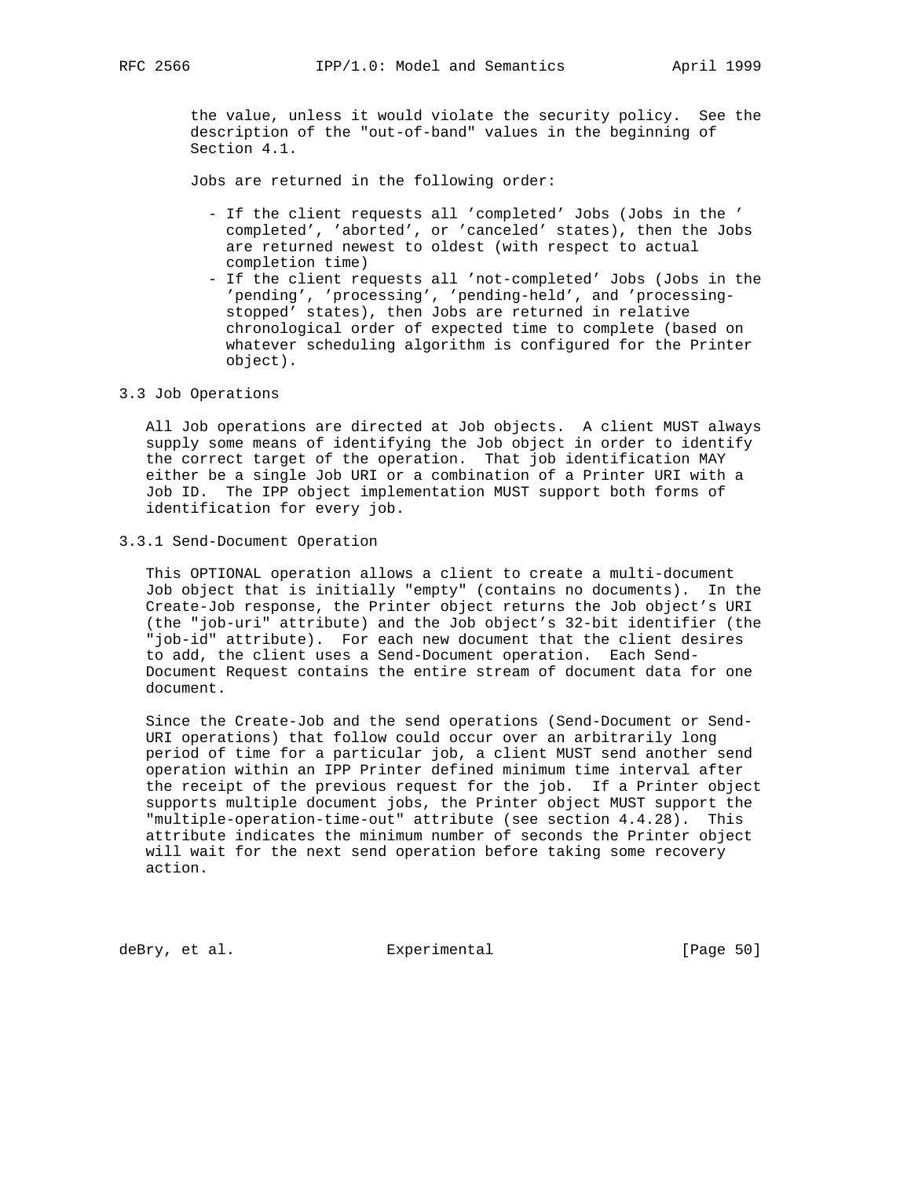the value, unless it would violate the security policy. See the description of the "out-of-band" values in the beginning of Section 4.1.

Jobs are returned in the following order:

- If the client requests all 'completed' Jobs (Jobs in the 'completed', 'aborted', or 'canceled' states), then the Jobs are returned newest to oldest (with respect to actual completion time)
- If the client requests all 'not-completed' Jobs (Jobs in the 'pending', 'processing', 'pending-held', and 'processing-stopped' states), then Jobs are returned in relative chronological order of expected time to complete (based on whatever scheduling algorithm is configured for the Printer object).

### 3.3 Job Operations

All Job operations are directed at Job objects. A client MUST always supply some means of identifying the Job object in order to identify the correct target of the operation. That job identification MAY either be a single Job URI or a combination of a Printer URI with a Job ID. The IPP object implementation MUST support both forms of identification for every job.

#### 3.3.1 Send-Document Operation

This OPTIONAL operation allows a client to create a multi-document Job object that is initially "empty" (contains no documents). In the Create-Job response, the Printer object returns the Job object's URI (the "job-uri" attribute) and the Job object's 32-bit identifier (the "job-id" attribute). For each new document that the client desires to add, the client uses a Send-Document operation. Each Send-Document Request contains the entire stream of document data for one document.

Since the Create-Job and the send operations (Send-Document or Send-URI operations) that follow could occur over an arbitrarily long period of time for a particular job, a client MUST send another send operation within an IPP Printer defined minimum time interval after the receipt of the previous request for the job. If a Printer object supports multiple document jobs, the Printer object MUST support the "multiple-operation-time-out" attribute (see section 4.4.28). This attribute indicates the minimum number of seconds the Printer object will wait for the next send operation before taking some recovery action.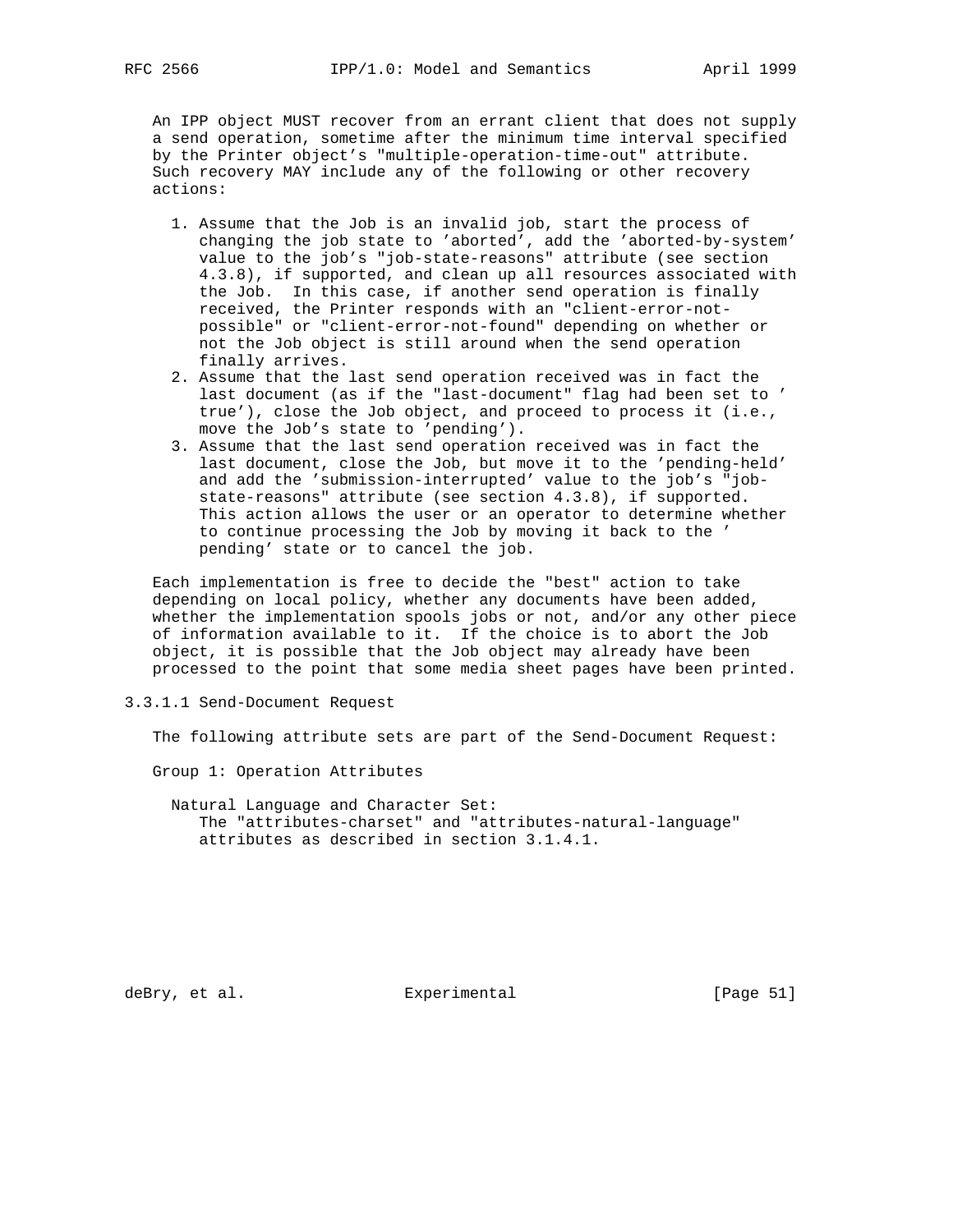An IPP object MUST recover from an errant client that does not supply a send operation, sometime after the minimum time interval specified by the Printer object's "multiple-operation-time-out" attribute. Such recovery MAY include any of the following or other recovery actions:

1. Assume that the Job is an invalid job, start the process of changing the job state to 'aborted', add the 'aborted-by-system' value to the job's "job-state-reasons" attribute (see section 4.3.8), if supported, and clean up all resources associated with the Job. In this case, if another send operation is finally received, the Printer responds with an "client-error-not-possible" or "client-error-not-found" depending on whether or not the Job object is still around when the send operation finally arrives.
2. Assume that the last send operation received was in fact the last document (as if the "last-document" flag had been set to 'true'), close the Job object, and proceed to process it (i.e., move the Job's state to 'pending').
3. Assume that the last send operation received was in fact the last document, close the Job, but move it to the 'pending-held' and add the 'submission-interrupted' value to the job's "job-state-reasons" attribute (see section 4.3.8), if supported. This action allows the user or an operator to determine whether to continue processing the Job by moving it back to the 'pending' state or to cancel the job.

Each implementation is free to decide the "best" action to take depending on local policy, whether any documents have been added, whether the implementation spools jobs or not, and/or any other piece of information available to it. If the choice is to abort the Job object, it is possible that the Job object may already have been processed to the point that some media sheet pages have been printed.

#### 3.3.1.1 Send-Document Request

The following attribute sets are part of the Send-Document Request:

Group 1: Operation Attributes

Natural Language and Character Set:
The "attributes-charset" and "attributes-natural-language" attributes as described in section 3.1.4.1.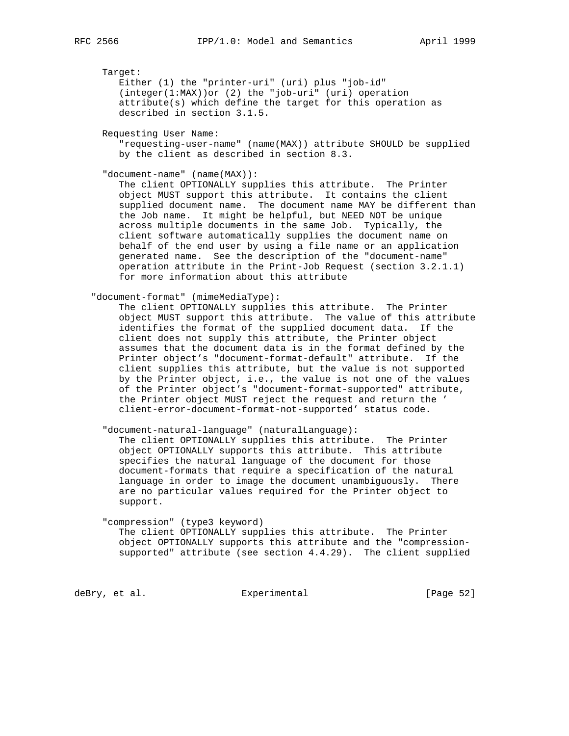Target:
Either (1) the "printer-uri" (uri) plus "job-id" (integer(1:MAX))or (2) the "job-uri" (uri) operation attribute(s) which define the target for this operation as described in section 3.1.5.

Requesting User Name:
"requesting-user-name" (name(MAX)) attribute SHOULD be supplied by the client as described in section 8.3.

"document-name" (name(MAX)):
The client OPTIONALLY supplies this attribute. The Printer object MUST support this attribute. It contains the client supplied document name. The document name MAY be different than the Job name. It might be helpful, but NEED NOT be unique across multiple documents in the same Job. Typically, the client software automatically supplies the document name on behalf of the end user by using a file name or an application generated name. See the description of the "document-name" operation attribute in the Print-Job Request (section 3.2.1.1) for more information about this attribute

"document-format" (mimeMediaType):
The client OPTIONALLY supplies this attribute. The Printer object MUST support this attribute. The value of this attribute identifies the format of the supplied document data. If the client does not supply this attribute, the Printer object assumes that the document data is in the format defined by the Printer object's "document-format-default" attribute. If the client supplies this attribute, but the value is not supported by the Printer object, i.e., the value is not one of the values of the Printer object's "document-format-supported" attribute, the Printer object MUST reject the request and return the ' client-error-document-format-not-supported' status code.

"document-natural-language" (naturalLanguage):
The client OPTIONALLY supplies this attribute. The Printer object OPTIONALLY supports this attribute. This attribute specifies the natural language of the document for those document-formats that require a specification of the natural language in order to image the document unambiguously. There are no particular values required for the Printer object to support.

"compression" (type3 keyword)
The client OPTIONALLY supplies this attribute. The Printer object OPTIONALLY supports this attribute and the "compression-supported" attribute (see section 4.4.29). The client supplied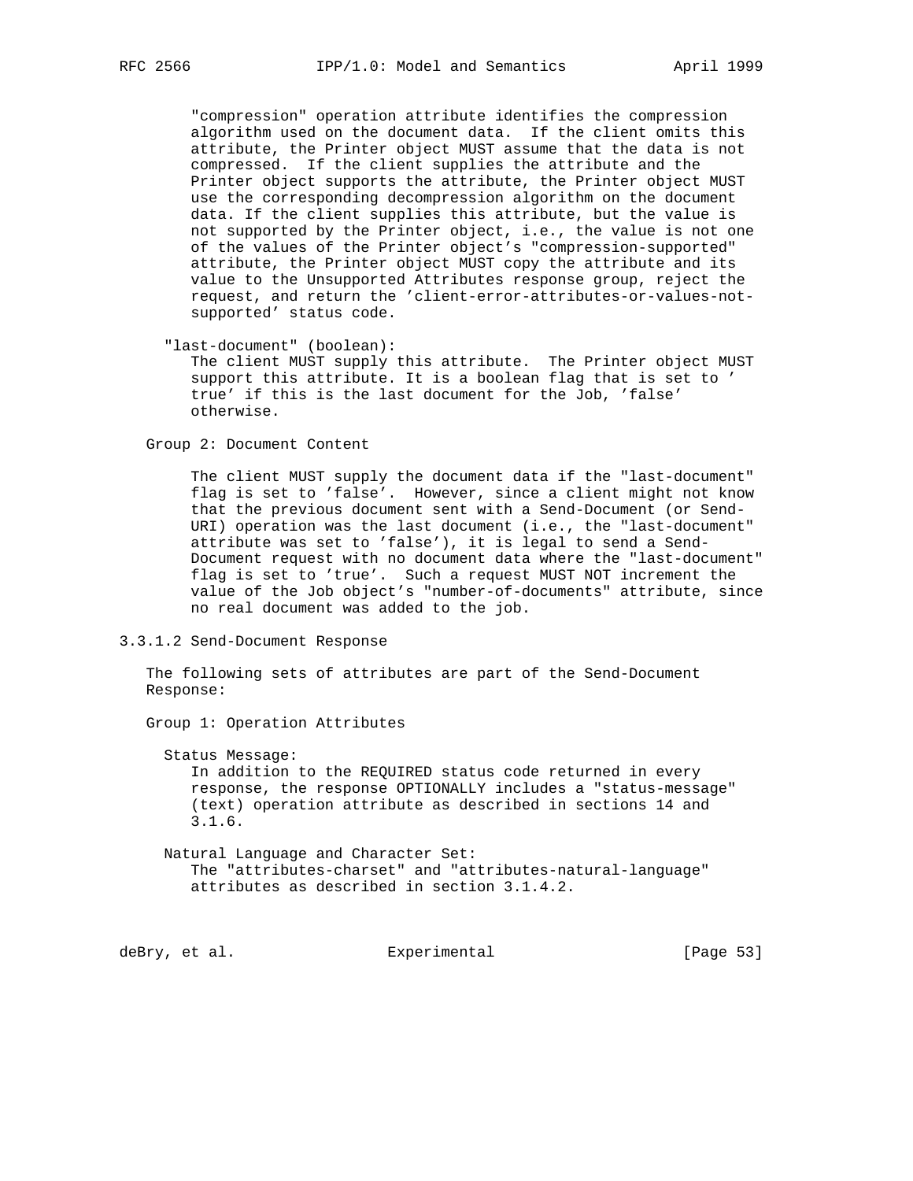"compression" operation attribute identifies the compression algorithm used on the document data. If the client omits this attribute, the Printer object MUST assume that the data is not compressed. If the client supplies the attribute and the Printer object supports the attribute, the Printer object MUST use the corresponding decompression algorithm on the document data. If the client supplies this attribute, but the value is not supported by the Printer object, i.e., the value is not one of the values of the Printer object's "compression-supported" attribute, the Printer object MUST copy the attribute and its value to the Unsupported Attributes response group, reject the request, and return the 'client-error-attributes-or-values-not-supported' status code.

"last-document" (boolean):
The client MUST supply this attribute. The Printer object MUST support this attribute. It is a boolean flag that is set to 'true' if this is the last document for the Job, 'false' otherwise.

Group 2: Document Content

The client MUST supply the document data if the "last-document" flag is set to 'false'. However, since a client might not know that the previous document sent with a Send-Document (or Send-URI) operation was the last document (i.e., the "last-document" attribute was set to 'false'), it is legal to send a Send-Document request with no document data where the "last-document" flag is set to 'true'. Such a request MUST NOT increment the value of the Job object's "number-of-documents" attribute, since no real document was added to the job.

### 3.3.1.2 Send-Document Response

The following sets of attributes are part of the Send-Document Response:

Group 1: Operation Attributes

Status Message:
In addition to the REQUIRED status code returned in every response, the response OPTIONALLY includes a "status-message" (text) operation attribute as described in sections 14 and 3.1.6.

Natural Language and Character Set:
The "attributes-charset" and "attributes-natural-language" attributes as described in section 3.1.4.2.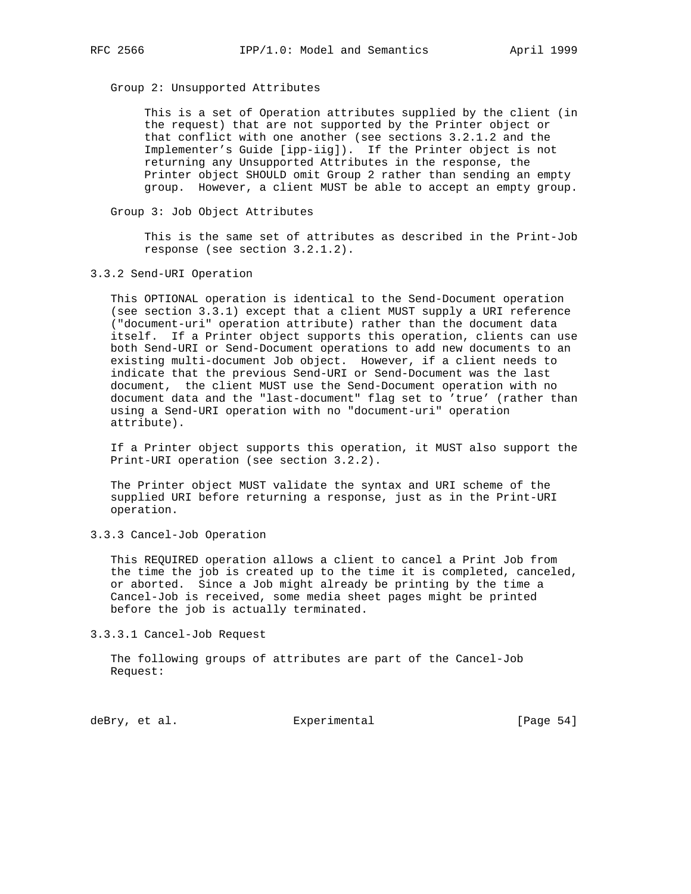Group 2: Unsupported Attributes

This is a set of Operation attributes supplied by the client (in the request) that are not supported by the Printer object or that conflict with one another (see sections 3.2.1.2 and the Implementer's Guide [ipp-iig]). If the Printer object is not returning any Unsupported Attributes in the response, the Printer object SHOULD omit Group 2 rather than sending an empty group. However, a client MUST be able to accept an empty group.

Group 3: Job Object Attributes

This is the same set of attributes as described in the Print-Job response (see section 3.2.1.2).

### 3.3.2 Send-URI Operation

This OPTIONAL operation is identical to the Send-Document operation (see section 3.3.1) except that a client MUST supply a URI reference ("document-uri" operation attribute) rather than the document data itself. If a Printer object supports this operation, clients can use both Send-URI or Send-Document operations to add new documents to an existing multi-document Job object. However, if a client needs to indicate that the previous Send-URI or Send-Document was the last document, the client MUST use the Send-Document operation with no document data and the "last-document" flag set to 'true' (rather than using a Send-URI operation with no "document-uri" operation attribute).

If a Printer object supports this operation, it MUST also support the Print-URI operation (see section 3.2.2).

The Printer object MUST validate the syntax and URI scheme of the supplied URI before returning a response, just as in the Print-URI operation.

### 3.3.3 Cancel-Job Operation

This REQUIRED operation allows a client to cancel a Print Job from the time the job is created up to the time it is completed, canceled, or aborted. Since a Job might already be printing by the time a Cancel-Job is received, some media sheet pages might be printed before the job is actually terminated.

#### 3.3.3.1 Cancel-Job Request

The following groups of attributes are part of the Cancel-Job Request: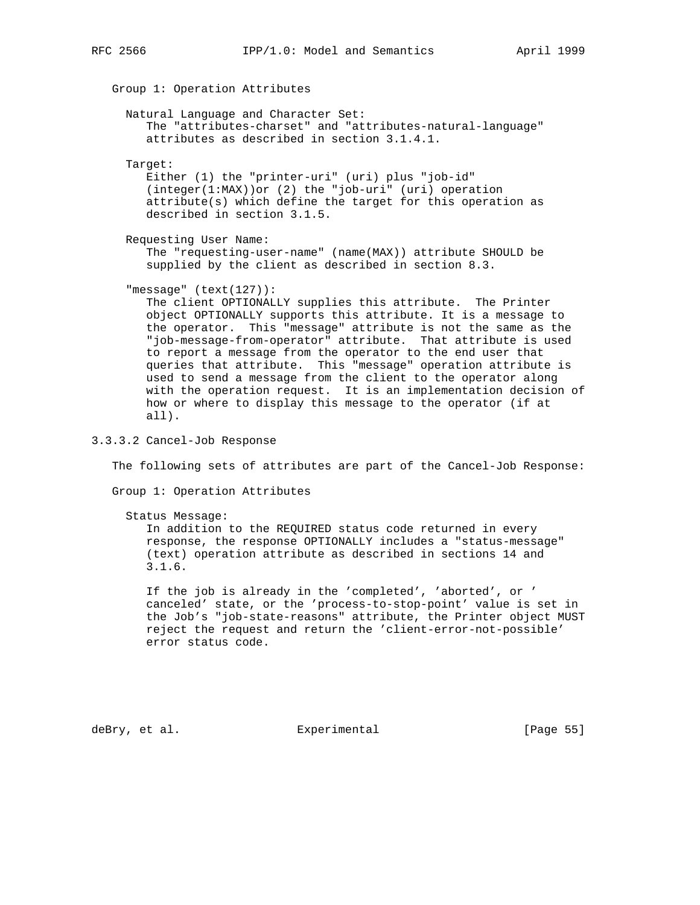Group 1: Operation Attributes

Natural Language and Character Set:
The "attributes-charset" and "attributes-natural-language" attributes as described in section 3.1.4.1.

Target:
Either (1) the "printer-uri" (uri) plus "job-id" (integer(1:MAX))or (2) the "job-uri" (uri) operation attribute(s) which define the target for this operation as described in section 3.1.5.

Requesting User Name:
The "requesting-user-name" (name(MAX)) attribute SHOULD be supplied by the client as described in section 8.3.

"message" (text(127)):
The client OPTIONALLY supplies this attribute. The Printer object OPTIONALLY supports this attribute. It is a message to the operator. This "message" attribute is not the same as the "job-message-from-operator" attribute. That attribute is used to report a message from the operator to the end user that queries that attribute. This "message" operation attribute is used to send a message from the client to the operator along with the operation request. It is an implementation decision of how or where to display this message to the operator (if at all).

### 3.3.3.2 Cancel-Job Response

The following sets of attributes are part of the Cancel-Job Response:

Group 1: Operation Attributes

Status Message:
In addition to the REQUIRED status code returned in every response, the response OPTIONALLY includes a "status-message" (text) operation attribute as described in sections 14 and 3.1.6.

If the job is already in the 'completed', 'aborted', or ' canceled' state, or the 'process-to-stop-point' value is set in the Job's "job-state-reasons" attribute, the Printer object MUST reject the request and return the 'client-error-not-possible' error status code.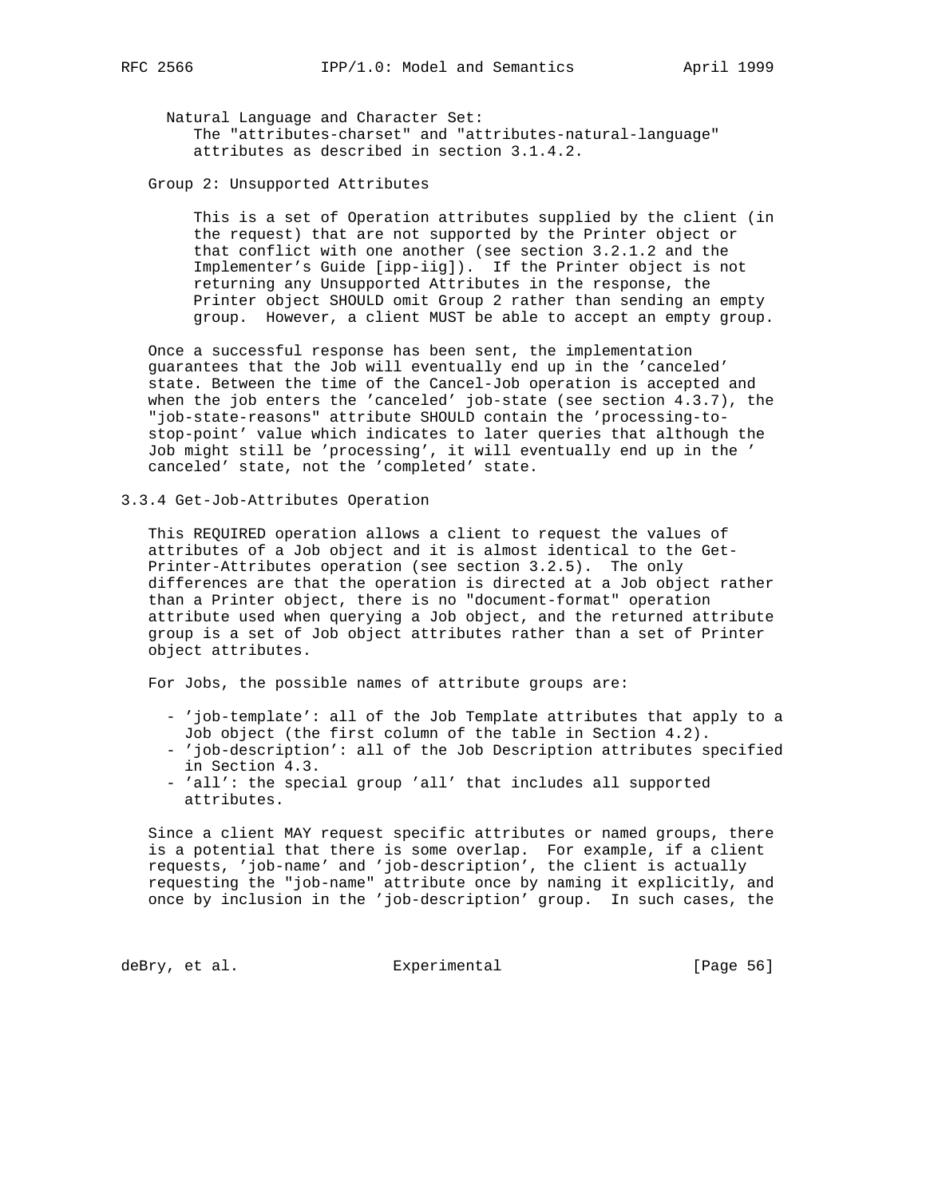Natural Language and Character Set:
The "attributes-charset" and "attributes-natural-language" attributes as described in section 3.1.4.2.

Group 2: Unsupported Attributes

This is a set of Operation attributes supplied by the client (in the request) that are not supported by the Printer object or that conflict with one another (see section 3.2.1.2 and the Implementer's Guide [ipp-iig]). If the Printer object is not returning any Unsupported Attributes in the response, the Printer object SHOULD omit Group 2 rather than sending an empty group. However, a client MUST be able to accept an empty group.

Once a successful response has been sent, the implementation guarantees that the Job will eventually end up in the 'canceled' state. Between the time of the Cancel-Job operation is accepted and when the job enters the 'canceled' job-state (see section 4.3.7), the "job-state-reasons" attribute SHOULD contain the 'processing-to-stop-point' value which indicates to later queries that although the Job might still be 'processing', it will eventually end up in the 'canceled' state, not the 'completed' state.

### 3.3.4 Get-Job-Attributes Operation

This REQUIRED operation allows a client to request the values of attributes of a Job object and it is almost identical to the Get-Printer-Attributes operation (see section 3.2.5). The only differences are that the operation is directed at a Job object rather than a Printer object, there is no "document-format" operation attribute used when querying a Job object, and the returned attribute group is a set of Job object attributes rather than a set of Printer object attributes.

For Jobs, the possible names of attribute groups are:

- 'job-template': all of the Job Template attributes that apply to a Job object (the first column of the table in Section 4.2).
- 'job-description': all of the Job Description attributes specified in Section 4.3.
- 'all': the special group 'all' that includes all supported attributes.

Since a client MAY request specific attributes or named groups, there is a potential that there is some overlap. For example, if a client requests, 'job-name' and 'job-description', the client is actually requesting the "job-name" attribute once by naming it explicitly, and once by inclusion in the 'job-description' group. In such cases, the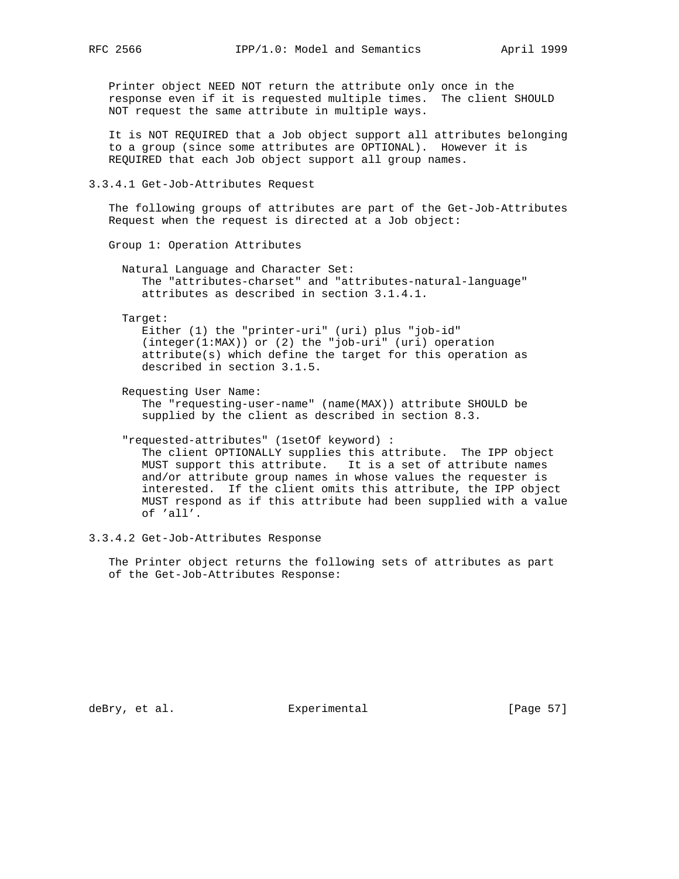Printer object NEED NOT return the attribute only once in the response even if it is requested multiple times. The client SHOULD NOT request the same attribute in multiple ways.

It is NOT REQUIRED that a Job object support all attributes belonging to a group (since some attributes are OPTIONAL). However it is REQUIRED that each Job object support all group names.

### 3.3.4.1 Get-Job-Attributes Request

The following groups of attributes are part of the Get-Job-Attributes Request when the request is directed at a Job object:

Group 1: Operation Attributes

Natural Language and Character Set:
The "attributes-charset" and "attributes-natural-language" attributes as described in section 3.1.4.1.

Target:
Either (1) the "printer-uri" (uri) plus "job-id" (integer(1:MAX)) or (2) the "job-uri" (uri) operation attribute(s) which define the target for this operation as described in section 3.1.5.

Requesting User Name:
The "requesting-user-name" (name(MAX)) attribute SHOULD be supplied by the client as described in section 8.3.

"requested-attributes" (1setOf keyword) :
The client OPTIONALLY supplies this attribute. The IPP object MUST support this attribute. It is a set of attribute names and/or attribute group names in whose values the requester is interested. If the client omits this attribute, the IPP object MUST respond as if this attribute had been supplied with a value of 'all'.

### 3.3.4.2 Get-Job-Attributes Response

The Printer object returns the following sets of attributes as part of the Get-Job-Attributes Response: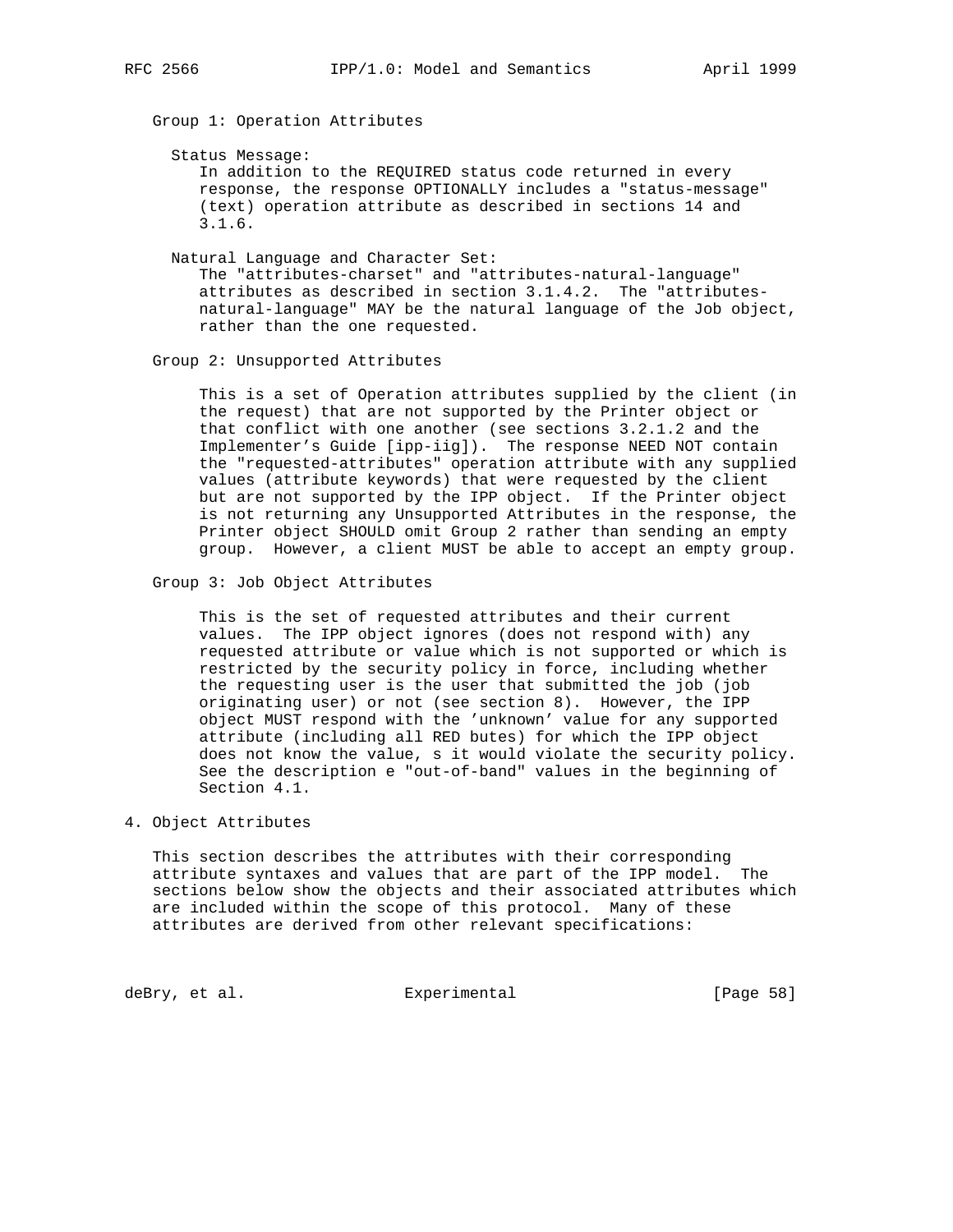Group 1: Operation Attributes

Status Message:
In addition to the REQUIRED status code returned in every response, the response OPTIONALLY includes a "status-message" (text) operation attribute as described in sections 14 and 3.1.6.

Natural Language and Character Set:
The "attributes-charset" and "attributes-natural-language" attributes as described in section 3.1.4.2. The "attributes-natural-language" MAY be the natural language of the Job object, rather than the one requested.

Group 2: Unsupported Attributes

This is a set of Operation attributes supplied by the client (in the request) that are not supported by the Printer object or that conflict with one another (see sections 3.2.1.2 and the Implementer's Guide [ipp-iig]). The response NEED NOT contain the "requested-attributes" operation attribute with any supplied values (attribute keywords) that were requested by the client but are not supported by the IPP object. If the Printer object is not returning any Unsupported Attributes in the response, the Printer object SHOULD omit Group 2 rather than sending an empty group. However, a client MUST be able to accept an empty group.

Group 3: Job Object Attributes

This is the set of requested attributes and their current values. The IPP object ignores (does not respond with) any requested attribute or value which is not supported or which is restricted by the security policy in force, including whether the requesting user is the user that submitted the job (job originating user) or not (see section 8). However, the IPP object MUST respond with the 'unknown' value for any supported attribute (including all RED butes) for which the IPP object does not know the value, s it would violate the security policy. See the description e "out-of-band" values in the beginning of Section 4.1.

# 4. Object Attributes

This section describes the attributes with their corresponding attribute syntaxes and values that are part of the IPP model. The sections below show the objects and their associated attributes which are included within the scope of this protocol. Many of these attributes are derived from other relevant specifications: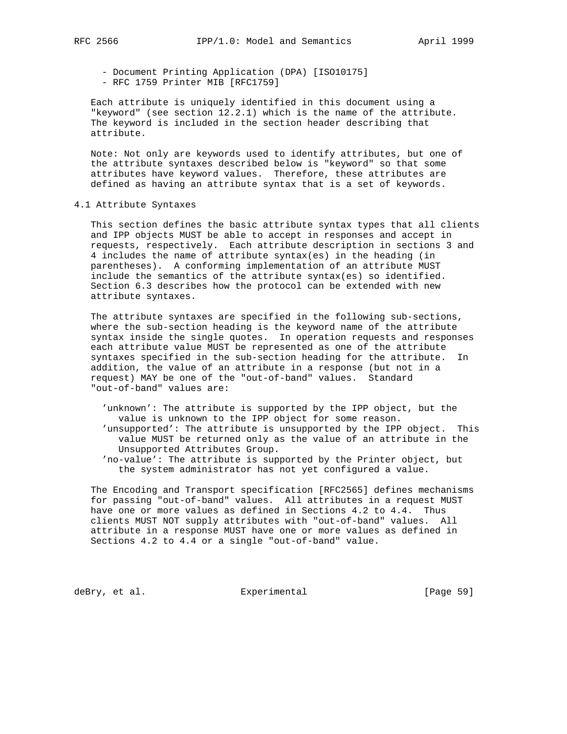- Document Printing Application (DPA) [ISO10175]
- RFC 1759 Printer MIB [RFC1759]

Each attribute is uniquely identified in this document using a "keyword" (see section 12.2.1) which is the name of the attribute. The keyword is included in the section header describing that attribute.

Note: Not only are keywords used to identify attributes, but one of the attribute syntaxes described below is "keyword" so that some attributes have keyword values. Therefore, these attributes are defined as having an attribute syntax that is a set of keywords.

## 4.1 Attribute Syntaxes

This section defines the basic attribute syntax types that all clients and IPP objects MUST be able to accept in responses and accept in requests, respectively. Each attribute description in sections 3 and 4 includes the name of attribute syntax(es) in the heading (in parentheses). A conforming implementation of an attribute MUST include the semantics of the attribute syntax(es) so identified. Section 6.3 describes how the protocol can be extended with new attribute syntaxes.

The attribute syntaxes are specified in the following sub-sections, where the sub-section heading is the keyword name of the attribute syntax inside the single quotes. In operation requests and responses each attribute value MUST be represented as one of the attribute syntaxes specified in the sub-section heading for the attribute. In addition, the value of an attribute in a response (but not in a request) MAY be one of the "out-of-band" values. Standard "out-of-band" values are:

- 'unknown': The attribute is supported by the IPP object, but the value is unknown to the IPP object for some reason.
- 'unsupported': The attribute is unsupported by the IPP object. This value MUST be returned only as the value of an attribute in the Unsupported Attributes Group.
- 'no-value': The attribute is supported by the Printer object, but the system administrator has not yet configured a value.

The Encoding and Transport specification [RFC2565] defines mechanisms for passing "out-of-band" values. All attributes in a request MUST have one or more values as defined in Sections 4.2 to 4.4. Thus clients MUST NOT supply attributes with "out-of-band" values. All attribute in a response MUST have one or more values as defined in Sections 4.2 to 4.4 or a single "out-of-band" value.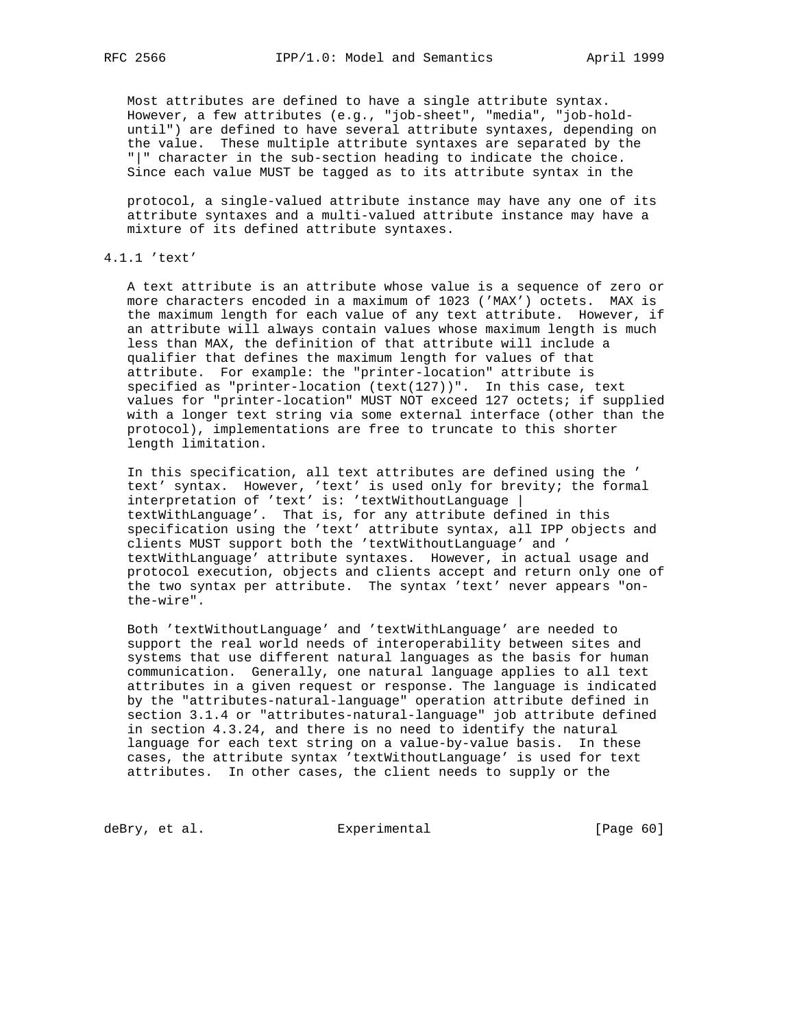Most attributes are defined to have a single attribute syntax. However, a few attributes (e.g., "job-sheet", "media", "job-hold-until") are defined to have several attribute syntaxes, depending on the value. These multiple attribute syntaxes are separated by the "|" character in the sub-section heading to indicate the choice. Since each value MUST be tagged as to its attribute syntax in the protocol, a single-valued attribute instance may have any one of its attribute syntaxes and a multi-valued attribute instance may have a mixture of its defined attribute syntaxes.

### 4.1.1 'text'

A text attribute is an attribute whose value is a sequence of zero or more characters encoded in a maximum of 1023 ('MAX') octets. MAX is the maximum length for each value of any text attribute. However, if an attribute will always contain values whose maximum length is much less than MAX, the definition of that attribute will include a qualifier that defines the maximum length for values of that attribute. For example: the "printer-location" attribute is specified as "printer-location (text(127))". In this case, text values for "printer-location" MUST NOT exceed 127 octets; if supplied with a longer text string via some external interface (other than the protocol), implementations are free to truncate to this shorter length limitation.

In this specification, all text attributes are defined using the 'text' syntax. However, 'text' is used only for brevity; the formal interpretation of 'text' is: 'textWithoutLanguage | textWithLanguage'. That is, for any attribute defined in this specification using the 'text' attribute syntax, all IPP objects and clients MUST support both the 'textWithoutLanguage' and 'textWithLanguage' attribute syntaxes. However, in actual usage and protocol execution, objects and clients accept and return only one of the two syntax per attribute. The syntax 'text' never appears "on-the-wire".

Both 'textWithoutLanguage' and 'textWithLanguage' are needed to support the real world needs of interoperability between sites and systems that use different natural languages as the basis for human communication. Generally, one natural language applies to all text attributes in a given request or response. The language is indicated by the "attributes-natural-language" operation attribute defined in section 3.1.4 or "attributes-natural-language" job attribute defined in section 4.3.24, and there is no need to identify the natural language for each text string on a value-by-value basis. In these cases, the attribute syntax 'textWithoutLanguage' is used for text attributes. In other cases, the client needs to supply or the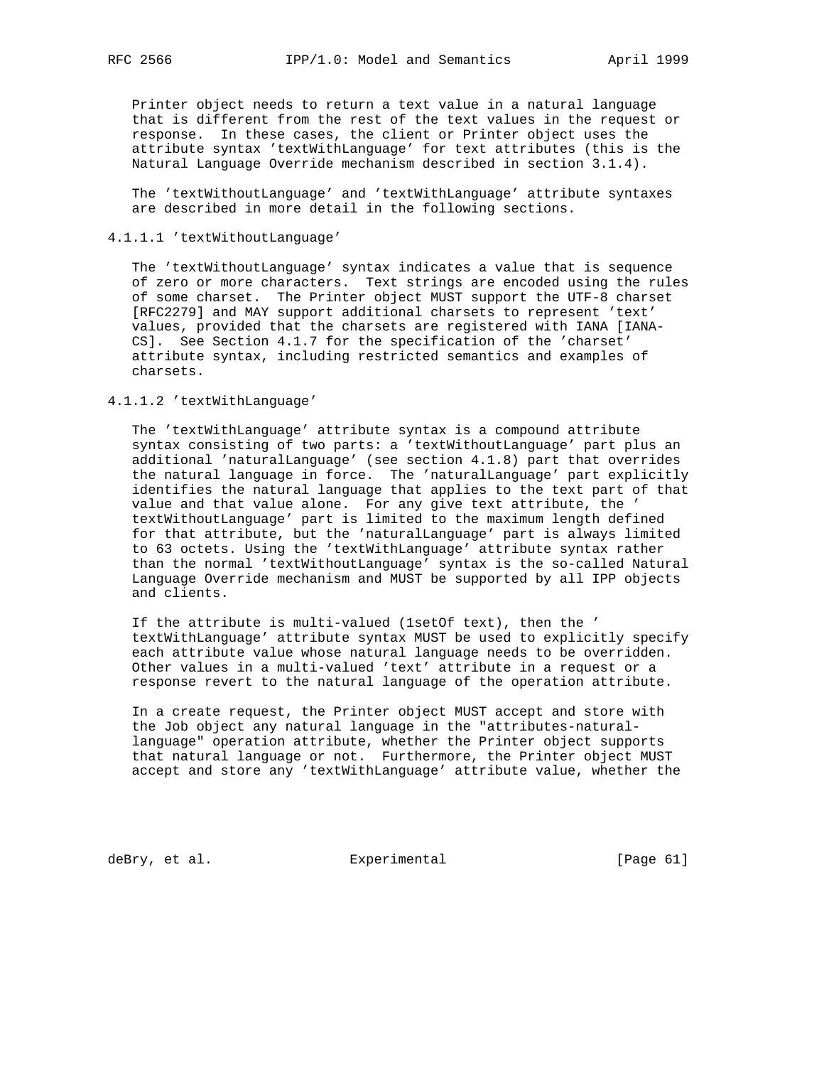Printer object needs to return a text value in a natural language that is different from the rest of the text values in the request or response. In these cases, the client or Printer object uses the attribute syntax 'textWithLanguage' for text attributes (this is the Natural Language Override mechanism described in section 3.1.4).

The 'textWithoutLanguage' and 'textWithLanguage' attribute syntaxes are described in more detail in the following sections.

#### 4.1.1.1 'textWithoutLanguage'

The 'textWithoutLanguage' syntax indicates a value that is sequence of zero or more characters. Text strings are encoded using the rules of some charset. The Printer object MUST support the UTF-8 charset [RFC2279] and MAY support additional charsets to represent 'text' values, provided that the charsets are registered with IANA [IANA-CS]. See Section 4.1.7 for the specification of the 'charset' attribute syntax, including restricted semantics and examples of charsets.

#### 4.1.1.2 'textWithLanguage'

The 'textWithLanguage' attribute syntax is a compound attribute syntax consisting of two parts: a 'textWithoutLanguage' part plus an additional 'naturalLanguage' (see section 4.1.8) part that overrides the natural language in force. The 'naturalLanguage' part explicitly identifies the natural language that applies to the text part of that value and that value alone. For any give text attribute, the ' textWithoutLanguage' part is limited to the maximum length defined for that attribute, but the 'naturalLanguage' part is always limited to 63 octets. Using the 'textWithLanguage' attribute syntax rather than the normal 'textWithoutLanguage' syntax is the so-called Natural Language Override mechanism and MUST be supported by all IPP objects and clients.

If the attribute is multi-valued (1setOf text), then the ' textWithLanguage' attribute syntax MUST be used to explicitly specify each attribute value whose natural language needs to be overridden. Other values in a multi-valued 'text' attribute in a request or a response revert to the natural language of the operation attribute.

In a create request, the Printer object MUST accept and store with the Job object any natural language in the "attributes-natural-language" operation attribute, whether the Printer object supports that natural language or not. Furthermore, the Printer object MUST accept and store any 'textWithLanguage' attribute value, whether the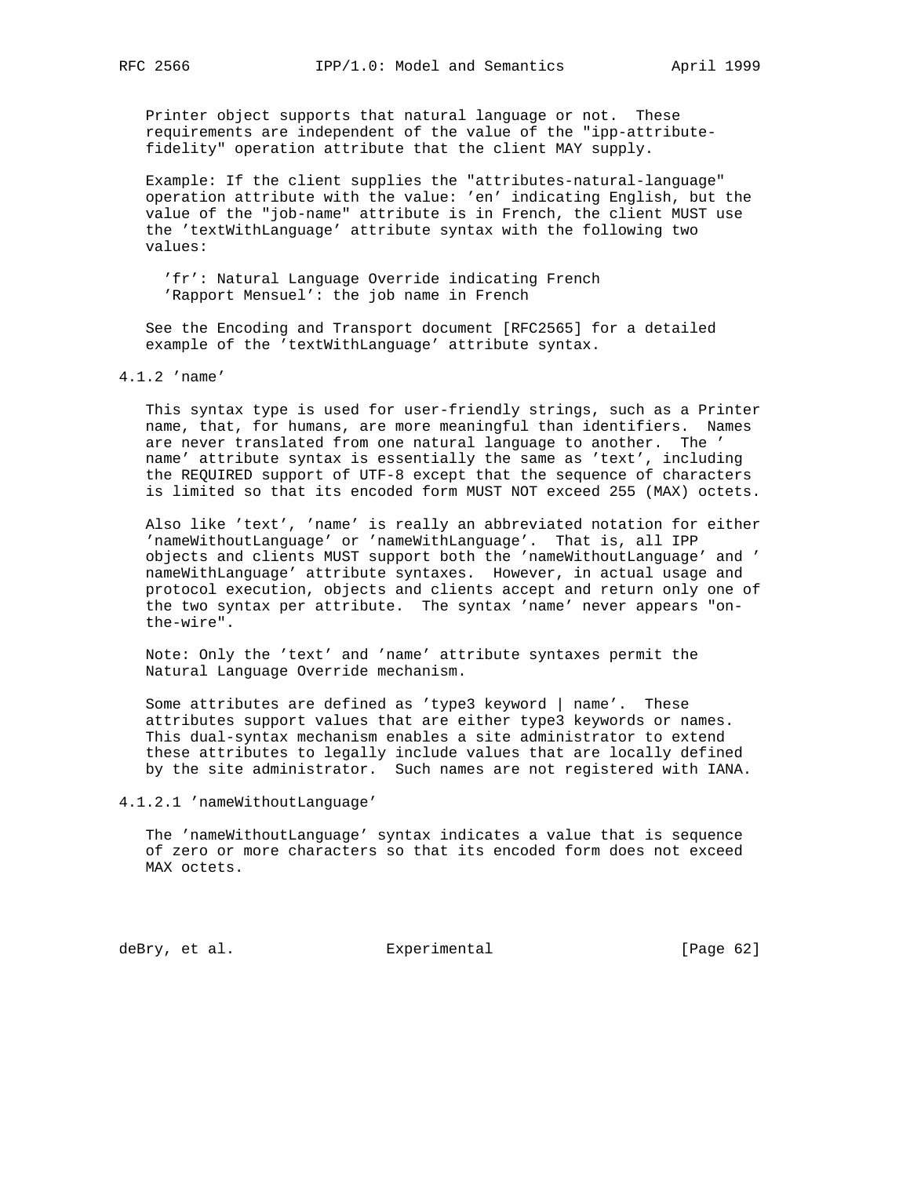Printer object supports that natural language or not. These requirements are independent of the value of the "ipp-attribute-fidelity" operation attribute that the client MAY supply.

Example: If the client supplies the "attributes-natural-language" operation attribute with the value: 'en' indicating English, but the value of the "job-name" attribute is in French, the client MUST use the 'textWithLanguage' attribute syntax with the following two values:

> 'fr': Natural Language Override indicating French
> 'Rapport Mensuel': the job name in French

See the Encoding and Transport document [RFC2565] for a detailed example of the 'textWithLanguage' attribute syntax.

### 4.1.2 'name'

This syntax type is used for user-friendly strings, such as a Printer name, that, for humans, are more meaningful than identifiers. Names are never translated from one natural language to another. The 'name' attribute syntax is essentially the same as 'text', including the REQUIRED support of UTF-8 except that the sequence of characters is limited so that its encoded form MUST NOT exceed 255 (MAX) octets.

Also like 'text', 'name' is really an abbreviated notation for either 'nameWithoutLanguage' or 'nameWithLanguage'. That is, all IPP objects and clients MUST support both the 'nameWithoutLanguage' and 'nameWithLanguage' attribute syntaxes. However, in actual usage and protocol execution, objects and clients accept and return only one of the two syntax per attribute. The syntax 'name' never appears "on-the-wire".

Note: Only the 'text' and 'name' attribute syntaxes permit the Natural Language Override mechanism.

Some attributes are defined as 'type3 keyword | name'. These attributes support values that are either type3 keywords or names. This dual-syntax mechanism enables a site administrator to extend these attributes to legally include values that are locally defined by the site administrator. Such names are not registered with IANA.

#### 4.1.2.1 'nameWithoutLanguage'

The 'nameWithoutLanguage' syntax indicates a value that is sequence of zero or more characters so that its encoded form does not exceed MAX octets.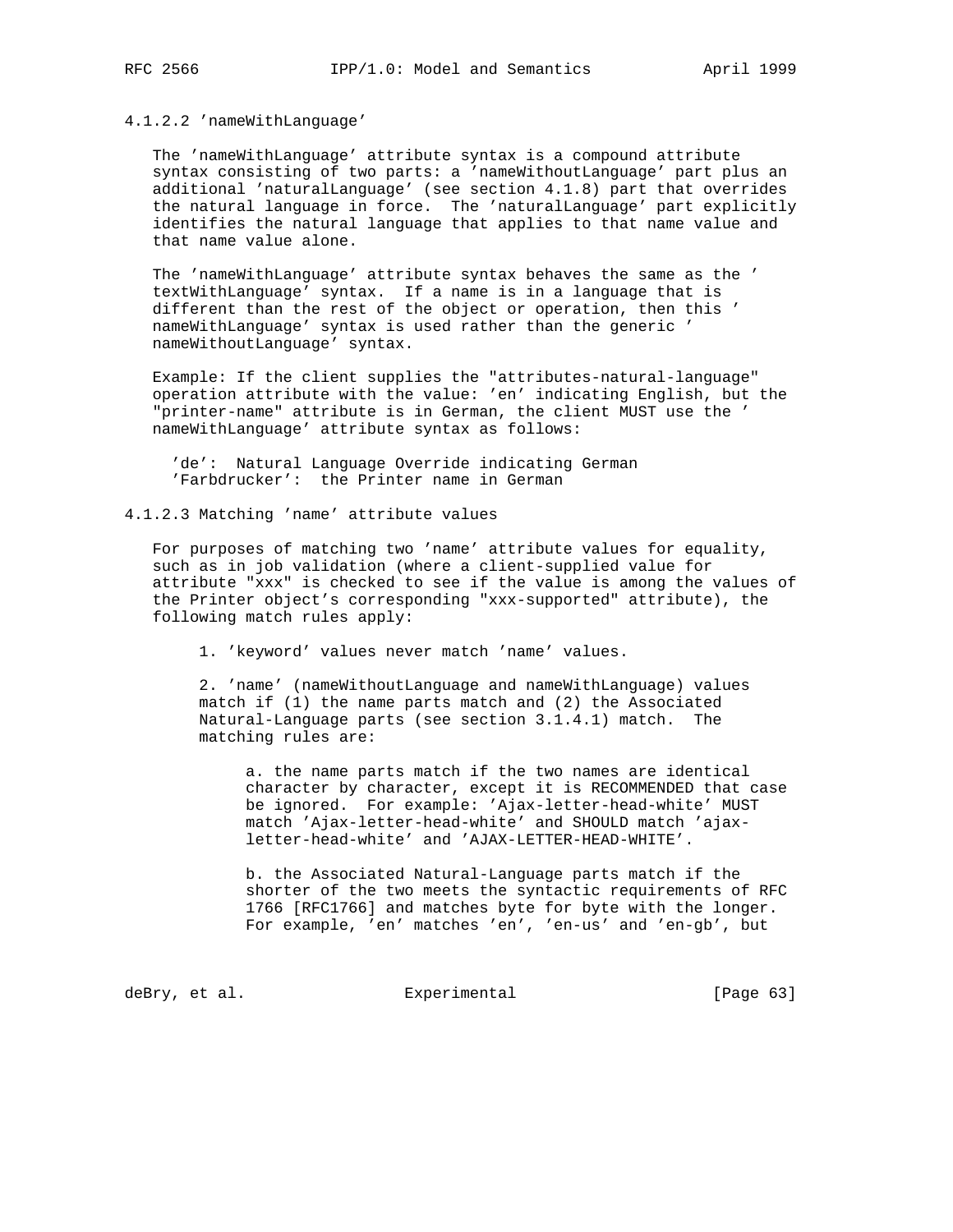#### 4.1.2.2 'nameWithLanguage'

The 'nameWithLanguage' attribute syntax is a compound attribute syntax consisting of two parts: a 'nameWithoutLanguage' part plus an additional 'naturalLanguage' (see section 4.1.8) part that overrides the natural language in force. The 'naturalLanguage' part explicitly identifies the natural language that applies to that name value and that name value alone.

The 'nameWithLanguage' attribute syntax behaves the same as the 'textWithLanguage' syntax. If a name is in a language that is different than the rest of the object or operation, then this 'nameWithLanguage' syntax is used rather than the generic 'nameWithoutLanguage' syntax.

Example: If the client supplies the "attributes-natural-language" operation attribute with the value: 'en' indicating English, but the "printer-name" attribute is in German, the client MUST use the 'nameWithLanguage' attribute syntax as follows:

'de': Natural Language Override indicating German
'Farbdrucker': the Printer name in German

#### 4.1.2.3 Matching 'name' attribute values

For purposes of matching two 'name' attribute values for equality, such as in job validation (where a client-supplied value for attribute "xxx" is checked to see if the value is among the values of the Printer object's corresponding "xxx-supported" attribute), the following match rules apply:

1. 'keyword' values never match 'name' values.

2. 'name' (nameWithoutLanguage and nameWithLanguage) values match if (1) the name parts match and (2) the Associated Natural-Language parts (see section 3.1.4.1) match. The matching rules are:

   a. the name parts match if the two names are identical character by character, except it is RECOMMENDED that case be ignored. For example: 'Ajax-letter-head-white' MUST match 'Ajax-letter-head-white' and SHOULD match 'ajax-letter-head-white' and 'AJAX-LETTER-HEAD-WHITE'.

   b. the Associated Natural-Language parts match if the shorter of the two meets the syntactic requirements of RFC 1766 [RFC1766] and matches byte for byte with the longer. For example, 'en' matches 'en', 'en-us' and 'en-gb', but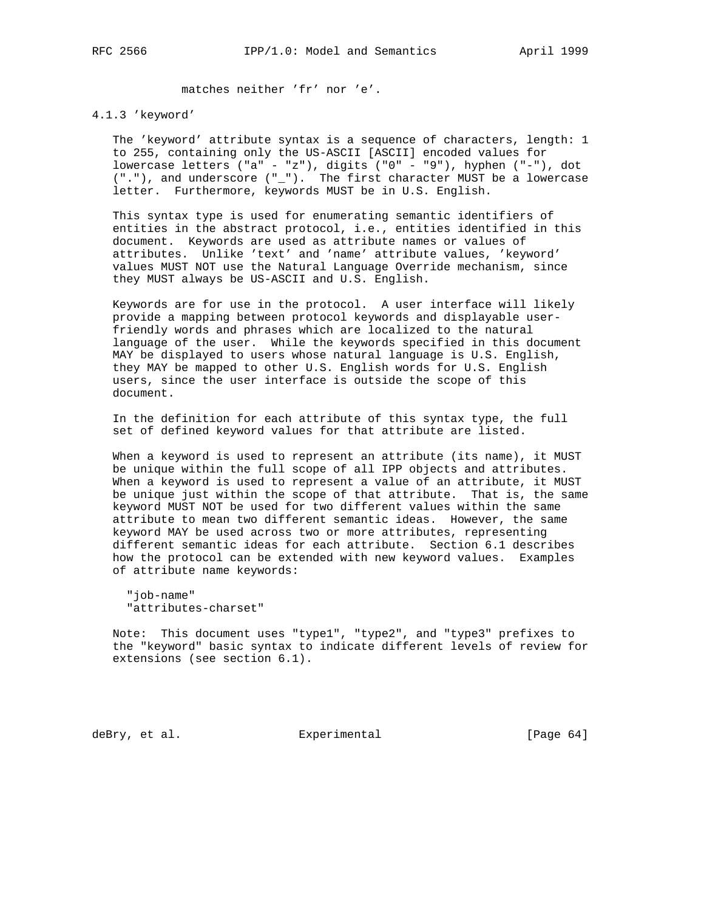matches neither 'fr' nor 'e'.

### 4.1.3 'keyword'

The 'keyword' attribute syntax is a sequence of characters, length: 1 to 255, containing only the US-ASCII [ASCII] encoded values for lowercase letters ("a" - "z"), digits ("0" - "9"), hyphen ("-"), dot ("."), and underscore ("_"). The first character MUST be a lowercase letter. Furthermore, keywords MUST be in U.S. English.

This syntax type is used for enumerating semantic identifiers of entities in the abstract protocol, i.e., entities identified in this document. Keywords are used as attribute names or values of attributes. Unlike 'text' and 'name' attribute values, 'keyword' values MUST NOT use the Natural Language Override mechanism, since they MUST always be US-ASCII and U.S. English.

Keywords are for use in the protocol. A user interface will likely provide a mapping between protocol keywords and displayable user-friendly words and phrases which are localized to the natural language of the user. While the keywords specified in this document MAY be displayed to users whose natural language is U.S. English, they MAY be mapped to other U.S. English words for U.S. English users, since the user interface is outside the scope of this document.

In the definition for each attribute of this syntax type, the full set of defined keyword values for that attribute are listed.

When a keyword is used to represent an attribute (its name), it MUST be unique within the full scope of all IPP objects and attributes. When a keyword is used to represent a value of an attribute, it MUST be unique just within the scope of that attribute. That is, the same keyword MUST NOT be used for two different values within the same attribute to mean two different semantic ideas. However, the same keyword MAY be used across two or more attributes, representing different semantic ideas for each attribute. Section 6.1 describes how the protocol can be extended with new keyword values. Examples of attribute name keywords:

```
"job-name"
"attributes-charset"
```

Note: This document uses "type1", "type2", and "type3" prefixes to the "keyword" basic syntax to indicate different levels of review for extensions (see section 6.1).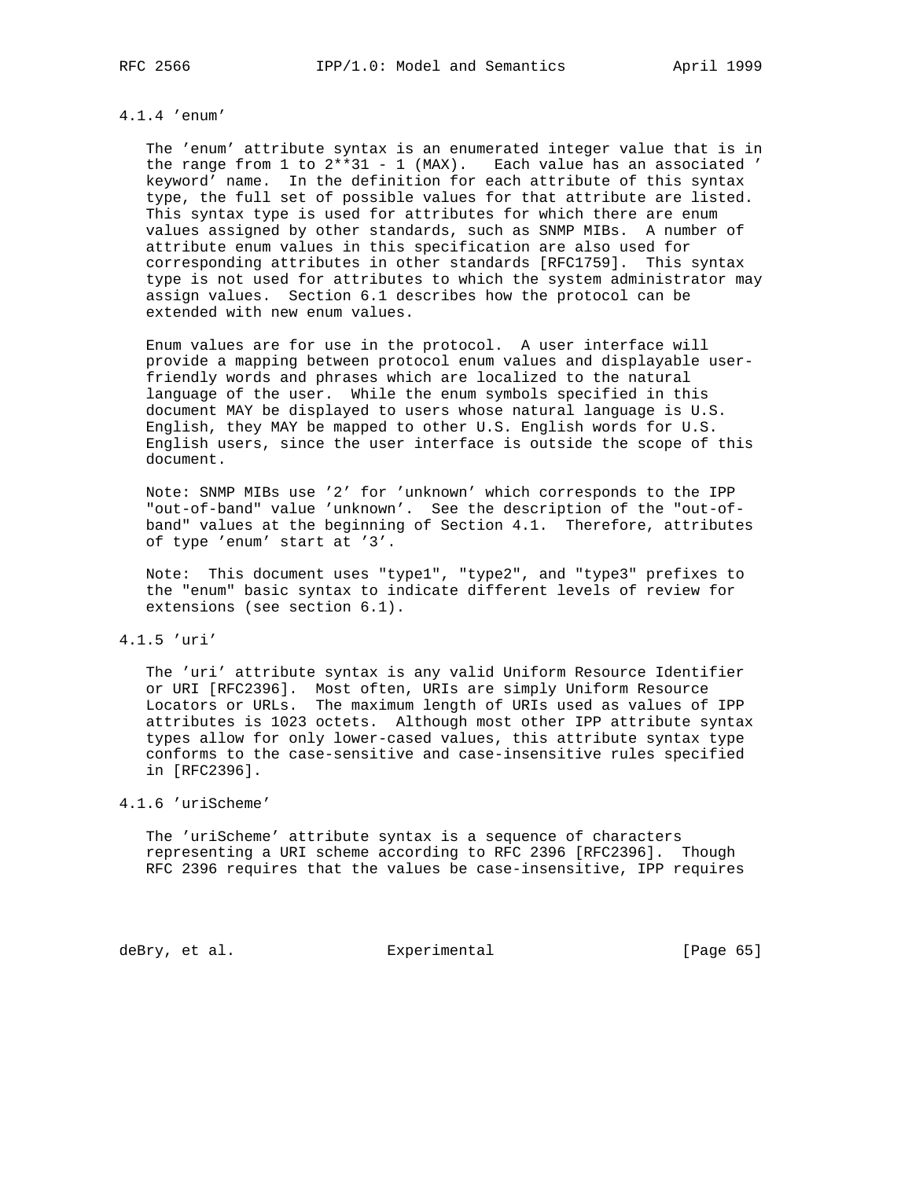#### 4.1.4 'enum'

The 'enum' attribute syntax is an enumerated integer value that is in the range from 1 to $2^{31} - 1$ (MAX). Each value has an associated 'keyword' name. In the definition for each attribute of this syntax type, the full set of possible values for that attribute are listed. This syntax type is used for attributes for which there are enum values assigned by other standards, such as SNMP MIBs. A number of attribute enum values in this specification are also used for corresponding attributes in other standards [RFC1759]. This syntax type is not used for attributes to which the system administrator may assign values. Section 6.1 describes how the protocol can be extended with new enum values.

Enum values are for use in the protocol. A user interface will provide a mapping between protocol enum values and displayable user-friendly words and phrases which are localized to the natural language of the user. While the enum symbols specified in this document MAY be displayed to users whose natural language is U.S. English, they MAY be mapped to other U.S. English words for U.S. English users, since the user interface is outside the scope of this document.

Note: SNMP MIBs use '2' for 'unknown' which corresponds to the IPP "out-of-band" value 'unknown'. See the description of the "out-of-band" values at the beginning of Section 4.1. Therefore, attributes of type 'enum' start at '3'.

Note: This document uses "type1", "type2", and "type3" prefixes to the "enum" basic syntax to indicate different levels of review for extensions (see section 6.1).

#### 4.1.5 'uri'

The 'uri' attribute syntax is any valid Uniform Resource Identifier or URI [RFC2396]. Most often, URIs are simply Uniform Resource Locators or URLs. The maximum length of URIs used as values of IPP attributes is 1023 octets. Although most other IPP attribute syntax types allow for only lower-cased values, this attribute syntax type conforms to the case-sensitive and case-insensitive rules specified in [RFC2396].

#### 4.1.6 'uriScheme'

The 'uriScheme' attribute syntax is a sequence of characters representing a URI scheme according to RFC 2396 [RFC2396]. Though RFC 2396 requires that the values be case-insensitive, IPP requires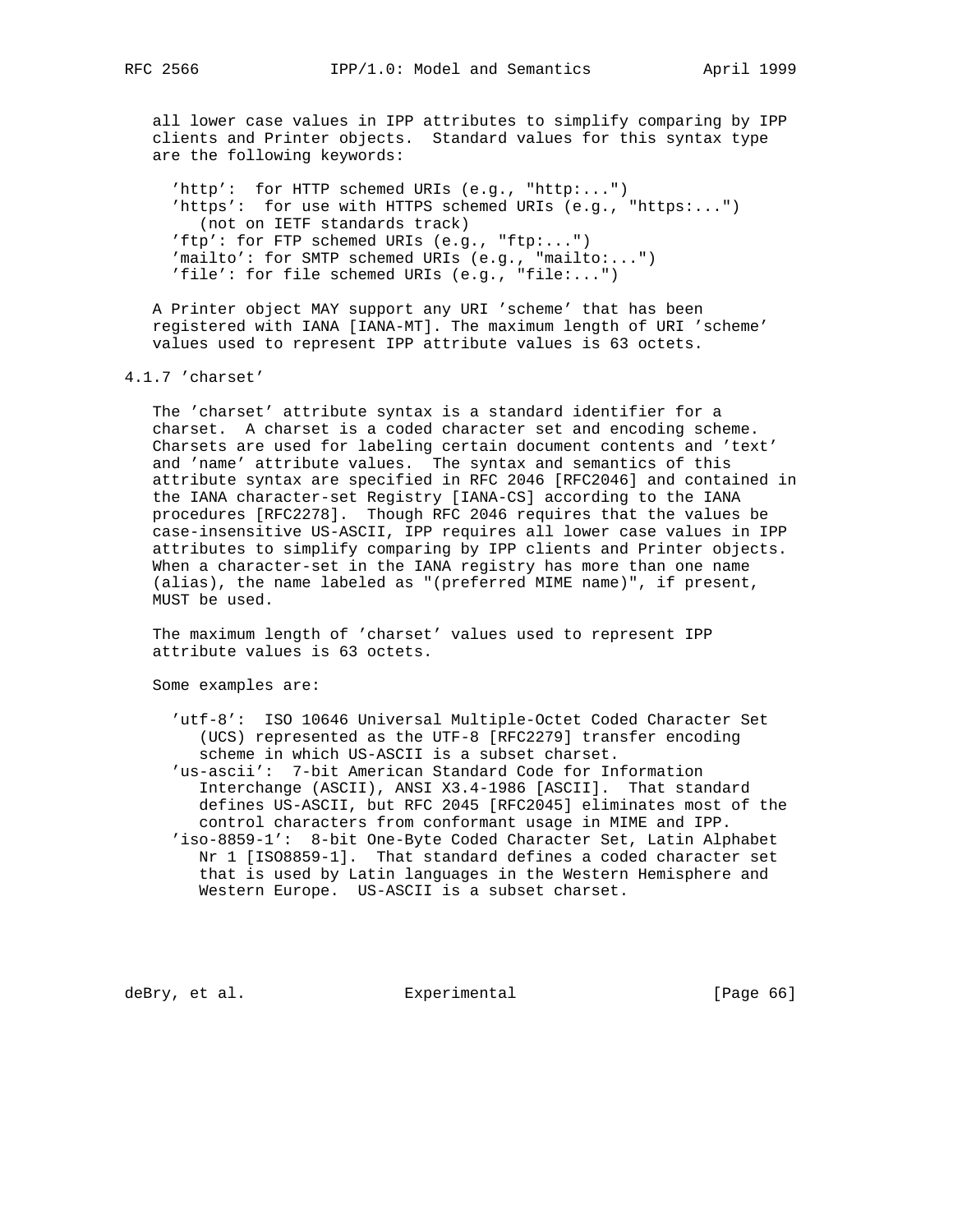all lower case values in IPP attributes to simplify comparing by IPP clients and Printer objects. Standard values for this syntax type are the following keywords:

- 'http': for HTTP schemed URIs (e.g., "http:...")
- 'https': for use with HTTPS schemed URIs (e.g., "https:...") (not on IETF standards track)
- 'ftp': for FTP schemed URIs (e.g., "ftp:...")
- 'mailto': for SMTP schemed URIs (e.g., "mailto:...")
- 'file': for file schemed URIs (e.g., "file:...")

A Printer object MAY support any URI 'scheme' that has been registered with IANA [IANA-MT]. The maximum length of URI 'scheme' values used to represent IPP attribute values is 63 octets.

### 4.1.7 'charset'

The 'charset' attribute syntax is a standard identifier for a charset. A charset is a coded character set and encoding scheme. Charsets are used for labeling certain document contents and 'text' and 'name' attribute values. The syntax and semantics of this attribute syntax are specified in RFC 2046 [RFC2046] and contained in the IANA character-set Registry [IANA-CS] according to the IANA procedures [RFC2278]. Though RFC 2046 requires that the values be case-insensitive US-ASCII, IPP requires all lower case values in IPP attributes to simplify comparing by IPP clients and Printer objects. When a character-set in the IANA registry has more than one name (alias), the name labeled as "(preferred MIME name)", if present, MUST be used.

The maximum length of 'charset' values used to represent IPP attribute values is 63 octets.

Some examples are:

- 'utf-8': ISO 10646 Universal Multiple-Octet Coded Character Set (UCS) represented as the UTF-8 [RFC2279] transfer encoding scheme in which US-ASCII is a subset charset.
- 'us-ascii': 7-bit American Standard Code for Information Interchange (ASCII), ANSI X3.4-1986 [ASCII]. That standard defines US-ASCII, but RFC 2045 [RFC2045] eliminates most of the control characters from conformant usage in MIME and IPP.
- 'iso-8859-1': 8-bit One-Byte Coded Character Set, Latin Alphabet Nr 1 [ISO8859-1]. That standard defines a coded character set that is used by Latin languages in the Western Hemisphere and Western Europe. US-ASCII is a subset charset.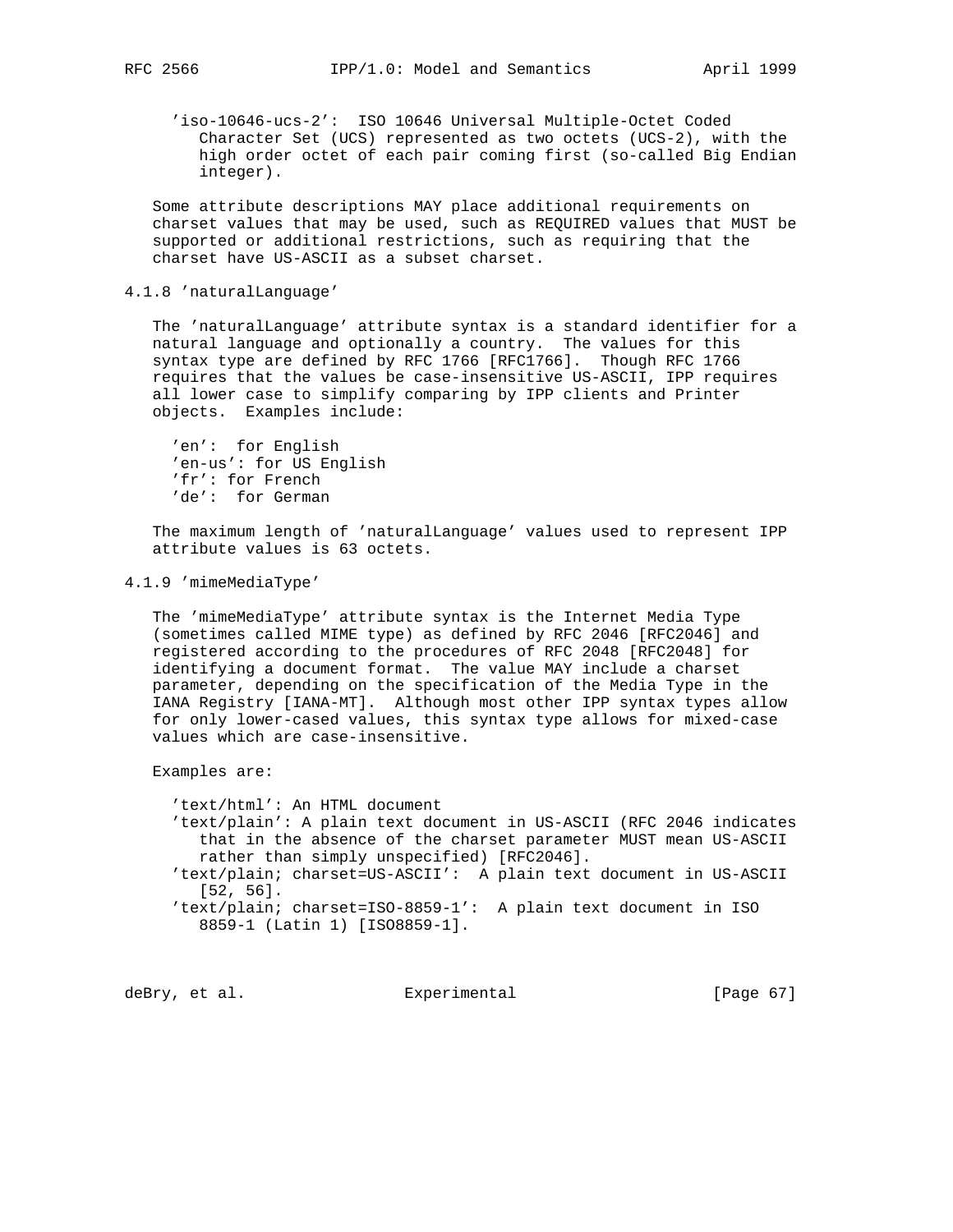'iso-10646-ucs-2': ISO 10646 Universal Multiple-Octet Coded Character Set (UCS) represented as two octets (UCS-2), with the high order octet of each pair coming first (so-called Big Endian integer).

Some attribute descriptions MAY place additional requirements on charset values that may be used, such as REQUIRED values that MUST be supported or additional restrictions, such as requiring that the charset have US-ASCII as a subset charset.

### 4.1.8 'naturalLanguage'

The 'naturalLanguage' attribute syntax is a standard identifier for a natural language and optionally a country. The values for this syntax type are defined by RFC 1766 [RFC1766]. Though RFC 1766 requires that the values be case-insensitive US-ASCII, IPP requires all lower case to simplify comparing by IPP clients and Printer objects. Examples include:

- 'en': for English
- 'en-us': for US English
- 'fr': for French
- 'de': for German

The maximum length of 'naturalLanguage' values used to represent IPP attribute values is 63 octets.

### 4.1.9 'mimeMediaType'

The 'mimeMediaType' attribute syntax is the Internet Media Type (sometimes called MIME type) as defined by RFC 2046 [RFC2046] and registered according to the procedures of RFC 2048 [RFC2048] for identifying a document format. The value MAY include a charset parameter, depending on the specification of the Media Type in the IANA Registry [IANA-MT]. Although most other IPP syntax types allow for only lower-cased values, this syntax type allows for mixed-case values which are case-insensitive.

Examples are:

- 'text/html': An HTML document
- 'text/plain': A plain text document in US-ASCII (RFC 2046 indicates that in the absence of the charset parameter MUST mean US-ASCII rather than simply unspecified) [RFC2046].
- 'text/plain; charset=US-ASCII': A plain text document in US-ASCII [52, 56].
- 'text/plain; charset=ISO-8859-1': A plain text document in ISO 8859-1 (Latin 1) [ISO8859-1].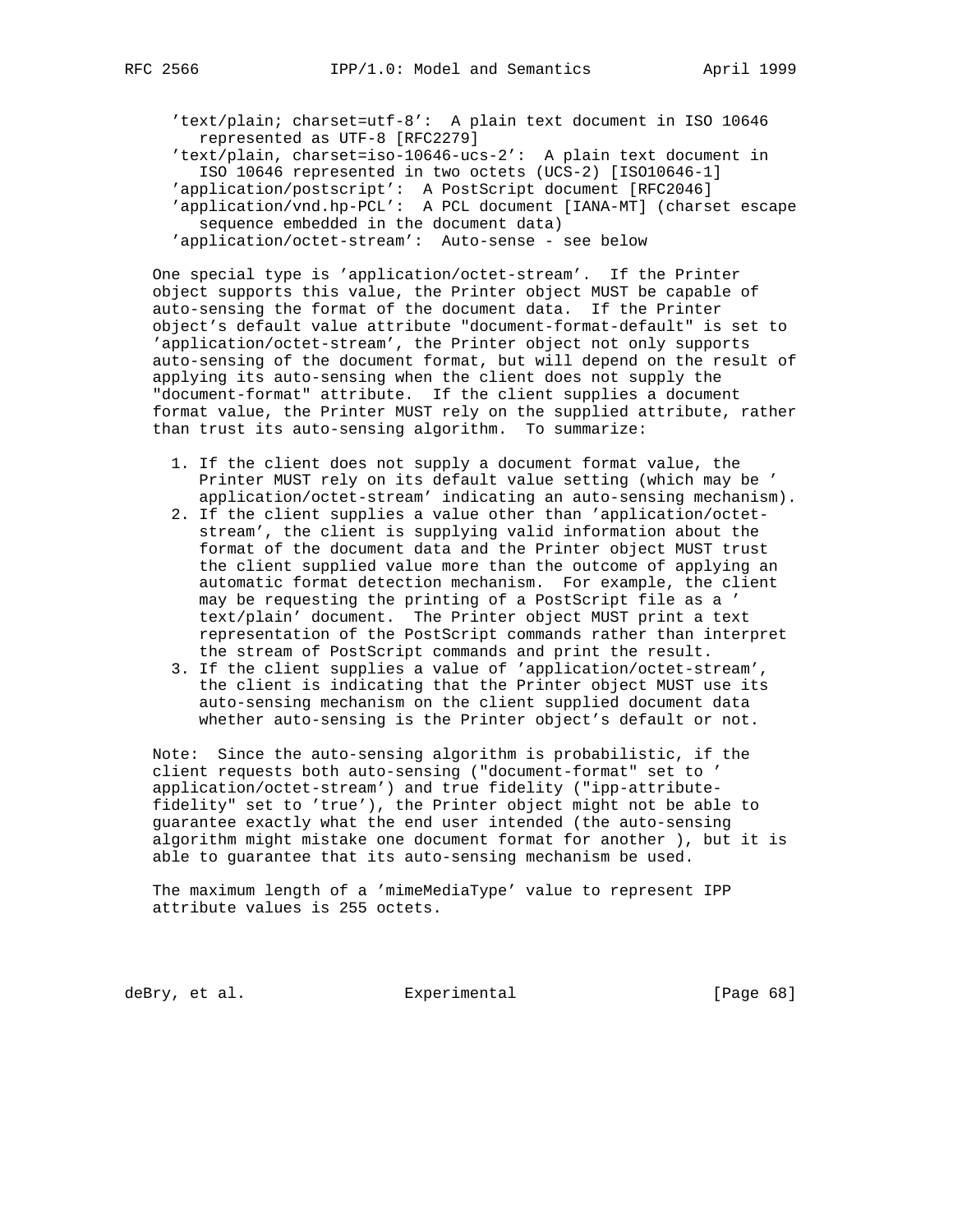'text/plain; charset=utf-8': A plain text document in ISO 10646 represented as UTF-8 [RFC2279]
'text/plain, charset=iso-10646-ucs-2': A plain text document in ISO 10646 represented in two octets (UCS-2) [ISO10646-1]
'application/postscript': A PostScript document [RFC2046]
'application/vnd.hp-PCL': A PCL document [IANA-MT] (charset escape sequence embedded in the document data)
'application/octet-stream': Auto-sense - see below

One special type is 'application/octet-stream'. If the Printer object supports this value, the Printer object MUST be capable of auto-sensing the format of the document data. If the Printer object's default value attribute "document-format-default" is set to 'application/octet-stream', the Printer object not only supports auto-sensing of the document format, but will depend on the result of applying its auto-sensing when the client does not supply the "document-format" attribute. If the client supplies a document format value, the Printer MUST rely on the supplied attribute, rather than trust its auto-sensing algorithm. To summarize:

1. If the client does not supply a document format value, the Printer MUST rely on its default value setting (which may be 'application/octet-stream' indicating an auto-sensing mechanism).
2. If the client supplies a value other than 'application/octet-stream', the client is supplying valid information about the format of the document data and the Printer object MUST trust the client supplied value more than the outcome of applying an automatic format detection mechanism. For example, the client may be requesting the printing of a PostScript file as a 'text/plain' document. The Printer object MUST print a text representation of the PostScript commands rather than interpret the stream of PostScript commands and print the result.
3. If the client supplies a value of 'application/octet-stream', the client is indicating that the Printer object MUST use its auto-sensing mechanism on the client supplied document data whether auto-sensing is the Printer object's default or not.

Note: Since the auto-sensing algorithm is probabilistic, if the client requests both auto-sensing ("document-format" set to 'application/octet-stream') and true fidelity ("ipp-attribute-fidelity" set to 'true'), the Printer object might not be able to guarantee exactly what the end user intended (the auto-sensing algorithm might mistake one document format for another ), but it is able to guarantee that its auto-sensing mechanism be used.

The maximum length of a 'mimeMediaType' value to represent IPP attribute values is 255 octets.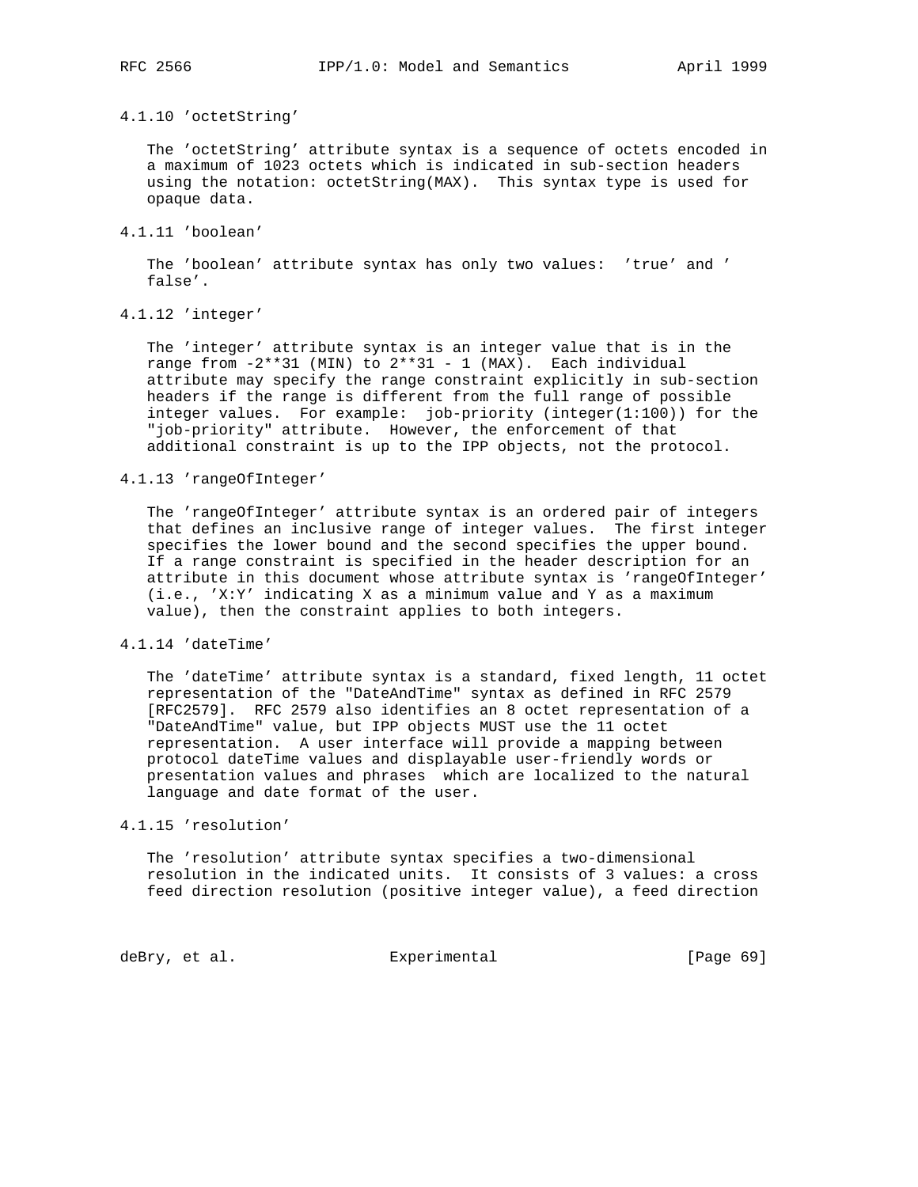#### 4.1.10 'octetString'

The 'octetString' attribute syntax is a sequence of octets encoded in a maximum of 1023 octets which is indicated in sub-section headers using the notation: octetString(MAX). This syntax type is used for opaque data.

#### 4.1.11 'boolean'

The 'boolean' attribute syntax has only two values: 'true' and 'false'.

#### 4.1.12 'integer'

The 'integer' attribute syntax is an integer value that is in the range from -2**31 (MIN) to 2**31 - 1 (MAX). Each individual attribute may specify the range constraint explicitly in sub-section headers if the range is different from the full range of possible integer values. For example: job-priority (integer(1:100)) for the "job-priority" attribute. However, the enforcement of that additional constraint is up to the IPP objects, not the protocol.

#### 4.1.13 'rangeOfInteger'

The 'rangeOfInteger' attribute syntax is an ordered pair of integers that defines an inclusive range of integer values. The first integer specifies the lower bound and the second specifies the upper bound. If a range constraint is specified in the header description for an attribute in this document whose attribute syntax is 'rangeOfInteger' (i.e., 'X:Y' indicating X as a minimum value and Y as a maximum value), then the constraint applies to both integers.

#### 4.1.14 'dateTime'

The 'dateTime' attribute syntax is a standard, fixed length, 11 octet representation of the "DateAndTime" syntax as defined in RFC 2579 [RFC2579]. RFC 2579 also identifies an 8 octet representation of a "DateAndTime" value, but IPP objects MUST use the 11 octet representation. A user interface will provide a mapping between protocol dateTime values and displayable user-friendly words or presentation values and phrases which are localized to the natural language and date format of the user.

#### 4.1.15 'resolution'

The 'resolution' attribute syntax specifies a two-dimensional resolution in the indicated units. It consists of 3 values: a cross feed direction resolution (positive integer value), a feed direction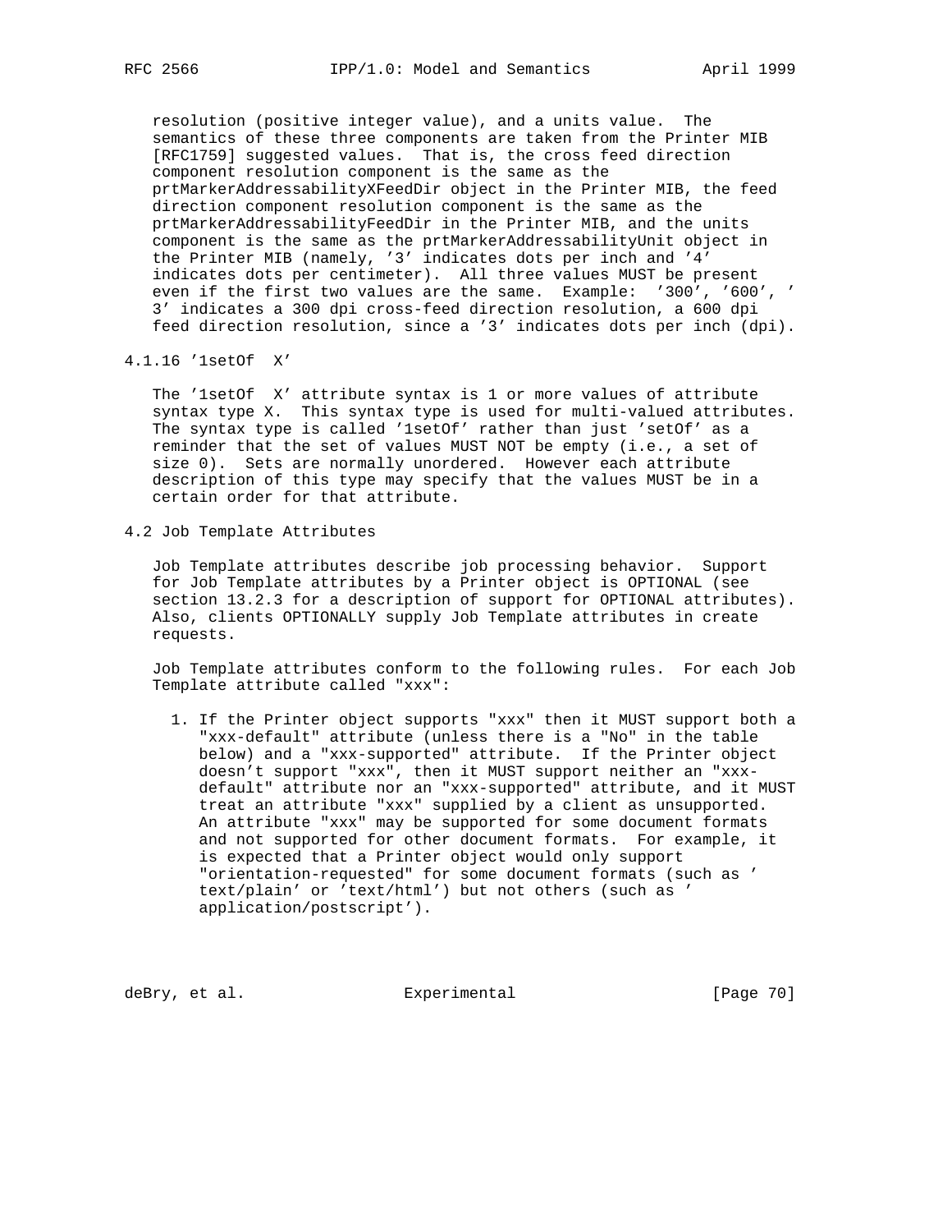resolution (positive integer value), and a units value. The semantics of these three components are taken from the Printer MIB [RFC1759] suggested values. That is, the cross feed direction component resolution component is the same as the prtMarkerAddressabilityXFeedDir object in the Printer MIB, the feed direction component resolution component is the same as the prtMarkerAddressabilityFeedDir in the Printer MIB, and the units component is the same as the prtMarkerAddressabilityUnit object in the Printer MIB (namely, '3' indicates dots per inch and '4' indicates dots per centimeter). All three values MUST be present even if the first two values are the same. Example: '300', '600', '3' indicates a 300 dpi cross-feed direction resolution, a 600 dpi feed direction resolution, since a '3' indicates dots per inch (dpi).

### 4.1.16 '1setOf X'

The '1setOf X' attribute syntax is 1 or more values of attribute syntax type X. This syntax type is used for multi-valued attributes. The syntax type is called '1setOf' rather than just 'setOf' as a reminder that the set of values MUST NOT be empty (i.e., a set of size 0). Sets are normally unordered. However each attribute description of this type may specify that the values MUST be in a certain order for that attribute.

## 4.2 Job Template Attributes

Job Template attributes describe job processing behavior. Support for Job Template attributes by a Printer object is OPTIONAL (see section 13.2.3 for a description of support for OPTIONAL attributes). Also, clients OPTIONALLY supply Job Template attributes in create requests.

Job Template attributes conform to the following rules. For each Job Template attribute called "xxx":

1. If the Printer object supports "xxx" then it MUST support both a "xxx-default" attribute (unless there is a "No" in the table below) and a "xxx-supported" attribute. If the Printer object doesn't support "xxx", then it MUST support neither an "xxx-default" attribute nor an "xxx-supported" attribute, and it MUST treat an attribute "xxx" supplied by a client as unsupported. An attribute "xxx" may be supported for some document formats and not supported for other document formats. For example, it is expected that a Printer object would only support "orientation-requested" for some document formats (such as 'text/plain' or 'text/html') but not others (such as 'application/postscript').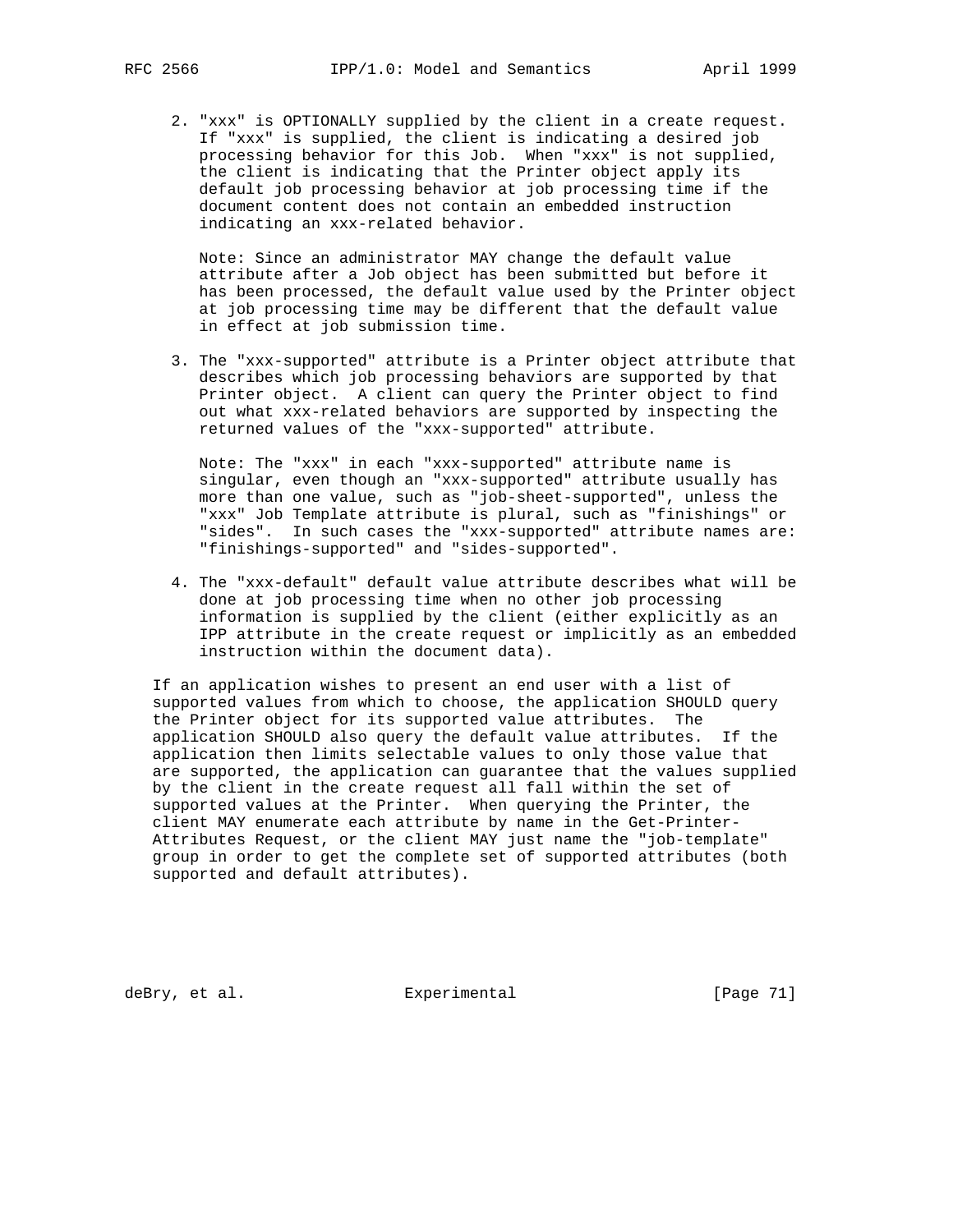2. "xxx" is OPTIONALLY supplied by the client in a create request. If "xxx" is supplied, the client is indicating a desired job processing behavior for this Job. When "xxx" is not supplied, the client is indicating that the Printer object apply its default job processing behavior at job processing time if the document content does not contain an embedded instruction indicating an xxx-related behavior.

   Note: Since an administrator MAY change the default value attribute after a Job object has been submitted but before it has been processed, the default value used by the Printer object at job processing time may be different that the default value in effect at job submission time.

3. The "xxx-supported" attribute is a Printer object attribute that describes which job processing behaviors are supported by that Printer object. A client can query the Printer object to find out what xxx-related behaviors are supported by inspecting the returned values of the "xxx-supported" attribute.

   Note: The "xxx" in each "xxx-supported" attribute name is singular, even though an "xxx-supported" attribute usually has more than one value, such as "job-sheet-supported", unless the "xxx" Job Template attribute is plural, such as "finishings" or "sides". In such cases the "xxx-supported" attribute names are: "finishings-supported" and "sides-supported".

4. The "xxx-default" default value attribute describes what will be done at job processing time when no other job processing information is supplied by the client (either explicitly as an IPP attribute in the create request or implicitly as an embedded instruction within the document data).

If an application wishes to present an end user with a list of supported values from which to choose, the application SHOULD query the Printer object for its supported value attributes. The application SHOULD also query the default value attributes. If the application then limits selectable values to only those value that are supported, the application can guarantee that the values supplied by the client in the create request all fall within the set of supported values at the Printer. When querying the Printer, the client MAY enumerate each attribute by name in the Get-Printer-Attributes Request, or the client MAY just name the "job-template" group in order to get the complete set of supported attributes (both supported and default attributes).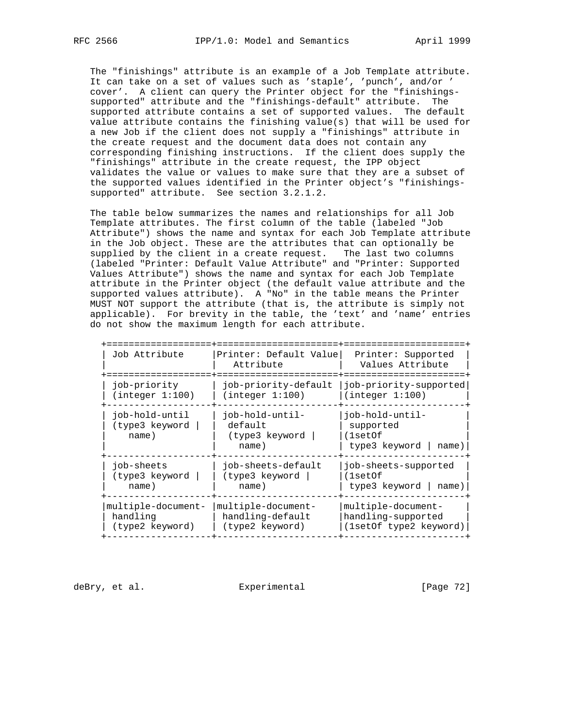The "finishings" attribute is an example of a Job Template attribute. It can take on a set of values such as 'staple', 'punch', and/or 'cover'. A client can query the Printer object for the "finishings-supported" attribute and the "finishings-default" attribute. The supported attribute contains a set of supported values. The default value attribute contains the finishing value(s) that will be used for a new Job if the client does not supply a "finishings" attribute in the create request and the document data does not contain any corresponding finishing instructions. If the client does supply the "finishings" attribute in the create request, the IPP object validates the value or values to make sure that they are a subset of the supported values identified in the Printer object's "finishings-supported" attribute. See section 3.2.1.2.

The table below summarizes the names and relationships for all Job Template attributes. The first column of the table (labeled "Job Attribute") shows the name and syntax for each Job Template attribute in the Job object. These are the attributes that can optionally be supplied by the client in a create request. The last two columns (labeled "Printer: Default Value Attribute" and "Printer: Supported Values Attribute") shows the name and syntax for each Job Template attribute in the Printer object (the default value attribute and the supported values attribute). A "No" in the table means the Printer MUST NOT support the attribute (that is, the attribute is simply not applicable). For brevity in the table, the 'text' and 'name' entries do not show the maximum length for each attribute.

| Job Attribute | Printer: Default Value Attribute | Printer: Supported Values Attribute |
|---|---|---|
| job-priority (integer 1:100) | job-priority-default (integer 1:100) | job-priority-supported (integer 1:100) |
| job-hold-until (type3 keyword \| name) | job-hold-until-default (type3 keyword \| name) | job-hold-until-supported (1setOf type3 keyword \| name) |
| job-sheets (type3 keyword \| name) | job-sheets-default (type3 keyword \| name) | job-sheets-supported (1setOf type3 keyword \| name) |
| multiple-document-handling (type2 keyword) | multiple-document-handling-default (type2 keyword) | multiple-document-handling-supported (1setOf type2 keyword) |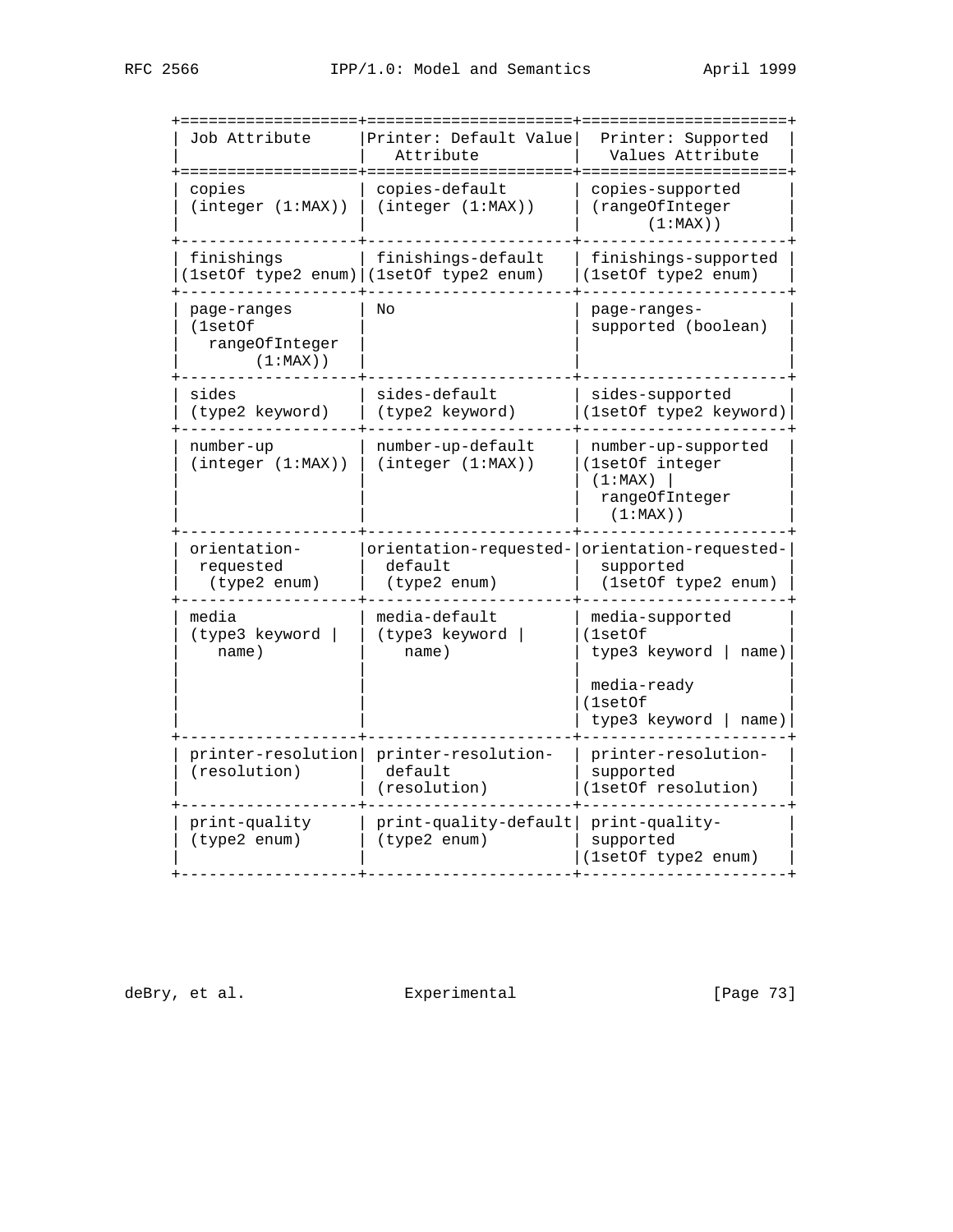| Job Attribute | Printer: Default Value Attribute | Printer: Supported Values Attribute |
| --- | --- | --- |
| copies (integer (1:MAX)) | copies-default (integer (1:MAX)) | copies-supported (rangeOfInteger (1:MAX)) |
| finishings (1setOf type2 enum) | finishings-default (1setOf type2 enum) | finishings-supported (1setOf type2 enum) |
| page-ranges (1setOf rangeOfInteger (1:MAX)) | No | page-ranges-supported (boolean) |
| sides (type2 keyword) | sides-default (type2 keyword) | sides-supported (1setOf type2 keyword) |
| number-up (integer (1:MAX)) | number-up-default (integer (1:MAX)) | number-up-supported (1setOf integer (1:MAX) \| rangeOfInteger (1:MAX)) |
| orientation-requested (type2 enum) | orientation-requested-default (type2 enum) | orientation-requested-supported (1setOf type2 enum) |
| media (type3 keyword \| name) | media-default (type3 keyword \| name) | media-supported (1setOf type3 keyword \| name)<br><br>media-ready (1setOf type3 keyword \| name) |
| printer-resolution (resolution) | printer-resolution-default (resolution) | printer-resolution-supported (1setOf resolution) |
| print-quality (type2 enum) | print-quality-default (type2 enum) | print-quality-supported (1setOf type2 enum) |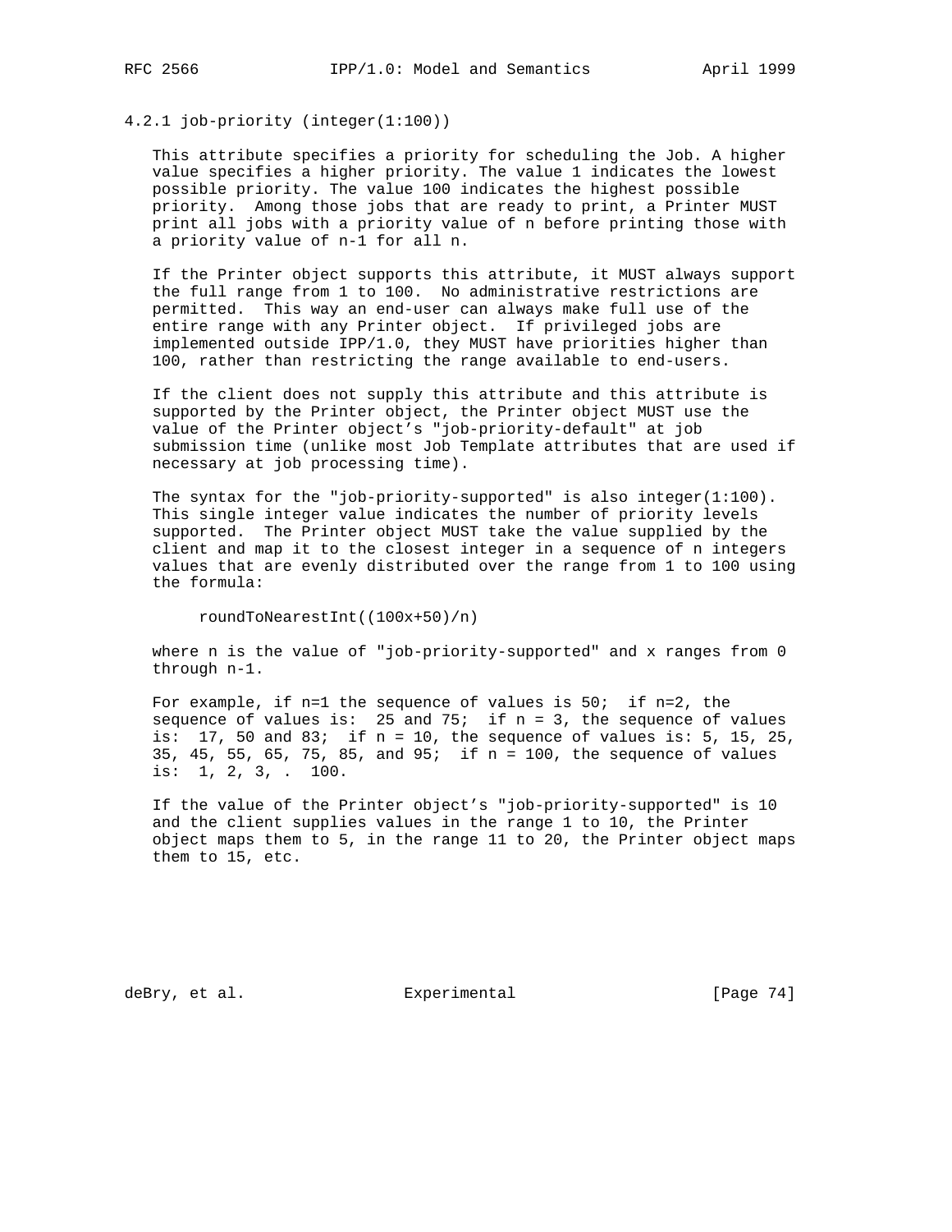### 4.2.1 job-priority (integer(1:100))

This attribute specifies a priority for scheduling the Job. A higher value specifies a higher priority. The value 1 indicates the lowest possible priority. The value 100 indicates the highest possible priority. Among those jobs that are ready to print, a Printer MUST print all jobs with a priority value of n before printing those with a priority value of n-1 for all n.

If the Printer object supports this attribute, it MUST always support the full range from 1 to 100. No administrative restrictions are permitted. This way an end-user can always make full use of the entire range with any Printer object. If privileged jobs are implemented outside IPP/1.0, they MUST have priorities higher than 100, rather than restricting the range available to end-users.

If the client does not supply this attribute and this attribute is supported by the Printer object, the Printer object MUST use the value of the Printer object's "job-priority-default" at job submission time (unlike most Job Template attributes that are used if necessary at job processing time).

The syntax for the "job-priority-supported" is also integer(1:100). This single integer value indicates the number of priority levels supported. The Printer object MUST take the value supplied by the client and map it to the closest integer in a sequence of n integers values that are evenly distributed over the range from 1 to 100 using the formula:

```
roundToNearestInt((100x+50)/n)
```

where n is the value of "job-priority-supported" and x ranges from 0 through n-1.

For example, if n=1 the sequence of values is 50; if n=2, the sequence of values is: 25 and 75; if n = 3, the sequence of values is: 17, 50 and 83; if n = 10, the sequence of values is: 5, 15, 25, 35, 45, 55, 65, 75, 85, and 95; if n = 100, the sequence of values is: 1, 2, 3, . 100.

If the value of the Printer object's "job-priority-supported" is 10 and the client supplies values in the range 1 to 10, the Printer object maps them to 5, in the range 11 to 20, the Printer object maps them to 15, etc.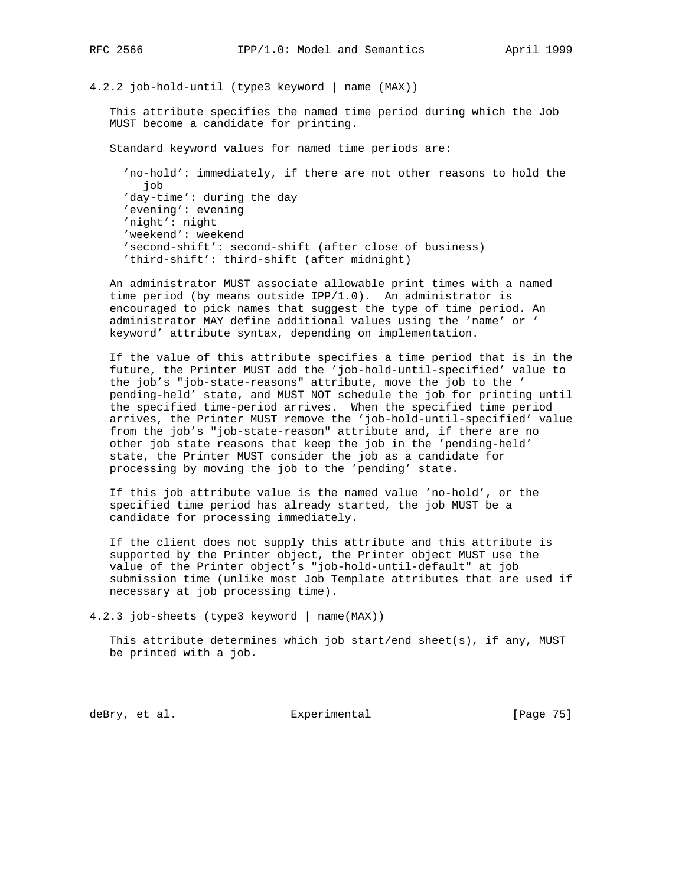### 4.2.2 job-hold-until (type3 keyword | name (MAX))

This attribute specifies the named time period during which the Job MUST become a candidate for printing.

Standard keyword values for named time periods are:

- 'no-hold': immediately, if there are not other reasons to hold the job
- 'day-time': during the day
- 'evening': evening
- 'night': night
- 'weekend': weekend
- 'second-shift': second-shift (after close of business)
- 'third-shift': third-shift (after midnight)

An administrator MUST associate allowable print times with a named time period (by means outside IPP/1.0). An administrator is encouraged to pick names that suggest the type of time period. An administrator MAY define additional values using the 'name' or ' keyword' attribute syntax, depending on implementation.

If the value of this attribute specifies a time period that is in the future, the Printer MUST add the 'job-hold-until-specified' value to the job's "job-state-reasons" attribute, move the job to the ' pending-held' state, and MUST NOT schedule the job for printing until the specified time-period arrives. When the specified time period arrives, the Printer MUST remove the 'job-hold-until-specified' value from the job's "job-state-reason" attribute and, if there are no other job state reasons that keep the job in the 'pending-held' state, the Printer MUST consider the job as a candidate for processing by moving the job to the 'pending' state.

If this job attribute value is the named value 'no-hold', or the specified time period has already started, the job MUST be a candidate for processing immediately.

If the client does not supply this attribute and this attribute is supported by the Printer object, the Printer object MUST use the value of the Printer object's "job-hold-until-default" at job submission time (unlike most Job Template attributes that are used if necessary at job processing time).

### 4.2.3 job-sheets (type3 keyword | name(MAX))

This attribute determines which job start/end sheet(s), if any, MUST be printed with a job.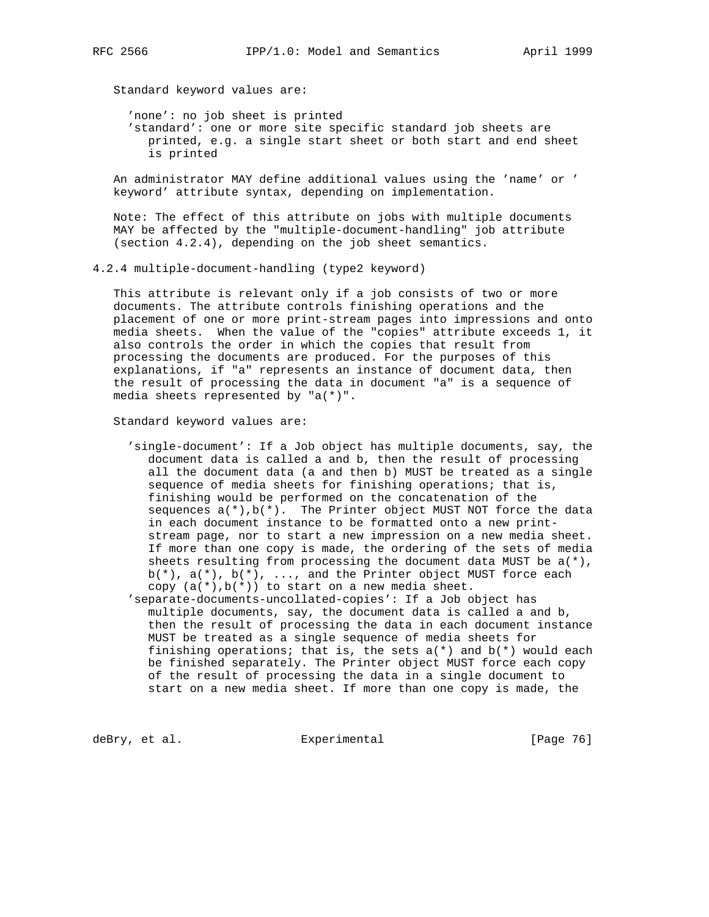Standard keyword values are:

- 'none': no job sheet is printed
- 'standard': one or more site specific standard job sheets are printed, e.g. a single start sheet or both start and end sheet is printed

An administrator MAY define additional values using the 'name' or ' keyword' attribute syntax, depending on implementation.

Note: The effect of this attribute on jobs with multiple documents MAY be affected by the "multiple-document-handling" job attribute (section 4.2.4), depending on the job sheet semantics.

### 4.2.4 multiple-document-handling (type2 keyword)

This attribute is relevant only if a job consists of two or more documents. The attribute controls finishing operations and the placement of one or more print-stream pages into impressions and onto media sheets. When the value of the "copies" attribute exceeds 1, it also controls the order in which the copies that result from processing the documents are produced. For the purposes of this explanations, if "a" represents an instance of document data, then the result of processing the data in document "a" is a sequence of media sheets represented by "a(*)".

Standard keyword values are:

- 'single-document': If a Job object has multiple documents, say, the document data is called a and b, then the result of processing all the document data (a and then b) MUST be treated as a single sequence of media sheets for finishing operations; that is, finishing would be performed on the concatenation of the sequences a(*),b(*). The Printer object MUST NOT force the data in each document instance to be formatted onto a new print-stream page, nor to start a new impression on a new media sheet. If more than one copy is made, the ordering of the sets of media sheets resulting from processing the document data MUST be a(*), b(*), a(*), b(*), ..., and the Printer object MUST force each copy (a(*),b(*)) to start on a new media sheet.
- 'separate-documents-uncollated-copies': If a Job object has multiple documents, say, the document data is called a and b, then the result of processing the data in each document instance MUST be treated as a single sequence of media sheets for finishing operations; that is, the sets a(*) and b(*) would each be finished separately. The Printer object MUST force each copy of the result of processing the data in a single document to start on a new media sheet. If more than one copy is made, the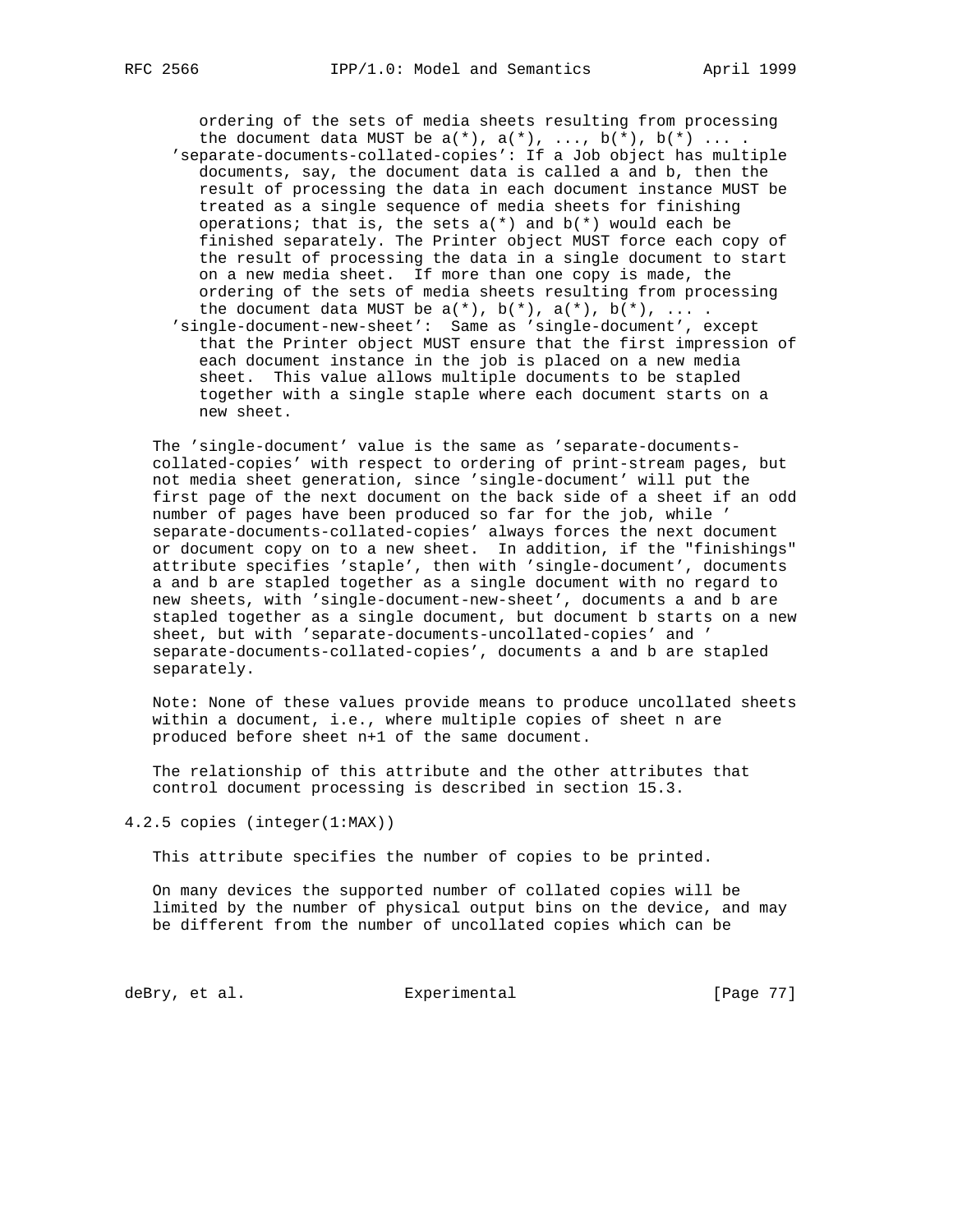ordering of the sets of media sheets resulting from processing the document data MUST be a(*), a(*), ..., b(*), b(*) ... .

'separate-documents-collated-copies': If a Job object has multiple documents, say, the document data is called a and b, then the result of processing the data in each document instance MUST be treated as a single sequence of media sheets for finishing operations; that is, the sets a(*) and b(*) would each be finished separately. The Printer object MUST force each copy of the result of processing the data in a single document to start on a new media sheet. If more than one copy is made, the ordering of the sets of media sheets resulting from processing the document data MUST be a(*), b(*), a(*), b(*), ... .

'single-document-new-sheet': Same as 'single-document', except that the Printer object MUST ensure that the first impression of each document instance in the job is placed on a new media sheet. This value allows multiple documents to be stapled together with a single staple where each document starts on a new sheet.

The 'single-document' value is the same as 'separate-documents-collated-copies' with respect to ordering of print-stream pages, but not media sheet generation, since 'single-document' will put the first page of the next document on the back side of a sheet if an odd number of pages have been produced so far for the job, while 'separate-documents-collated-copies' always forces the next document or document copy on to a new sheet. In addition, if the "finishings" attribute specifies 'staple', then with 'single-document', documents a and b are stapled together as a single document with no regard to new sheets, with 'single-document-new-sheet', documents a and b are stapled together as a single document, but document b starts on a new sheet, but with 'separate-documents-uncollated-copies' and 'separate-documents-collated-copies', documents a and b are stapled separately.

Note: None of these values provide means to produce uncollated sheets within a document, i.e., where multiple copies of sheet n are produced before sheet n+1 of the same document.

The relationship of this attribute and the other attributes that control document processing is described in section 15.3.

### 4.2.5 copies (integer(1:MAX))

This attribute specifies the number of copies to be printed.

On many devices the supported number of collated copies will be limited by the number of physical output bins on the device, and may be different from the number of uncollated copies which can be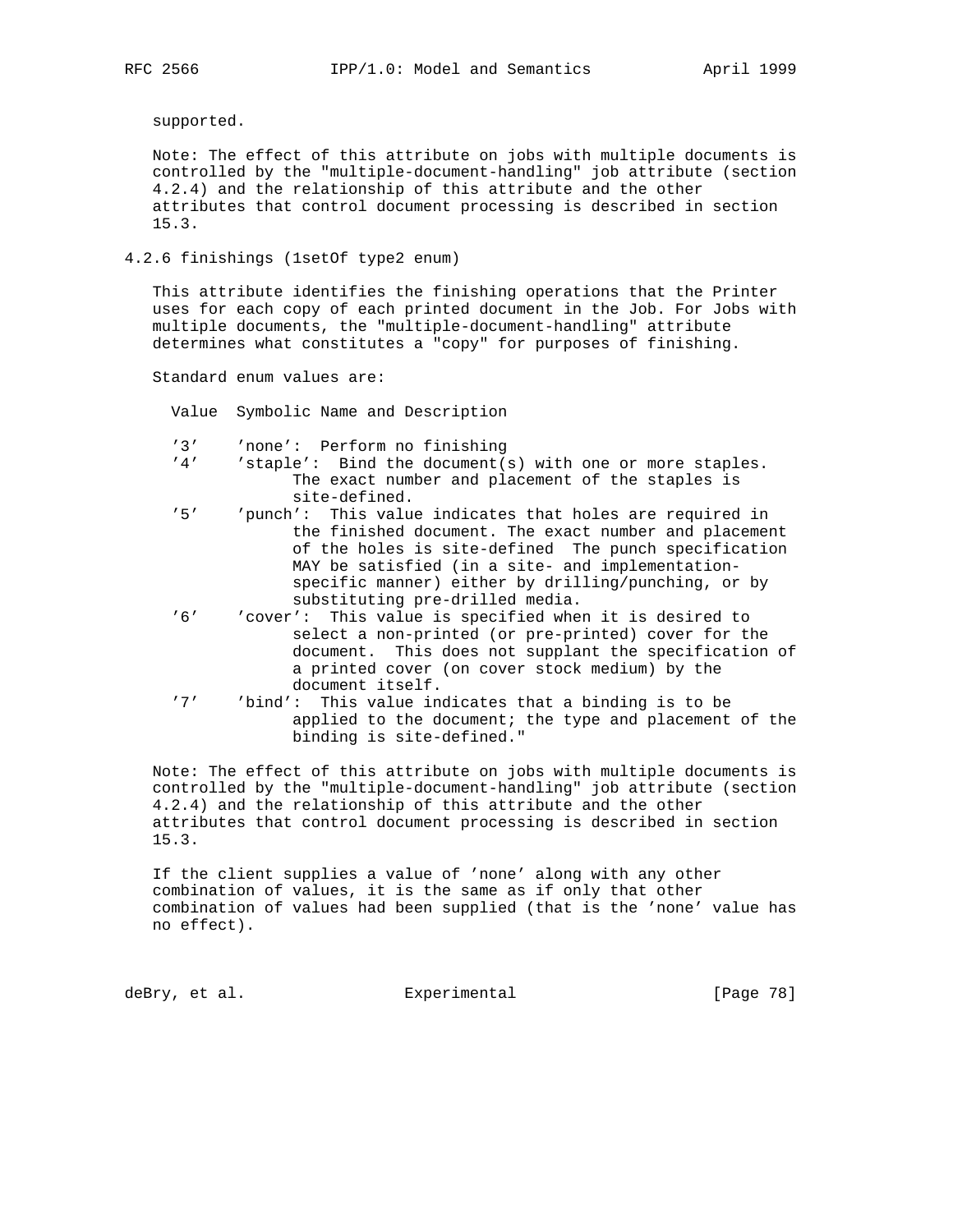supported.

Note: The effect of this attribute on jobs with multiple documents is controlled by the "multiple-document-handling" job attribute (section 4.2.4) and the relationship of this attribute and the other attributes that control document processing is described in section 15.3.

### 4.2.6 finishings (1setOf type2 enum)

This attribute identifies the finishing operations that the Printer uses for each copy of each printed document in the Job. For Jobs with multiple documents, the "multiple-document-handling" attribute determines what constitutes a "copy" for purposes of finishing.

Standard enum values are:

| Value | Symbolic Name and Description |
|---|---|
| '3' | 'none': Perform no finishing |
| '4' | 'staple': Bind the document(s) with one or more staples. The exact number and placement of the staples is site-defined. |
| '5' | 'punch': This value indicates that holes are required in the finished document. The exact number and placement of the holes is site-defined The punch specification MAY be satisfied (in a site- and implementation-specific manner) either by drilling/punching, or by substituting pre-drilled media. |
| '6' | 'cover': This value is specified when it is desired to select a non-printed (or pre-printed) cover for the document. This does not supplant the specification of a printed cover (on cover stock medium) by the document itself. |
| '7' | 'bind': This value indicates that a binding is to be applied to the document; the type and placement of the binding is site-defined." |

Note: The effect of this attribute on jobs with multiple documents is controlled by the "multiple-document-handling" job attribute (section 4.2.4) and the relationship of this attribute and the other attributes that control document processing is described in section 15.3.

If the client supplies a value of 'none' along with any other combination of values, it is the same as if only that other combination of values had been supplied (that is the 'none' value has no effect).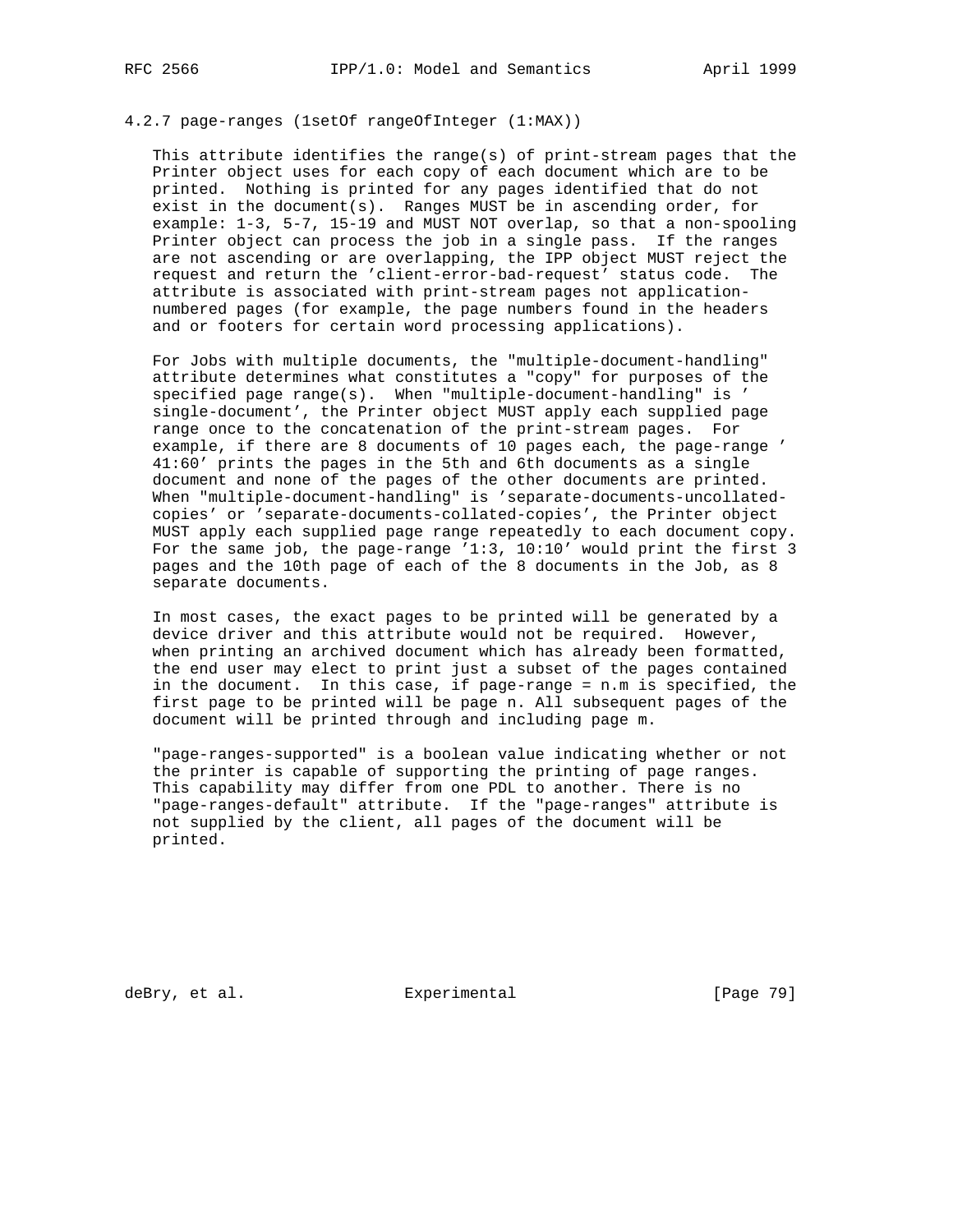### 4.2.7 page-ranges (1setOf rangeOfInteger (1:MAX))

This attribute identifies the range(s) of print-stream pages that the Printer object uses for each copy of each document which are to be printed. Nothing is printed for any pages identified that do not exist in the document(s). Ranges MUST be in ascending order, for example: 1-3, 5-7, 15-19 and MUST NOT overlap, so that a non-spooling Printer object can process the job in a single pass. If the ranges are not ascending or are overlapping, the IPP object MUST reject the request and return the 'client-error-bad-request' status code. The attribute is associated with print-stream pages not application-numbered pages (for example, the page numbers found in the headers and or footers for certain word processing applications).

For Jobs with multiple documents, the "multiple-document-handling" attribute determines what constitutes a "copy" for purposes of the specified page range(s). When "multiple-document-handling" is 'single-document', the Printer object MUST apply each supplied page range once to the concatenation of the print-stream pages. For example, if there are 8 documents of 10 pages each, the page-range '41:60' prints the pages in the 5th and 6th documents as a single document and none of the pages of the other documents are printed. When "multiple-document-handling" is 'separate-documents-uncollated-copies' or 'separate-documents-collated-copies', the Printer object MUST apply each supplied page range repeatedly to each document copy. For the same job, the page-range '1:3, 10:10' would print the first 3 pages and the 10th page of each of the 8 documents in the Job, as 8 separate documents.

In most cases, the exact pages to be printed will be generated by a device driver and this attribute would not be required. However, when printing an archived document which has already been formatted, the end user may elect to print just a subset of the pages contained in the document. In this case, if page-range = n.m is specified, the first page to be printed will be page n. All subsequent pages of the document will be printed through and including page m.

"page-ranges-supported" is a boolean value indicating whether or not the printer is capable of supporting the printing of page ranges. This capability may differ from one PDL to another. There is no "page-ranges-default" attribute. If the "page-ranges" attribute is not supplied by the client, all pages of the document will be printed.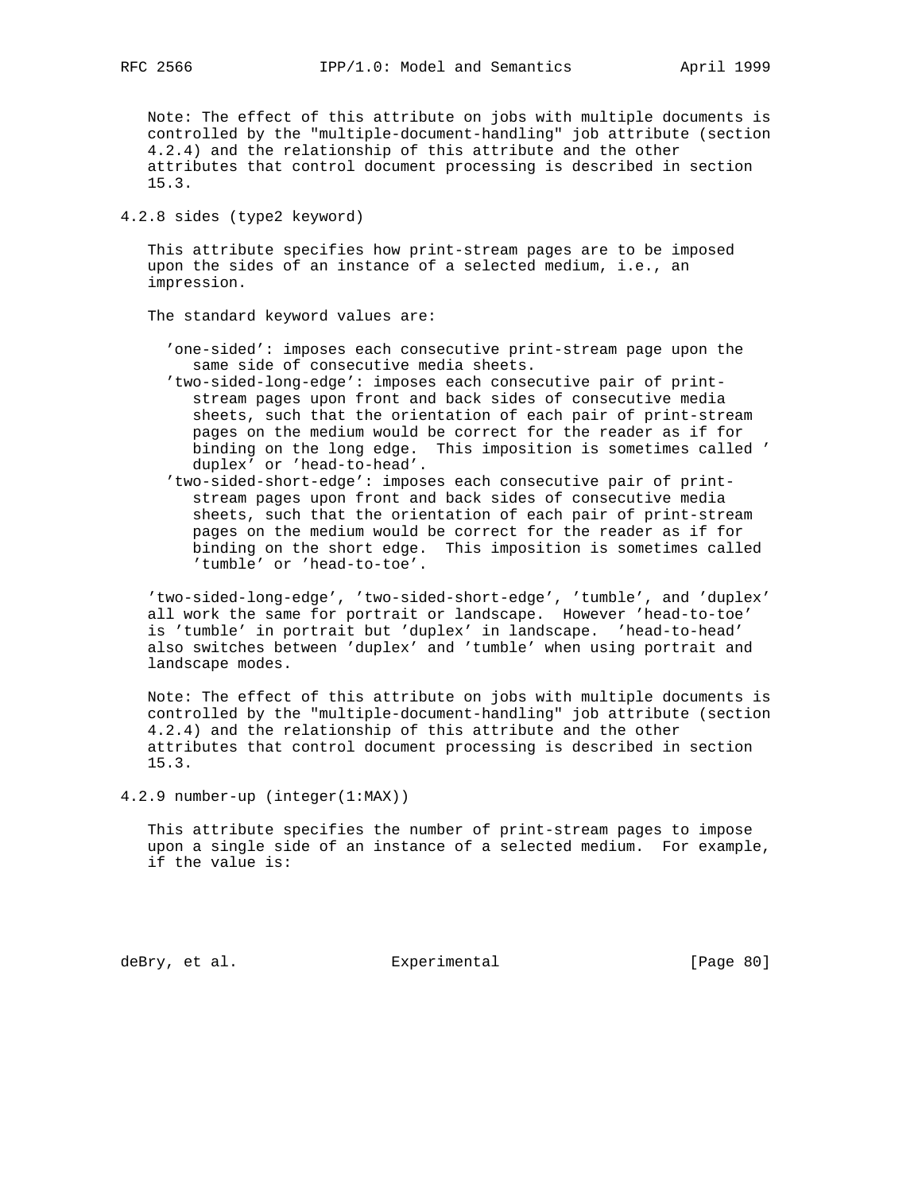Note: The effect of this attribute on jobs with multiple documents is controlled by the "multiple-document-handling" job attribute (section 4.2.4) and the relationship of this attribute and the other attributes that control document processing is described in section 15.3.

### 4.2.8 sides (type2 keyword)

This attribute specifies how print-stream pages are to be imposed upon the sides of an instance of a selected medium, i.e., an impression.

The standard keyword values are:

- 'one-sided': imposes each consecutive print-stream page upon the same side of consecutive media sheets.
- 'two-sided-long-edge': imposes each consecutive pair of print-stream pages upon front and back sides of consecutive media sheets, such that the orientation of each pair of print-stream pages on the medium would be correct for the reader as if for binding on the long edge. This imposition is sometimes called 'duplex' or 'head-to-head'.
- 'two-sided-short-edge': imposes each consecutive pair of print-stream pages upon front and back sides of consecutive media sheets, such that the orientation of each pair of print-stream pages on the medium would be correct for the reader as if for binding on the short edge. This imposition is sometimes called 'tumble' or 'head-to-toe'.

'two-sided-long-edge', 'two-sided-short-edge', 'tumble', and 'duplex' all work the same for portrait or landscape. However 'head-to-toe' is 'tumble' in portrait but 'duplex' in landscape. 'head-to-head' also switches between 'duplex' and 'tumble' when using portrait and landscape modes.

Note: The effect of this attribute on jobs with multiple documents is controlled by the "multiple-document-handling" job attribute (section 4.2.4) and the relationship of this attribute and the other attributes that control document processing is described in section 15.3.

### 4.2.9 number-up (integer(1:MAX))

This attribute specifies the number of print-stream pages to impose upon a single side of an instance of a selected medium. For example, if the value is: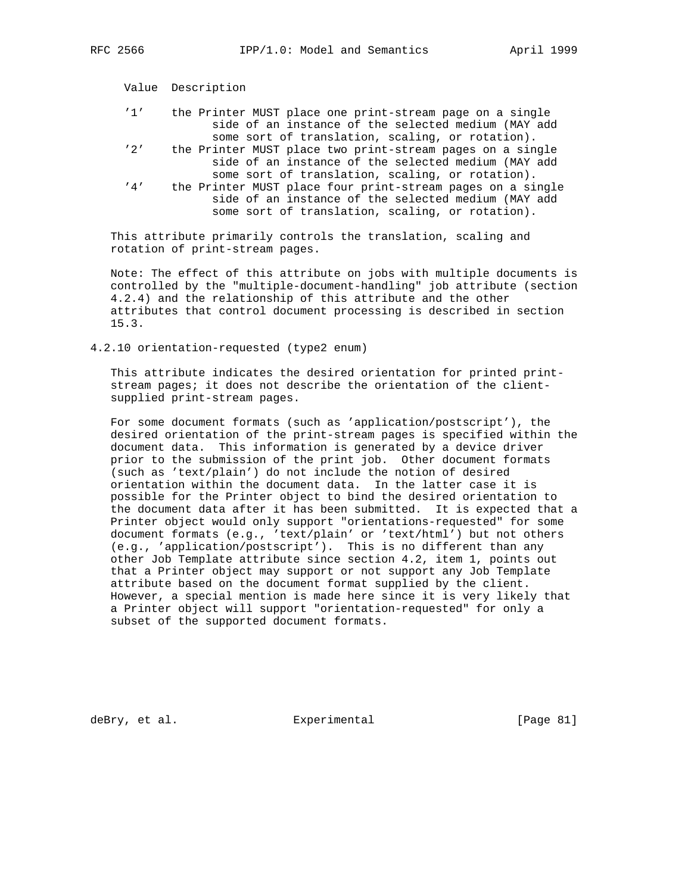| Value | Description |
| --- | --- |
| '1' | the Printer MUST place one print-stream page on a single side of an instance of the selected medium (MAY add some sort of translation, scaling, or rotation). |
| '2' | the Printer MUST place two print-stream pages on a single side of an instance of the selected medium (MAY add some sort of translation, scaling, or rotation). |
| '4' | the Printer MUST place four print-stream pages on a single side of an instance of the selected medium (MAY add some sort of translation, scaling, or rotation). |

This attribute primarily controls the translation, scaling and rotation of print-stream pages.

Note: The effect of this attribute on jobs with multiple documents is controlled by the "multiple-document-handling" job attribute (section 4.2.4) and the relationship of this attribute and the other attributes that control document processing is described in section 15.3.

### 4.2.10 orientation-requested (type2 enum)

This attribute indicates the desired orientation for printed print-stream pages; it does not describe the orientation of the client-supplied print-stream pages.

For some document formats (such as 'application/postscript'), the desired orientation of the print-stream pages is specified within the document data. This information is generated by a device driver prior to the submission of the print job. Other document formats (such as 'text/plain') do not include the notion of desired orientation within the document data. In the latter case it is possible for the Printer object to bind the desired orientation to the document data after it has been submitted. It is expected that a Printer object would only support "orientations-requested" for some document formats (e.g., 'text/plain' or 'text/html') but not others (e.g., 'application/postscript'). This is no different than any other Job Template attribute since section 4.2, item 1, points out that a Printer object may support or not support any Job Template attribute based on the document format supplied by the client. However, a special mention is made here since it is very likely that a Printer object will support "orientation-requested" for only a subset of the supported document formats.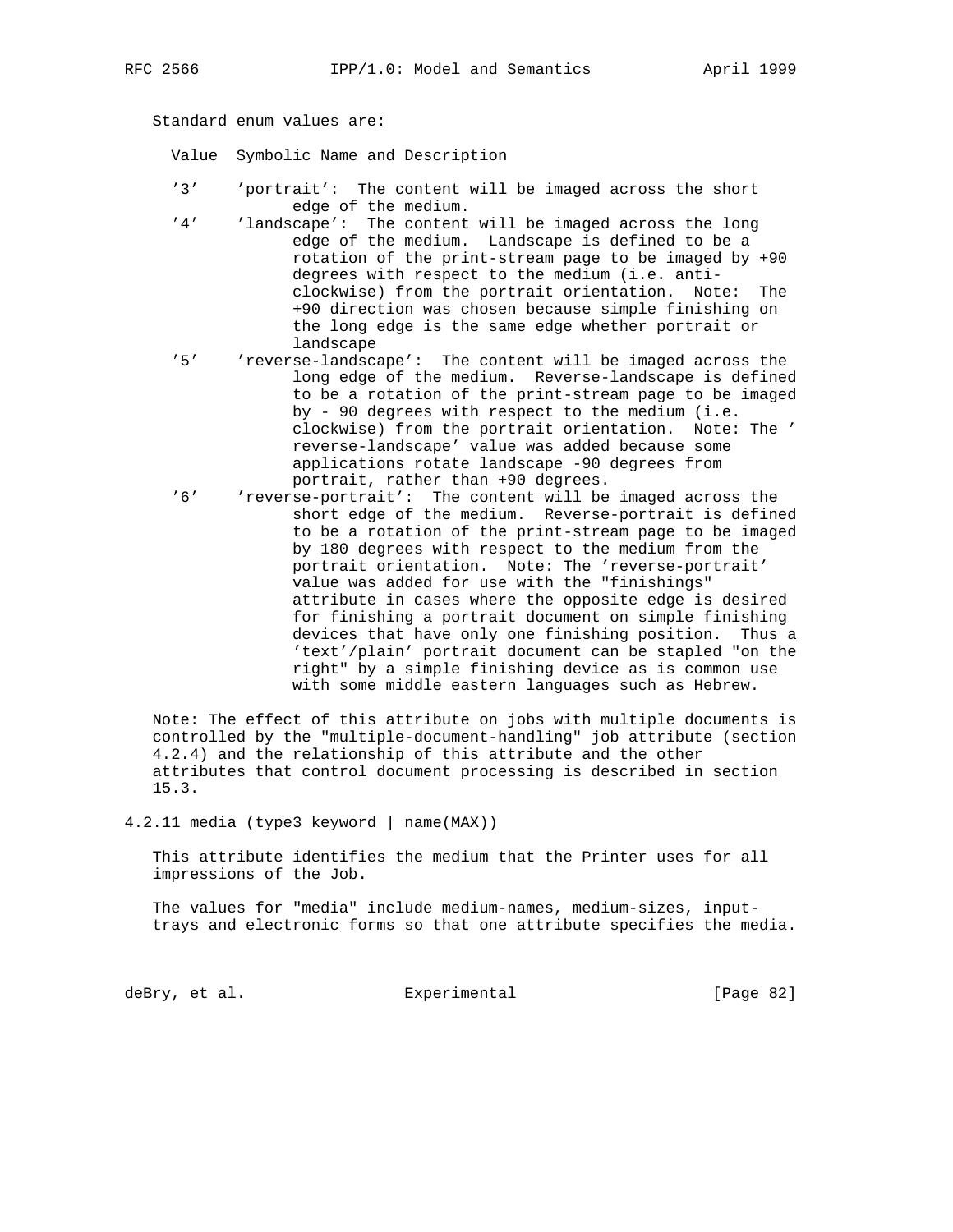Standard enum values are:

| Value | Symbolic Name and Description |
|---|---|
| '3' | 'portrait': The content will be imaged across the short edge of the medium. |
| '4' | 'landscape': The content will be imaged across the long edge of the medium. Landscape is defined to be a rotation of the print-stream page to be imaged by +90 degrees with respect to the medium (i.e. anti-clockwise) from the portrait orientation. Note: The +90 direction was chosen because simple finishing on the long edge is the same edge whether portrait or landscape |
| '5' | 'reverse-landscape': The content will be imaged across the long edge of the medium. Reverse-landscape is defined to be a rotation of the print-stream page to be imaged by - 90 degrees with respect to the medium (i.e. clockwise) from the portrait orientation. Note: The 'reverse-landscape' value was added because some applications rotate landscape -90 degrees from portrait, rather than +90 degrees. |
| '6' | 'reverse-portrait': The content will be imaged across the short edge of the medium. Reverse-portrait is defined to be a rotation of the print-stream page to be imaged by 180 degrees with respect to the medium from the portrait orientation. Note: The 'reverse-portrait' value was added for use with the "finishings" attribute in cases where the opposite edge is desired for finishing a portrait document on simple finishing devices that have only one finishing position. Thus a 'text'/plain' portrait document can be stapled "on the right" by a simple finishing device as is common use with some middle eastern languages such as Hebrew. |

Note: The effect of this attribute on jobs with multiple documents is controlled by the "multiple-document-handling" job attribute (section 4.2.4) and the relationship of this attribute and the other attributes that control document processing is described in section 15.3.

### 4.2.11 media (type3 keyword | name(MAX))

This attribute identifies the medium that the Printer uses for all impressions of the Job.

The values for "media" include medium-names, medium-sizes, input-trays and electronic forms so that one attribute specifies the media.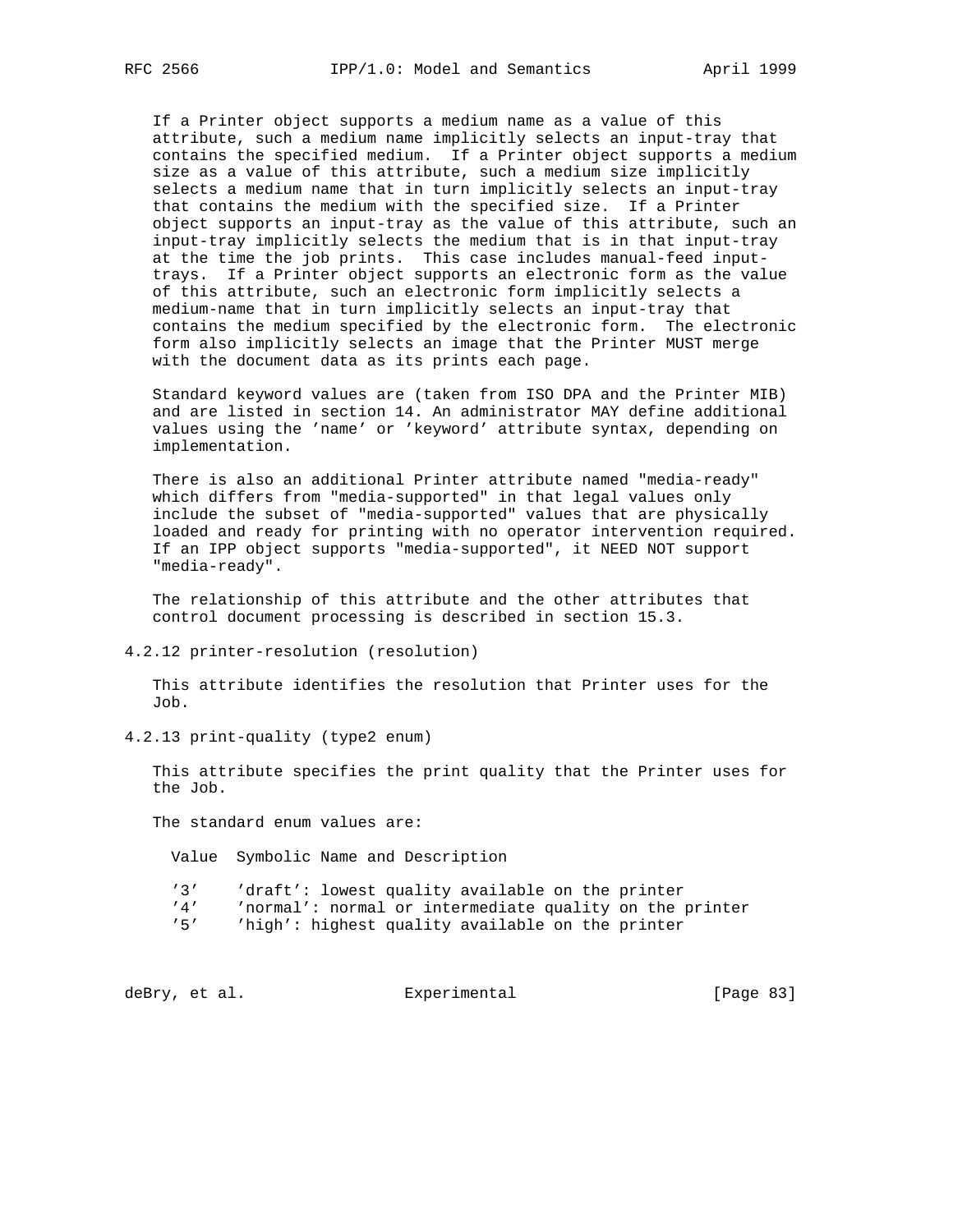If a Printer object supports a medium name as a value of this attribute, such a medium name implicitly selects an input-tray that contains the specified medium. If a Printer object supports a medium size as a value of this attribute, such a medium size implicitly selects a medium name that in turn implicitly selects an input-tray that contains the medium with the specified size. If a Printer object supports an input-tray as the value of this attribute, such an input-tray implicitly selects the medium that is in that input-tray at the time the job prints. This case includes manual-feed input-trays. If a Printer object supports an electronic form as the value of this attribute, such an electronic form implicitly selects a medium-name that in turn implicitly selects an input-tray that contains the medium specified by the electronic form. The electronic form also implicitly selects an image that the Printer MUST merge with the document data as its prints each page.

Standard keyword values are (taken from ISO DPA and the Printer MIB) and are listed in section 14. An administrator MAY define additional values using the 'name' or 'keyword' attribute syntax, depending on implementation.

There is also an additional Printer attribute named "media-ready" which differs from "media-supported" in that legal values only include the subset of "media-supported" values that are physically loaded and ready for printing with no operator intervention required. If an IPP object supports "media-supported", it NEED NOT support "media-ready".

The relationship of this attribute and the other attributes that control document processing is described in section 15.3.

### 4.2.12 printer-resolution (resolution)

This attribute identifies the resolution that Printer uses for the Job.

### 4.2.13 print-quality (type2 enum)

This attribute specifies the print quality that the Printer uses for the Job.

The standard enum values are:

| Value | Symbolic Name and Description |
|---|---|
| '3' | 'draft': lowest quality available on the printer |
| '4' | 'normal': normal or intermediate quality on the printer |
| '5' | 'high': highest quality available on the printer |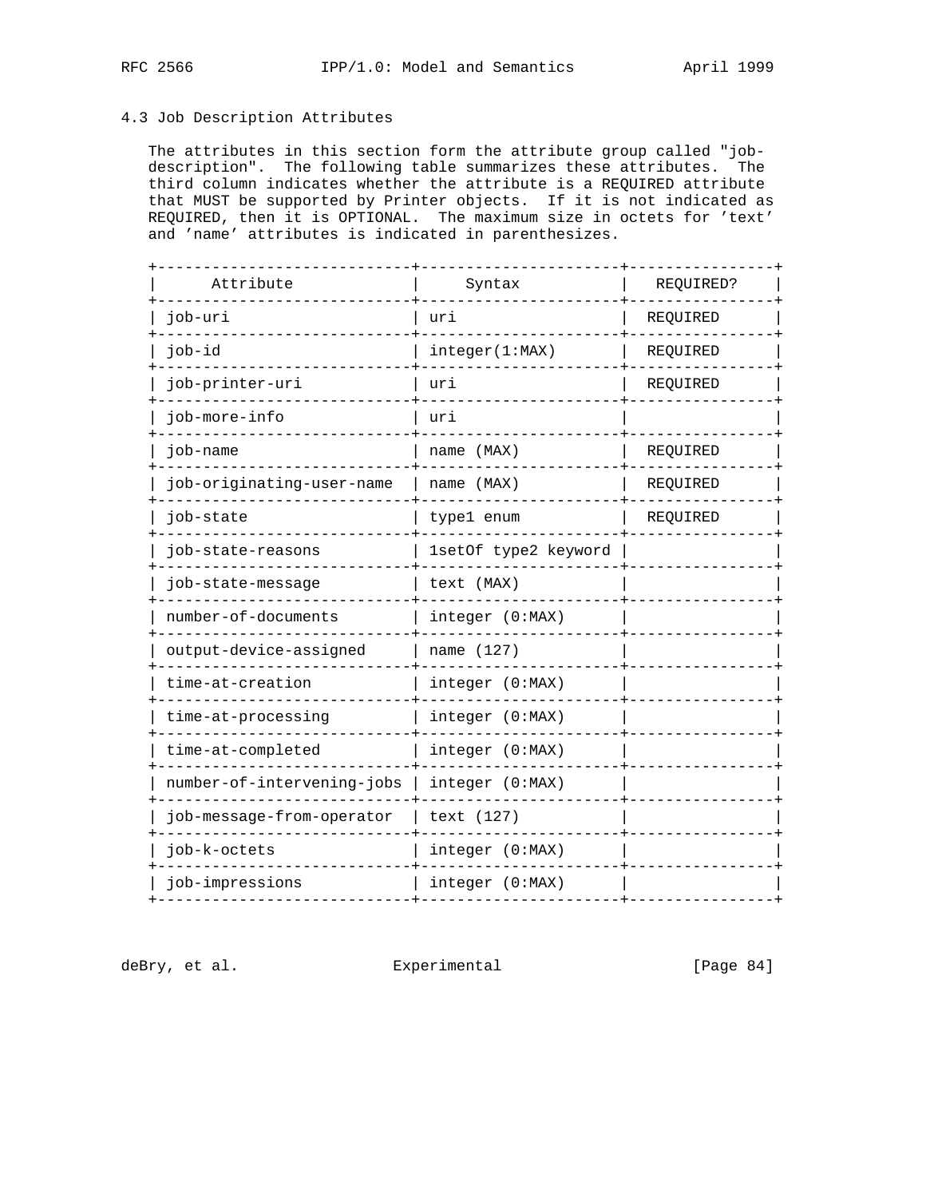### 4.3 Job Description Attributes

The attributes in this section form the attribute group called "job-description". The following table summarizes these attributes. The third column indicates whether the attribute is a REQUIRED attribute that MUST be supported by Printer objects. If it is not indicated as REQUIRED, then it is OPTIONAL. The maximum size in octets for 'text' and 'name' attributes is indicated in parenthesizes.

| Attribute | Syntax | REQUIRED? |
|---|---|---|
| job-uri | uri | REQUIRED |
| job-id | integer(1:MAX) | REQUIRED |
| job-printer-uri | uri | REQUIRED |
| job-more-info | uri | |
| job-name | name (MAX) | REQUIRED |
| job-originating-user-name | name (MAX) | REQUIRED |
| job-state | type1 enum | REQUIRED |
| job-state-reasons | 1setOf type2 keyword | |
| job-state-message | text (MAX) | |
| number-of-documents | integer (0:MAX) | |
| output-device-assigned | name (127) | |
| time-at-creation | integer (0:MAX) | |
| time-at-processing | integer (0:MAX) | |
| time-at-completed | integer (0:MAX) | |
| number-of-intervening-jobs | integer (0:MAX) | |
| job-message-from-operator | text (127) | |
| job-k-octets | integer (0:MAX) | |
| job-impressions | integer (0:MAX) | |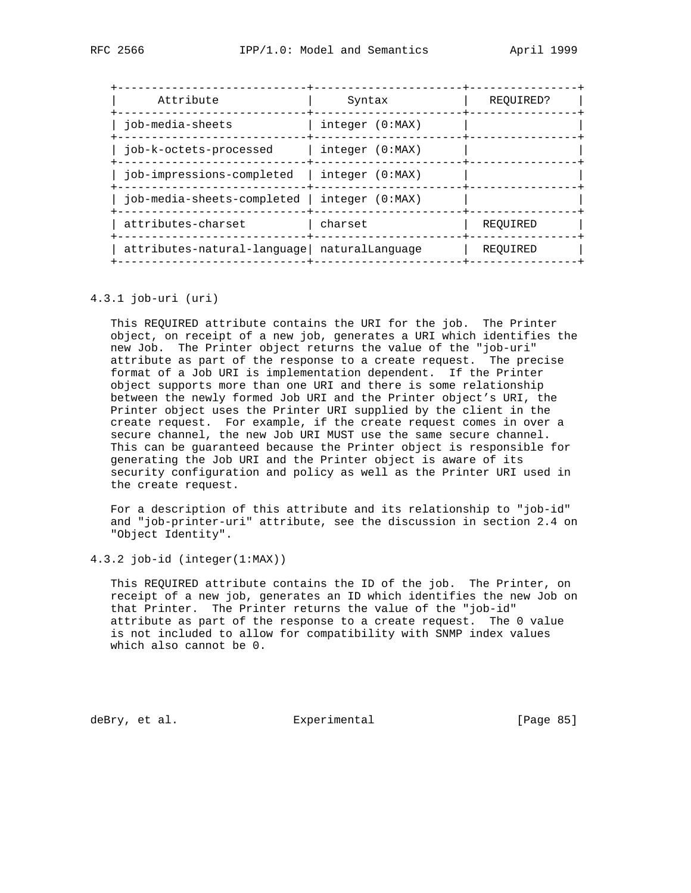| Attribute | Syntax | REQUIRED? |
| --- | --- | --- |
| job-media-sheets | integer (0:MAX) | |
| job-k-octets-processed | integer (0:MAX) | |
| job-impressions-completed | integer (0:MAX) | |
| job-media-sheets-completed | integer (0:MAX) | |
| attributes-charset | charset | REQUIRED |
| attributes-natural-language | naturalLanguage | REQUIRED |

### 4.3.1 job-uri (uri)

This REQUIRED attribute contains the URI for the job. The Printer object, on receipt of a new job, generates a URI which identifies the new Job. The Printer object returns the value of the "job-uri" attribute as part of the response to a create request. The precise format of a Job URI is implementation dependent. If the Printer object supports more than one URI and there is some relationship between the newly formed Job URI and the Printer object's URI, the Printer object uses the Printer URI supplied by the client in the create request. For example, if the create request comes in over a secure channel, the new Job URI MUST use the same secure channel. This can be guaranteed because the Printer object is responsible for generating the Job URI and the Printer object is aware of its security configuration and policy as well as the Printer URI used in the create request.

For a description of this attribute and its relationship to "job-id" and "job-printer-uri" attribute, see the discussion in section 2.4 on "Object Identity".

### 4.3.2 job-id (integer(1:MAX))

This REQUIRED attribute contains the ID of the job. The Printer, on receipt of a new job, generates an ID which identifies the new Job on that Printer. The Printer returns the value of the "job-id" attribute as part of the response to a create request. The 0 value is not included to allow for compatibility with SNMP index values which also cannot be 0.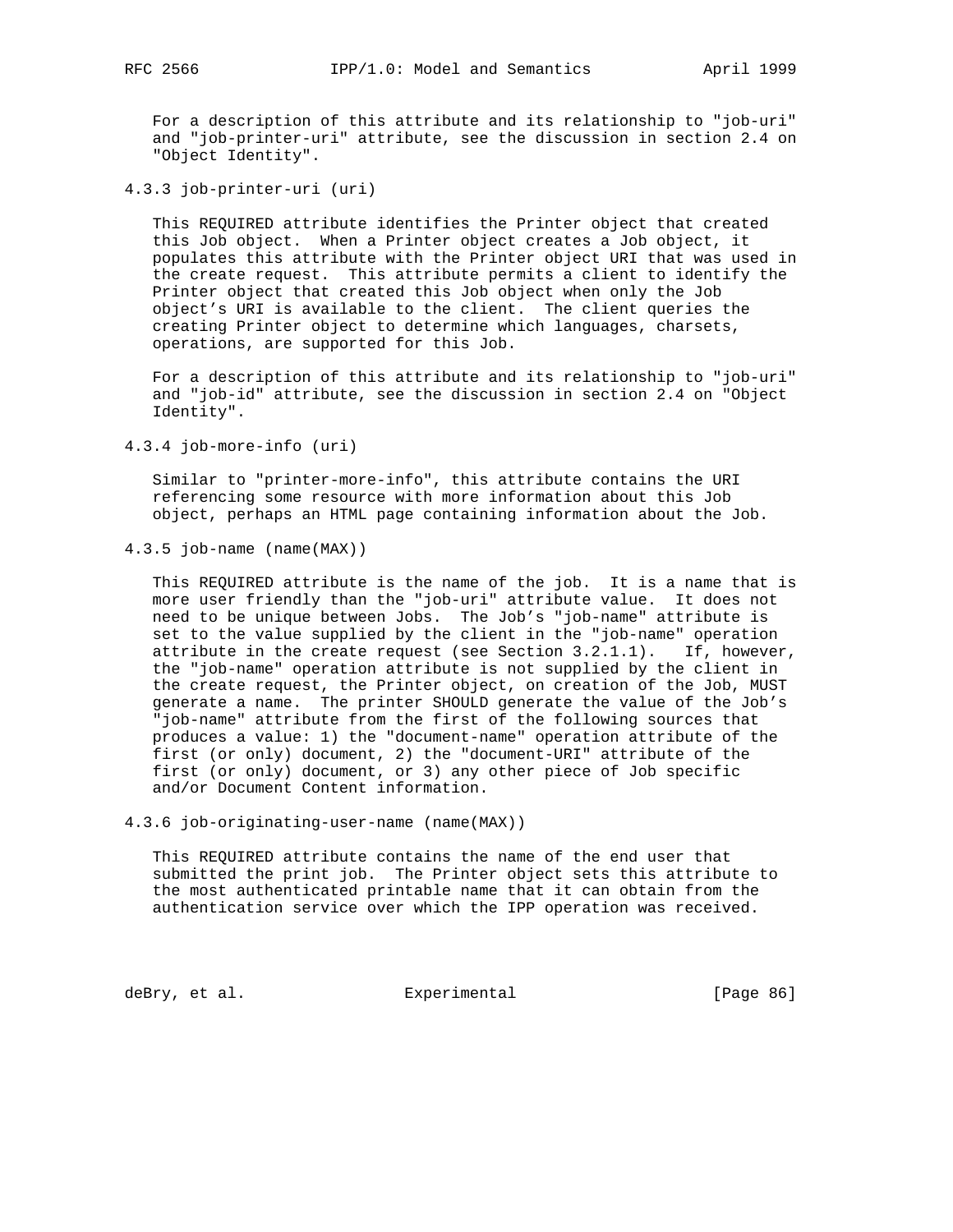For a description of this attribute and its relationship to "job-uri" and "job-printer-uri" attribute, see the discussion in section 2.4 on "Object Identity".

### 4.3.3 job-printer-uri (uri)

This REQUIRED attribute identifies the Printer object that created this Job object. When a Printer object creates a Job object, it populates this attribute with the Printer object URI that was used in the create request. This attribute permits a client to identify the Printer object that created this Job object when only the Job object's URI is available to the client. The client queries the creating Printer object to determine which languages, charsets, operations, are supported for this Job.

For a description of this attribute and its relationship to "job-uri" and "job-id" attribute, see the discussion in section 2.4 on "Object Identity".

### 4.3.4 job-more-info (uri)

Similar to "printer-more-info", this attribute contains the URI referencing some resource with more information about this Job object, perhaps an HTML page containing information about the Job.

### 4.3.5 job-name (name(MAX))

This REQUIRED attribute is the name of the job. It is a name that is more user friendly than the "job-uri" attribute value. It does not need to be unique between Jobs. The Job's "job-name" attribute is set to the value supplied by the client in the "job-name" operation attribute in the create request (see Section 3.2.1.1). If, however, the "job-name" operation attribute is not supplied by the client in the create request, the Printer object, on creation of the Job, MUST generate a name. The printer SHOULD generate the value of the Job's "job-name" attribute from the first of the following sources that produces a value: 1) the "document-name" operation attribute of the first (or only) document, 2) the "document-URI" attribute of the first (or only) document, or 3) any other piece of Job specific and/or Document Content information.

### 4.3.6 job-originating-user-name (name(MAX))

This REQUIRED attribute contains the name of the end user that submitted the print job. The Printer object sets this attribute to the most authenticated printable name that it can obtain from the authentication service over which the IPP operation was received.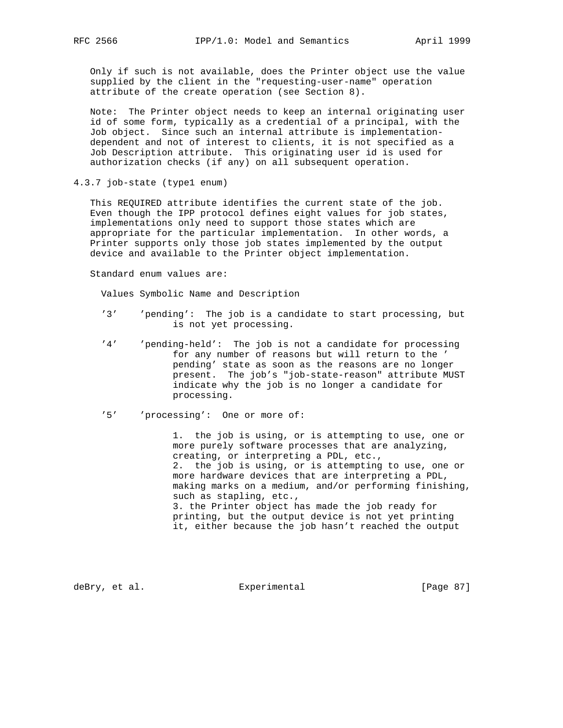Only if such is not available, does the Printer object use the value supplied by the client in the "requesting-user-name" operation attribute of the create operation (see Section 8).

Note: The Printer object needs to keep an internal originating user id of some form, typically as a credential of a principal, with the Job object. Since such an internal attribute is implementation-dependent and not of interest to clients, it is not specified as a Job Description attribute. This originating user id is used for authorization checks (if any) on all subsequent operation.

### 4.3.7 job-state (type1 enum)

This REQUIRED attribute identifies the current state of the job. Even though the IPP protocol defines eight values for job states, implementations only need to support those states which are appropriate for the particular implementation. In other words, a Printer supports only those job states implemented by the output device and available to the Printer object implementation.

Standard enum values are:

Values Symbolic Name and Description

'3' 'pending': The job is a candidate to start processing, but is not yet processing.

'4' 'pending-held': The job is not a candidate for processing for any number of reasons but will return to the ' pending' state as soon as the reasons are no longer present. The job's "job-state-reason" attribute MUST indicate why the job is no longer a candidate for processing.

'5' 'processing': One or more of:

1. the job is using, or is attempting to use, one or more purely software processes that are analyzing, creating, or interpreting a PDL, etc.,
2. the job is using, or is attempting to use, one or more hardware devices that are interpreting a PDL, making marks on a medium, and/or performing finishing, such as stapling, etc.,
3. the Printer object has made the job ready for printing, but the output device is not yet printing it, either because the job hasn't reached the output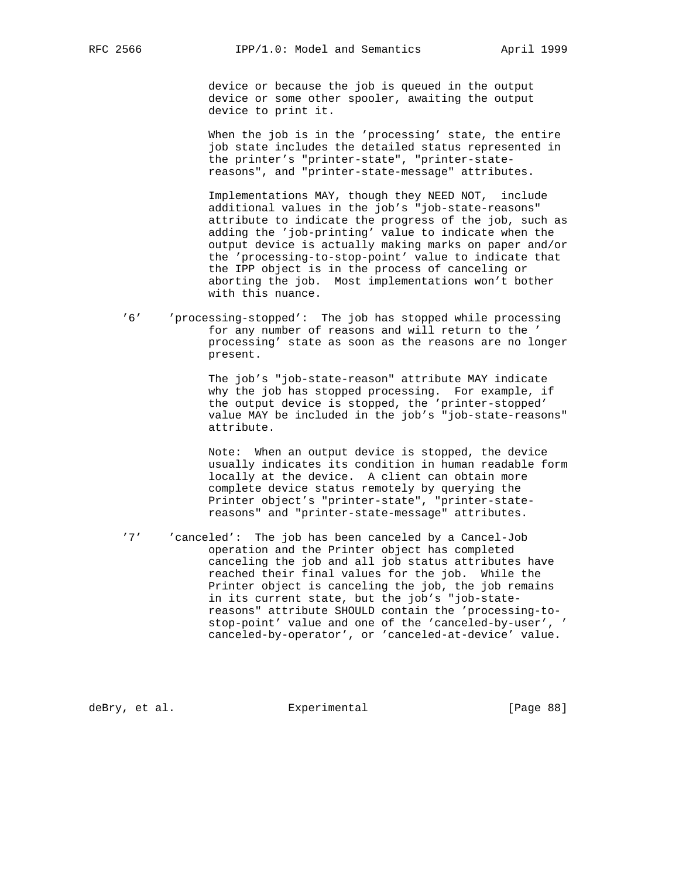device or because the job is queued in the output device or some other spooler, awaiting the output device to print it.

When the job is in the 'processing' state, the entire job state includes the detailed status represented in the printer's "printer-state", "printer-state-reasons", and "printer-state-message" attributes.

Implementations MAY, though they NEED NOT, include additional values in the job's "job-state-reasons" attribute to indicate the progress of the job, such as adding the 'job-printing' value to indicate when the output device is actually making marks on paper and/or the 'processing-to-stop-point' value to indicate that the IPP object is in the process of canceling or aborting the job. Most implementations won't bother with this nuance.

'6' 'processing-stopped': The job has stopped while processing for any number of reasons and will return to the 'processing' state as soon as the reasons are no longer present.

The job's "job-state-reason" attribute MAY indicate why the job has stopped processing. For example, if the output device is stopped, the 'printer-stopped' value MAY be included in the job's "job-state-reasons" attribute.

Note: When an output device is stopped, the device usually indicates its condition in human readable form locally at the device. A client can obtain more complete device status remotely by querying the Printer object's "printer-state", "printer-state-reasons" and "printer-state-message" attributes.

'7' 'canceled': The job has been canceled by a Cancel-Job operation and the Printer object has completed canceling the job and all job status attributes have reached their final values for the job. While the Printer object is canceling the job, the job remains in its current state, but the job's "job-state-reasons" attribute SHOULD contain the 'processing-to-stop-point' value and one of the 'canceled-by-user', 'canceled-by-operator', or 'canceled-at-device' value.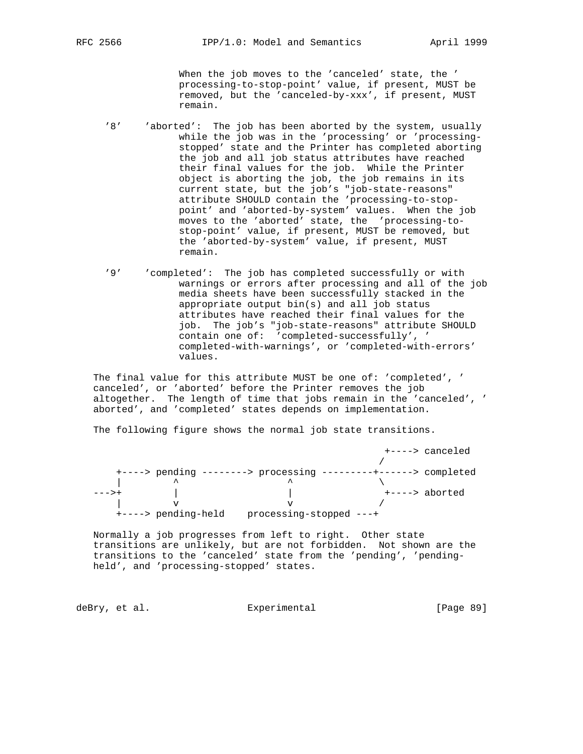When the job moves to the 'canceled' state, the 'processing-to-stop-point' value, if present, MUST be removed, but the 'canceled-by-xxx', if present, MUST remain.

'8' 'aborted': The job has been aborted by the system, usually while the job was in the 'processing' or 'processing-stopped' state and the Printer has completed aborting the job and all job status attributes have reached their final values for the job. While the Printer object is aborting the job, the job remains in its current state, but the job's "job-state-reasons" attribute SHOULD contain the 'processing-to-stop-point' and 'aborted-by-system' values. When the job moves to the 'aborted' state, the 'processing-to-stop-point' value, if present, MUST be removed, but the 'aborted-by-system' value, if present, MUST remain.

'9' 'completed': The job has completed successfully or with warnings or errors after processing and all of the job media sheets have been successfully stacked in the appropriate output bin(s) and all job status attributes have reached their final values for the job. The job's "job-state-reasons" attribute SHOULD contain one of: 'completed-successfully', 'completed-with-warnings', or 'completed-with-errors' values.

The final value for this attribute MUST be one of: 'completed', 'canceled', or 'aborted' before the Printer removes the job altogether. The length of time that jobs remain in the 'canceled', 'aborted', and 'completed' states depends on implementation.

The following figure shows the normal job state transitions.

```
                                                   +----> canceled
                                                  /
    +----> pending --------> processing ---------+------> completed
    |         ^                   ^               \
--->+         |                   |                +----> aborted
    |         v                   v               /
    +----> pending-held    processing-stopped ---+
```

Normally a job progresses from left to right. Other state transitions are unlikely, but are not forbidden. Not shown are the transitions to the 'canceled' state from the 'pending', 'pending-held', and 'processing-stopped' states.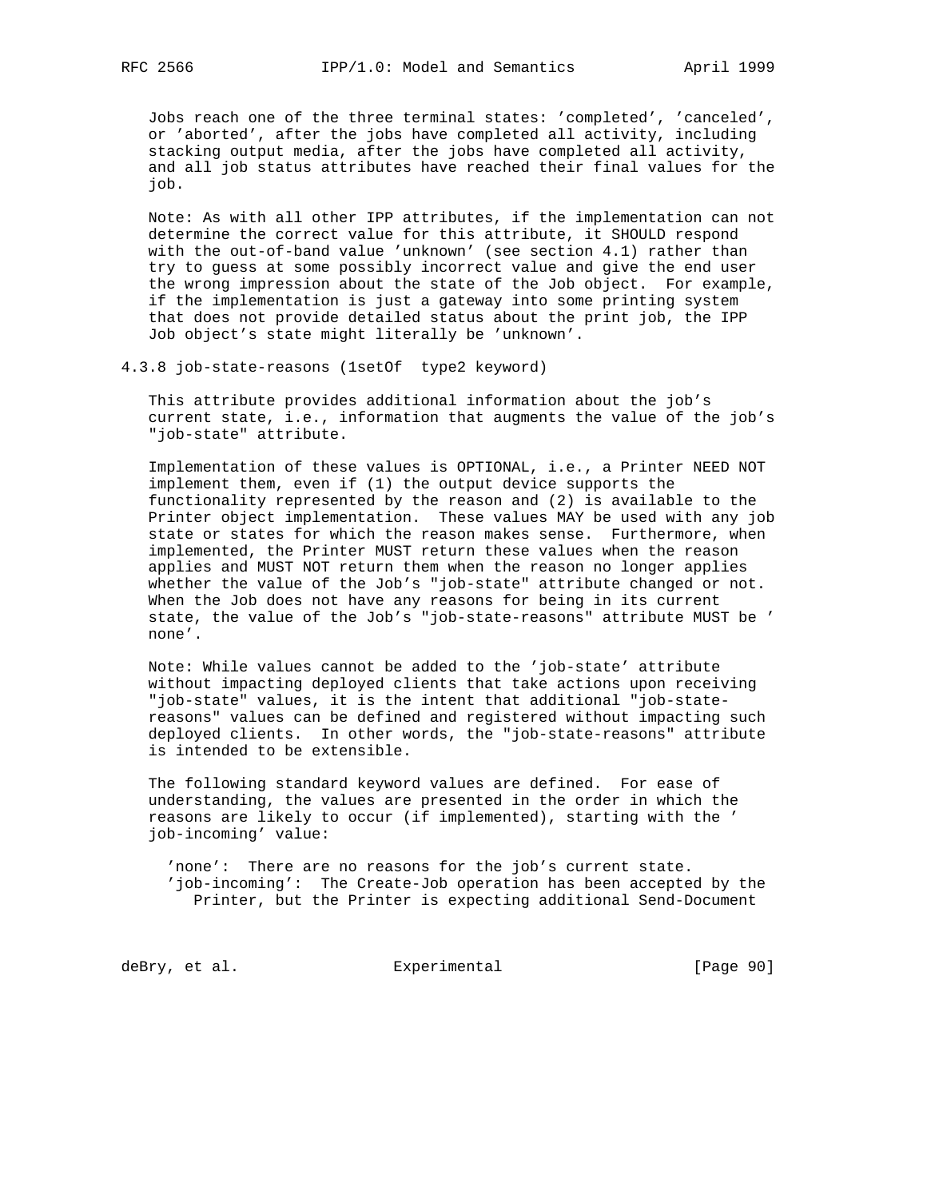Jobs reach one of the three terminal states: 'completed', 'canceled', or 'aborted', after the jobs have completed all activity, including stacking output media, after the jobs have completed all activity, and all job status attributes have reached their final values for the job.

Note: As with all other IPP attributes, if the implementation can not determine the correct value for this attribute, it SHOULD respond with the out-of-band value 'unknown' (see section 4.1) rather than try to guess at some possibly incorrect value and give the end user the wrong impression about the state of the Job object. For example, if the implementation is just a gateway into some printing system that does not provide detailed status about the print job, the IPP Job object's state might literally be 'unknown'.

### 4.3.8 job-state-reasons (1setOf type2 keyword)

This attribute provides additional information about the job's current state, i.e., information that augments the value of the job's "job-state" attribute.

Implementation of these values is OPTIONAL, i.e., a Printer NEED NOT implement them, even if (1) the output device supports the functionality represented by the reason and (2) is available to the Printer object implementation. These values MAY be used with any job state or states for which the reason makes sense. Furthermore, when implemented, the Printer MUST return these values when the reason applies and MUST NOT return them when the reason no longer applies whether the value of the Job's "job-state" attribute changed or not. When the Job does not have any reasons for being in its current state, the value of the Job's "job-state-reasons" attribute MUST be ' none'.

Note: While values cannot be added to the 'job-state' attribute without impacting deployed clients that take actions upon receiving "job-state" values, it is the intent that additional "job-state-reasons" values can be defined and registered without impacting such deployed clients. In other words, the "job-state-reasons" attribute is intended to be extensible.

The following standard keyword values are defined. For ease of understanding, the values are presented in the order in which the reasons are likely to occur (if implemented), starting with the ' job-incoming' value:

'none': There are no reasons for the job's current state.
'job-incoming': The Create-Job operation has been accepted by the Printer, but the Printer is expecting additional Send-Document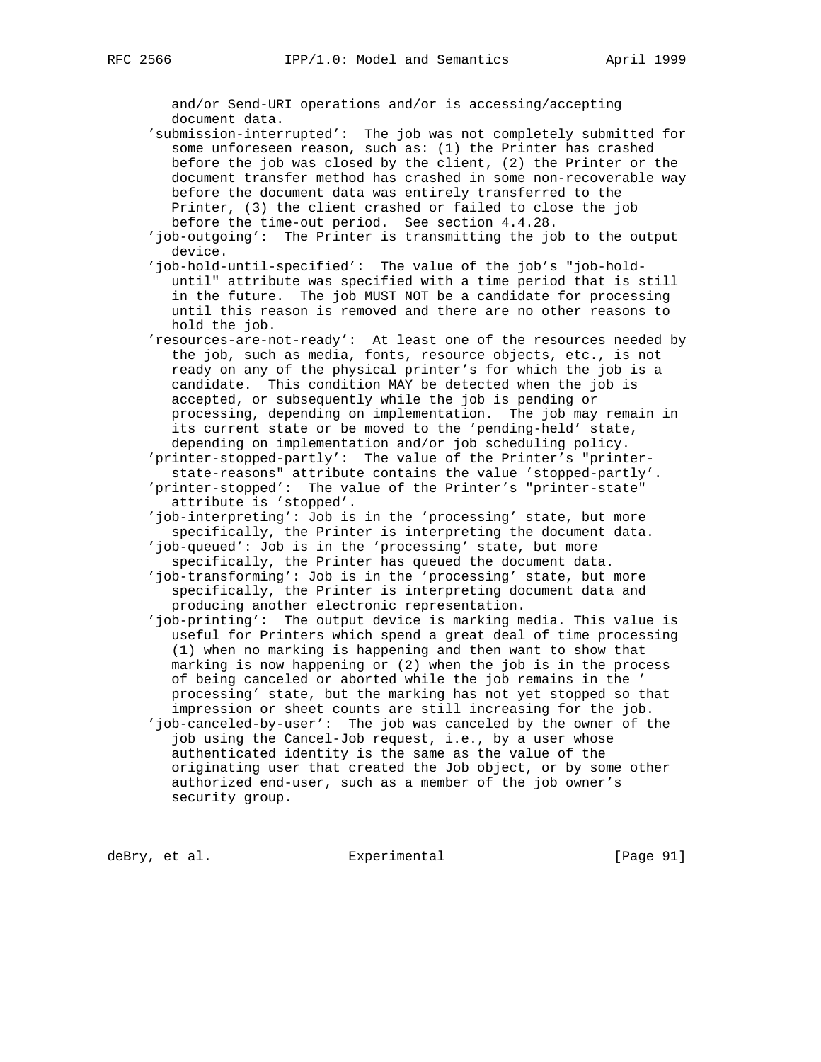and/or Send-URI operations and/or is accessing/accepting document data.

'submission-interrupted': The job was not completely submitted for some unforeseen reason, such as: (1) the Printer has crashed before the job was closed by the client, (2) the Printer or the document transfer method has crashed in some non-recoverable way before the document data was entirely transferred to the Printer, (3) the client crashed or failed to close the job before the time-out period. See section 4.4.28.

'job-outgoing': The Printer is transmitting the job to the output device.

'job-hold-until-specified': The value of the job's "job-hold-until" attribute was specified with a time period that is still in the future. The job MUST NOT be a candidate for processing until this reason is removed and there are no other reasons to hold the job.

'resources-are-not-ready': At least one of the resources needed by the job, such as media, fonts, resource objects, etc., is not ready on any of the physical printer's for which the job is a candidate. This condition MAY be detected when the job is accepted, or subsequently while the job is pending or processing, depending on implementation. The job may remain in its current state or be moved to the 'pending-held' state, depending on implementation and/or job scheduling policy.

'printer-stopped-partly': The value of the Printer's "printer-state-reasons" attribute contains the value 'stopped-partly'.

'printer-stopped': The value of the Printer's "printer-state" attribute is 'stopped'.

'job-interpreting': Job is in the 'processing' state, but more specifically, the Printer is interpreting the document data.

'job-queued': Job is in the 'processing' state, but more specifically, the Printer has queued the document data.

'job-transforming': Job is in the 'processing' state, but more specifically, the Printer is interpreting document data and producing another electronic representation.

'job-printing': The output device is marking media. This value is useful for Printers which spend a great deal of time processing (1) when no marking is happening and then want to show that marking is now happening or (2) when the job is in the process of being canceled or aborted while the job remains in the 'processing' state, but the marking has not yet stopped so that impression or sheet counts are still increasing for the job.

'job-canceled-by-user': The job was canceled by the owner of the job using the Cancel-Job request, i.e., by a user whose authenticated identity is the same as the value of the originating user that created the Job object, or by some other authorized end-user, such as a member of the job owner's security group.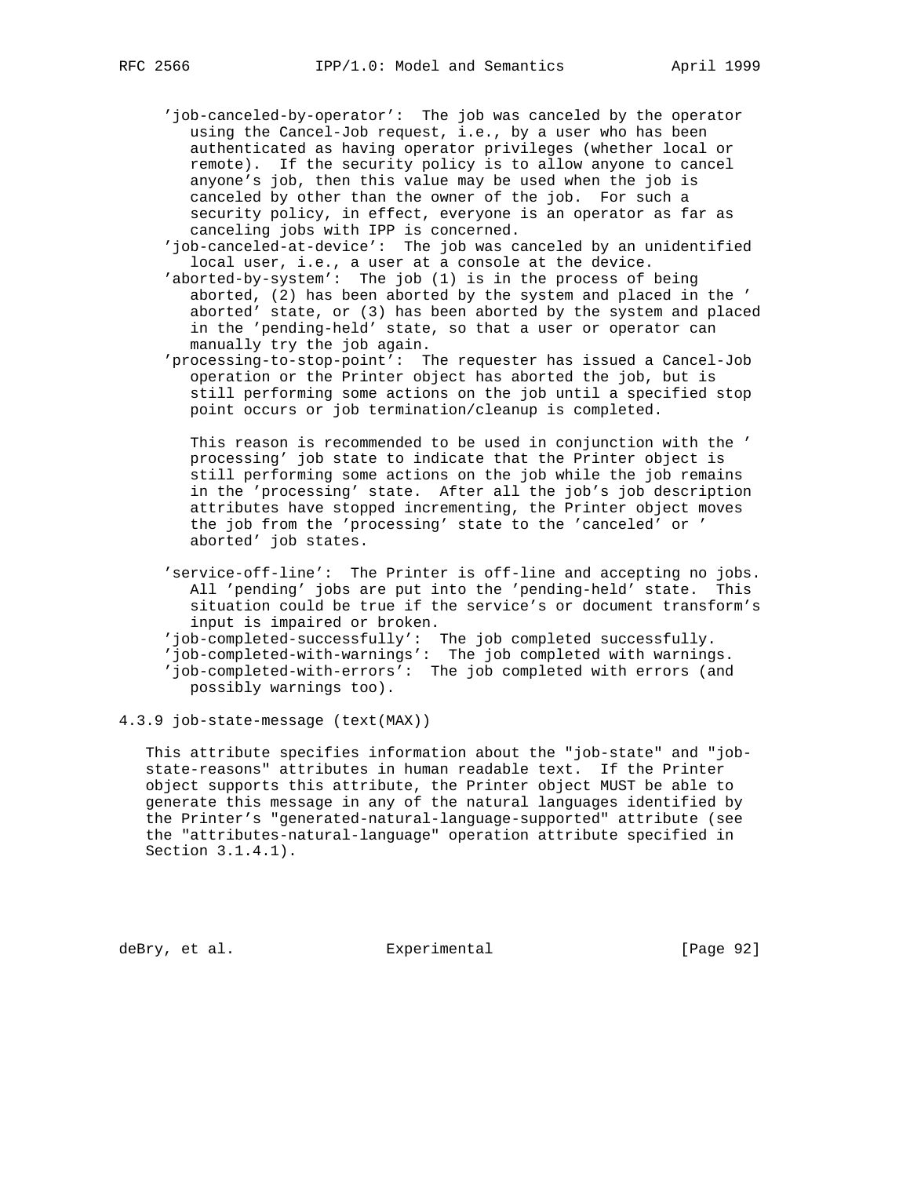'job-canceled-by-operator': The job was canceled by the operator using the Cancel-Job request, i.e., by a user who has been authenticated as having operator privileges (whether local or remote). If the security policy is to allow anyone to cancel anyone's job, then this value may be used when the job is canceled by other than the owner of the job. For such a security policy, in effect, everyone is an operator as far as canceling jobs with IPP is concerned.

'job-canceled-at-device': The job was canceled by an unidentified local user, i.e., a user at a console at the device.

'aborted-by-system': The job (1) is in the process of being aborted, (2) has been aborted by the system and placed in the 'aborted' state, or (3) has been aborted by the system and placed in the 'pending-held' state, so that a user or operator can manually try the job again.

'processing-to-stop-point': The requester has issued a Cancel-Job operation or the Printer object has aborted the job, but is still performing some actions on the job until a specified stop point occurs or job termination/cleanup is completed.

This reason is recommended to be used in conjunction with the 'processing' job state to indicate that the Printer object is still performing some actions on the job while the job remains in the 'processing' state. After all the job's job description attributes have stopped incrementing, the Printer object moves the job from the 'processing' state to the 'canceled' or 'aborted' job states.

'service-off-line': The Printer is off-line and accepting no jobs. All 'pending' jobs are put into the 'pending-held' state. This situation could be true if the service's or document transform's input is impaired or broken.

'job-completed-successfully': The job completed successfully.

'job-completed-with-warnings': The job completed with warnings.

'job-completed-with-errors': The job completed with errors (and possibly warnings too).

### 4.3.9 job-state-message (text(MAX))

This attribute specifies information about the "job-state" and "job-state-reasons" attributes in human readable text. If the Printer object supports this attribute, the Printer object MUST be able to generate this message in any of the natural languages identified by the Printer's "generated-natural-language-supported" attribute (see the "attributes-natural-language" operation attribute specified in Section 3.1.4.1).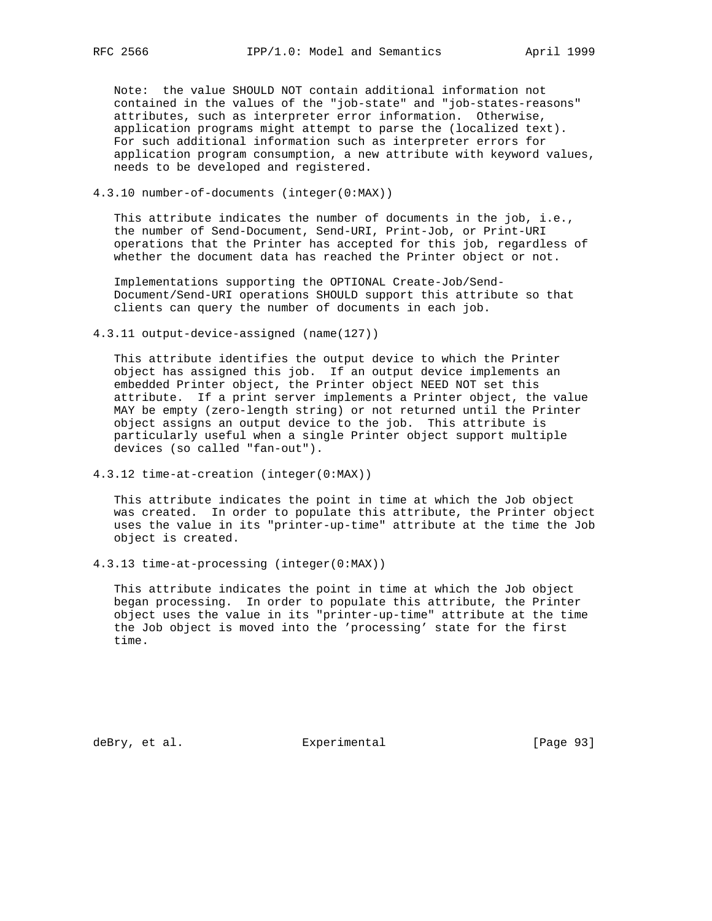Note: the value SHOULD NOT contain additional information not contained in the values of the "job-state" and "job-states-reasons" attributes, such as interpreter error information. Otherwise, application programs might attempt to parse the (localized text). For such additional information such as interpreter errors for application program consumption, a new attribute with keyword values, needs to be developed and registered.

### 4.3.10 number-of-documents (integer(0:MAX))

This attribute indicates the number of documents in the job, i.e., the number of Send-Document, Send-URI, Print-Job, or Print-URI operations that the Printer has accepted for this job, regardless of whether the document data has reached the Printer object or not.

Implementations supporting the OPTIONAL Create-Job/Send-Document/Send-URI operations SHOULD support this attribute so that clients can query the number of documents in each job.

### 4.3.11 output-device-assigned (name(127))

This attribute identifies the output device to which the Printer object has assigned this job. If an output device implements an embedded Printer object, the Printer object NEED NOT set this attribute. If a print server implements a Printer object, the value MAY be empty (zero-length string) or not returned until the Printer object assigns an output device to the job. This attribute is particularly useful when a single Printer object support multiple devices (so called "fan-out").

### 4.3.12 time-at-creation (integer(0:MAX))

This attribute indicates the point in time at which the Job object was created. In order to populate this attribute, the Printer object uses the value in its "printer-up-time" attribute at the time the Job object is created.

### 4.3.13 time-at-processing (integer(0:MAX))

This attribute indicates the point in time at which the Job object began processing. In order to populate this attribute, the Printer object uses the value in its "printer-up-time" attribute at the time the Job object is moved into the 'processing' state for the first time.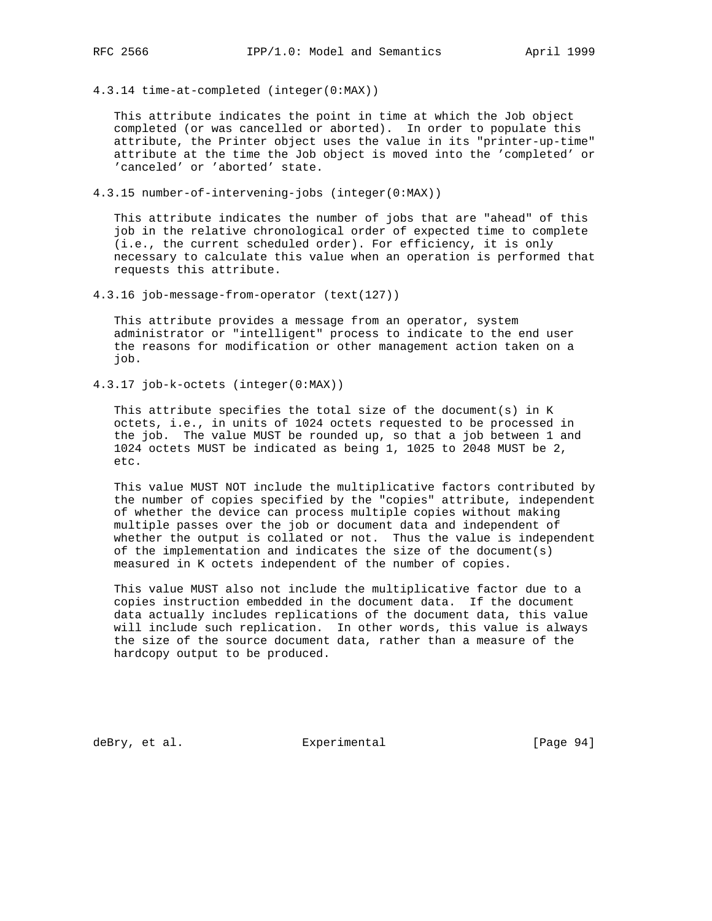### 4.3.14 time-at-completed (integer(0:MAX))

This attribute indicates the point in time at which the Job object completed (or was cancelled or aborted). In order to populate this attribute, the Printer object uses the value in its "printer-up-time" attribute at the time the Job object is moved into the 'completed' or 'canceled' or 'aborted' state.

### 4.3.15 number-of-intervening-jobs (integer(0:MAX))

This attribute indicates the number of jobs that are "ahead" of this job in the relative chronological order of expected time to complete (i.e., the current scheduled order). For efficiency, it is only necessary to calculate this value when an operation is performed that requests this attribute.

### 4.3.16 job-message-from-operator (text(127))

This attribute provides a message from an operator, system administrator or "intelligent" process to indicate to the end user the reasons for modification or other management action taken on a job.

### 4.3.17 job-k-octets (integer(0:MAX))

This attribute specifies the total size of the document(s) in K octets, i.e., in units of 1024 octets requested to be processed in the job. The value MUST be rounded up, so that a job between 1 and 1024 octets MUST be indicated as being 1, 1025 to 2048 MUST be 2, etc.

This value MUST NOT include the multiplicative factors contributed by the number of copies specified by the "copies" attribute, independent of whether the device can process multiple copies without making multiple passes over the job or document data and independent of whether the output is collated or not. Thus the value is independent of the implementation and indicates the size of the document(s) measured in K octets independent of the number of copies.

This value MUST also not include the multiplicative factor due to a copies instruction embedded in the document data. If the document data actually includes replications of the document data, this value will include such replication. In other words, this value is always the size of the source document data, rather than a measure of the hardcopy output to be produced.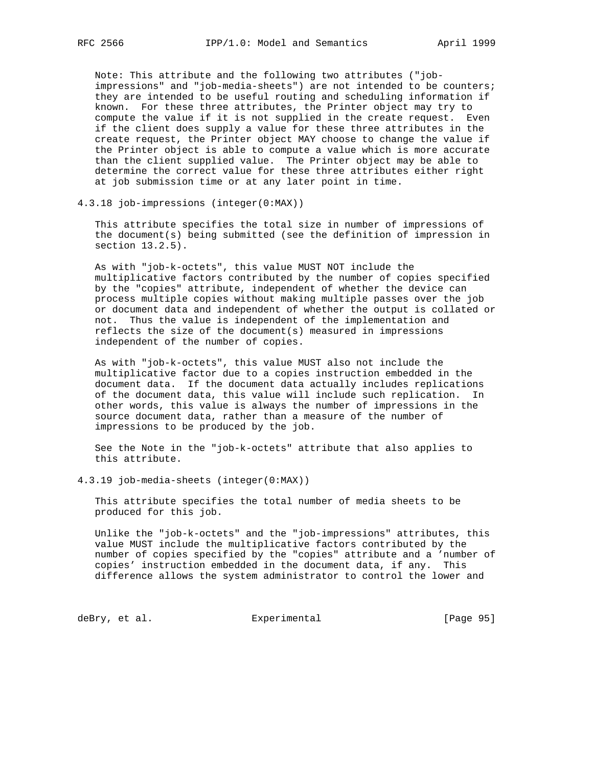Note: This attribute and the following two attributes ("job-impressions" and "job-media-sheets") are not intended to be counters; they are intended to be useful routing and scheduling information if known. For these three attributes, the Printer object may try to compute the value if it is not supplied in the create request. Even if the client does supply a value for these three attributes in the create request, the Printer object MAY choose to change the value if the Printer object is able to compute a value which is more accurate than the client supplied value. The Printer object may be able to determine the correct value for these three attributes either right at job submission time or at any later point in time.

### 4.3.18 job-impressions (integer(0:MAX))

This attribute specifies the total size in number of impressions of the document(s) being submitted (see the definition of impression in section 13.2.5).

As with "job-k-octets", this value MUST NOT include the multiplicative factors contributed by the number of copies specified by the "copies" attribute, independent of whether the device can process multiple copies without making multiple passes over the job or document data and independent of whether the output is collated or not. Thus the value is independent of the implementation and reflects the size of the document(s) measured in impressions independent of the number of copies.

As with "job-k-octets", this value MUST also not include the multiplicative factor due to a copies instruction embedded in the document data. If the document data actually includes replications of the document data, this value will include such replication. In other words, this value is always the number of impressions in the source document data, rather than a measure of the number of impressions to be produced by the job.

See the Note in the "job-k-octets" attribute that also applies to this attribute.

### 4.3.19 job-media-sheets (integer(0:MAX))

This attribute specifies the total number of media sheets to be produced for this job.

Unlike the "job-k-octets" and the "job-impressions" attributes, this value MUST include the multiplicative factors contributed by the number of copies specified by the "copies" attribute and a 'number of copies' instruction embedded in the document data, if any. This difference allows the system administrator to control the lower and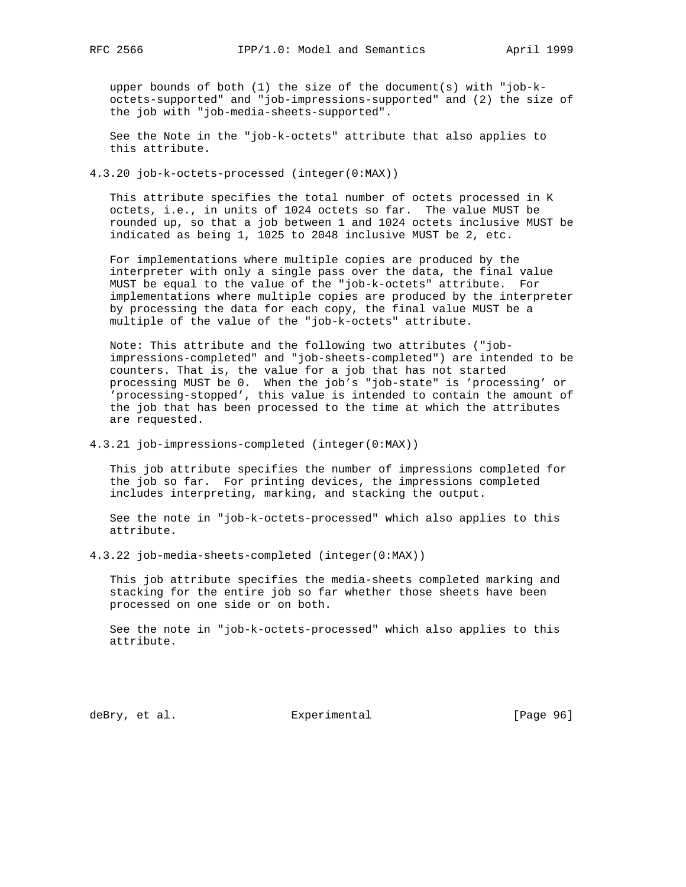upper bounds of both (1) the size of the document(s) with "job-k-octets-supported" and "job-impressions-supported" and (2) the size of the job with "job-media-sheets-supported".

See the Note in the "job-k-octets" attribute that also applies to this attribute.

### 4.3.20 job-k-octets-processed (integer(0:MAX))

This attribute specifies the total number of octets processed in K octets, i.e., in units of 1024 octets so far. The value MUST be rounded up, so that a job between 1 and 1024 octets inclusive MUST be indicated as being 1, 1025 to 2048 inclusive MUST be 2, etc.

For implementations where multiple copies are produced by the interpreter with only a single pass over the data, the final value MUST be equal to the value of the "job-k-octets" attribute. For implementations where multiple copies are produced by the interpreter by processing the data for each copy, the final value MUST be a multiple of the value of the "job-k-octets" attribute.

Note: This attribute and the following two attributes ("job-impressions-completed" and "job-sheets-completed") are intended to be counters. That is, the value for a job that has not started processing MUST be 0. When the job's "job-state" is 'processing' or 'processing-stopped', this value is intended to contain the amount of the job that has been processed to the time at which the attributes are requested.

### 4.3.21 job-impressions-completed (integer(0:MAX))

This job attribute specifies the number of impressions completed for the job so far. For printing devices, the impressions completed includes interpreting, marking, and stacking the output.

See the note in "job-k-octets-processed" which also applies to this attribute.

### 4.3.22 job-media-sheets-completed (integer(0:MAX))

This job attribute specifies the media-sheets completed marking and stacking for the entire job so far whether those sheets have been processed on one side or on both.

See the note in "job-k-octets-processed" which also applies to this attribute.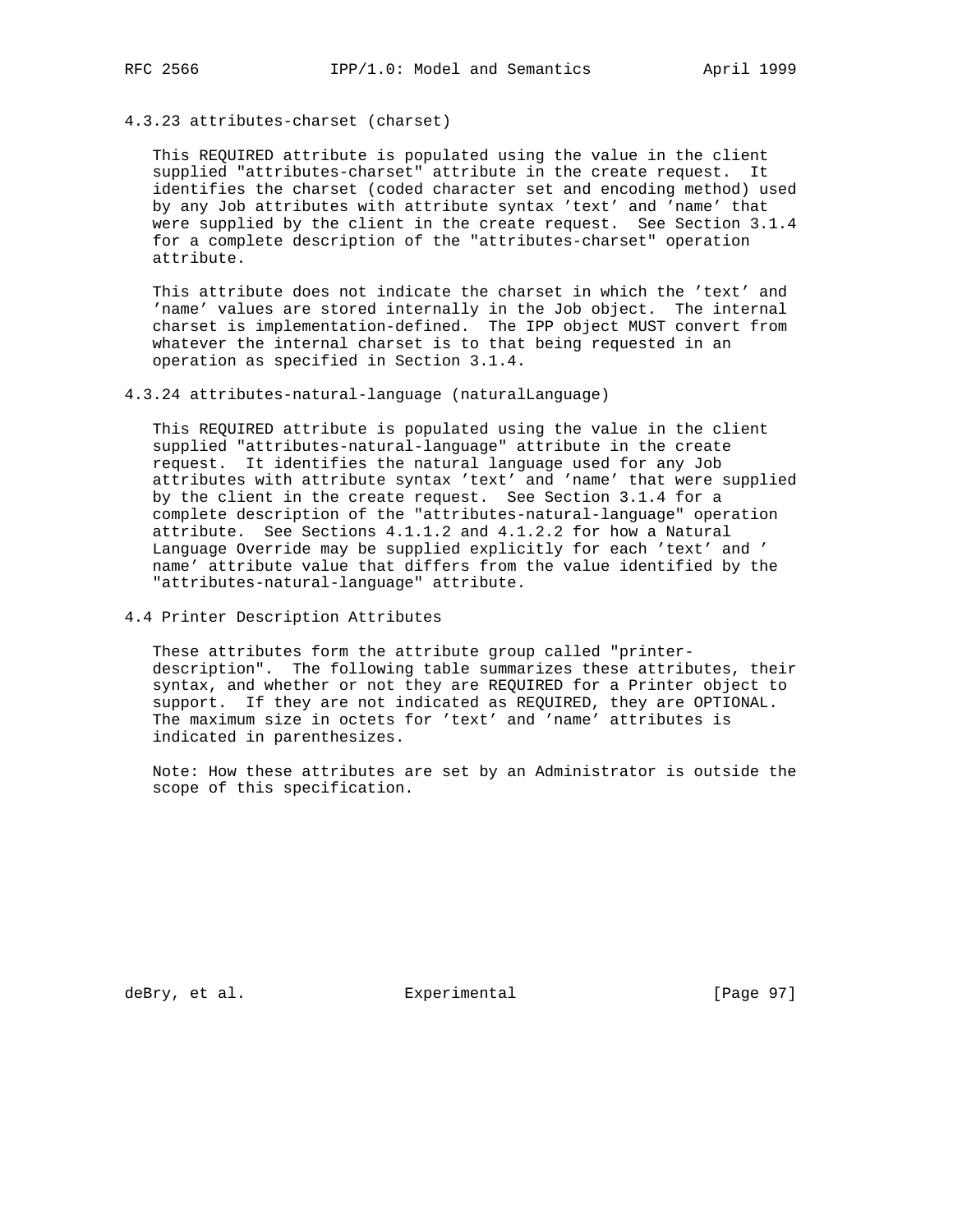### 4.3.23 attributes-charset (charset)

This REQUIRED attribute is populated using the value in the client supplied "attributes-charset" attribute in the create request. It identifies the charset (coded character set and encoding method) used by any Job attributes with attribute syntax 'text' and 'name' that were supplied by the client in the create request. See Section 3.1.4 for a complete description of the "attributes-charset" operation attribute.

This attribute does not indicate the charset in which the 'text' and 'name' values are stored internally in the Job object. The internal charset is implementation-defined. The IPP object MUST convert from whatever the internal charset is to that being requested in an operation as specified in Section 3.1.4.

### 4.3.24 attributes-natural-language (naturalLanguage)

This REQUIRED attribute is populated using the value in the client supplied "attributes-natural-language" attribute in the create request. It identifies the natural language used for any Job attributes with attribute syntax 'text' and 'name' that were supplied by the client in the create request. See Section 3.1.4 for a complete description of the "attributes-natural-language" operation attribute. See Sections 4.1.1.2 and 4.1.2.2 for how a Natural Language Override may be supplied explicitly for each 'text' and ' name' attribute value that differs from the value identified by the "attributes-natural-language" attribute.

## 4.4 Printer Description Attributes

These attributes form the attribute group called "printer-description". The following table summarizes these attributes, their syntax, and whether or not they are REQUIRED for a Printer object to support. If they are not indicated as REQUIRED, they are OPTIONAL. The maximum size in octets for 'text' and 'name' attributes is indicated in parenthesizes.

Note: How these attributes are set by an Administrator is outside the scope of this specification.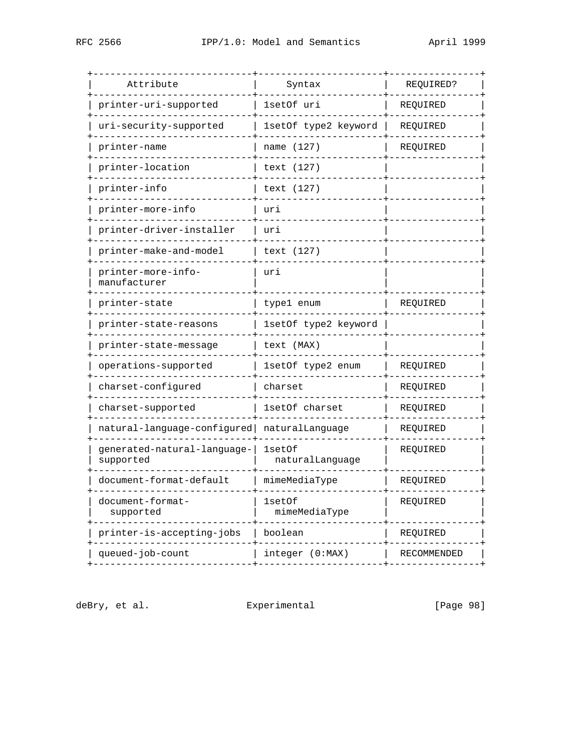| Attribute | Syntax | REQUIRED? |
|---|---|---|
| printer-uri-supported | 1setOf uri | REQUIRED |
| uri-security-supported | 1setOf type2 keyword | REQUIRED |
| printer-name | name (127) | REQUIRED |
| printer-location | text (127) | |
| printer-info | text (127) | |
| printer-more-info | uri | |
| printer-driver-installer | uri | |
| printer-make-and-model | text (127) | |
| printer-more-info-manufacturer | uri | |
| printer-state | type1 enum | REQUIRED |
| printer-state-reasons | 1setOf type2 keyword | |
| printer-state-message | text (MAX) | |
| operations-supported | 1setOf type2 enum | REQUIRED |
| charset-configured | charset | REQUIRED |
| charset-supported | 1setOf charset | REQUIRED |
| natural-language-configured | naturalLanguage | REQUIRED |
| generated-natural-language-supported | 1setOf naturalLanguage | REQUIRED |
| document-format-default | mimeMediaType | REQUIRED |
| document-format-supported | 1setOf mimeMediaType | REQUIRED |
| printer-is-accepting-jobs | boolean | REQUIRED |
| queued-job-count | integer (0:MAX) | RECOMMENDED |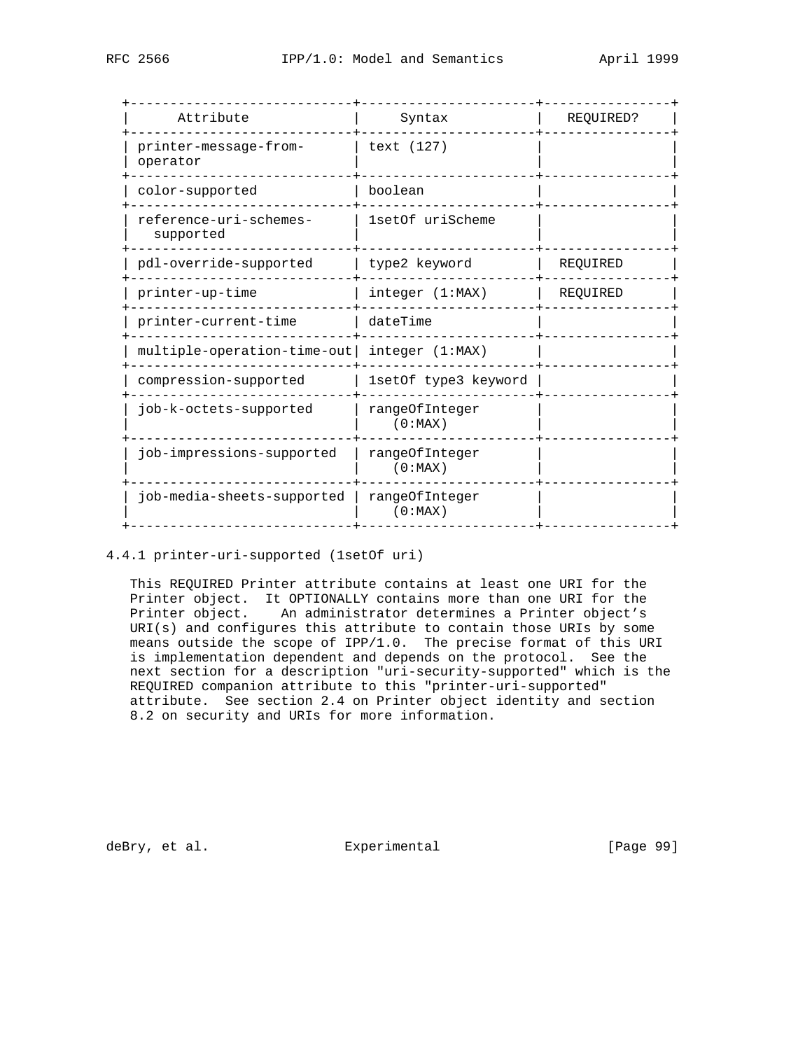| Attribute | Syntax | REQUIRED? |
| --- | --- | --- |
| printer-message-from-operator | text (127) | |
| color-supported | boolean | |
| reference-uri-schemes-supported | 1setOf uriScheme | |
| pdl-override-supported | type2 keyword | REQUIRED |
| printer-up-time | integer (1:MAX) | REQUIRED |
| printer-current-time | dateTime | |
| multiple-operation-time-out | integer (1:MAX) | |
| compression-supported | 1setOf type3 keyword | |
| job-k-octets-supported | rangeOfInteger (0:MAX) | |
| job-impressions-supported | rangeOfInteger (0:MAX) | |
| job-media-sheets-supported | rangeOfInteger (0:MAX) | |

### 4.4.1 printer-uri-supported (1setOf uri)

This REQUIRED Printer attribute contains at least one URI for the Printer object. It OPTIONALLY contains more than one URI for the Printer object. An administrator determines a Printer object's URI(s) and configures this attribute to contain those URIs by some means outside the scope of IPP/1.0. The precise format of this URI is implementation dependent and depends on the protocol. See the next section for a description "uri-security-supported" which is the REQUIRED companion attribute to this "printer-uri-supported" attribute. See section 2.4 on Printer object identity and section 8.2 on security and URIs for more information.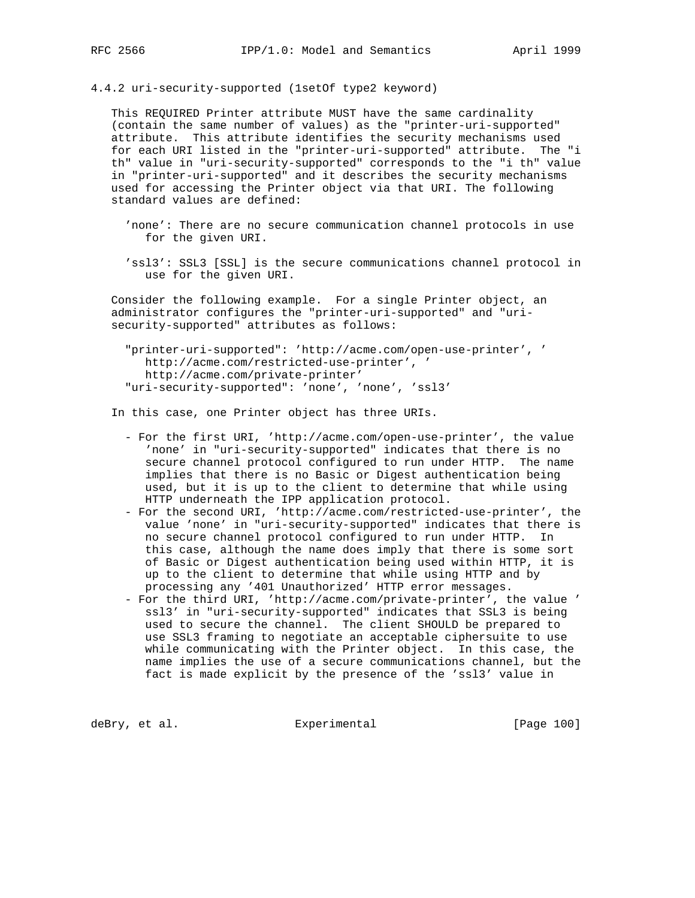### 4.4.2 uri-security-supported (1setOf type2 keyword)

This REQUIRED Printer attribute MUST have the same cardinality (contain the same number of values) as the "printer-uri-supported" attribute. This attribute identifies the security mechanisms used for each URI listed in the "printer-uri-supported" attribute. The "i th" value in "uri-security-supported" corresponds to the "i th" value in "printer-uri-supported" and it describes the security mechanisms used for accessing the Printer object via that URI. The following standard values are defined:

'none': There are no secure communication channel protocols in use for the given URI.

'ssl3': SSL3 [SSL] is the secure communications channel protocol in use for the given URI.

Consider the following example. For a single Printer object, an administrator configures the "printer-uri-supported" and "uri-security-supported" attributes as follows:

```
"printer-uri-supported": 'http://acme.com/open-use-printer', '
   http://acme.com/restricted-use-printer', '
   http://acme.com/private-printer'
"uri-security-supported": 'none', 'none', 'ssl3'
```

In this case, one Printer object has three URIs.

- For the first URI, 'http://acme.com/open-use-printer', the value 'none' in "uri-security-supported" indicates that there is no secure channel protocol configured to run under HTTP. The name implies that there is no Basic or Digest authentication being used, but it is up to the client to determine that while using HTTP underneath the IPP application protocol.
- For the second URI, 'http://acme.com/restricted-use-printer', the value 'none' in "uri-security-supported" indicates that there is no secure channel protocol configured to run under HTTP. In this case, although the name does imply that there is some sort of Basic or Digest authentication being used within HTTP, it is up to the client to determine that while using HTTP and by processing any '401 Unauthorized' HTTP error messages.
- For the third URI, 'http://acme.com/private-printer', the value 'ssl3' in "uri-security-supported" indicates that SSL3 is being used to secure the channel. The client SHOULD be prepared to use SSL3 framing to negotiate an acceptable ciphersuite to use while communicating with the Printer object. In this case, the name implies the use of a secure communications channel, but the fact is made explicit by the presence of the 'ssl3' value in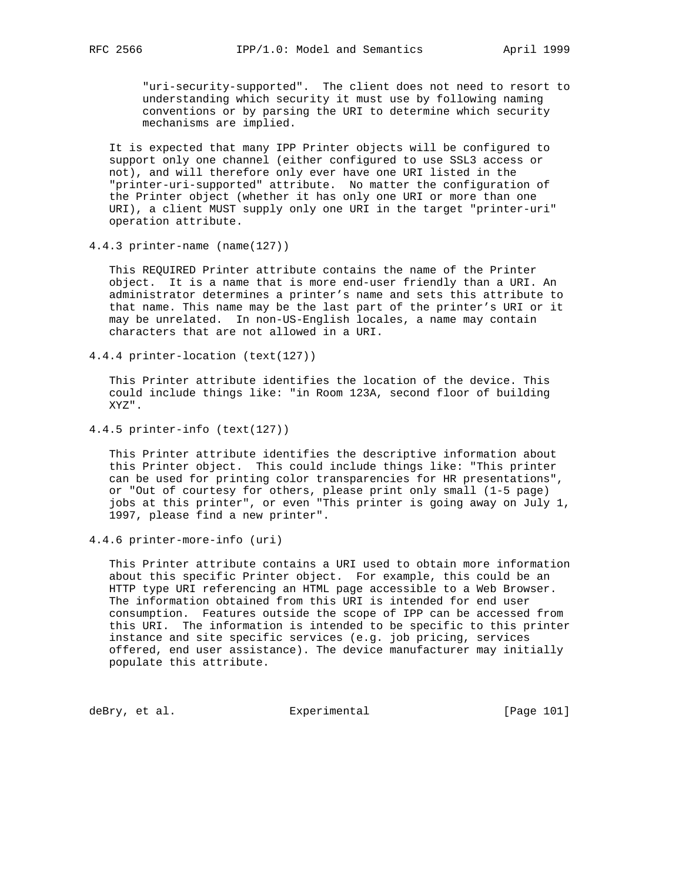"uri-security-supported". The client does not need to resort to understanding which security it must use by following naming conventions or by parsing the URI to determine which security mechanisms are implied.

It is expected that many IPP Printer objects will be configured to support only one channel (either configured to use SSL3 access or not), and will therefore only ever have one URI listed in the "printer-uri-supported" attribute. No matter the configuration of the Printer object (whether it has only one URI or more than one URI), a client MUST supply only one URI in the target "printer-uri" operation attribute.

### 4.4.3 printer-name (name(127))

This REQUIRED Printer attribute contains the name of the Printer object. It is a name that is more end-user friendly than a URI. An administrator determines a printer's name and sets this attribute to that name. This name may be the last part of the printer's URI or it may be unrelated. In non-US-English locales, a name may contain characters that are not allowed in a URI.

### 4.4.4 printer-location (text(127))

This Printer attribute identifies the location of the device. This could include things like: "in Room 123A, second floor of building XYZ".

### 4.4.5 printer-info (text(127))

This Printer attribute identifies the descriptive information about this Printer object. This could include things like: "This printer can be used for printing color transparencies for HR presentations", or "Out of courtesy for others, please print only small (1-5 page) jobs at this printer", or even "This printer is going away on July 1, 1997, please find a new printer".

### 4.4.6 printer-more-info (uri)

This Printer attribute contains a URI used to obtain more information about this specific Printer object. For example, this could be an HTTP type URI referencing an HTML page accessible to a Web Browser. The information obtained from this URI is intended for end user consumption. Features outside the scope of IPP can be accessed from this URI. The information is intended to be specific to this printer instance and site specific services (e.g. job pricing, services offered, end user assistance). The device manufacturer may initially populate this attribute.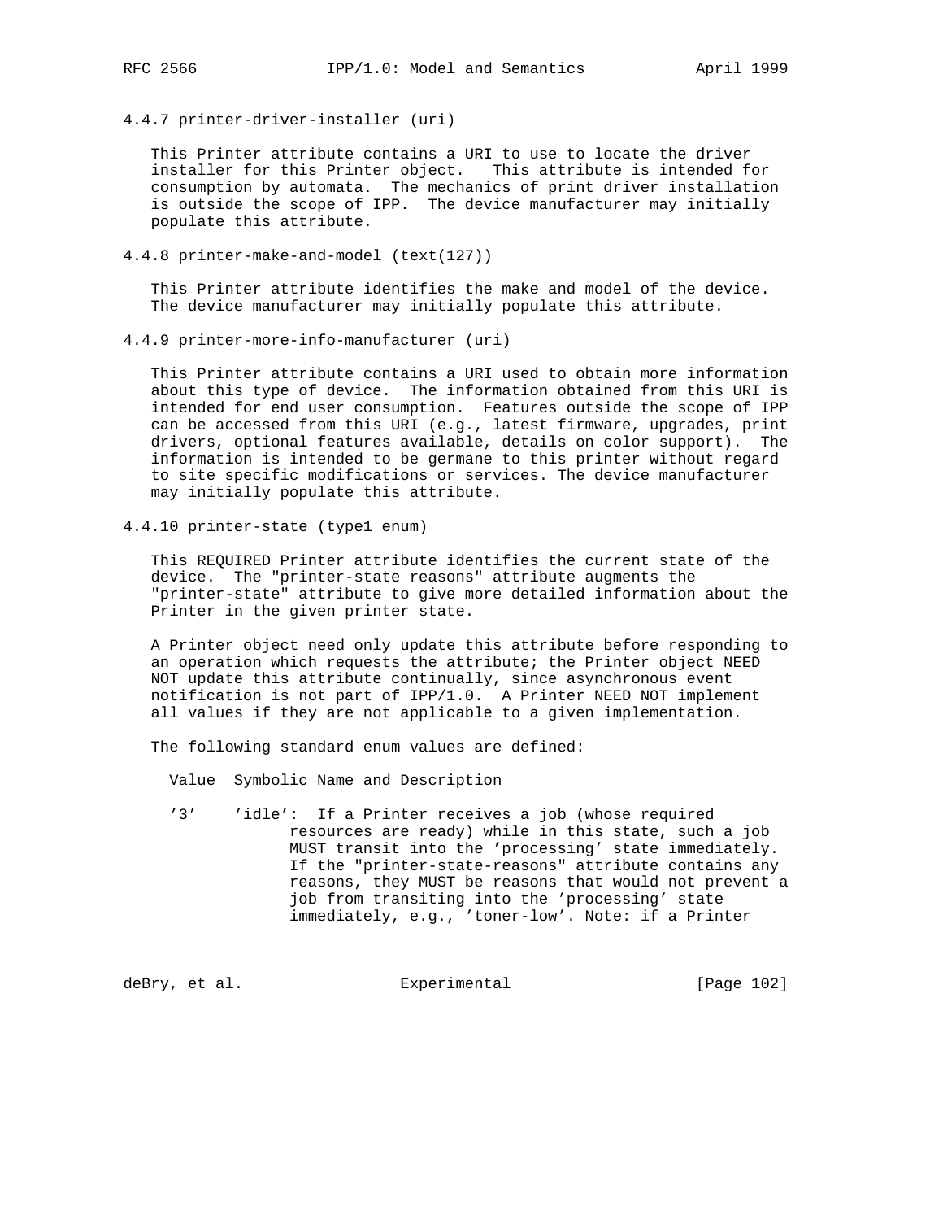### 4.4.7 printer-driver-installer (uri)

This Printer attribute contains a URI to use to locate the driver installer for this Printer object. This attribute is intended for consumption by automata. The mechanics of print driver installation is outside the scope of IPP. The device manufacturer may initially populate this attribute.

### 4.4.8 printer-make-and-model (text(127))

This Printer attribute identifies the make and model of the device. The device manufacturer may initially populate this attribute.

### 4.4.9 printer-more-info-manufacturer (uri)

This Printer attribute contains a URI used to obtain more information about this type of device. The information obtained from this URI is intended for end user consumption. Features outside the scope of IPP can be accessed from this URI (e.g., latest firmware, upgrades, print drivers, optional features available, details on color support). The information is intended to be germane to this printer without regard to site specific modifications or services. The device manufacturer may initially populate this attribute.

### 4.4.10 printer-state (type1 enum)

This REQUIRED Printer attribute identifies the current state of the device. The "printer-state reasons" attribute augments the "printer-state" attribute to give more detailed information about the Printer in the given printer state.

A Printer object need only update this attribute before responding to an operation which requests the attribute; the Printer object NEED NOT update this attribute continually, since asynchronous event notification is not part of IPP/1.0. A Printer NEED NOT implement all values if they are not applicable to a given implementation.

The following standard enum values are defined:

```
  Value  Symbolic Name and Description

  '3'    'idle':  If a Printer receives a job (whose required
                resources are ready) while in this state, such a job
                MUST transit into the 'processing' state immediately.
                If the "printer-state-reasons" attribute contains any
                reasons, they MUST be reasons that would not prevent a
                job from transiting into the 'processing' state
                immediately, e.g., 'toner-low'. Note: if a Printer
```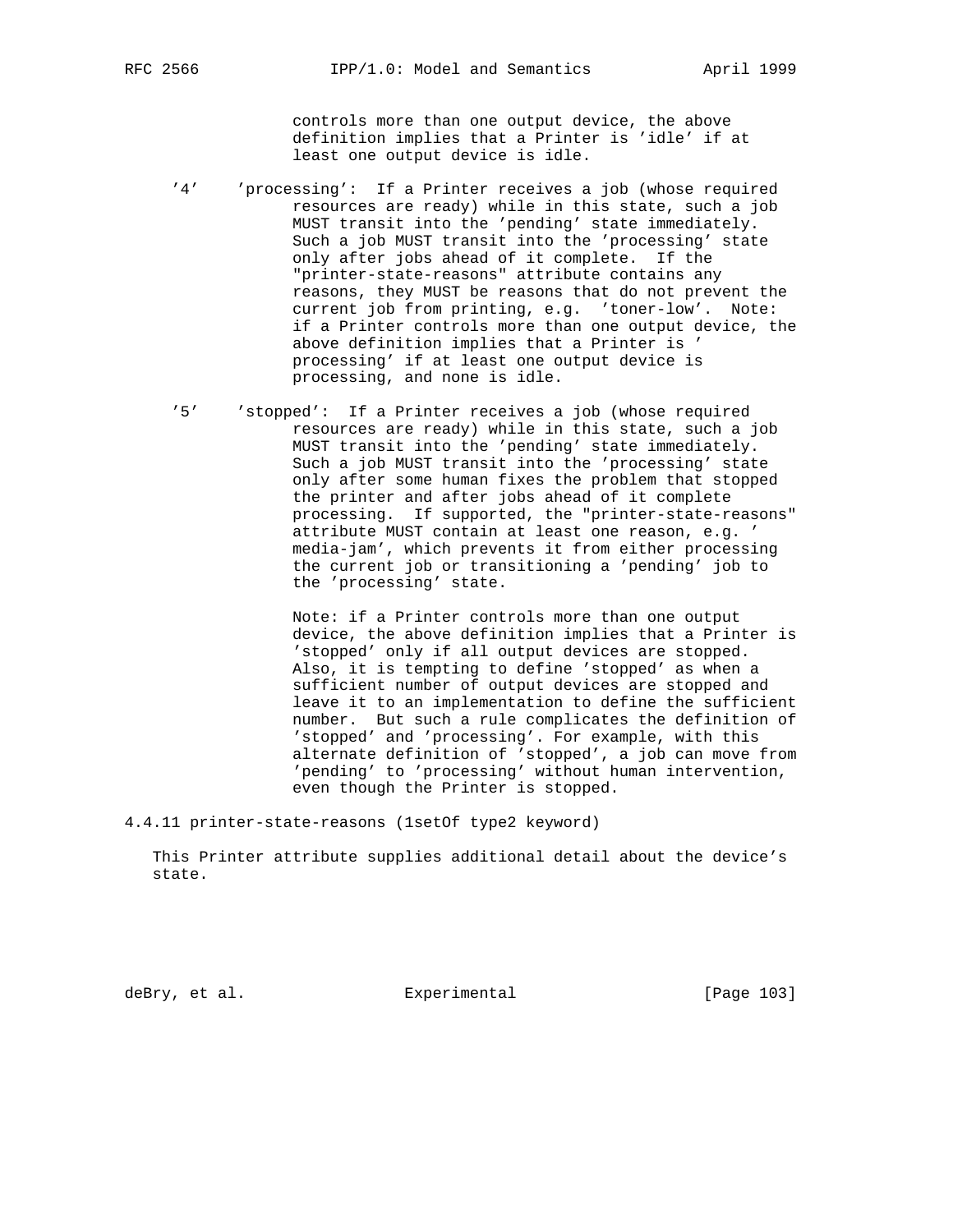controls more than one output device, the above definition implies that a Printer is 'idle' if at least one output device is idle.

'4' 'processing': If a Printer receives a job (whose required resources are ready) while in this state, such a job MUST transit into the 'pending' state immediately. Such a job MUST transit into the 'processing' state only after jobs ahead of it complete. If the "printer-state-reasons" attribute contains any reasons, they MUST be reasons that do not prevent the current job from printing, e.g. 'toner-low'. Note: if a Printer controls more than one output device, the above definition implies that a Printer is 'processing' if at least one output device is processing, and none is idle.

'5' 'stopped': If a Printer receives a job (whose required resources are ready) while in this state, such a job MUST transit into the 'pending' state immediately. Such a job MUST transit into the 'processing' state only after some human fixes the problem that stopped the printer and after jobs ahead of it complete processing. If supported, the "printer-state-reasons" attribute MUST contain at least one reason, e.g. 'media-jam', which prevents it from either processing the current job or transitioning a 'pending' job to the 'processing' state.

Note: if a Printer controls more than one output device, the above definition implies that a Printer is 'stopped' only if all output devices are stopped. Also, it is tempting to define 'stopped' as when a sufficient number of output devices are stopped and leave it to an implementation to define the sufficient number. But such a rule complicates the definition of 'stopped' and 'processing'. For example, with this alternate definition of 'stopped', a job can move from 'pending' to 'processing' without human intervention, even though the Printer is stopped.

### 4.4.11 printer-state-reasons (1setOf type2 keyword)

This Printer attribute supplies additional detail about the device's state.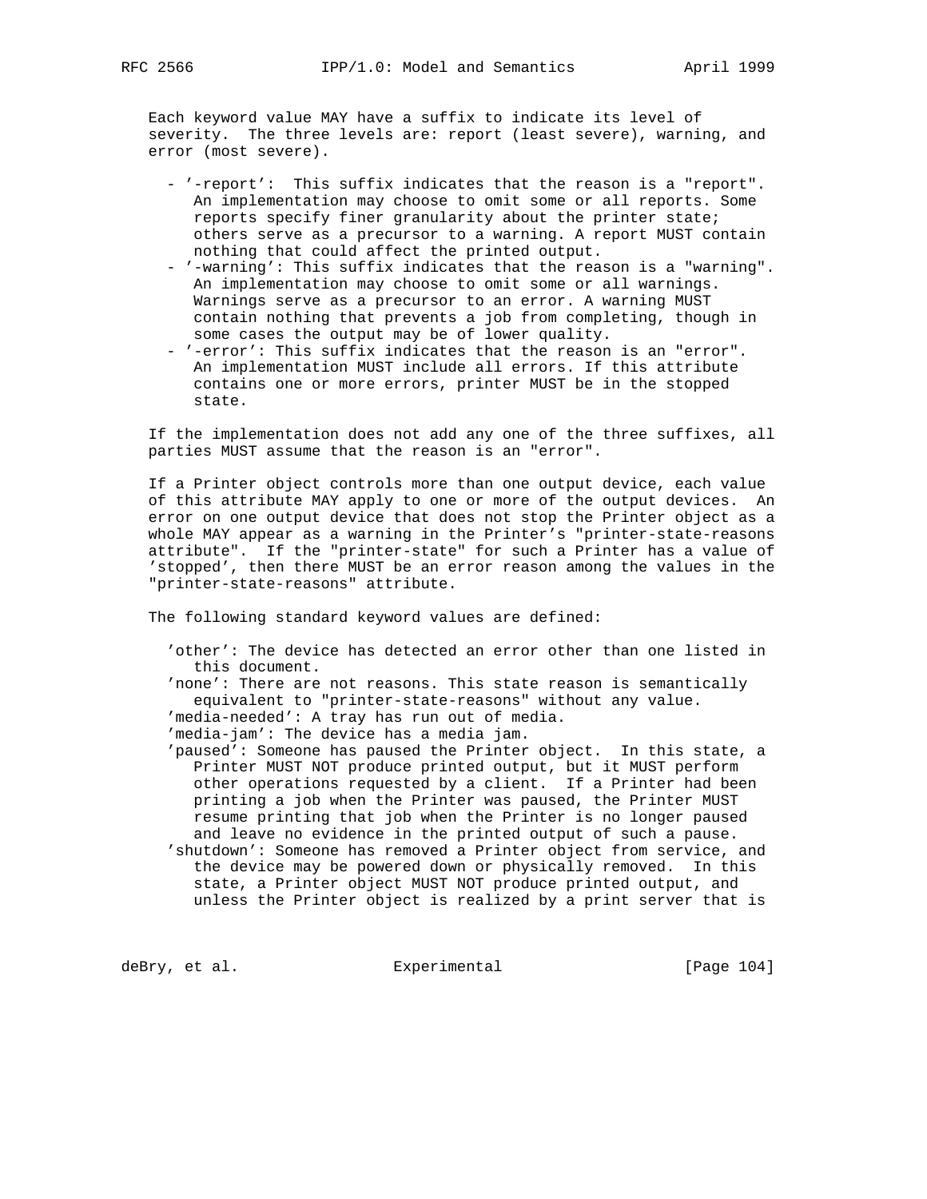Each keyword value MAY have a suffix to indicate its level of severity. The three levels are: report (least severe), warning, and error (most severe).

- '-report': This suffix indicates that the reason is a "report". An implementation may choose to omit some or all reports. Some reports specify finer granularity about the printer state; others serve as a precursor to a warning. A report MUST contain nothing that could affect the printed output.
- '-warning': This suffix indicates that the reason is a "warning". An implementation may choose to omit some or all warnings. Warnings serve as a precursor to an error. A warning MUST contain nothing that prevents a job from completing, though in some cases the output may be of lower quality.
- '-error': This suffix indicates that the reason is an "error". An implementation MUST include all errors. If this attribute contains one or more errors, printer MUST be in the stopped state.

If the implementation does not add any one of the three suffixes, all parties MUST assume that the reason is an "error".

If a Printer object controls more than one output device, each value of this attribute MAY apply to one or more of the output devices. An error on one output device that does not stop the Printer object as a whole MAY appear as a warning in the Printer's "printer-state-reasons attribute". If the "printer-state" for such a Printer has a value of 'stopped', then there MUST be an error reason among the values in the "printer-state-reasons" attribute.

The following standard keyword values are defined:

'other': The device has detected an error other than one listed in this document.
'none': There are not reasons. This state reason is semantically equivalent to "printer-state-reasons" without any value.
'media-needed': A tray has run out of media.
'media-jam': The device has a media jam.
'paused': Someone has paused the Printer object. In this state, a Printer MUST NOT produce printed output, but it MUST perform other operations requested by a client. If a Printer had been printing a job when the Printer was paused, the Printer MUST resume printing that job when the Printer is no longer paused and leave no evidence in the printed output of such a pause.
'shutdown': Someone has removed a Printer object from service, and the device may be powered down or physically removed. In this state, a Printer object MUST NOT produce printed output, and unless the Printer object is realized by a print server that is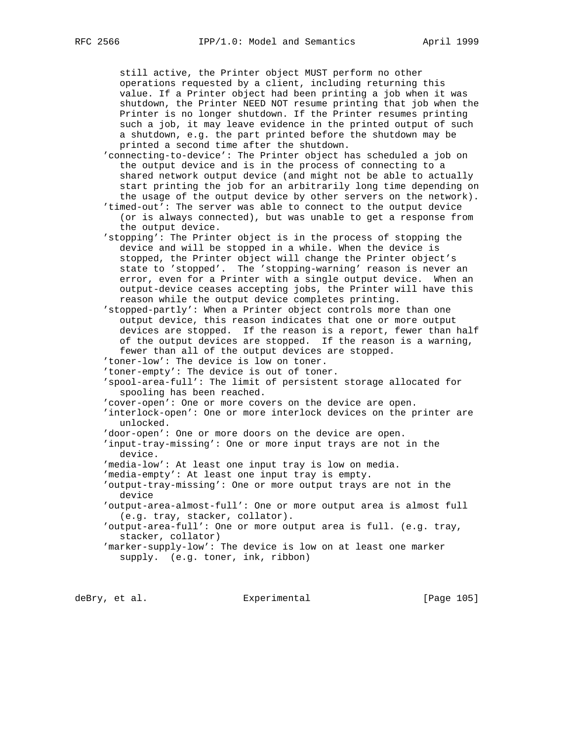still active, the Printer object MUST perform no other operations requested by a client, including returning this value. If a Printer object had been printing a job when it was shutdown, the Printer NEED NOT resume printing that job when the Printer is no longer shutdown. If the Printer resumes printing such a job, it may leave evidence in the printed output of such a shutdown, e.g. the part printed before the shutdown may be printed a second time after the shutdown.

'connecting-to-device': The Printer object has scheduled a job on the output device and is in the process of connecting to a shared network output device (and might not be able to actually start printing the job for an arbitrarily long time depending on the usage of the output device by other servers on the network).

'timed-out': The server was able to connect to the output device (or is always connected), but was unable to get a response from the output device.

'stopping': The Printer object is in the process of stopping the device and will be stopped in a while. When the device is stopped, the Printer object will change the Printer object's state to 'stopped'. The 'stopping-warning' reason is never an error, even for a Printer with a single output device. When an output-device ceases accepting jobs, the Printer will have this reason while the output device completes printing.

'stopped-partly': When a Printer object controls more than one output device, this reason indicates that one or more output devices are stopped. If the reason is a report, fewer than half of the output devices are stopped. If the reason is a warning, fewer than all of the output devices are stopped.

'toner-low': The device is low on toner.

'toner-empty': The device is out of toner.

'spool-area-full': The limit of persistent storage allocated for spooling has been reached.

'cover-open': One or more covers on the device are open.

'interlock-open': One or more interlock devices on the printer are unlocked.

'door-open': One or more doors on the device are open.

'input-tray-missing': One or more input trays are not in the device.

'media-low': At least one input tray is low on media.

'media-empty': At least one input tray is empty.

'output-tray-missing': One or more output trays are not in the device

'output-area-almost-full': One or more output area is almost full (e.g. tray, stacker, collator).

'output-area-full': One or more output area is full. (e.g. tray, stacker, collator)

'marker-supply-low': The device is low on at least one marker supply. (e.g. toner, ink, ribbon)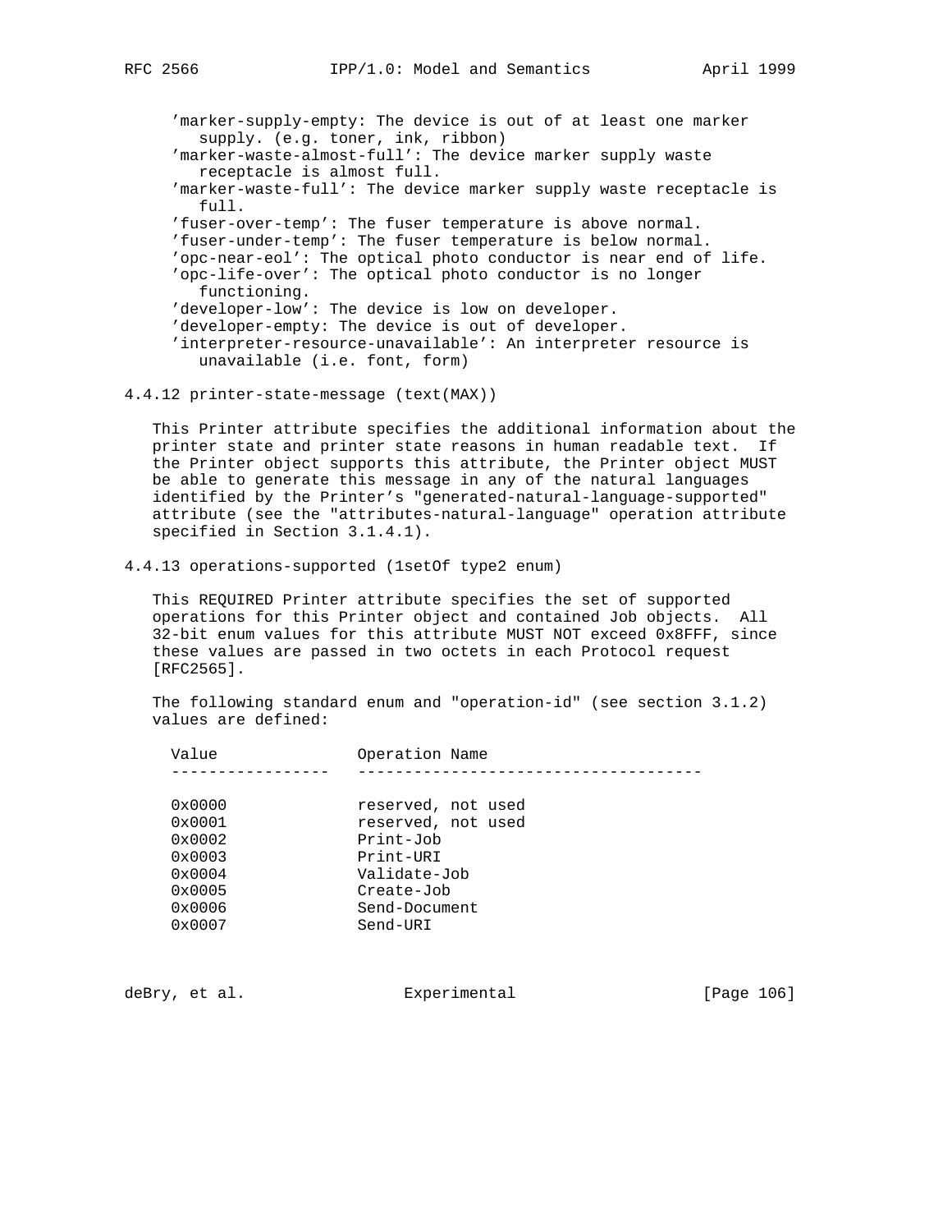'marker-supply-empty: The device is out of at least one marker supply. (e.g. toner, ink, ribbon)
'marker-waste-almost-full': The device marker supply waste receptacle is almost full.
'marker-waste-full': The device marker supply waste receptacle is full.
'fuser-over-temp': The fuser temperature is above normal.
'fuser-under-temp': The fuser temperature is below normal.
'opc-near-eol': The optical photo conductor is near end of life.
'opc-life-over': The optical photo conductor is no longer functioning.
'developer-low': The device is low on developer.
'developer-empty: The device is out of developer.
'interpreter-resource-unavailable': An interpreter resource is unavailable (i.e. font, form)

### 4.4.12 printer-state-message (text(MAX))

This Printer attribute specifies the additional information about the printer state and printer state reasons in human readable text. If the Printer object supports this attribute, the Printer object MUST be able to generate this message in any of the natural languages identified by the Printer's "generated-natural-language-supported" attribute (see the "attributes-natural-language" operation attribute specified in Section 3.1.4.1).

### 4.4.13 operations-supported (1setOf type2 enum)

This REQUIRED Printer attribute specifies the set of supported operations for this Printer object and contained Job objects. All 32-bit enum values for this attribute MUST NOT exceed 0x8FFF, since these values are passed in two octets in each Protocol request [RFC2565].

The following standard enum and "operation-id" (see section 3.1.2) values are defined:

| Value | Operation Name |
|---|---|
| 0x0000 | reserved, not used |
| 0x0001 | reserved, not used |
| 0x0002 | Print-Job |
| 0x0003 | Print-URI |
| 0x0004 | Validate-Job |
| 0x0005 | Create-Job |
| 0x0006 | Send-Document |
| 0x0007 | Send-URI |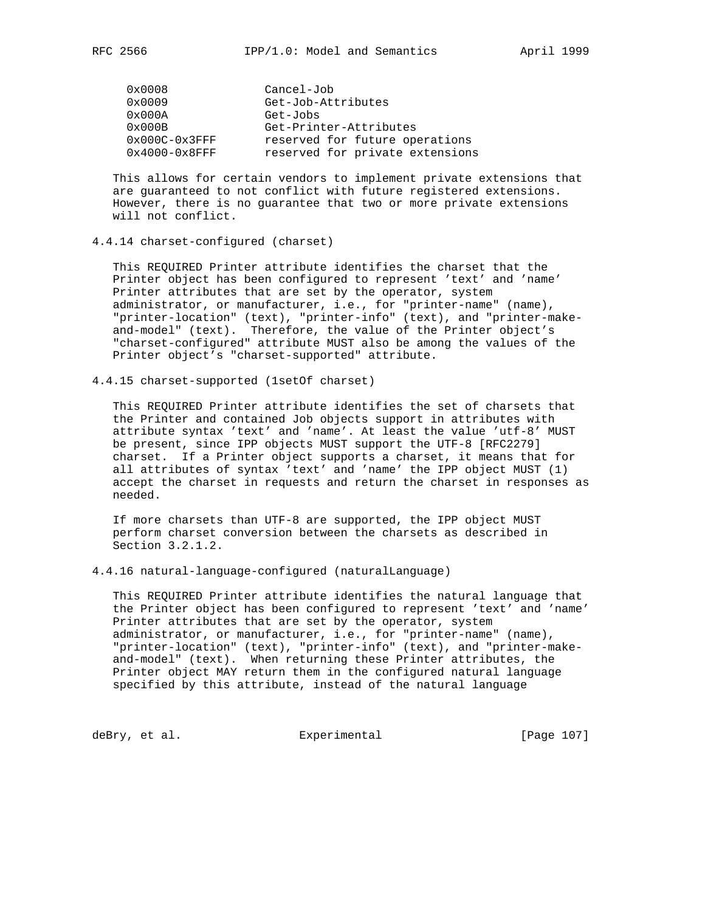| | |
|---|---|
| 0x0008 | Cancel-Job |
| 0x0009 | Get-Job-Attributes |
| 0x000A | Get-Jobs |
| 0x000B | Get-Printer-Attributes |
| 0x000C-0x3FFF | reserved for future operations |
| 0x4000-0x8FFF | reserved for private extensions |

This allows for certain vendors to implement private extensions that are guaranteed to not conflict with future registered extensions. However, there is no guarantee that two or more private extensions will not conflict.

### 4.4.14 charset-configured (charset)

This REQUIRED Printer attribute identifies the charset that the Printer object has been configured to represent 'text' and 'name' Printer attributes that are set by the operator, system administrator, or manufacturer, i.e., for "printer-name" (name), "printer-location" (text), "printer-info" (text), and "printer-make-and-model" (text). Therefore, the value of the Printer object's "charset-configured" attribute MUST also be among the values of the Printer object's "charset-supported" attribute.

### 4.4.15 charset-supported (1setOf charset)

This REQUIRED Printer attribute identifies the set of charsets that the Printer and contained Job objects support in attributes with attribute syntax 'text' and 'name'. At least the value 'utf-8' MUST be present, since IPP objects MUST support the UTF-8 [RFC2279] charset. If a Printer object supports a charset, it means that for all attributes of syntax 'text' and 'name' the IPP object MUST (1) accept the charset in requests and return the charset in responses as needed.

If more charsets than UTF-8 are supported, the IPP object MUST perform charset conversion between the charsets as described in Section 3.2.1.2.

### 4.4.16 natural-language-configured (naturalLanguage)

This REQUIRED Printer attribute identifies the natural language that the Printer object has been configured to represent 'text' and 'name' Printer attributes that are set by the operator, system administrator, or manufacturer, i.e., for "printer-name" (name), "printer-location" (text), "printer-info" (text), and "printer-make-and-model" (text). When returning these Printer attributes, the Printer object MAY return them in the configured natural language specified by this attribute, instead of the natural language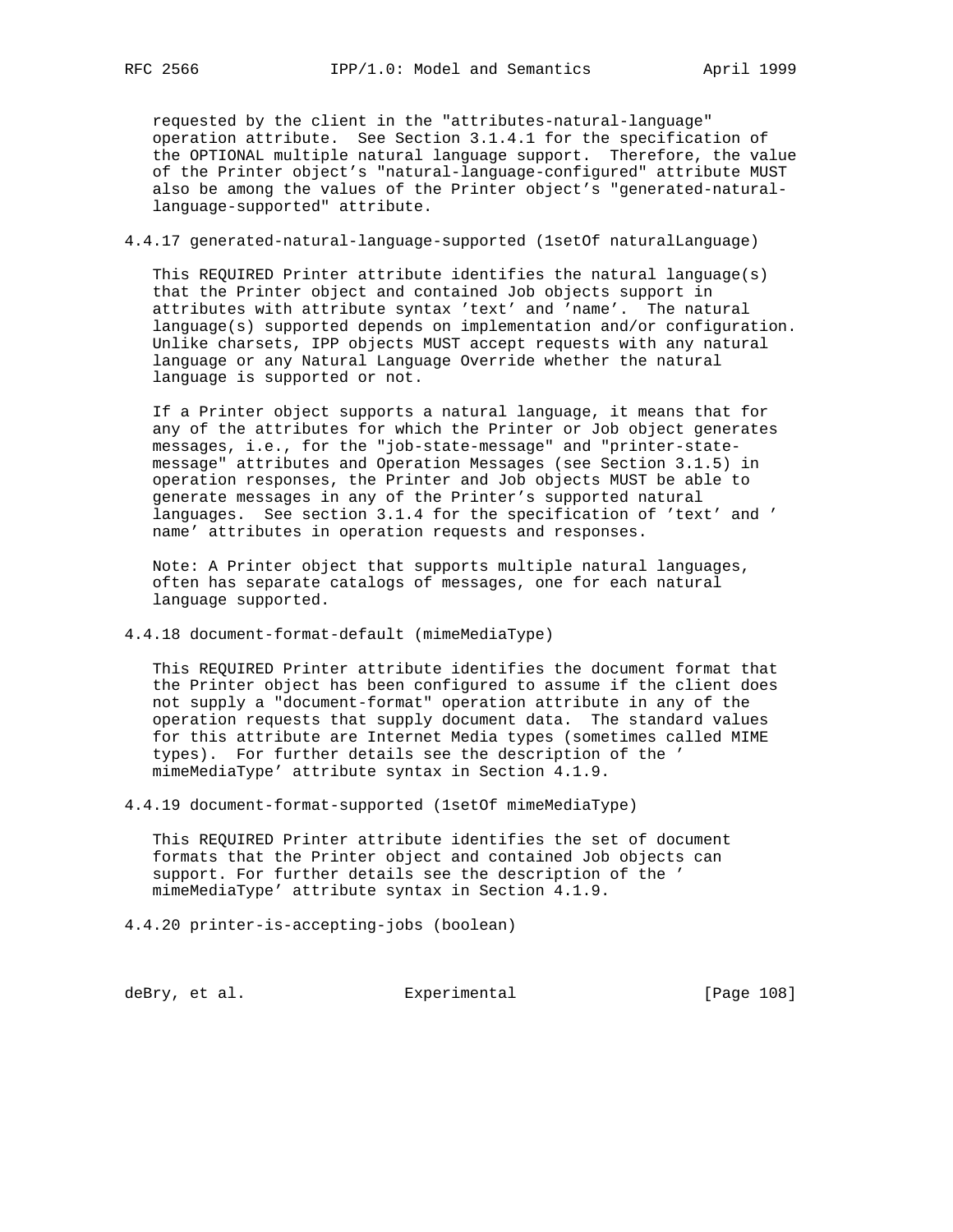requested by the client in the "attributes-natural-language" operation attribute. See Section 3.1.4.1 for the specification of the OPTIONAL multiple natural language support. Therefore, the value of the Printer object's "natural-language-configured" attribute MUST also be among the values of the Printer object's "generated-natural-language-supported" attribute.

### 4.4.17 generated-natural-language-supported (1setOf naturalLanguage)

This REQUIRED Printer attribute identifies the natural language(s) that the Printer object and contained Job objects support in attributes with attribute syntax 'text' and 'name'. The natural language(s) supported depends on implementation and/or configuration. Unlike charsets, IPP objects MUST accept requests with any natural language or any Natural Language Override whether the natural language is supported or not.

If a Printer object supports a natural language, it means that for any of the attributes for which the Printer or Job object generates messages, i.e., for the "job-state-message" and "printer-state-message" attributes and Operation Messages (see Section 3.1.5) in operation responses, the Printer and Job objects MUST be able to generate messages in any of the Printer's supported natural languages. See section 3.1.4 for the specification of 'text' and 'name' attributes in operation requests and responses.

Note: A Printer object that supports multiple natural languages, often has separate catalogs of messages, one for each natural language supported.

### 4.4.18 document-format-default (mimeMediaType)

This REQUIRED Printer attribute identifies the document format that the Printer object has been configured to assume if the client does not supply a "document-format" operation attribute in any of the operation requests that supply document data. The standard values for this attribute are Internet Media types (sometimes called MIME types). For further details see the description of the 'mimeMediaType' attribute syntax in Section 4.1.9.

### 4.4.19 document-format-supported (1setOf mimeMediaType)

This REQUIRED Printer attribute identifies the set of document formats that the Printer object and contained Job objects can support. For further details see the description of the 'mimeMediaType' attribute syntax in Section 4.1.9.

### 4.4.20 printer-is-accepting-jobs (boolean)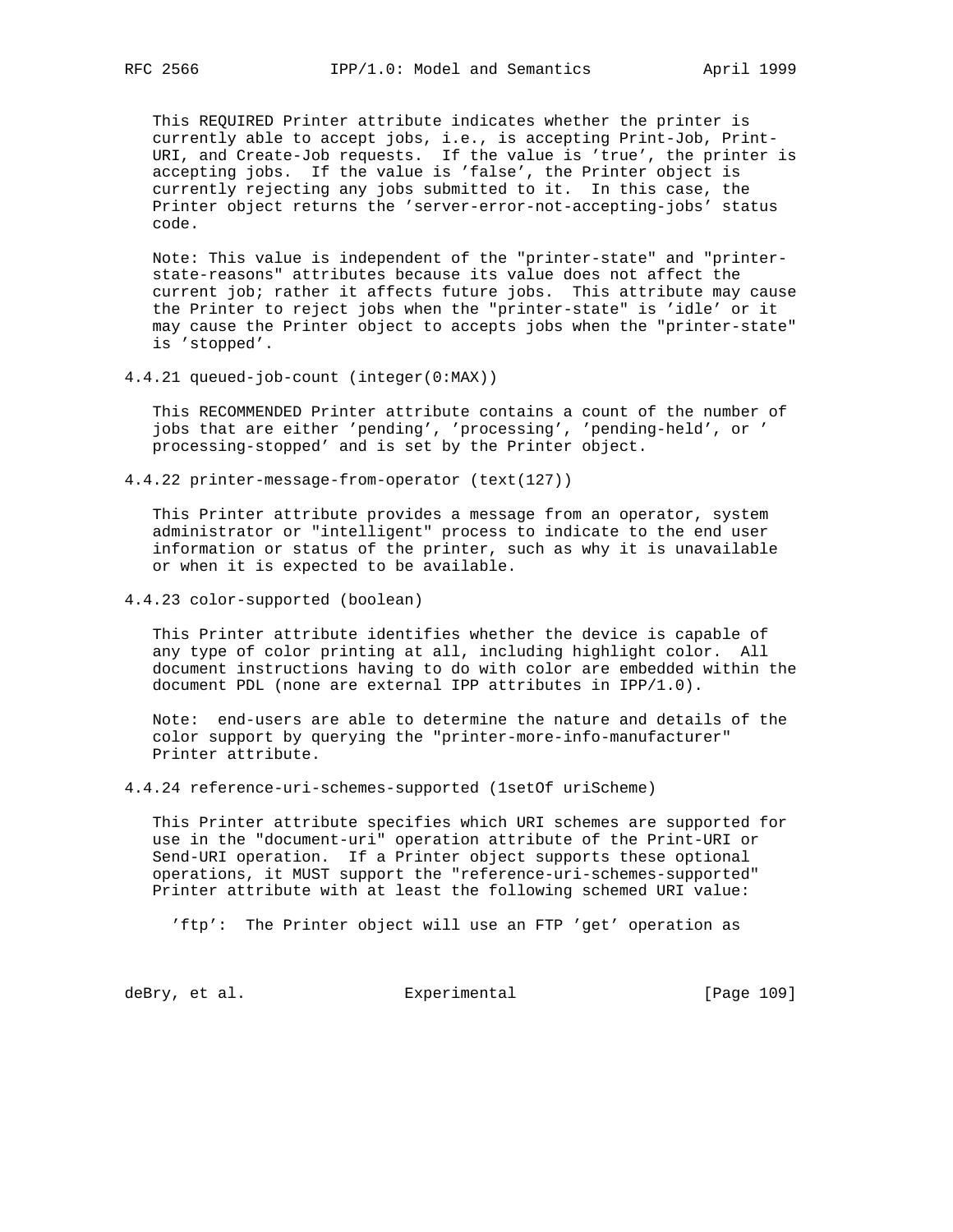This REQUIRED Printer attribute indicates whether the printer is currently able to accept jobs, i.e., is accepting Print-Job, Print-URI, and Create-Job requests. If the value is 'true', the printer is accepting jobs. If the value is 'false', the Printer object is currently rejecting any jobs submitted to it. In this case, the Printer object returns the 'server-error-not-accepting-jobs' status code.

Note: This value is independent of the "printer-state" and "printer-state-reasons" attributes because its value does not affect the current job; rather it affects future jobs. This attribute may cause the Printer to reject jobs when the "printer-state" is 'idle' or it may cause the Printer object to accepts jobs when the "printer-state" is 'stopped'.

### 4.4.21 queued-job-count (integer(0:MAX))

This RECOMMENDED Printer attribute contains a count of the number of jobs that are either 'pending', 'processing', 'pending-held', or 'processing-stopped' and is set by the Printer object.

### 4.4.22 printer-message-from-operator (text(127))

This Printer attribute provides a message from an operator, system administrator or "intelligent" process to indicate to the end user information or status of the printer, such as why it is unavailable or when it is expected to be available.

### 4.4.23 color-supported (boolean)

This Printer attribute identifies whether the device is capable of any type of color printing at all, including highlight color. All document instructions having to do with color are embedded within the document PDL (none are external IPP attributes in IPP/1.0).

Note: end-users are able to determine the nature and details of the color support by querying the "printer-more-info-manufacturer" Printer attribute.

### 4.4.24 reference-uri-schemes-supported (1setOf uriScheme)

This Printer attribute specifies which URI schemes are supported for use in the "document-uri" operation attribute of the Print-URI or Send-URI operation. If a Printer object supports these optional operations, it MUST support the "reference-uri-schemes-supported" Printer attribute with at least the following schemed URI value:

'ftp': The Printer object will use an FTP 'get' operation as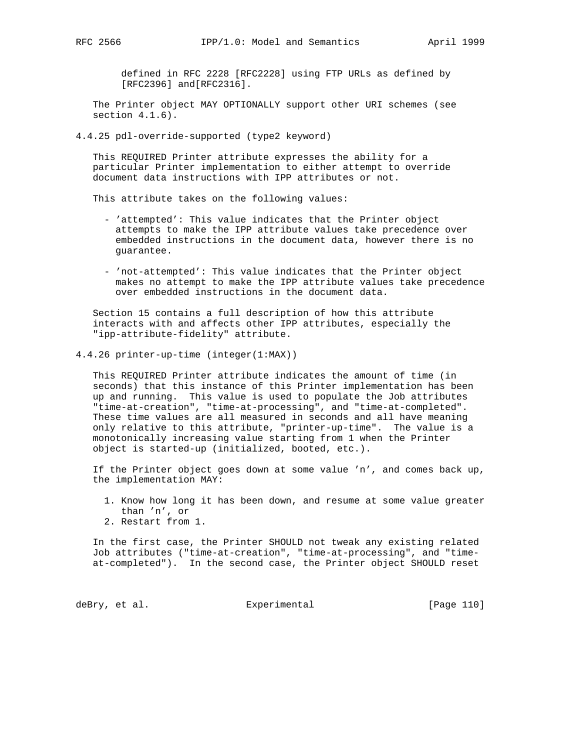defined in RFC 2228 [RFC2228] using FTP URLs as defined by [RFC2396] and[RFC2316].

The Printer object MAY OPTIONALLY support other URI schemes (see section 4.1.6).

### 4.4.25 pdl-override-supported (type2 keyword)

This REQUIRED Printer attribute expresses the ability for a particular Printer implementation to either attempt to override document data instructions with IPP attributes or not.

This attribute takes on the following values:

- 'attempted': This value indicates that the Printer object attempts to make the IPP attribute values take precedence over embedded instructions in the document data, however there is no guarantee.

- 'not-attempted': This value indicates that the Printer object makes no attempt to make the IPP attribute values take precedence over embedded instructions in the document data.

Section 15 contains a full description of how this attribute interacts with and affects other IPP attributes, especially the "ipp-attribute-fidelity" attribute.

### 4.4.26 printer-up-time (integer(1:MAX))

This REQUIRED Printer attribute indicates the amount of time (in seconds) that this instance of this Printer implementation has been up and running. This value is used to populate the Job attributes "time-at-creation", "time-at-processing", and "time-at-completed". These time values are all measured in seconds and all have meaning only relative to this attribute, "printer-up-time". The value is a monotonically increasing value starting from 1 when the Printer object is started-up (initialized, booted, etc.).

If the Printer object goes down at some value 'n', and comes back up, the implementation MAY:

1. Know how long it has been down, and resume at some value greater than 'n', or
2. Restart from 1.

In the first case, the Printer SHOULD not tweak any existing related Job attributes ("time-at-creation", "time-at-processing", and "time-at-completed"). In the second case, the Printer object SHOULD reset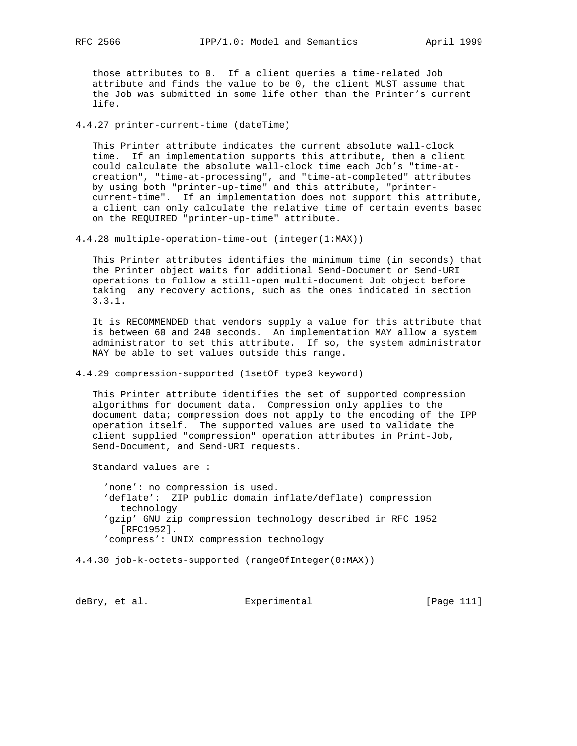those attributes to 0. If a client queries a time-related Job attribute and finds the value to be 0, the client MUST assume that the Job was submitted in some life other than the Printer's current life.

#### 4.4.27 printer-current-time (dateTime)

This Printer attribute indicates the current absolute wall-clock time. If an implementation supports this attribute, then a client could calculate the absolute wall-clock time each Job's "time-at-creation", "time-at-processing", and "time-at-completed" attributes by using both "printer-up-time" and this attribute, "printer-current-time". If an implementation does not support this attribute, a client can only calculate the relative time of certain events based on the REQUIRED "printer-up-time" attribute.

#### 4.4.28 multiple-operation-time-out (integer(1:MAX))

This Printer attributes identifies the minimum time (in seconds) that the Printer object waits for additional Send-Document or Send-URI operations to follow a still-open multi-document Job object before taking any recovery actions, such as the ones indicated in section 3.3.1.

It is RECOMMENDED that vendors supply a value for this attribute that is between 60 and 240 seconds. An implementation MAY allow a system administrator to set this attribute. If so, the system administrator MAY be able to set values outside this range.

#### 4.4.29 compression-supported (1setOf type3 keyword)

This Printer attribute identifies the set of supported compression algorithms for document data. Compression only applies to the document data; compression does not apply to the encoding of the IPP operation itself. The supported values are used to validate the client supplied "compression" operation attributes in Print-Job, Send-Document, and Send-URI requests.

Standard values are :

- 'none': no compression is used.
- 'deflate': ZIP public domain inflate/deflate) compression technology
- 'gzip' GNU zip compression technology described in RFC 1952 [RFC1952].
- 'compress': UNIX compression technology

#### 4.4.30 job-k-octets-supported (rangeOfInteger(0:MAX))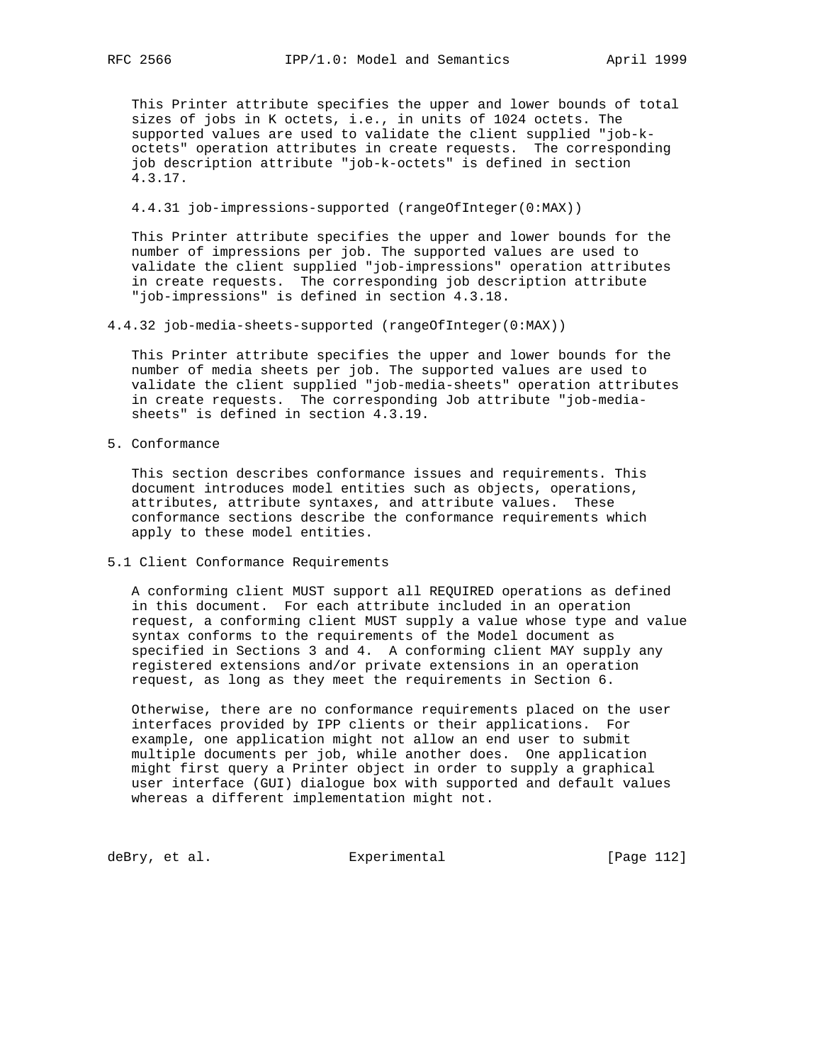This Printer attribute specifies the upper and lower bounds of total sizes of jobs in K octets, i.e., in units of 1024 octets. The supported values are used to validate the client supplied "job-k-octets" operation attributes in create requests. The corresponding job description attribute "job-k-octets" is defined in section 4.3.17.

#### 4.4.31 job-impressions-supported (rangeOfInteger(0:MAX))

This Printer attribute specifies the upper and lower bounds for the number of impressions per job. The supported values are used to validate the client supplied "job-impressions" operation attributes in create requests. The corresponding job description attribute "job-impressions" is defined in section 4.3.18.

#### 4.4.32 job-media-sheets-supported (rangeOfInteger(0:MAX))

This Printer attribute specifies the upper and lower bounds for the number of media sheets per job. The supported values are used to validate the client supplied "job-media-sheets" operation attributes in create requests. The corresponding Job attribute "job-media-sheets" is defined in section 4.3.19.

## 5. Conformance

This section describes conformance issues and requirements. This document introduces model entities such as objects, operations, attributes, attribute syntaxes, and attribute values. These conformance sections describe the conformance requirements which apply to these model entities.

### 5.1 Client Conformance Requirements

A conforming client MUST support all REQUIRED operations as defined in this document. For each attribute included in an operation request, a conforming client MUST supply a value whose type and value syntax conforms to the requirements of the Model document as specified in Sections 3 and 4. A conforming client MAY supply any registered extensions and/or private extensions in an operation request, as long as they meet the requirements in Section 6.

Otherwise, there are no conformance requirements placed on the user interfaces provided by IPP clients or their applications. For example, one application might not allow an end user to submit multiple documents per job, while another does. One application might first query a Printer object in order to supply a graphical user interface (GUI) dialogue box with supported and default values whereas a different implementation might not.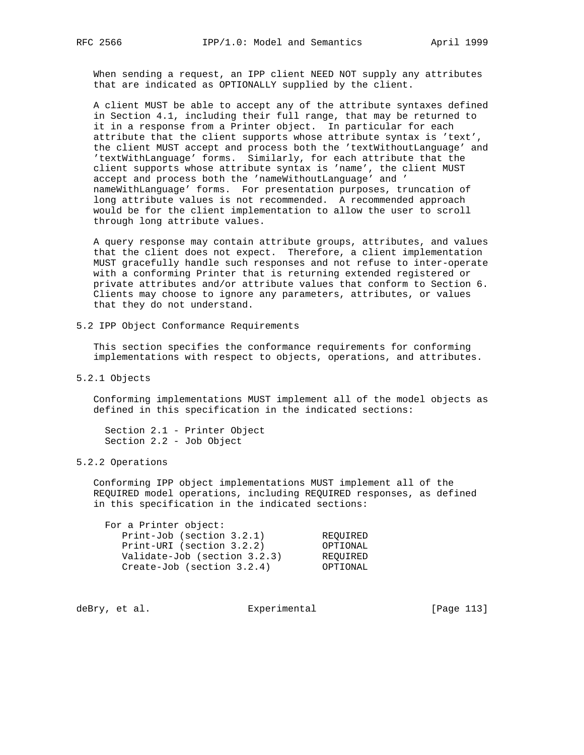When sending a request, an IPP client NEED NOT supply any attributes that are indicated as OPTIONALLY supplied by the client.

A client MUST be able to accept any of the attribute syntaxes defined in Section 4.1, including their full range, that may be returned to it in a response from a Printer object. In particular for each attribute that the client supports whose attribute syntax is 'text', the client MUST accept and process both the 'textWithoutLanguage' and 'textWithLanguage' forms. Similarly, for each attribute that the client supports whose attribute syntax is 'name', the client MUST accept and process both the 'nameWithoutLanguage' and 'nameWithLanguage' forms. For presentation purposes, truncation of long attribute values is not recommended. A recommended approach would be for the client implementation to allow the user to scroll through long attribute values.

A query response may contain attribute groups, attributes, and values that the client does not expect. Therefore, a client implementation MUST gracefully handle such responses and not refuse to inter-operate with a conforming Printer that is returning extended registered or private attributes and/or attribute values that conform to Section 6. Clients may choose to ignore any parameters, attributes, or values that they do not understand.

## 5.2 IPP Object Conformance Requirements

This section specifies the conformance requirements for conforming implementations with respect to objects, operations, and attributes.

### 5.2.1 Objects

Conforming implementations MUST implement all of the model objects as defined in this specification in the indicated sections:

- Section 2.1 - Printer Object
- Section 2.2 - Job Object

### 5.2.2 Operations

Conforming IPP object implementations MUST implement all of the REQUIRED model operations, including REQUIRED responses, as defined in this specification in the indicated sections:

For a Printer object:

| Operation | Conformance |
|---|---|
| Print-Job (section 3.2.1) | REQUIRED |
| Print-URI (section 3.2.2) | OPTIONAL |
| Validate-Job (section 3.2.3) | REQUIRED |
| Create-Job (section 3.2.4) | OPTIONAL |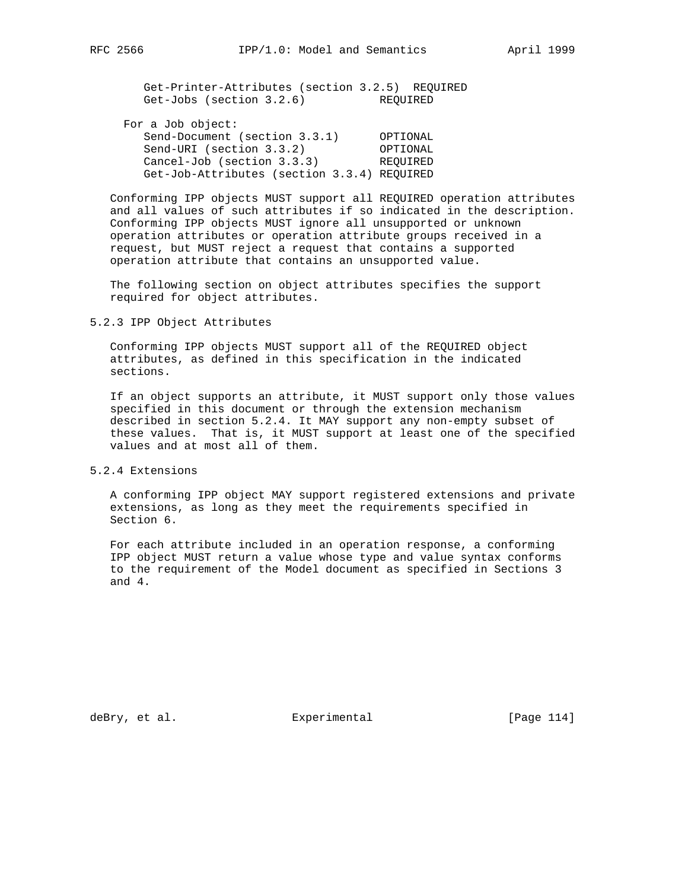```
   Get-Printer-Attributes (section 3.2.5)  REQUIRED
   Get-Jobs (section 3.2.6)           REQUIRED

For a Job object:
   Send-Document (section 3.3.1)      OPTIONAL
   Send-URI (section 3.3.2)           OPTIONAL
   Cancel-Job (section 3.3.3)         REQUIRED
   Get-Job-Attributes (section 3.3.4) REQUIRED
```

Conforming IPP objects MUST support all REQUIRED operation attributes and all values of such attributes if so indicated in the description. Conforming IPP objects MUST ignore all unsupported or unknown operation attributes or operation attribute groups received in a request, but MUST reject a request that contains a supported operation attribute that contains an unsupported value.

The following section on object attributes specifies the support required for object attributes.

### 5.2.3 IPP Object Attributes

Conforming IPP objects MUST support all of the REQUIRED object attributes, as defined in this specification in the indicated sections.

If an object supports an attribute, it MUST support only those values specified in this document or through the extension mechanism described in section 5.2.4. It MAY support any non-empty subset of these values. That is, it MUST support at least one of the specified values and at most all of them.

### 5.2.4 Extensions

A conforming IPP object MAY support registered extensions and private extensions, as long as they meet the requirements specified in Section 6.

For each attribute included in an operation response, a conforming IPP object MUST return a value whose type and value syntax conforms to the requirement of the Model document as specified in Sections 3 and 4.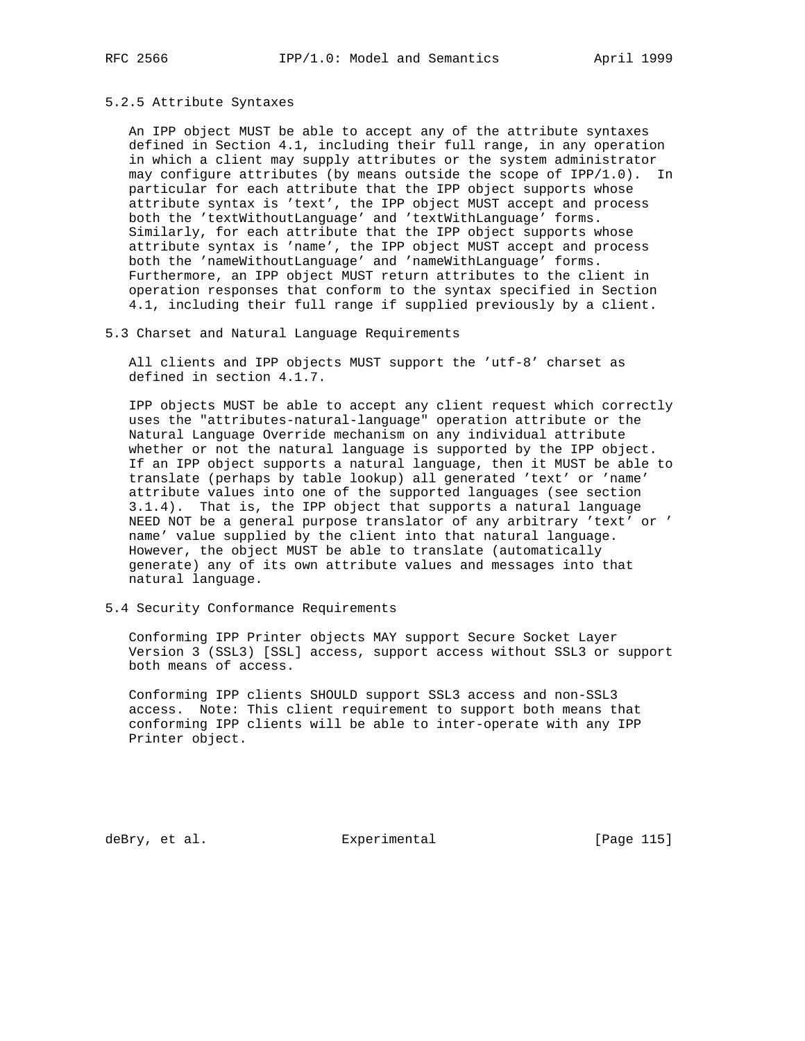### 5.2.5 Attribute Syntaxes

An IPP object MUST be able to accept any of the attribute syntaxes defined in Section 4.1, including their full range, in any operation in which a client may supply attributes or the system administrator may configure attributes (by means outside the scope of IPP/1.0). In particular for each attribute that the IPP object supports whose attribute syntax is 'text', the IPP object MUST accept and process both the 'textWithoutLanguage' and 'textWithLanguage' forms. Similarly, for each attribute that the IPP object supports whose attribute syntax is 'name', the IPP object MUST accept and process both the 'nameWithoutLanguage' and 'nameWithLanguage' forms. Furthermore, an IPP object MUST return attributes to the client in operation responses that conform to the syntax specified in Section 4.1, including their full range if supplied previously by a client.

## 5.3 Charset and Natural Language Requirements

All clients and IPP objects MUST support the 'utf-8' charset as defined in section 4.1.7.

IPP objects MUST be able to accept any client request which correctly uses the "attributes-natural-language" operation attribute or the Natural Language Override mechanism on any individual attribute whether or not the natural language is supported by the IPP object. If an IPP object supports a natural language, then it MUST be able to translate (perhaps by table lookup) all generated 'text' or 'name' attribute values into one of the supported languages (see section 3.1.4). That is, the IPP object that supports a natural language NEED NOT be a general purpose translator of any arbitrary 'text' or 'name' value supplied by the client into that natural language. However, the object MUST be able to translate (automatically generate) any of its own attribute values and messages into that natural language.

## 5.4 Security Conformance Requirements

Conforming IPP Printer objects MAY support Secure Socket Layer Version 3 (SSL3) [SSL] access, support access without SSL3 or support both means of access.

Conforming IPP clients SHOULD support SSL3 access and non-SSL3 access. Note: This client requirement to support both means that conforming IPP clients will be able to inter-operate with any IPP Printer object.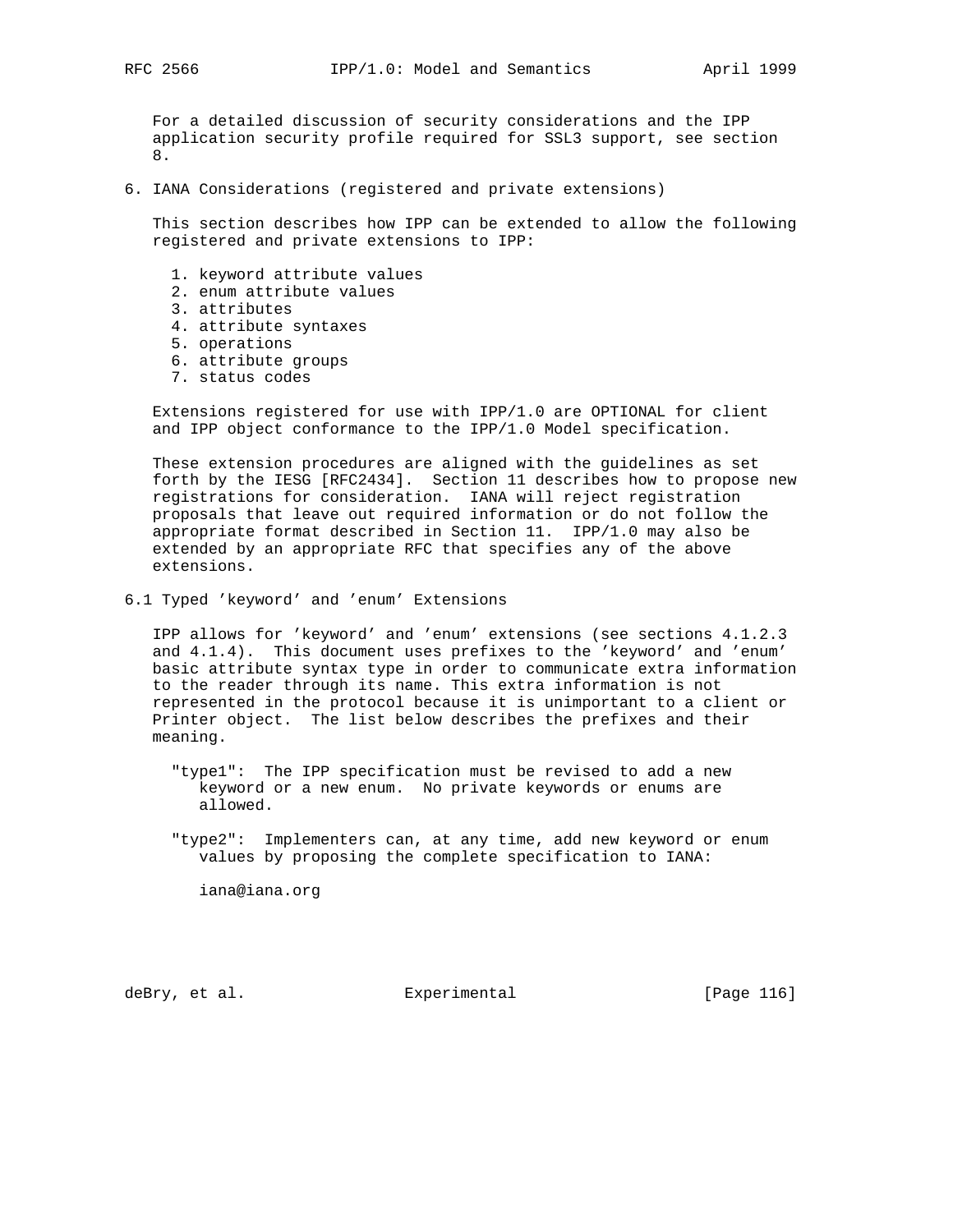For a detailed discussion of security considerations and the IPP application security profile required for SSL3 support, see section 8.

## 6. IANA Considerations (registered and private extensions)

This section describes how IPP can be extended to allow the following registered and private extensions to IPP:

1. keyword attribute values
2. enum attribute values
3. attributes
4. attribute syntaxes
5. operations
6. attribute groups
7. status codes

Extensions registered for use with IPP/1.0 are OPTIONAL for client and IPP object conformance to the IPP/1.0 Model specification.

These extension procedures are aligned with the guidelines as set forth by the IESG [RFC2434]. Section 11 describes how to propose new registrations for consideration. IANA will reject registration proposals that leave out required information or do not follow the appropriate format described in Section 11. IPP/1.0 may also be extended by an appropriate RFC that specifies any of the above extensions.

### 6.1 Typed 'keyword' and 'enum' Extensions

IPP allows for 'keyword' and 'enum' extensions (see sections 4.1.2.3 and 4.1.4). This document uses prefixes to the 'keyword' and 'enum' basic attribute syntax type in order to communicate extra information to the reader through its name. This extra information is not represented in the protocol because it is unimportant to a client or Printer object. The list below describes the prefixes and their meaning.

"type1": The IPP specification must be revised to add a new keyword or a new enum. No private keywords or enums are allowed.

"type2": Implementers can, at any time, add new keyword or enum values by proposing the complete specification to IANA:

iana@iana.org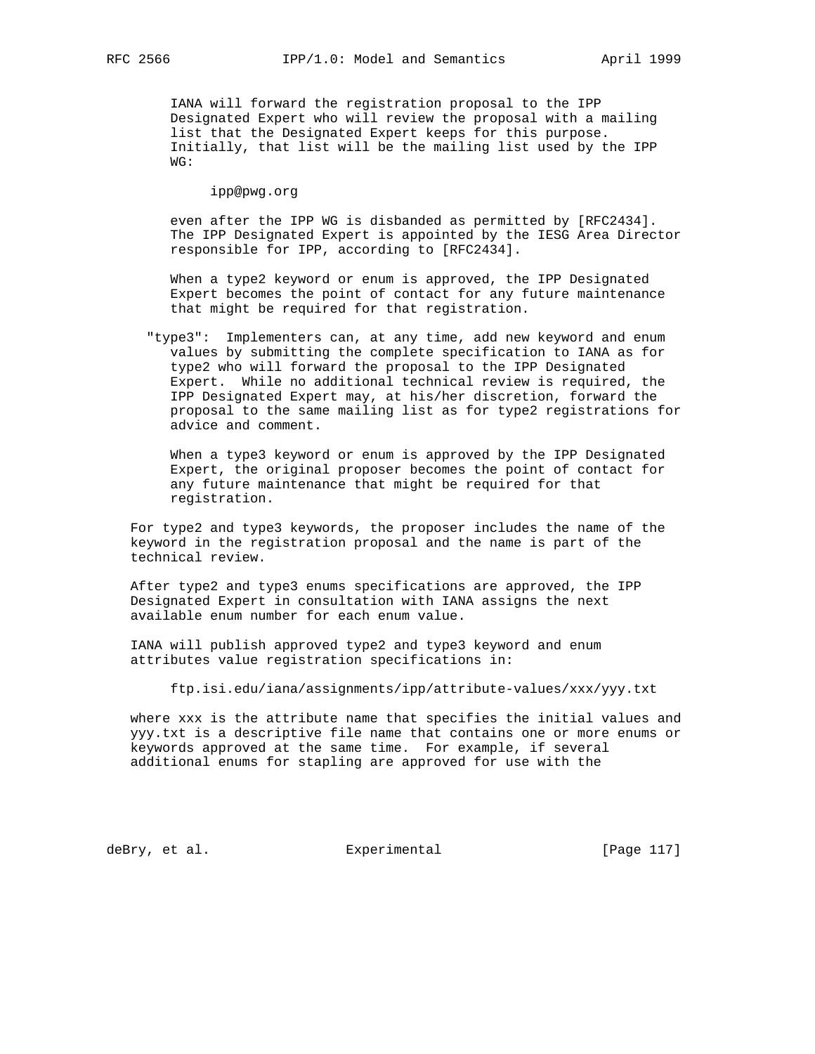IANA will forward the registration proposal to the IPP Designated Expert who will review the proposal with a mailing list that the Designated Expert keeps for this purpose. Initially, that list will be the mailing list used by the IPP WG:

ipp@pwg.org

even after the IPP WG is disbanded as permitted by [RFC2434]. The IPP Designated Expert is appointed by the IESG Area Director responsible for IPP, according to [RFC2434].

When a type2 keyword or enum is approved, the IPP Designated Expert becomes the point of contact for any future maintenance that might be required for that registration.

"type3": Implementers can, at any time, add new keyword and enum values by submitting the complete specification to IANA as for type2 who will forward the proposal to the IPP Designated Expert. While no additional technical review is required, the IPP Designated Expert may, at his/her discretion, forward the proposal to the same mailing list as for type2 registrations for advice and comment.

When a type3 keyword or enum is approved by the IPP Designated Expert, the original proposer becomes the point of contact for any future maintenance that might be required for that registration.

For type2 and type3 keywords, the proposer includes the name of the keyword in the registration proposal and the name is part of the technical review.

After type2 and type3 enums specifications are approved, the IPP Designated Expert in consultation with IANA assigns the next available enum number for each enum value.

IANA will publish approved type2 and type3 keyword and enum attributes value registration specifications in:

ftp.isi.edu/iana/assignments/ipp/attribute-values/xxx/yyy.txt

where xxx is the attribute name that specifies the initial values and yyy.txt is a descriptive file name that contains one or more enums or keywords approved at the same time. For example, if several additional enums for stapling are approved for use with the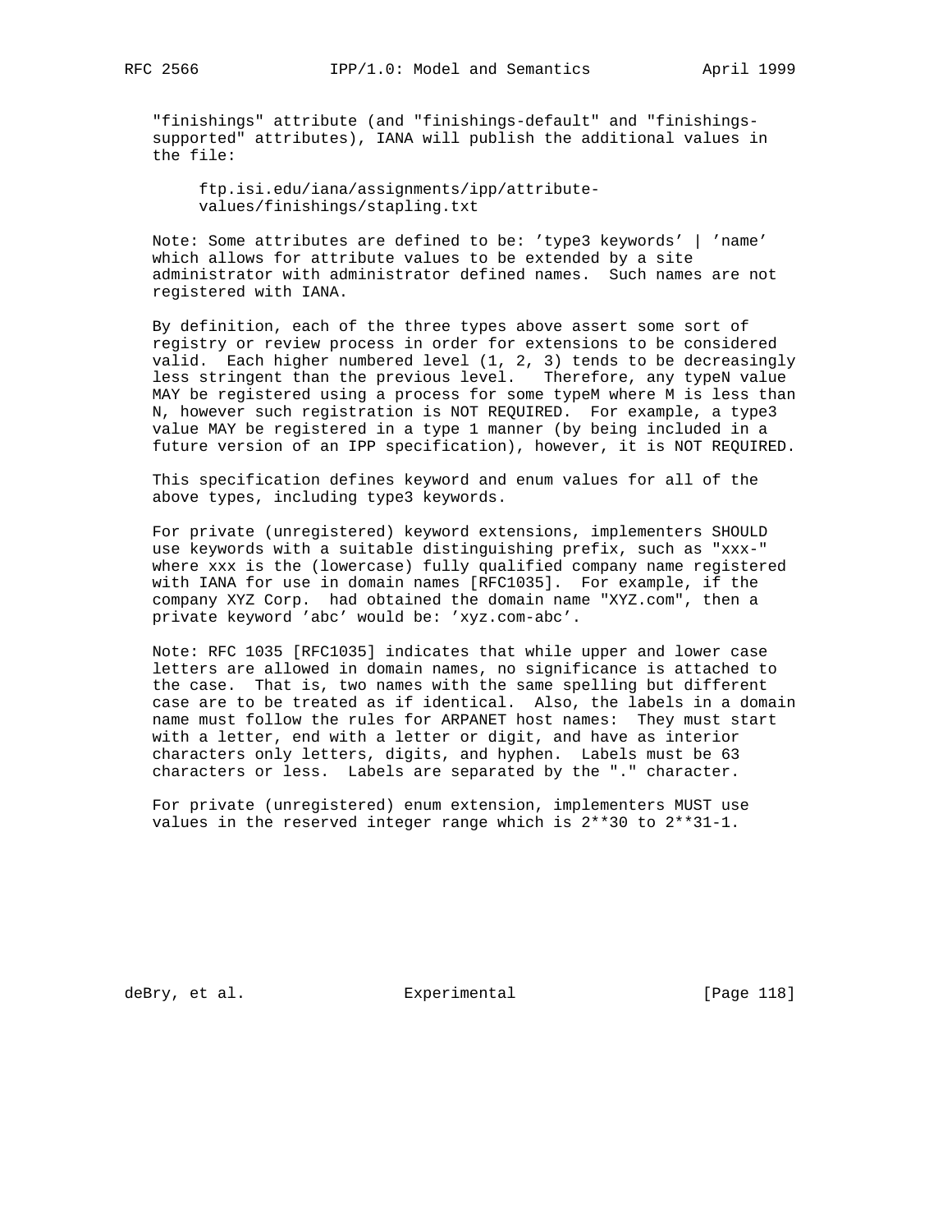"finishings" attribute (and "finishings-default" and "finishings-supported" attributes), IANA will publish the additional values in the file:

```
ftp.isi.edu/iana/assignments/ipp/attribute-
values/finishings/stapling.txt
```

Note: Some attributes are defined to be: 'type3 keywords' | 'name' which allows for attribute values to be extended by a site administrator with administrator defined names. Such names are not registered with IANA.

By definition, each of the three types above assert some sort of registry or review process in order for extensions to be considered valid. Each higher numbered level (1, 2, 3) tends to be decreasingly less stringent than the previous level. Therefore, any typeN value MAY be registered using a process for some typeM where M is less than N, however such registration is NOT REQUIRED. For example, a type3 value MAY be registered in a type 1 manner (by being included in a future version of an IPP specification), however, it is NOT REQUIRED.

This specification defines keyword and enum values for all of the above types, including type3 keywords.

For private (unregistered) keyword extensions, implementers SHOULD use keywords with a suitable distinguishing prefix, such as "xxx-" where xxx is the (lowercase) fully qualified company name registered with IANA for use in domain names [RFC1035]. For example, if the company XYZ Corp. had obtained the domain name "XYZ.com", then a private keyword 'abc' would be: 'xyz.com-abc'.

Note: RFC 1035 [RFC1035] indicates that while upper and lower case letters are allowed in domain names, no significance is attached to the case. That is, two names with the same spelling but different case are to be treated as if identical. Also, the labels in a domain name must follow the rules for ARPANET host names: They must start with a letter, end with a letter or digit, and have as interior characters only letters, digits, and hyphen. Labels must be 63 characters or less. Labels are separated by the "." character.

For private (unregistered) enum extension, implementers MUST use values in the reserved integer range which is 2**30 to 2**31-1.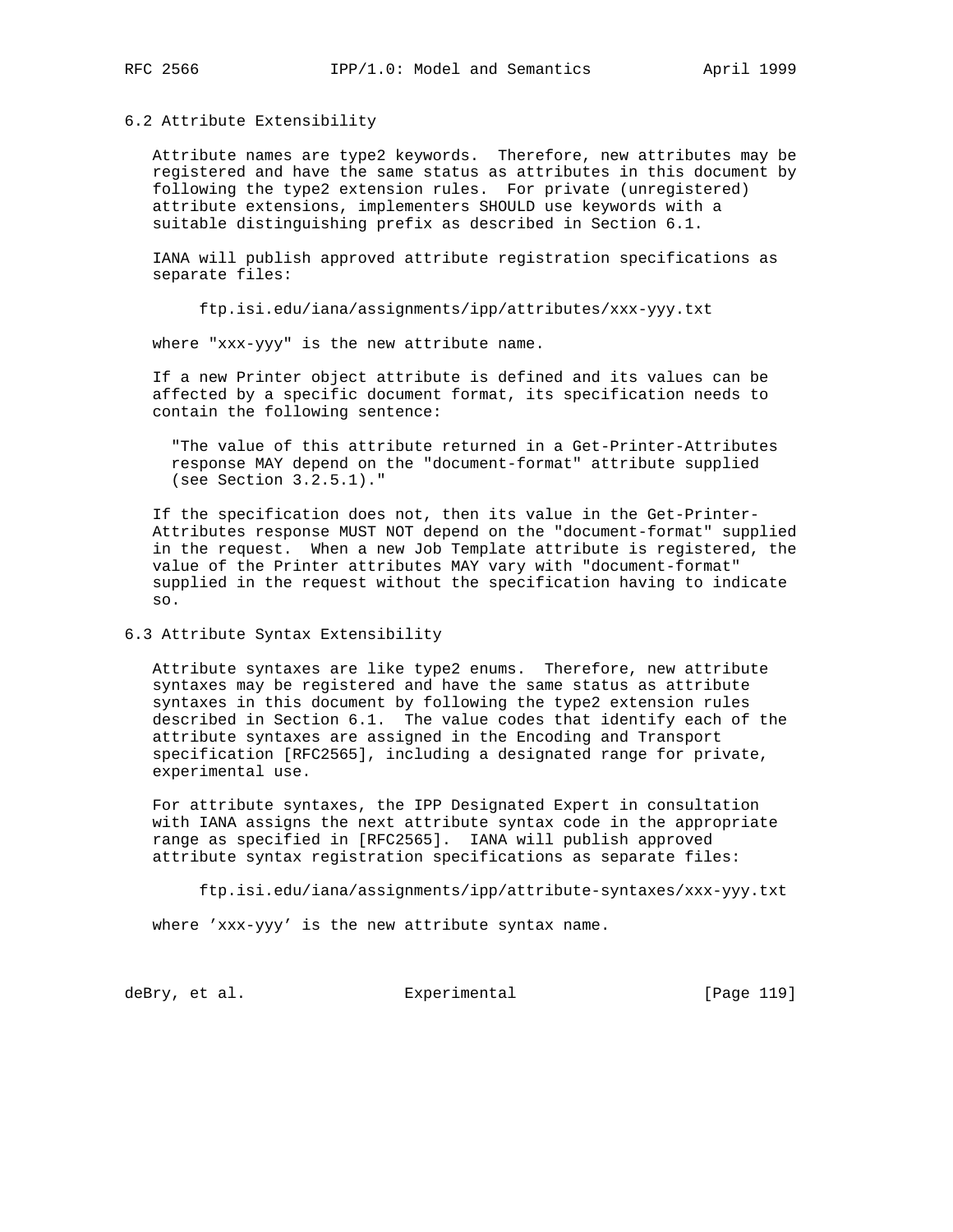### 6.2 Attribute Extensibility

Attribute names are type2 keywords. Therefore, new attributes may be registered and have the same status as attributes in this document by following the type2 extension rules. For private (unregistered) attribute extensions, implementers SHOULD use keywords with a suitable distinguishing prefix as described in Section 6.1.

IANA will publish approved attribute registration specifications as separate files:

```
ftp.isi.edu/iana/assignments/ipp/attributes/xxx-yyy.txt
```

where "xxx-yyy" is the new attribute name.

If a new Printer object attribute is defined and its values can be affected by a specific document format, its specification needs to contain the following sentence:

> "The value of this attribute returned in a Get-Printer-Attributes response MAY depend on the "document-format" attribute supplied (see Section 3.2.5.1)."

If the specification does not, then its value in the Get-Printer-Attributes response MUST NOT depend on the "document-format" supplied in the request. When a new Job Template attribute is registered, the value of the Printer attributes MAY vary with "document-format" supplied in the request without the specification having to indicate so.

### 6.3 Attribute Syntax Extensibility

Attribute syntaxes are like type2 enums. Therefore, new attribute syntaxes may be registered and have the same status as attribute syntaxes in this document by following the type2 extension rules described in Section 6.1. The value codes that identify each of the attribute syntaxes are assigned in the Encoding and Transport specification [RFC2565], including a designated range for private, experimental use.

For attribute syntaxes, the IPP Designated Expert in consultation with IANA assigns the next attribute syntax code in the appropriate range as specified in [RFC2565]. IANA will publish approved attribute syntax registration specifications as separate files:

```
ftp.isi.edu/iana/assignments/ipp/attribute-syntaxes/xxx-yyy.txt
```

where 'xxx-yyy' is the new attribute syntax name.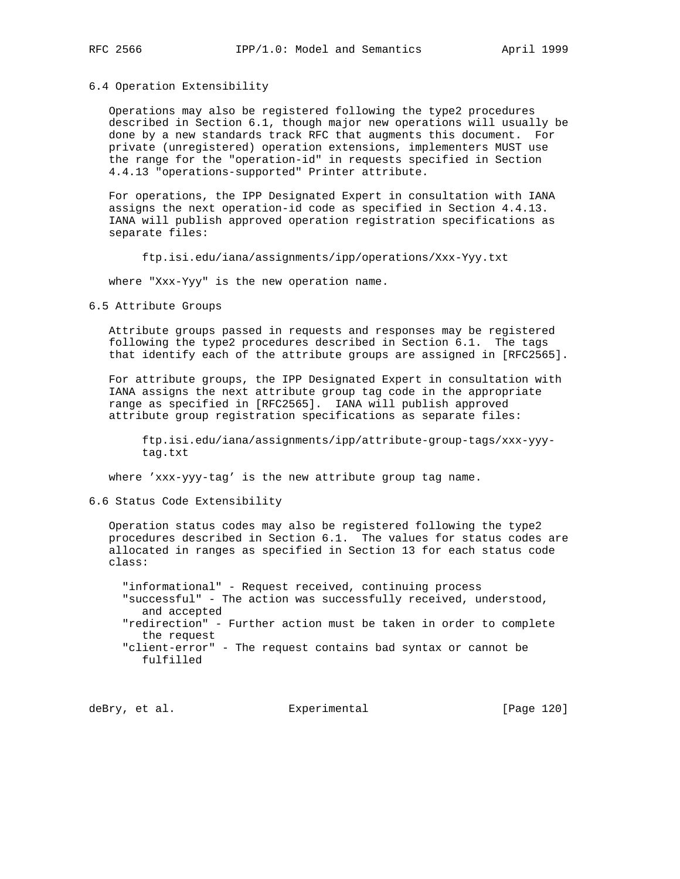## 6.4 Operation Extensibility

Operations may also be registered following the type2 procedures described in Section 6.1, though major new operations will usually be done by a new standards track RFC that augments this document. For private (unregistered) operation extensions, implementers MUST use the range for the "operation-id" in requests specified in Section 4.4.13 "operations-supported" Printer attribute.

For operations, the IPP Designated Expert in consultation with IANA assigns the next operation-id code as specified in Section 4.4.13. IANA will publish approved operation registration specifications as separate files:

```
ftp.isi.edu/iana/assignments/ipp/operations/Xxx-Yyy.txt
```

where "Xxx-Yyy" is the new operation name.

## 6.5 Attribute Groups

Attribute groups passed in requests and responses may be registered following the type2 procedures described in Section 6.1. The tags that identify each of the attribute groups are assigned in [RFC2565].

For attribute groups, the IPP Designated Expert in consultation with IANA assigns the next attribute group tag code in the appropriate range as specified in [RFC2565]. IANA will publish approved attribute group registration specifications as separate files:

```
ftp.isi.edu/iana/assignments/ipp/attribute-group-tags/xxx-yyy-
tag.txt
```

where 'xxx-yyy-tag' is the new attribute group tag name.

## 6.6 Status Code Extensibility

Operation status codes may also be registered following the type2 procedures described in Section 6.1. The values for status codes are allocated in ranges as specified in Section 13 for each status code class:

- "informational" - Request received, continuing process
- "successful" - The action was successfully received, understood, and accepted
- "redirection" - Further action must be taken in order to complete the request
- "client-error" - The request contains bad syntax or cannot be fulfilled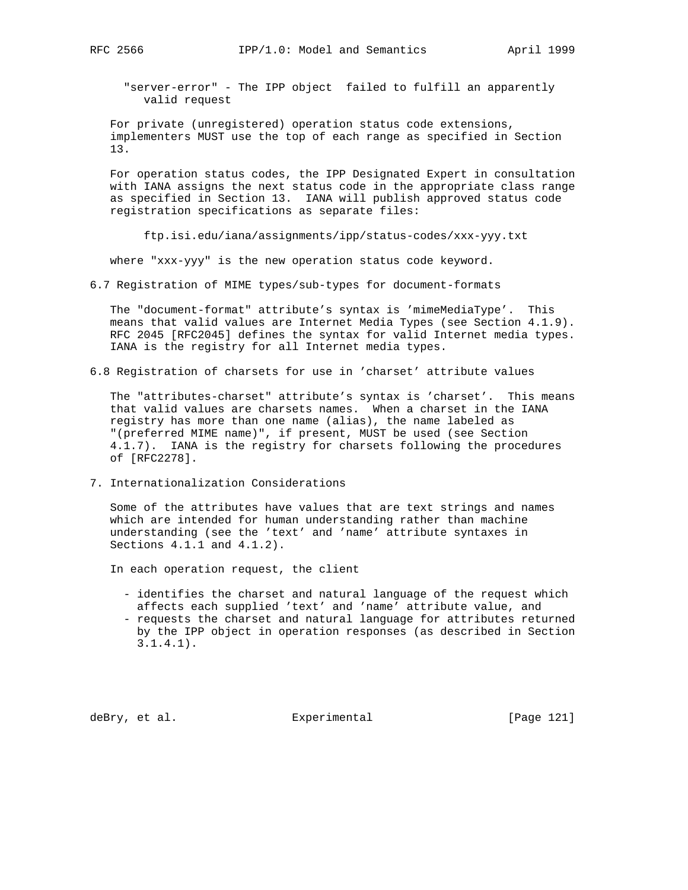"server-error" - The IPP object failed to fulfill an apparently valid request

For private (unregistered) operation status code extensions, implementers MUST use the top of each range as specified in Section 13.

For operation status codes, the IPP Designated Expert in consultation with IANA assigns the next status code in the appropriate class range as specified in Section 13. IANA will publish approved status code registration specifications as separate files:

ftp.isi.edu/iana/assignments/ipp/status-codes/xxx-yyy.txt

where "xxx-yyy" is the new operation status code keyword.

## 6.7 Registration of MIME types/sub-types for document-formats

The "document-format" attribute's syntax is 'mimeMediaType'. This means that valid values are Internet Media Types (see Section 4.1.9). RFC 2045 [RFC2045] defines the syntax for valid Internet media types. IANA is the registry for all Internet media types.

## 6.8 Registration of charsets for use in 'charset' attribute values

The "attributes-charset" attribute's syntax is 'charset'. This means that valid values are charsets names. When a charset in the IANA registry has more than one name (alias), the name labeled as "(preferred MIME name)", if present, MUST be used (see Section 4.1.7). IANA is the registry for charsets following the procedures of [RFC2278].

# 7. Internationalization Considerations

Some of the attributes have values that are text strings and names which are intended for human understanding rather than machine understanding (see the 'text' and 'name' attribute syntaxes in Sections 4.1.1 and 4.1.2).

In each operation request, the client

- identifies the charset and natural language of the request which affects each supplied 'text' and 'name' attribute value, and
- requests the charset and natural language for attributes returned by the IPP object in operation responses (as described in Section 3.1.4.1).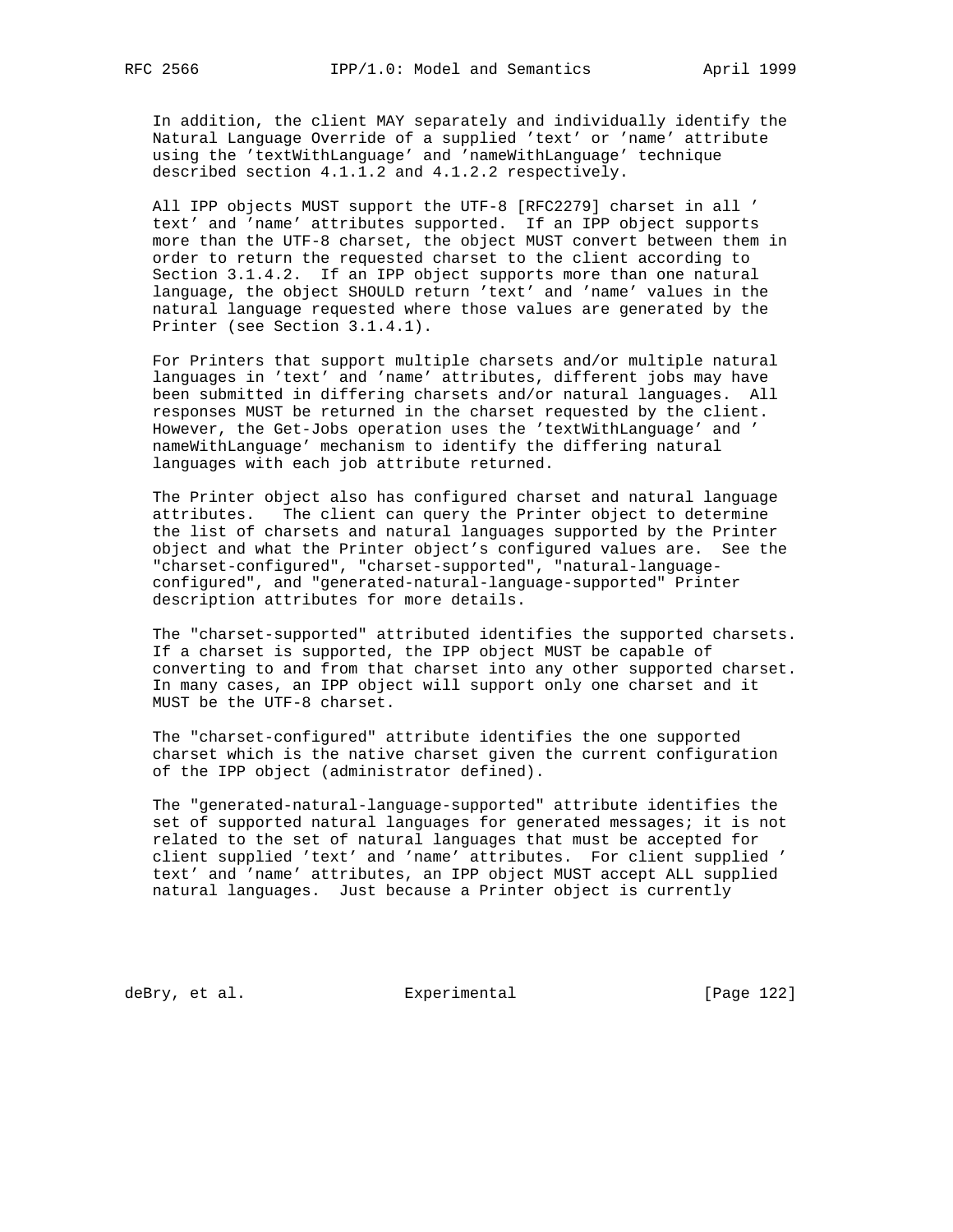In addition, the client MAY separately and individually identify the Natural Language Override of a supplied 'text' or 'name' attribute using the 'textWithLanguage' and 'nameWithLanguage' technique described section 4.1.1.2 and 4.1.2.2 respectively.

All IPP objects MUST support the UTF-8 [RFC2279] charset in all 'text' and 'name' attributes supported. If an IPP object supports more than the UTF-8 charset, the object MUST convert between them in order to return the requested charset to the client according to Section 3.1.4.2. If an IPP object supports more than one natural language, the object SHOULD return 'text' and 'name' values in the natural language requested where those values are generated by the Printer (see Section 3.1.4.1).

For Printers that support multiple charsets and/or multiple natural languages in 'text' and 'name' attributes, different jobs may have been submitted in differing charsets and/or natural languages. All responses MUST be returned in the charset requested by the client. However, the Get-Jobs operation uses the 'textWithLanguage' and 'nameWithLanguage' mechanism to identify the differing natural languages with each job attribute returned.

The Printer object also has configured charset and natural language attributes. The client can query the Printer object to determine the list of charsets and natural languages supported by the Printer object and what the Printer object's configured values are. See the "charset-configured", "charset-supported", "natural-language-configured", and "generated-natural-language-supported" Printer description attributes for more details.

The "charset-supported" attributed identifies the supported charsets. If a charset is supported, the IPP object MUST be capable of converting to and from that charset into any other supported charset. In many cases, an IPP object will support only one charset and it MUST be the UTF-8 charset.

The "charset-configured" attribute identifies the one supported charset which is the native charset given the current configuration of the IPP object (administrator defined).

The "generated-natural-language-supported" attribute identifies the set of supported natural languages for generated messages; it is not related to the set of natural languages that must be accepted for client supplied 'text' and 'name' attributes. For client supplied 'text' and 'name' attributes, an IPP object MUST accept ALL supplied natural languages. Just because a Printer object is currently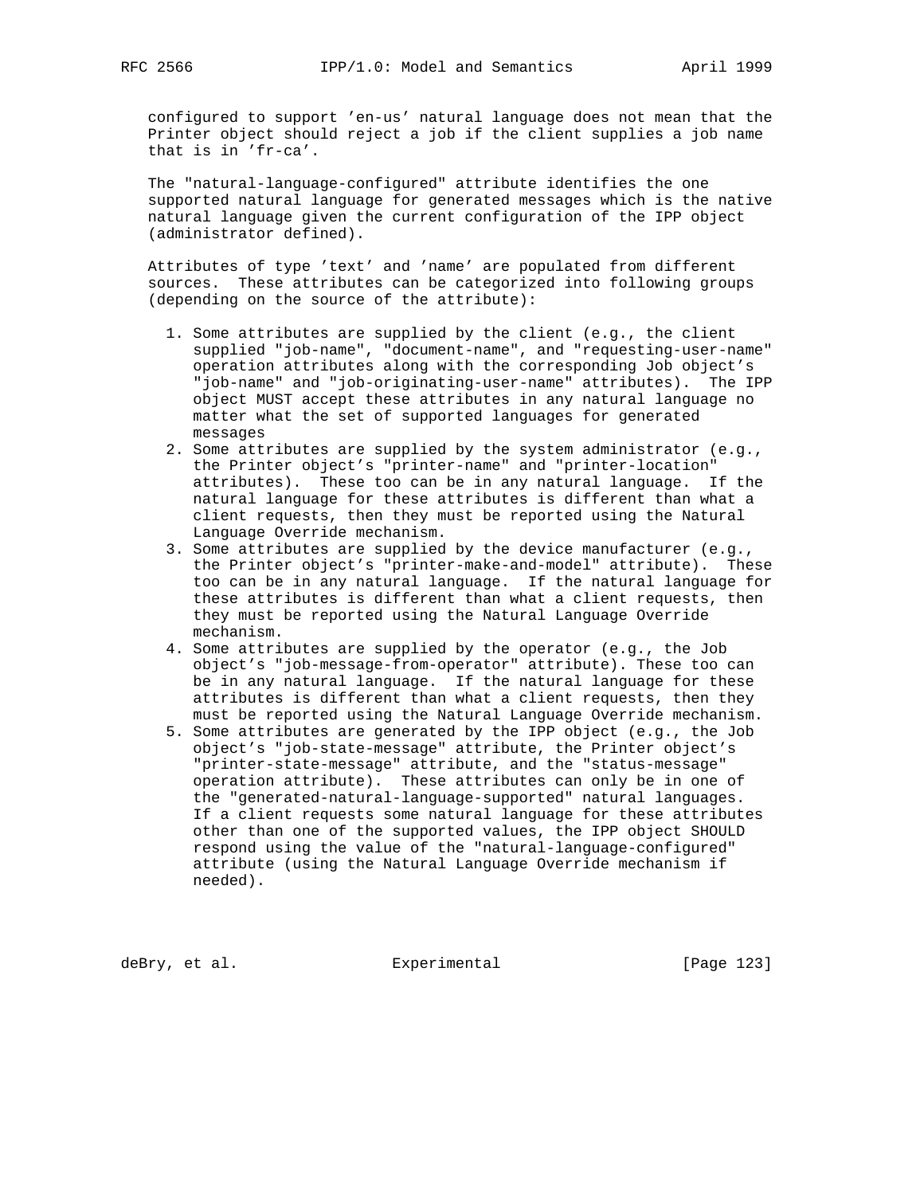configured to support 'en-us' natural language does not mean that the Printer object should reject a job if the client supplies a job name that is in 'fr-ca'.

The "natural-language-configured" attribute identifies the one supported natural language for generated messages which is the native natural language given the current configuration of the IPP object (administrator defined).

Attributes of type 'text' and 'name' are populated from different sources. These attributes can be categorized into following groups (depending on the source of the attribute):

1. Some attributes are supplied by the client (e.g., the client supplied "job-name", "document-name", and "requesting-user-name" operation attributes along with the corresponding Job object's "job-name" and "job-originating-user-name" attributes). The IPP object MUST accept these attributes in any natural language no matter what the set of supported languages for generated messages
2. Some attributes are supplied by the system administrator (e.g., the Printer object's "printer-name" and "printer-location" attributes). These too can be in any natural language. If the natural language for these attributes is different than what a client requests, then they must be reported using the Natural Language Override mechanism.
3. Some attributes are supplied by the device manufacturer (e.g., the Printer object's "printer-make-and-model" attribute). These too can be in any natural language. If the natural language for these attributes is different than what a client requests, then they must be reported using the Natural Language Override mechanism.
4. Some attributes are supplied by the operator (e.g., the Job object's "job-message-from-operator" attribute). These too can be in any natural language. If the natural language for these attributes is different than what a client requests, then they must be reported using the Natural Language Override mechanism.
5. Some attributes are generated by the IPP object (e.g., the Job object's "job-state-message" attribute, the Printer object's "printer-state-message" attribute, and the "status-message" operation attribute). These attributes can only be in one of the "generated-natural-language-supported" natural languages. If a client requests some natural language for these attributes other than one of the supported values, the IPP object SHOULD respond using the value of the "natural-language-configured" attribute (using the Natural Language Override mechanism if needed).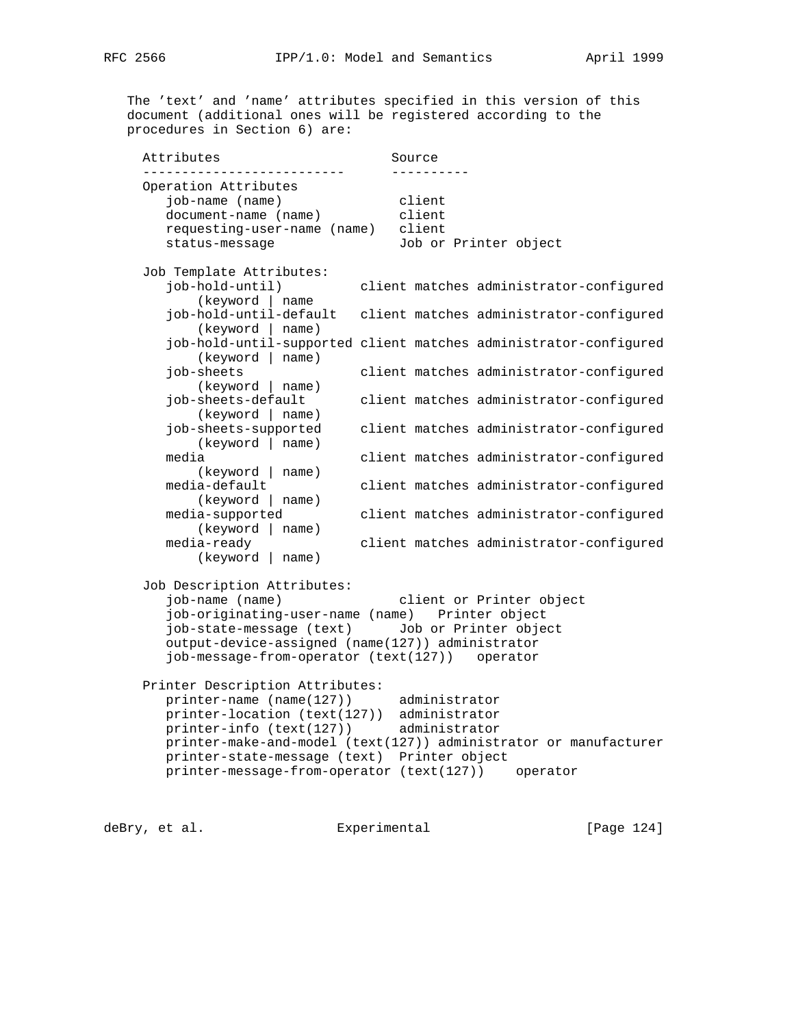The 'text' and 'name' attributes specified in this version of this document (additional ones will be registered according to the procedures in Section 6) are:

```
  Attributes                      Source
  --------------------------      ----------
  Operation Attributes
     job-name (name)               client
     document-name (name)          client
     requesting-user-name (name)   client
     status-message                Job or Printer object

  Job Template Attributes:
     job-hold-until)          client matches administrator-configured
         (keyword | name
     job-hold-until-default   client matches administrator-configured
         (keyword | name)
     job-hold-until-supported client matches administrator-configured
         (keyword | name)
     job-sheets               client matches administrator-configured
         (keyword | name)
     job-sheets-default       client matches administrator-configured
         (keyword | name)
     job-sheets-supported     client matches administrator-configured
         (keyword | name)
     media                    client matches administrator-configured
         (keyword | name)
     media-default            client matches administrator-configured
         (keyword | name)
     media-supported          client matches administrator-configured
         (keyword | name)
     media-ready              client matches administrator-configured
         (keyword | name)

  Job Description Attributes:
     job-name (name)               client or Printer object
     job-originating-user-name (name)   Printer object
     job-state-message (text)      Job or Printer object
     output-device-assigned (name(127)) administrator
     job-message-from-operator (text(127))   operator

  Printer Description Attributes:
     printer-name (name(127))      administrator
     printer-location (text(127))  administrator
     printer-info (text(127))      administrator
     printer-make-and-model (text(127)) administrator or manufacturer
     printer-state-message (text)  Printer object
     printer-message-from-operator (text(127))    operator
```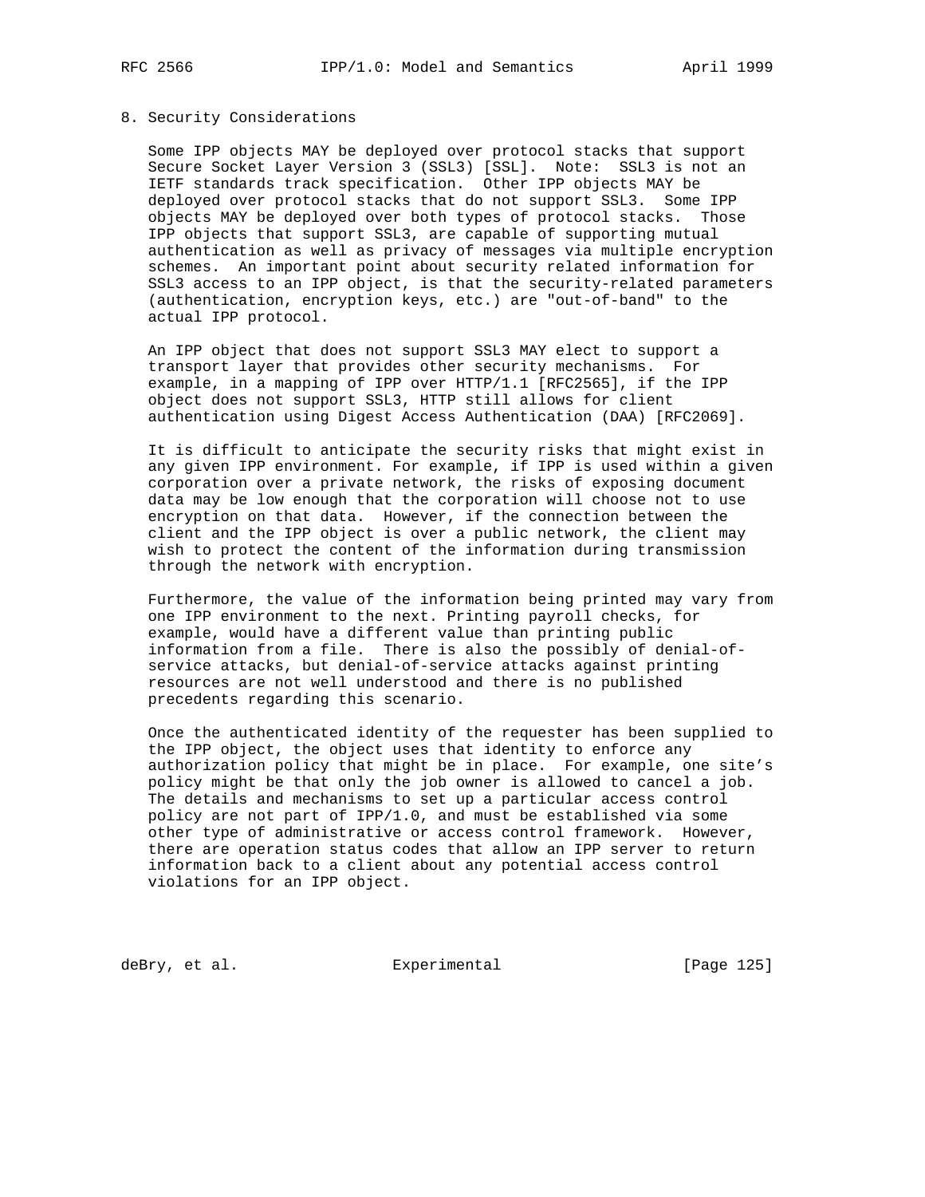# 8. Security Considerations

Some IPP objects MAY be deployed over protocol stacks that support Secure Socket Layer Version 3 (SSL3) [SSL]. Note: SSL3 is not an IETF standards track specification. Other IPP objects MAY be deployed over protocol stacks that do not support SSL3. Some IPP objects MAY be deployed over both types of protocol stacks. Those IPP objects that support SSL3, are capable of supporting mutual authentication as well as privacy of messages via multiple encryption schemes. An important point about security related information for SSL3 access to an IPP object, is that the security-related parameters (authentication, encryption keys, etc.) are "out-of-band" to the actual IPP protocol.

An IPP object that does not support SSL3 MAY elect to support a transport layer that provides other security mechanisms. For example, in a mapping of IPP over HTTP/1.1 [RFC2565], if the IPP object does not support SSL3, HTTP still allows for client authentication using Digest Access Authentication (DAA) [RFC2069].

It is difficult to anticipate the security risks that might exist in any given IPP environment. For example, if IPP is used within a given corporation over a private network, the risks of exposing document data may be low enough that the corporation will choose not to use encryption on that data. However, if the connection between the client and the IPP object is over a public network, the client may wish to protect the content of the information during transmission through the network with encryption.

Furthermore, the value of the information being printed may vary from one IPP environment to the next. Printing payroll checks, for example, would have a different value than printing public information from a file. There is also the possibly of denial-of-service attacks, but denial-of-service attacks against printing resources are not well understood and there is no published precedents regarding this scenario.

Once the authenticated identity of the requester has been supplied to the IPP object, the object uses that identity to enforce any authorization policy that might be in place. For example, one site's policy might be that only the job owner is allowed to cancel a job. The details and mechanisms to set up a particular access control policy are not part of IPP/1.0, and must be established via some other type of administrative or access control framework. However, there are operation status codes that allow an IPP server to return information back to a client about any potential access control violations for an IPP object.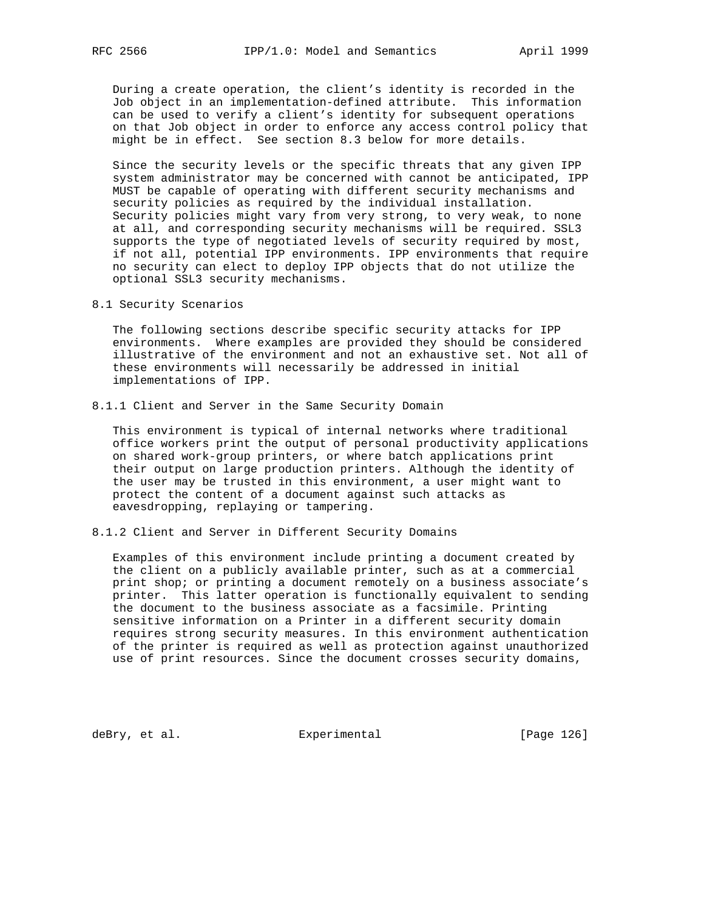During a create operation, the client's identity is recorded in the Job object in an implementation-defined attribute. This information can be used to verify a client's identity for subsequent operations on that Job object in order to enforce any access control policy that might be in effect. See section 8.3 below for more details.

Since the security levels or the specific threats that any given IPP system administrator may be concerned with cannot be anticipated, IPP MUST be capable of operating with different security mechanisms and security policies as required by the individual installation. Security policies might vary from very strong, to very weak, to none at all, and corresponding security mechanisms will be required. SSL3 supports the type of negotiated levels of security required by most, if not all, potential IPP environments. IPP environments that require no security can elect to deploy IPP objects that do not utilize the optional SSL3 security mechanisms.

## 8.1 Security Scenarios

The following sections describe specific security attacks for IPP environments. Where examples are provided they should be considered illustrative of the environment and not an exhaustive set. Not all of these environments will necessarily be addressed in initial implementations of IPP.

### 8.1.1 Client and Server in the Same Security Domain

This environment is typical of internal networks where traditional office workers print the output of personal productivity applications on shared work-group printers, or where batch applications print their output on large production printers. Although the identity of the user may be trusted in this environment, a user might want to protect the content of a document against such attacks as eavesdropping, replaying or tampering.

### 8.1.2 Client and Server in Different Security Domains

Examples of this environment include printing a document created by the client on a publicly available printer, such as at a commercial print shop; or printing a document remotely on a business associate's printer. This latter operation is functionally equivalent to sending the document to the business associate as a facsimile. Printing sensitive information on a Printer in a different security domain requires strong security measures. In this environment authentication of the printer is required as well as protection against unauthorized use of print resources. Since the document crosses security domains,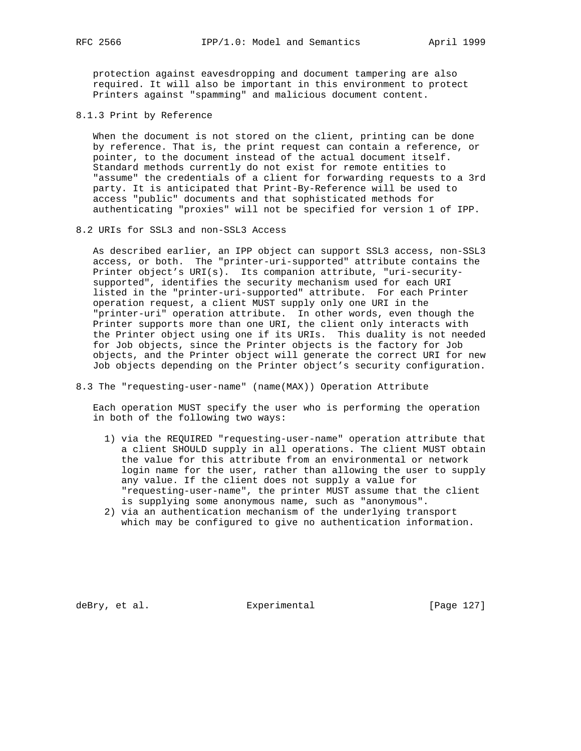protection against eavesdropping and document tampering are also required. It will also be important in this environment to protect Printers against "spamming" and malicious document content.

### 8.1.3 Print by Reference

When the document is not stored on the client, printing can be done by reference. That is, the print request can contain a reference, or pointer, to the document instead of the actual document itself. Standard methods currently do not exist for remote entities to "assume" the credentials of a client for forwarding requests to a 3rd party. It is anticipated that Print-By-Reference will be used to access "public" documents and that sophisticated methods for authenticating "proxies" will not be specified for version 1 of IPP.

## 8.2 URIs for SSL3 and non-SSL3 Access

As described earlier, an IPP object can support SSL3 access, non-SSL3 access, or both. The "printer-uri-supported" attribute contains the Printer object's URI(s). Its companion attribute, "uri-security-supported", identifies the security mechanism used for each URI listed in the "printer-uri-supported" attribute. For each Printer operation request, a client MUST supply only one URI in the "printer-uri" operation attribute. In other words, even though the Printer supports more than one URI, the client only interacts with the Printer object using one if its URIs. This duality is not needed for Job objects, since the Printer objects is the factory for Job objects, and the Printer object will generate the correct URI for new Job objects depending on the Printer object's security configuration.

## 8.3 The "requesting-user-name" (name(MAX)) Operation Attribute

Each operation MUST specify the user who is performing the operation in both of the following two ways:

1) via the REQUIRED "requesting-user-name" operation attribute that a client SHOULD supply in all operations. The client MUST obtain the value for this attribute from an environmental or network login name for the user, rather than allowing the user to supply any value. If the client does not supply a value for "requesting-user-name", the printer MUST assume that the client is supplying some anonymous name, such as "anonymous".
2) via an authentication mechanism of the underlying transport which may be configured to give no authentication information.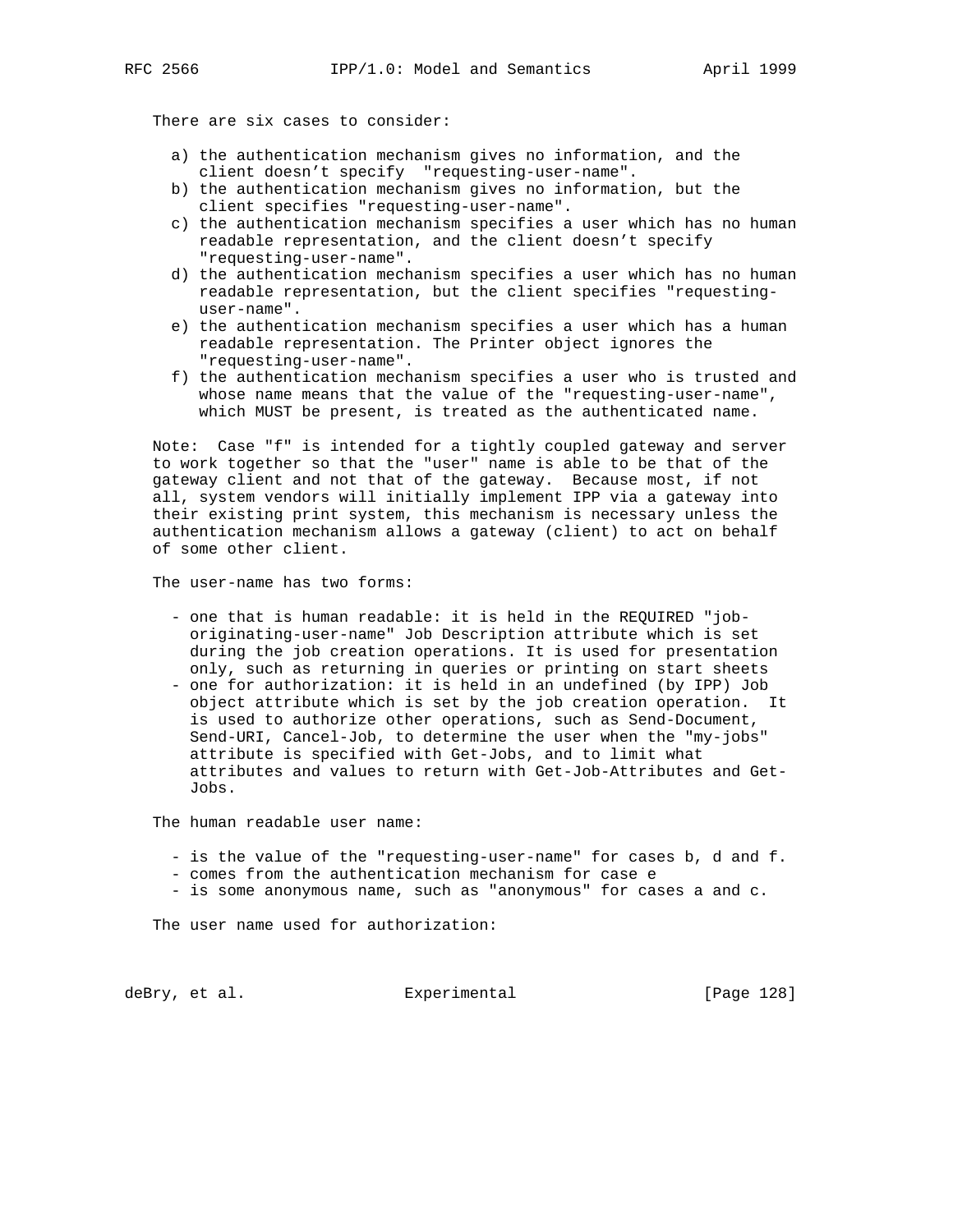There are six cases to consider:

a) the authentication mechanism gives no information, and the client doesn't specify "requesting-user-name".
b) the authentication mechanism gives no information, but the client specifies "requesting-user-name".
c) the authentication mechanism specifies a user which has no human readable representation, and the client doesn't specify "requesting-user-name".
d) the authentication mechanism specifies a user which has no human readable representation, but the client specifies "requesting-user-name".
e) the authentication mechanism specifies a user which has a human readable representation. The Printer object ignores the "requesting-user-name".
f) the authentication mechanism specifies a user who is trusted and whose name means that the value of the "requesting-user-name", which MUST be present, is treated as the authenticated name.

Note: Case "f" is intended for a tightly coupled gateway and server to work together so that the "user" name is able to be that of the gateway client and not that of the gateway. Because most, if not all, system vendors will initially implement IPP via a gateway into their existing print system, this mechanism is necessary unless the authentication mechanism allows a gateway (client) to act on behalf of some other client.

The user-name has two forms:

- one that is human readable: it is held in the REQUIRED "job-originating-user-name" Job Description attribute which is set during the job creation operations. It is used for presentation only, such as returning in queries or printing on start sheets
- one for authorization: it is held in an undefined (by IPP) Job object attribute which is set by the job creation operation. It is used to authorize other operations, such as Send-Document, Send-URI, Cancel-Job, to determine the user when the "my-jobs" attribute is specified with Get-Jobs, and to limit what attributes and values to return with Get-Job-Attributes and Get-Jobs.

The human readable user name:

- is the value of the "requesting-user-name" for cases b, d and f.
- comes from the authentication mechanism for case e
- is some anonymous name, such as "anonymous" for cases a and c.

The user name used for authorization: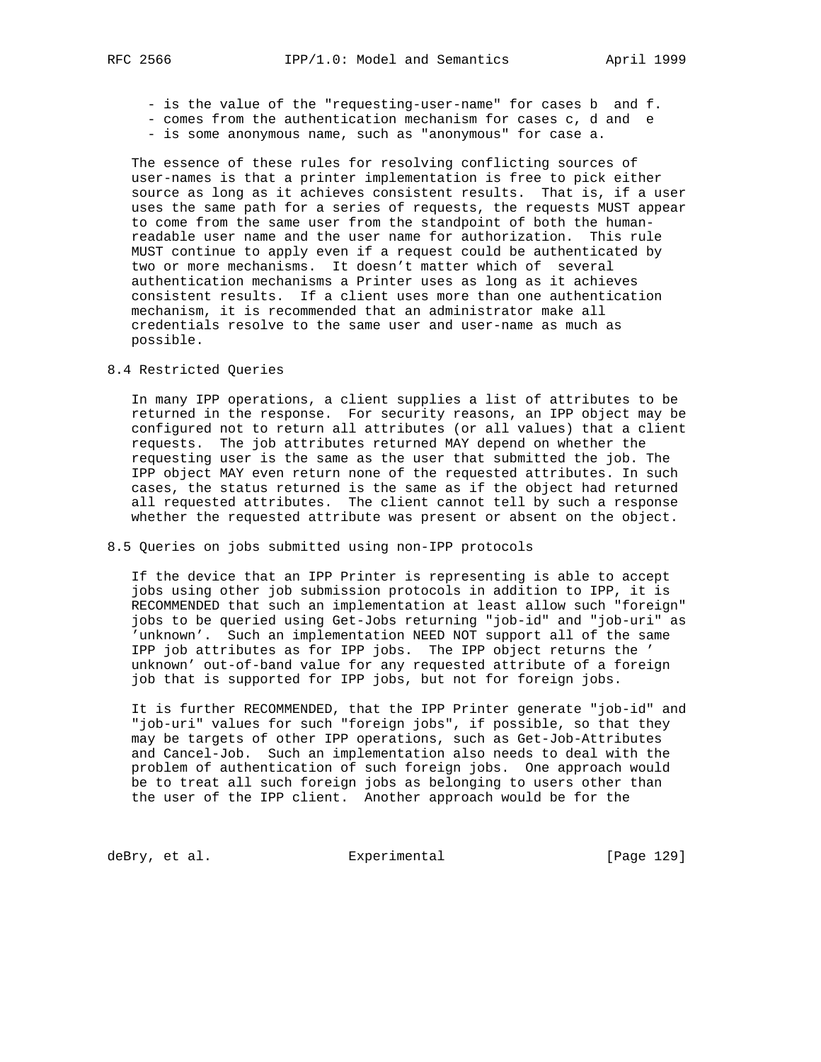- is the value of the "requesting-user-name" for cases b and f.
- comes from the authentication mechanism for cases c, d and e
- is some anonymous name, such as "anonymous" for case a.

The essence of these rules for resolving conflicting sources of user-names is that a printer implementation is free to pick either source as long as it achieves consistent results. That is, if a user uses the same path for a series of requests, the requests MUST appear to come from the same user from the standpoint of both the human-readable user name and the user name for authorization. This rule MUST continue to apply even if a request could be authenticated by two or more mechanisms. It doesn't matter which of several authentication mechanisms a Printer uses as long as it achieves consistent results. If a client uses more than one authentication mechanism, it is recommended that an administrator make all credentials resolve to the same user and user-name as much as possible.

## 8.4 Restricted Queries

In many IPP operations, a client supplies a list of attributes to be returned in the response. For security reasons, an IPP object may be configured not to return all attributes (or all values) that a client requests. The job attributes returned MAY depend on whether the requesting user is the same as the user that submitted the job. The IPP object MAY even return none of the requested attributes. In such cases, the status returned is the same as if the object had returned all requested attributes. The client cannot tell by such a response whether the requested attribute was present or absent on the object.

## 8.5 Queries on jobs submitted using non-IPP protocols

If the device that an IPP Printer is representing is able to accept jobs using other job submission protocols in addition to IPP, it is RECOMMENDED that such an implementation at least allow such "foreign" jobs to be queried using Get-Jobs returning "job-id" and "job-uri" as 'unknown'. Such an implementation NEED NOT support all of the same IPP job attributes as for IPP jobs. The IPP object returns the 'unknown' out-of-band value for any requested attribute of a foreign job that is supported for IPP jobs, but not for foreign jobs.

It is further RECOMMENDED, that the IPP Printer generate "job-id" and "job-uri" values for such "foreign jobs", if possible, so that they may be targets of other IPP operations, such as Get-Job-Attributes and Cancel-Job. Such an implementation also needs to deal with the problem of authentication of such foreign jobs. One approach would be to treat all such foreign jobs as belonging to users other than the user of the IPP client. Another approach would be for the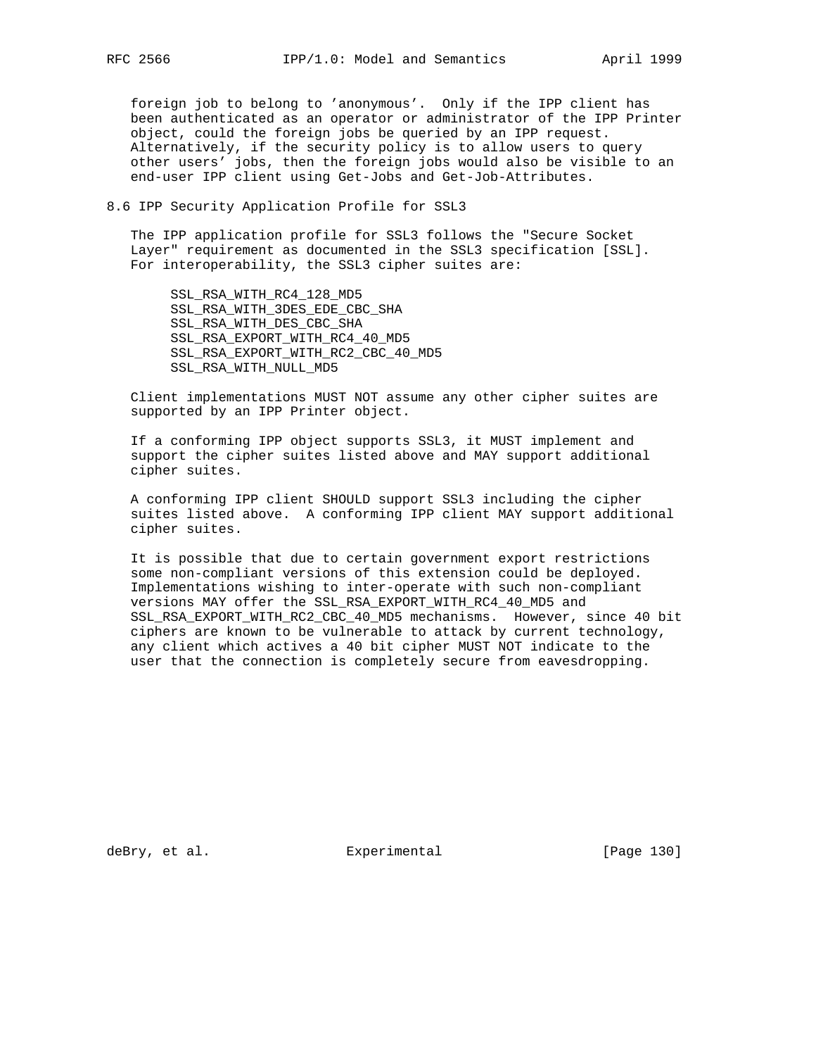foreign job to belong to 'anonymous'. Only if the IPP client has been authenticated as an operator or administrator of the IPP Printer object, could the foreign jobs be queried by an IPP request. Alternatively, if the security policy is to allow users to query other users' jobs, then the foreign jobs would also be visible to an end-user IPP client using Get-Jobs and Get-Job-Attributes.

## 8.6 IPP Security Application Profile for SSL3

The IPP application profile for SSL3 follows the "Secure Socket Layer" requirement as documented in the SSL3 specification [SSL]. For interoperability, the SSL3 cipher suites are:

```
SSL_RSA_WITH_RC4_128_MD5
SSL_RSA_WITH_3DES_EDE_CBC_SHA
SSL_RSA_WITH_DES_CBC_SHA
SSL_RSA_EXPORT_WITH_RC4_40_MD5
SSL_RSA_EXPORT_WITH_RC2_CBC_40_MD5
SSL_RSA_WITH_NULL_MD5
```

Client implementations MUST NOT assume any other cipher suites are supported by an IPP Printer object.

If a conforming IPP object supports SSL3, it MUST implement and support the cipher suites listed above and MAY support additional cipher suites.

A conforming IPP client SHOULD support SSL3 including the cipher suites listed above. A conforming IPP client MAY support additional cipher suites.

It is possible that due to certain government export restrictions some non-compliant versions of this extension could be deployed. Implementations wishing to inter-operate with such non-compliant versions MAY offer the SSL_RSA_EXPORT_WITH_RC4_40_MD5 and SSL_RSA_EXPORT_WITH_RC2_CBC_40_MD5 mechanisms. However, since 40 bit ciphers are known to be vulnerable to attack by current technology, any client which actives a 40 bit cipher MUST NOT indicate to the user that the connection is completely secure from eavesdropping.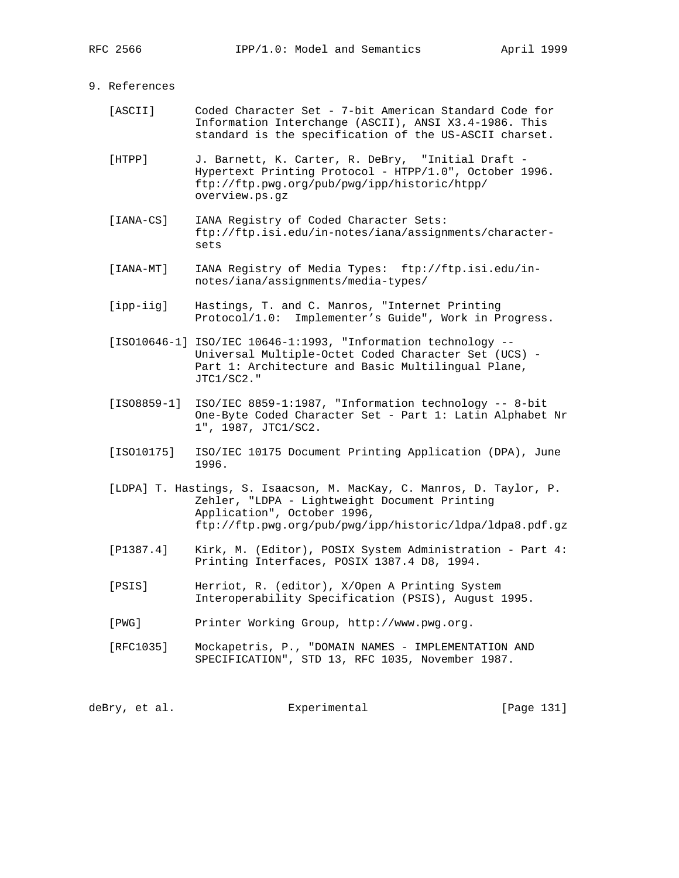## 9. References

[ASCII] Coded Character Set - 7-bit American Standard Code for Information Interchange (ASCII), ANSI X3.4-1986. This standard is the specification of the US-ASCII charset.

[HTPP] J. Barnett, K. Carter, R. DeBry, "Initial Draft - Hypertext Printing Protocol - HTPP/1.0", October 1996. ftp://ftp.pwg.org/pub/pwg/ipp/historic/htpp/overview.ps.gz

[IANA-CS] IANA Registry of Coded Character Sets: ftp://ftp.isi.edu/in-notes/iana/assignments/character-sets

[IANA-MT] IANA Registry of Media Types: ftp://ftp.isi.edu/in-notes/iana/assignments/media-types/

[ipp-iig] Hastings, T. and C. Manros, "Internet Printing Protocol/1.0: Implementer's Guide", Work in Progress.

[ISO10646-1] ISO/IEC 10646-1:1993, "Information technology -- Universal Multiple-Octet Coded Character Set (UCS) - Part 1: Architecture and Basic Multilingual Plane, JTC1/SC2."

[ISO8859-1] ISO/IEC 8859-1:1987, "Information technology -- 8-bit One-Byte Coded Character Set - Part 1: Latin Alphabet Nr 1", 1987, JTC1/SC2.

[ISO10175] ISO/IEC 10175 Document Printing Application (DPA), June 1996.

[LDPA] T. Hastings, S. Isaacson, M. MacKay, C. Manros, D. Taylor, P. Zehler, "LDPA - Lightweight Document Printing Application", October 1996, ftp://ftp.pwg.org/pub/pwg/ipp/historic/ldpa/ldpa8.pdf.gz

[P1387.4] Kirk, M. (Editor), POSIX System Administration - Part 4: Printing Interfaces, POSIX 1387.4 D8, 1994.

[PSIS] Herriot, R. (editor), X/Open A Printing System Interoperability Specification (PSIS), August 1995.

[PWG] Printer Working Group, http://www.pwg.org.

[RFC1035] Mockapetris, P., "DOMAIN NAMES - IMPLEMENTATION AND SPECIFICATION", STD 13, RFC 1035, November 1987.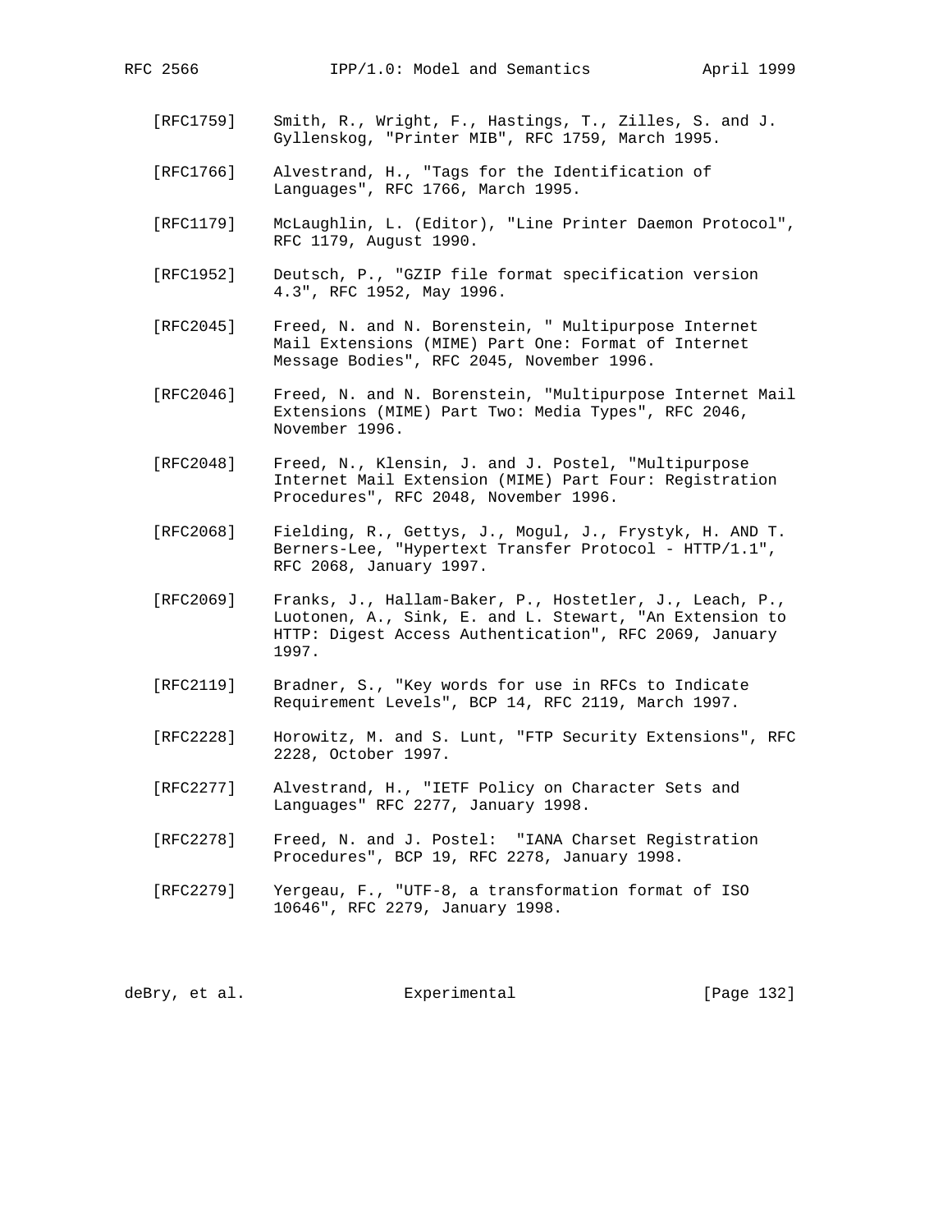[RFC1759] Smith, R., Wright, F., Hastings, T., Zilles, S. and J. Gyllenskog, "Printer MIB", RFC 1759, March 1995.

[RFC1766] Alvestrand, H., "Tags for the Identification of Languages", RFC 1766, March 1995.

[RFC1179] McLaughlin, L. (Editor), "Line Printer Daemon Protocol", RFC 1179, August 1990.

[RFC1952] Deutsch, P., "GZIP file format specification version 4.3", RFC 1952, May 1996.

[RFC2045] Freed, N. and N. Borenstein, " Multipurpose Internet Mail Extensions (MIME) Part One: Format of Internet Message Bodies", RFC 2045, November 1996.

[RFC2046] Freed, N. and N. Borenstein, "Multipurpose Internet Mail Extensions (MIME) Part Two: Media Types", RFC 2046, November 1996.

[RFC2048] Freed, N., Klensin, J. and J. Postel, "Multipurpose Internet Mail Extension (MIME) Part Four: Registration Procedures", RFC 2048, November 1996.

[RFC2068] Fielding, R., Gettys, J., Mogul, J., Frystyk, H. AND T. Berners-Lee, "Hypertext Transfer Protocol - HTTP/1.1", RFC 2068, January 1997.

[RFC2069] Franks, J., Hallam-Baker, P., Hostetler, J., Leach, P., Luotonen, A., Sink, E. and L. Stewart, "An Extension to HTTP: Digest Access Authentication", RFC 2069, January 1997.

[RFC2119] Bradner, S., "Key words for use in RFCs to Indicate Requirement Levels", BCP 14, RFC 2119, March 1997.

[RFC2228] Horowitz, M. and S. Lunt, "FTP Security Extensions", RFC 2228, October 1997.

[RFC2277] Alvestrand, H., "IETF Policy on Character Sets and Languages" RFC 2277, January 1998.

[RFC2278] Freed, N. and J. Postel: "IANA Charset Registration Procedures", BCP 19, RFC 2278, January 1998.

[RFC2279] Yergeau, F., "UTF-8, a transformation format of ISO 10646", RFC 2279, January 1998.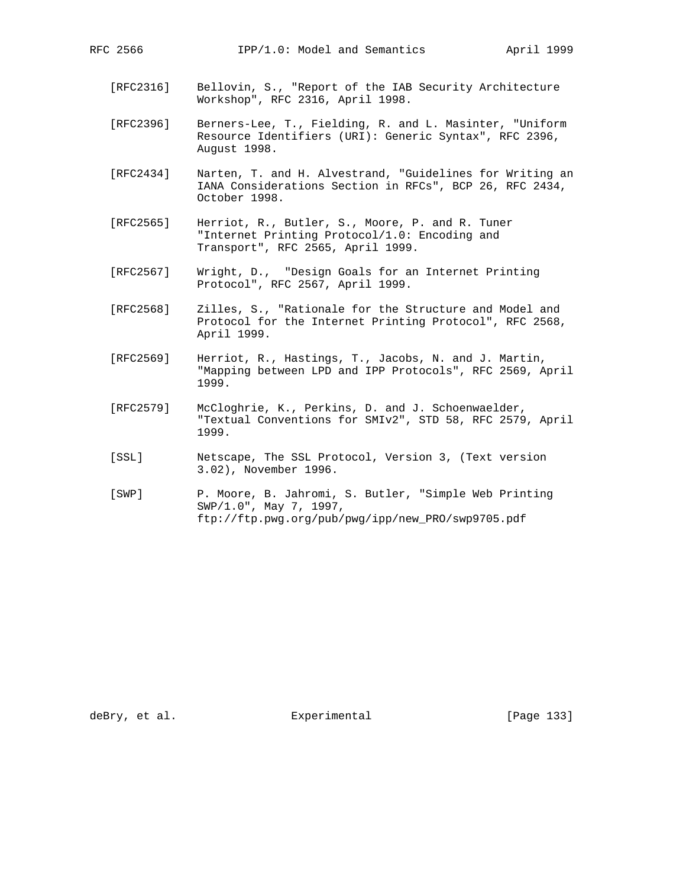[RFC2316] Bellovin, S., "Report of the IAB Security Architecture Workshop", RFC 2316, April 1998.

[RFC2396] Berners-Lee, T., Fielding, R. and L. Masinter, "Uniform Resource Identifiers (URI): Generic Syntax", RFC 2396, August 1998.

[RFC2434] Narten, T. and H. Alvestrand, "Guidelines for Writing an IANA Considerations Section in RFCs", BCP 26, RFC 2434, October 1998.

[RFC2565] Herriot, R., Butler, S., Moore, P. and R. Tuner "Internet Printing Protocol/1.0: Encoding and Transport", RFC 2565, April 1999.

[RFC2567] Wright, D., "Design Goals for an Internet Printing Protocol", RFC 2567, April 1999.

[RFC2568] Zilles, S., "Rationale for the Structure and Model and Protocol for the Internet Printing Protocol", RFC 2568, April 1999.

[RFC2569] Herriot, R., Hastings, T., Jacobs, N. and J. Martin, "Mapping between LPD and IPP Protocols", RFC 2569, April 1999.

[RFC2579] McCloghrie, K., Perkins, D. and J. Schoenwaelder, "Textual Conventions for SMIv2", STD 58, RFC 2579, April 1999.

[SSL] Netscape, The SSL Protocol, Version 3, (Text version 3.02), November 1996.

[SWP] P. Moore, B. Jahromi, S. Butler, "Simple Web Printing SWP/1.0", May 7, 1997, ftp://ftp.pwg.org/pub/pwg/ipp/new_PRO/swp9705.pdf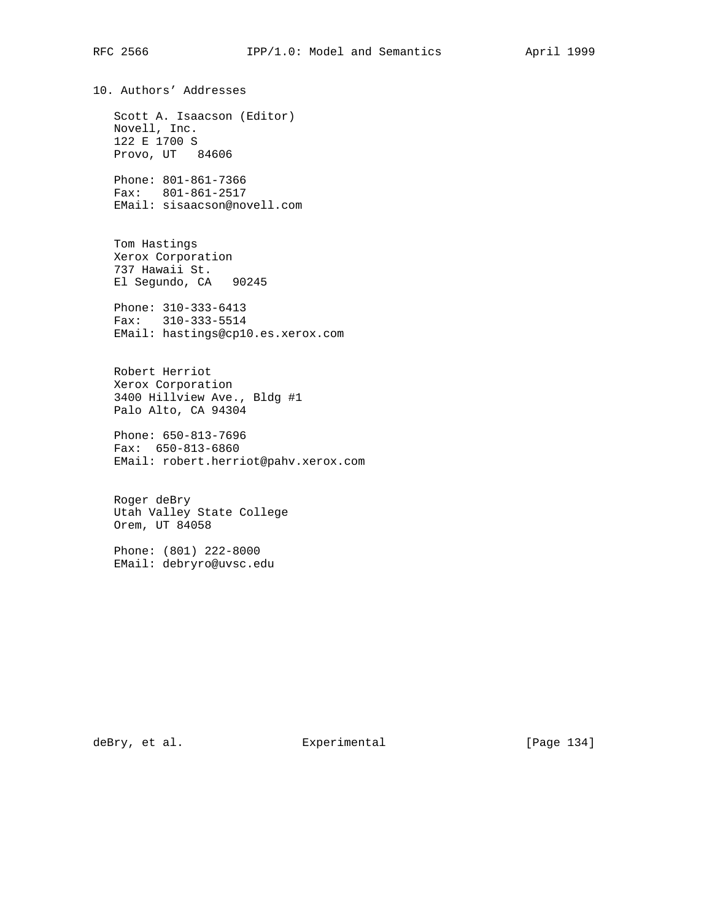## 10. Authors' Addresses

Scott A. Isaacson (Editor)
Novell, Inc.
122 E 1700 S
Provo, UT 84606

Phone: 801-861-7366
Fax: 801-861-2517
EMail: sisaacson@novell.com

Tom Hastings
Xerox Corporation
737 Hawaii St.
El Segundo, CA 90245

Phone: 310-333-6413
Fax: 310-333-5514
EMail: hastings@cp10.es.xerox.com

Robert Herriot
Xerox Corporation
3400 Hillview Ave., Bldg #1
Palo Alto, CA 94304

Phone: 650-813-7696
Fax: 650-813-6860
EMail: robert.herriot@pahv.xerox.com

Roger deBry
Utah Valley State College
Orem, UT 84058

Phone: (801) 222-8000
EMail: debryro@uvsc.edu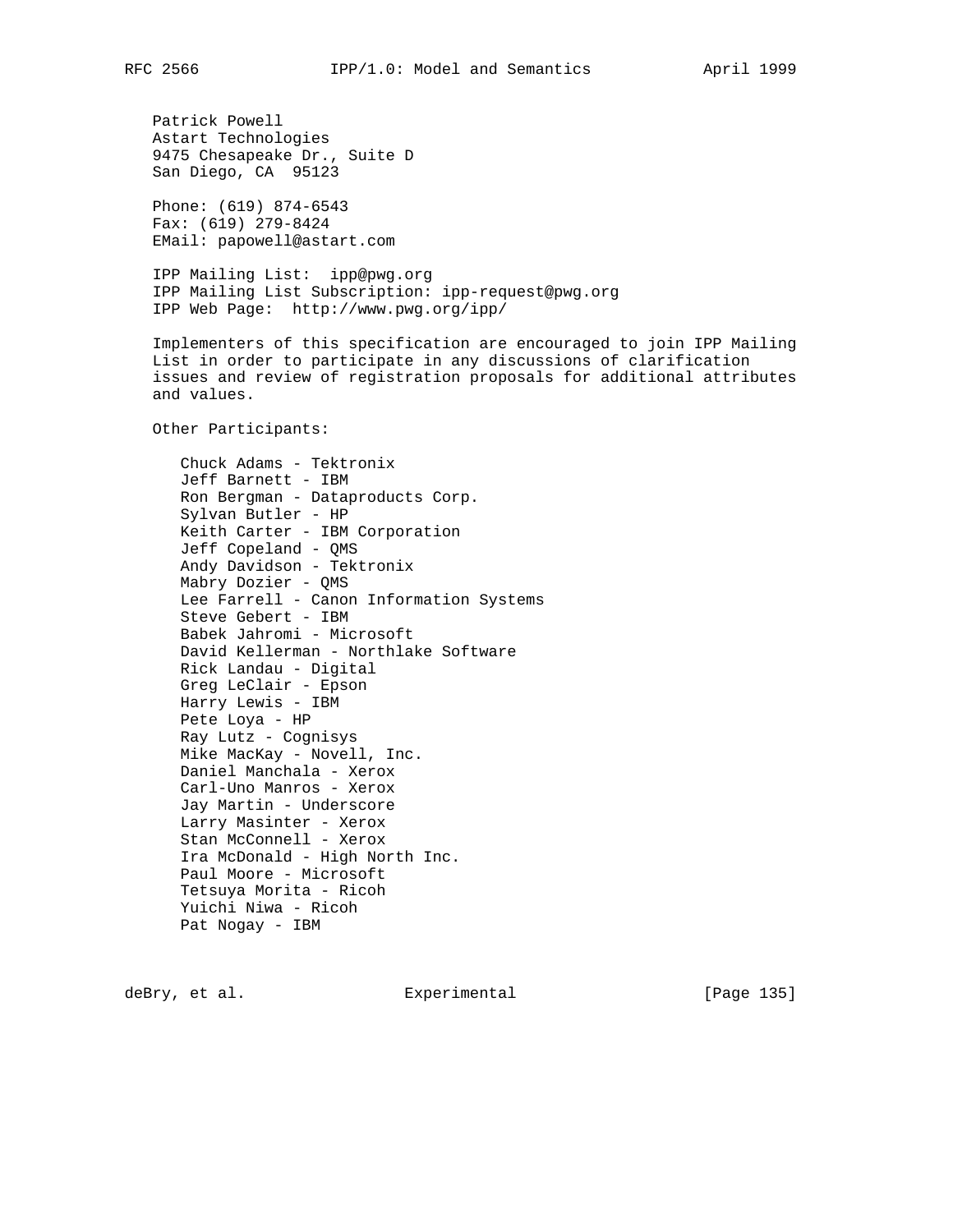Patrick Powell
Astart Technologies
9475 Chesapeake Dr., Suite D
San Diego, CA  95123

Phone: (619) 874-6543
Fax: (619) 279-8424
EMail: papowell@astart.com

IPP Mailing List:  ipp@pwg.org
IPP Mailing List Subscription: ipp-request@pwg.org
IPP Web Page:  http://www.pwg.org/ipp/

Implementers of this specification are encouraged to join IPP Mailing List in order to participate in any discussions of clarification issues and review of registration proposals for additional attributes and values.

Other Participants:

- Chuck Adams - Tektronix
- Jeff Barnett - IBM
- Ron Bergman - Dataproducts Corp.
- Sylvan Butler - HP
- Keith Carter - IBM Corporation
- Jeff Copeland - QMS
- Andy Davidson - Tektronix
- Mabry Dozier - QMS
- Lee Farrell - Canon Information Systems
- Steve Gebert - IBM
- Babek Jahromi - Microsoft
- David Kellerman - Northlake Software
- Rick Landau - Digital
- Greg LeClair - Epson
- Harry Lewis - IBM
- Pete Loya - HP
- Ray Lutz - Cognisys
- Mike MacKay - Novell, Inc.
- Daniel Manchala - Xerox
- Carl-Uno Manros - Xerox
- Jay Martin - Underscore
- Larry Masinter - Xerox
- Stan McConnell - Xerox
- Ira McDonald - High North Inc.
- Paul Moore - Microsoft
- Tetsuya Morita - Ricoh
- Yuichi Niwa - Ricoh
- Pat Nogay - IBM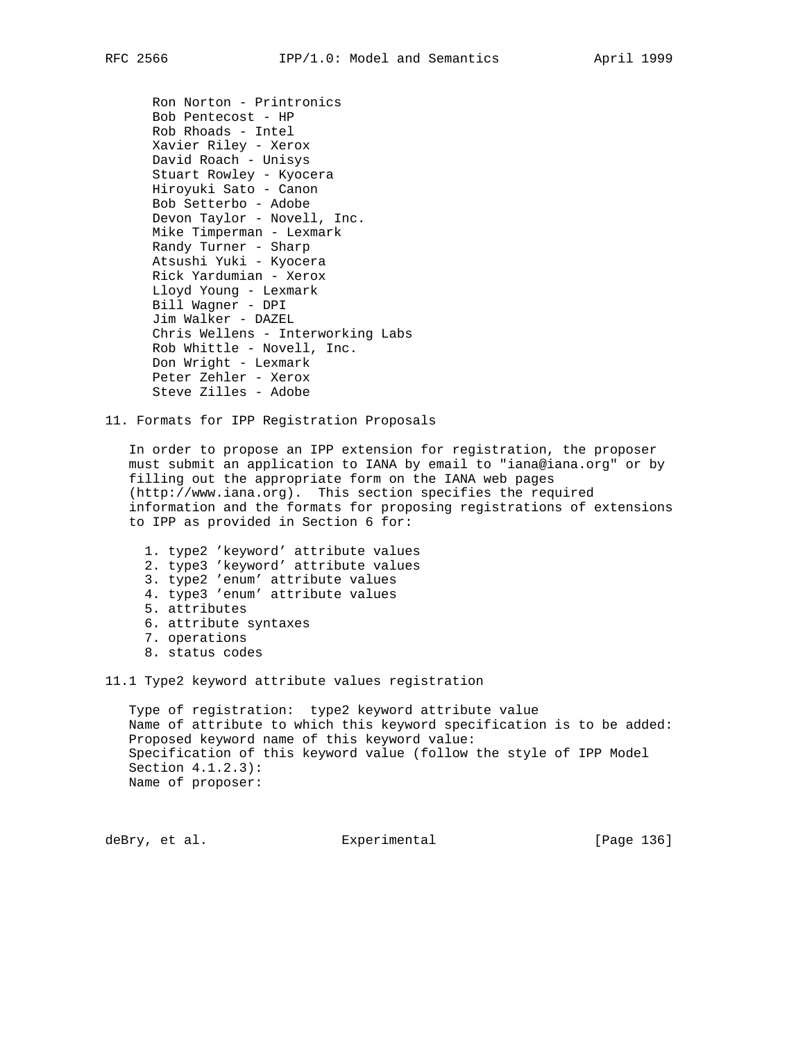Ron Norton - Printronics
Bob Pentecost - HP
Rob Rhoads - Intel
Xavier Riley - Xerox
David Roach - Unisys
Stuart Rowley - Kyocera
Hiroyuki Sato - Canon
Bob Setterbo - Adobe
Devon Taylor - Novell, Inc.
Mike Timperman - Lexmark
Randy Turner - Sharp
Atsushi Yuki - Kyocera
Rick Yardumian - Xerox
Lloyd Young - Lexmark
Bill Wagner - DPI
Jim Walker - DAZEL
Chris Wellens - Interworking Labs
Rob Whittle - Novell, Inc.
Don Wright - Lexmark
Peter Zehler - Xerox
Steve Zilles - Adobe

## 11. Formats for IPP Registration Proposals

In order to propose an IPP extension for registration, the proposer must submit an application to IANA by email to "iana@iana.org" or by filling out the appropriate form on the IANA web pages (http://www.iana.org). This section specifies the required information and the formats for proposing registrations of extensions to IPP as provided in Section 6 for:

1. type2 'keyword' attribute values
2. type3 'keyword' attribute values
3. type2 'enum' attribute values
4. type3 'enum' attribute values
5. attributes
6. attribute syntaxes
7. operations
8. status codes

### 11.1 Type2 keyword attribute values registration

Type of registration: type2 keyword attribute value
Name of attribute to which this keyword specification is to be added:
Proposed keyword name of this keyword value:
Specification of this keyword value (follow the style of IPP Model Section 4.1.2.3):
Name of proposer: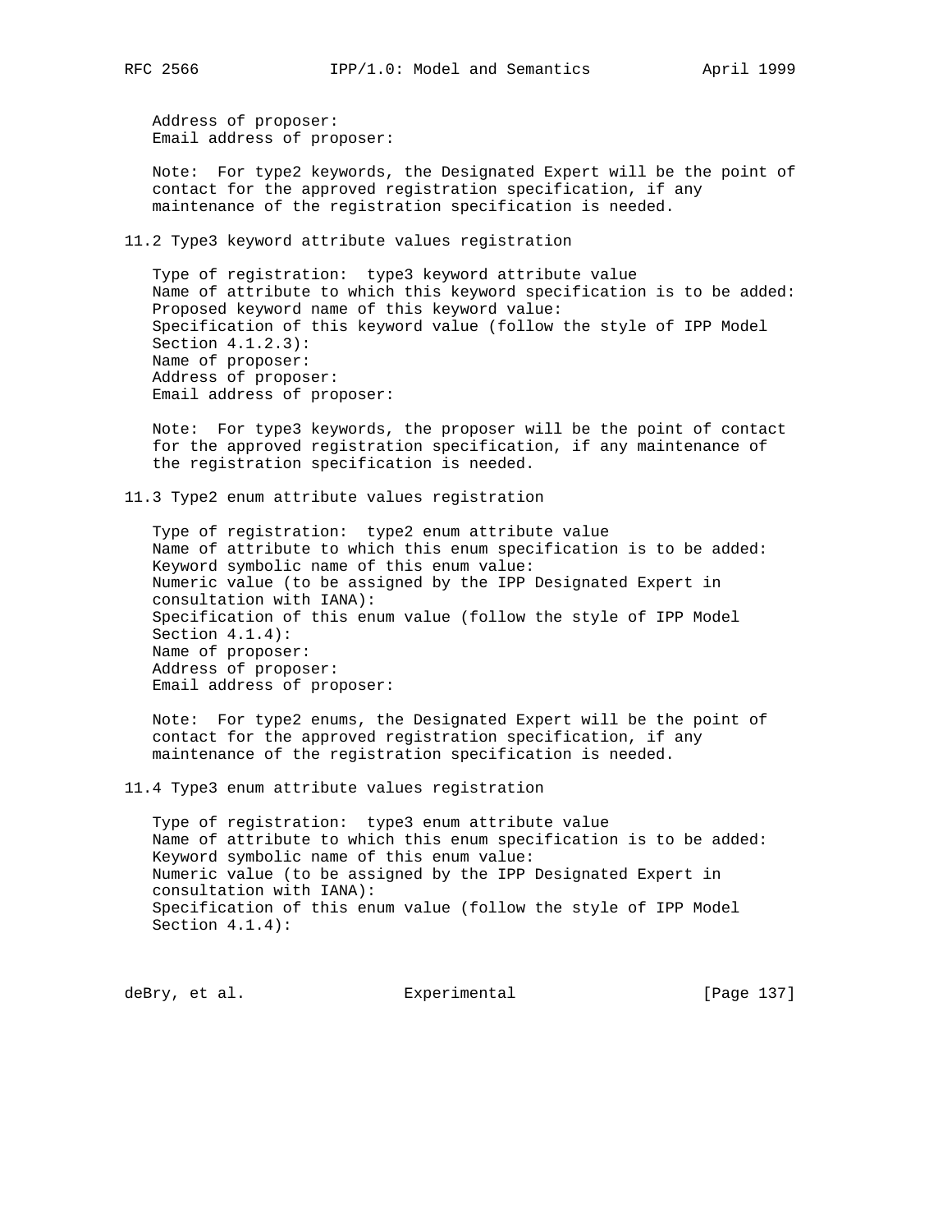Address of proposer:
Email address of proposer:

Note: For type2 keywords, the Designated Expert will be the point of contact for the approved registration specification, if any maintenance of the registration specification is needed.

## 11.2 Type3 keyword attribute values registration

Type of registration: type3 keyword attribute value
Name of attribute to which this keyword specification is to be added:
Proposed keyword name of this keyword value:
Specification of this keyword value (follow the style of IPP Model Section 4.1.2.3):
Name of proposer:
Address of proposer:
Email address of proposer:

Note: For type3 keywords, the proposer will be the point of contact for the approved registration specification, if any maintenance of the registration specification is needed.

## 11.3 Type2 enum attribute values registration

Type of registration: type2 enum attribute value
Name of attribute to which this enum specification is to be added:
Keyword symbolic name of this enum value:
Numeric value (to be assigned by the IPP Designated Expert in consultation with IANA):
Specification of this enum value (follow the style of IPP Model Section 4.1.4):
Name of proposer:
Address of proposer:
Email address of proposer:

Note: For type2 enums, the Designated Expert will be the point of contact for the approved registration specification, if any maintenance of the registration specification is needed.

## 11.4 Type3 enum attribute values registration

Type of registration: type3 enum attribute value
Name of attribute to which this enum specification is to be added:
Keyword symbolic name of this enum value:
Numeric value (to be assigned by the IPP Designated Expert in consultation with IANA):
Specification of this enum value (follow the style of IPP Model Section 4.1.4):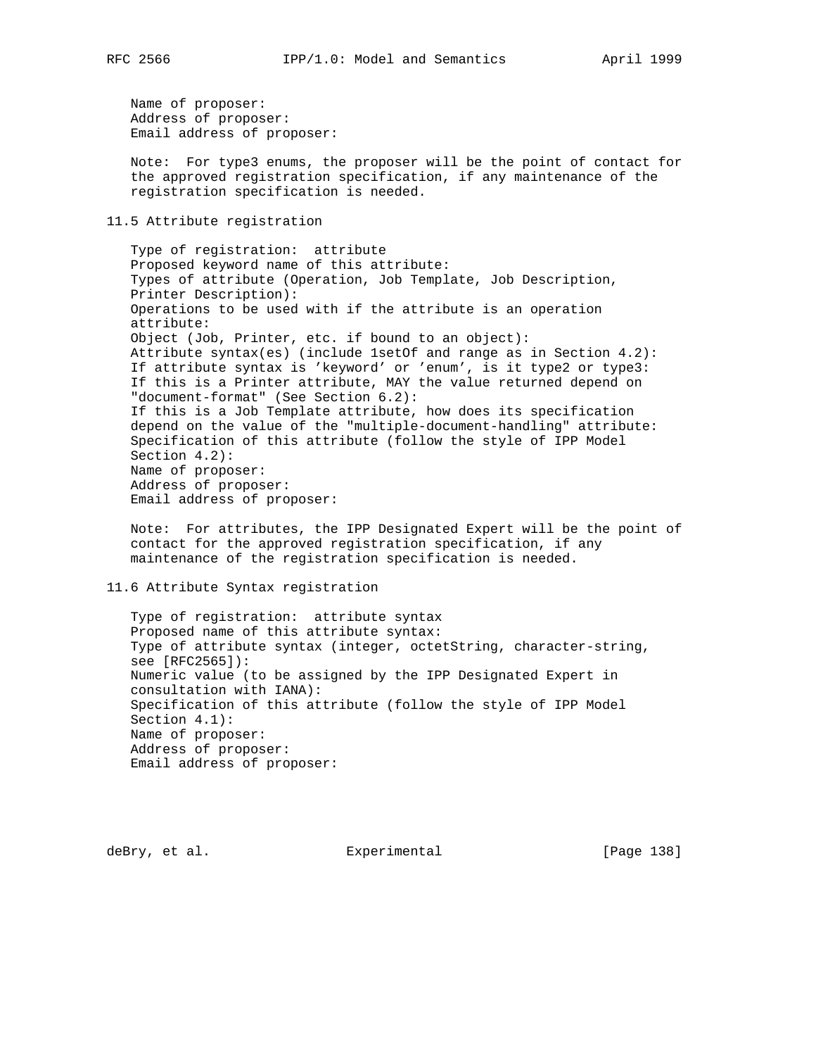Name of proposer:
Address of proposer:
Email address of proposer:

Note: For type3 enums, the proposer will be the point of contact for the approved registration specification, if any maintenance of the registration specification is needed.

## 11.5 Attribute registration

Type of registration: attribute
Proposed keyword name of this attribute:
Types of attribute (Operation, Job Template, Job Description, Printer Description):
Operations to be used with if the attribute is an operation attribute:
Object (Job, Printer, etc. if bound to an object):
Attribute syntax(es) (include 1setOf and range as in Section 4.2):
If attribute syntax is 'keyword' or 'enum', is it type2 or type3:
If this is a Printer attribute, MAY the value returned depend on "document-format" (See Section 6.2):
If this is a Job Template attribute, how does its specification depend on the value of the "multiple-document-handling" attribute:
Specification of this attribute (follow the style of IPP Model Section 4.2):
Name of proposer:
Address of proposer:
Email address of proposer:

Note: For attributes, the IPP Designated Expert will be the point of contact for the approved registration specification, if any maintenance of the registration specification is needed.

## 11.6 Attribute Syntax registration

Type of registration: attribute syntax
Proposed name of this attribute syntax:
Type of attribute syntax (integer, octetString, character-string, see [RFC2565]):
Numeric value (to be assigned by the IPP Designated Expert in consultation with IANA):
Specification of this attribute (follow the style of IPP Model Section 4.1):
Name of proposer:
Address of proposer:
Email address of proposer: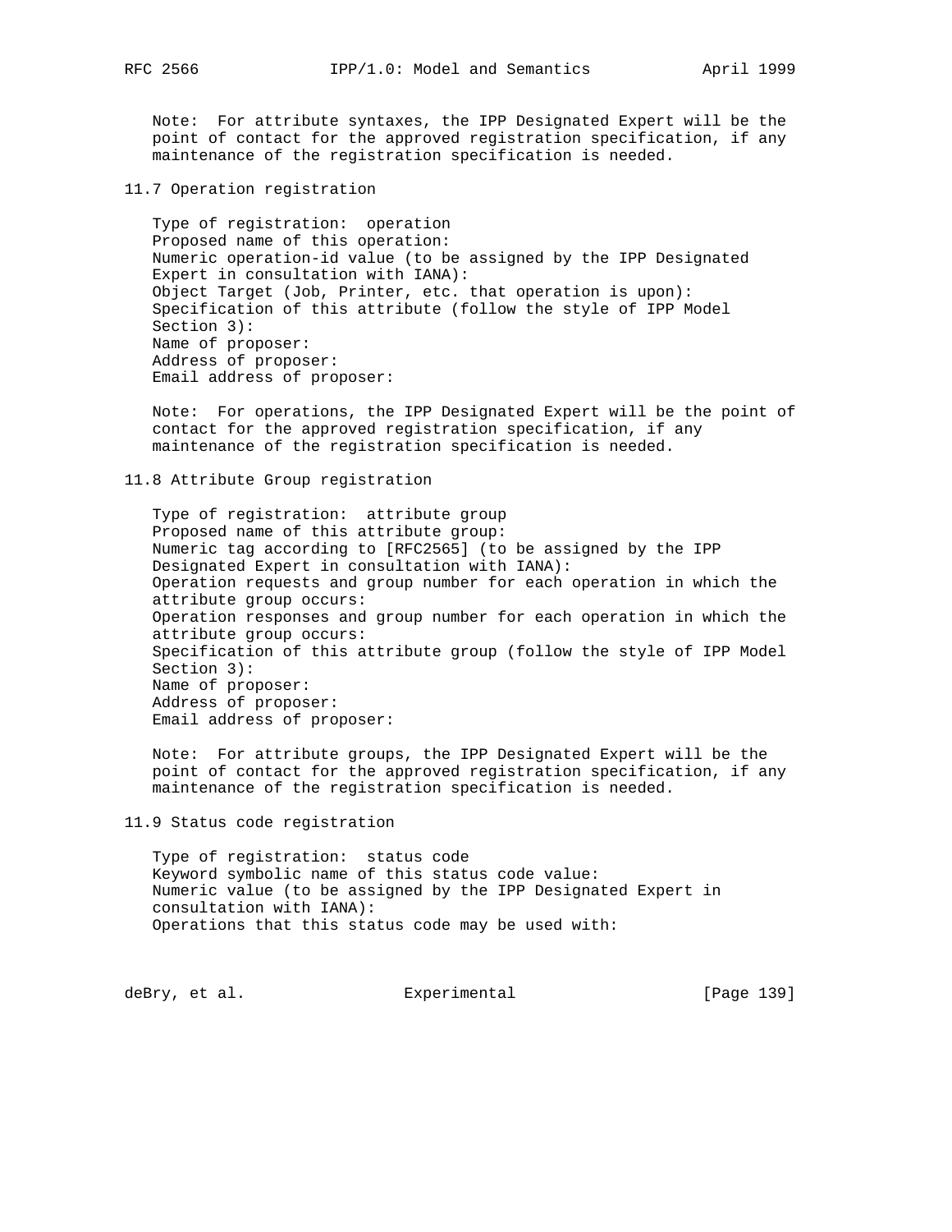Note: For attribute syntaxes, the IPP Designated Expert will be the point of contact for the approved registration specification, if any maintenance of the registration specification is needed.

## 11.7 Operation registration

Type of registration: operation
Proposed name of this operation:
Numeric operation-id value (to be assigned by the IPP Designated Expert in consultation with IANA):
Object Target (Job, Printer, etc. that operation is upon):
Specification of this attribute (follow the style of IPP Model Section 3):
Name of proposer:
Address of proposer:
Email address of proposer:

Note: For operations, the IPP Designated Expert will be the point of contact for the approved registration specification, if any maintenance of the registration specification is needed.

## 11.8 Attribute Group registration

Type of registration: attribute group
Proposed name of this attribute group:
Numeric tag according to [RFC2565] (to be assigned by the IPP Designated Expert in consultation with IANA):
Operation requests and group number for each operation in which the attribute group occurs:
Operation responses and group number for each operation in which the attribute group occurs:
Specification of this attribute group (follow the style of IPP Model Section 3):
Name of proposer:
Address of proposer:
Email address of proposer:

Note: For attribute groups, the IPP Designated Expert will be the point of contact for the approved registration specification, if any maintenance of the registration specification is needed.

## 11.9 Status code registration

Type of registration: status code
Keyword symbolic name of this status code value:
Numeric value (to be assigned by the IPP Designated Expert in consultation with IANA):
Operations that this status code may be used with: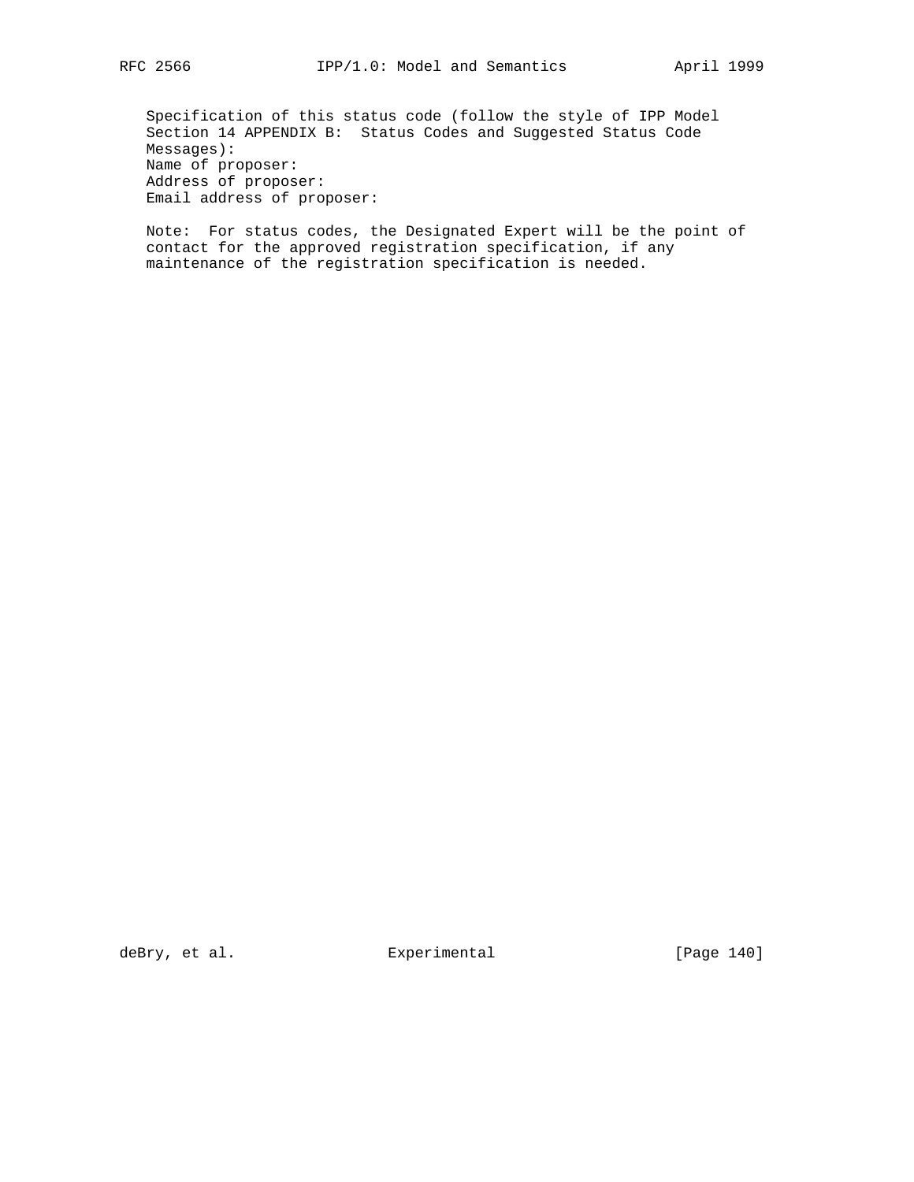Specification of this status code (follow the style of IPP Model Section 14 APPENDIX B: Status Codes and Suggested Status Code Messages):
Name of proposer:
Address of proposer:
Email address of proposer:

Note: For status codes, the Designated Expert will be the point of contact for the approved registration specification, if any maintenance of the registration specification is needed.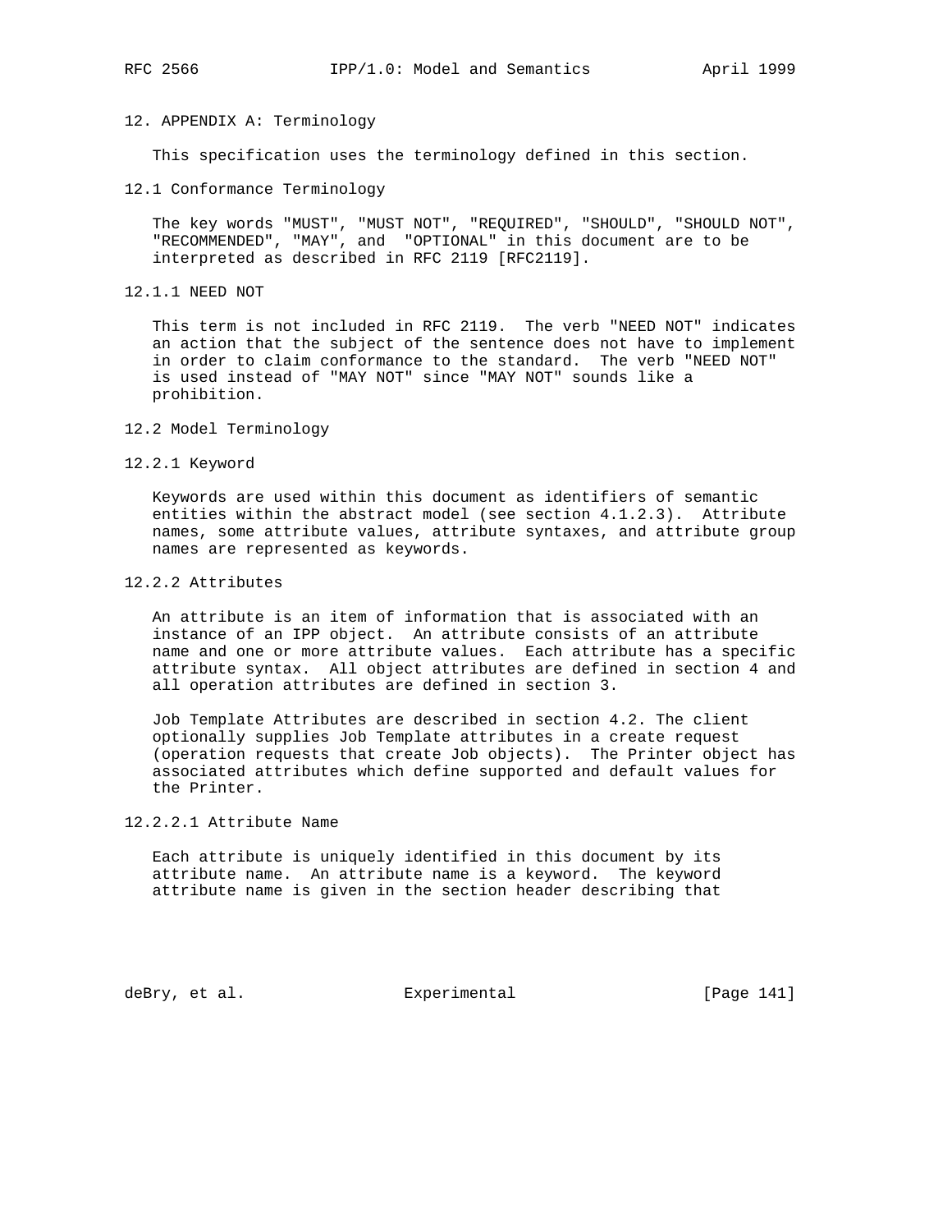# 12. APPENDIX A: Terminology

This specification uses the terminology defined in this section.

## 12.1 Conformance Terminology

The key words "MUST", "MUST NOT", "REQUIRED", "SHOULD", "SHOULD NOT", "RECOMMENDED", "MAY", and "OPTIONAL" in this document are to be interpreted as described in RFC 2119 [RFC2119].

### 12.1.1 NEED NOT

This term is not included in RFC 2119. The verb "NEED NOT" indicates an action that the subject of the sentence does not have to implement in order to claim conformance to the standard. The verb "NEED NOT" is used instead of "MAY NOT" since "MAY NOT" sounds like a prohibition.

## 12.2 Model Terminology

### 12.2.1 Keyword

Keywords are used within this document as identifiers of semantic entities within the abstract model (see section 4.1.2.3). Attribute names, some attribute values, attribute syntaxes, and attribute group names are represented as keywords.

### 12.2.2 Attributes

An attribute is an item of information that is associated with an instance of an IPP object. An attribute consists of an attribute name and one or more attribute values. Each attribute has a specific attribute syntax. All object attributes are defined in section 4 and all operation attributes are defined in section 3.

Job Template Attributes are described in section 4.2. The client optionally supplies Job Template attributes in a create request (operation requests that create Job objects). The Printer object has associated attributes which define supported and default values for the Printer.

#### 12.2.2.1 Attribute Name

Each attribute is uniquely identified in this document by its attribute name. An attribute name is a keyword. The keyword attribute name is given in the section header describing that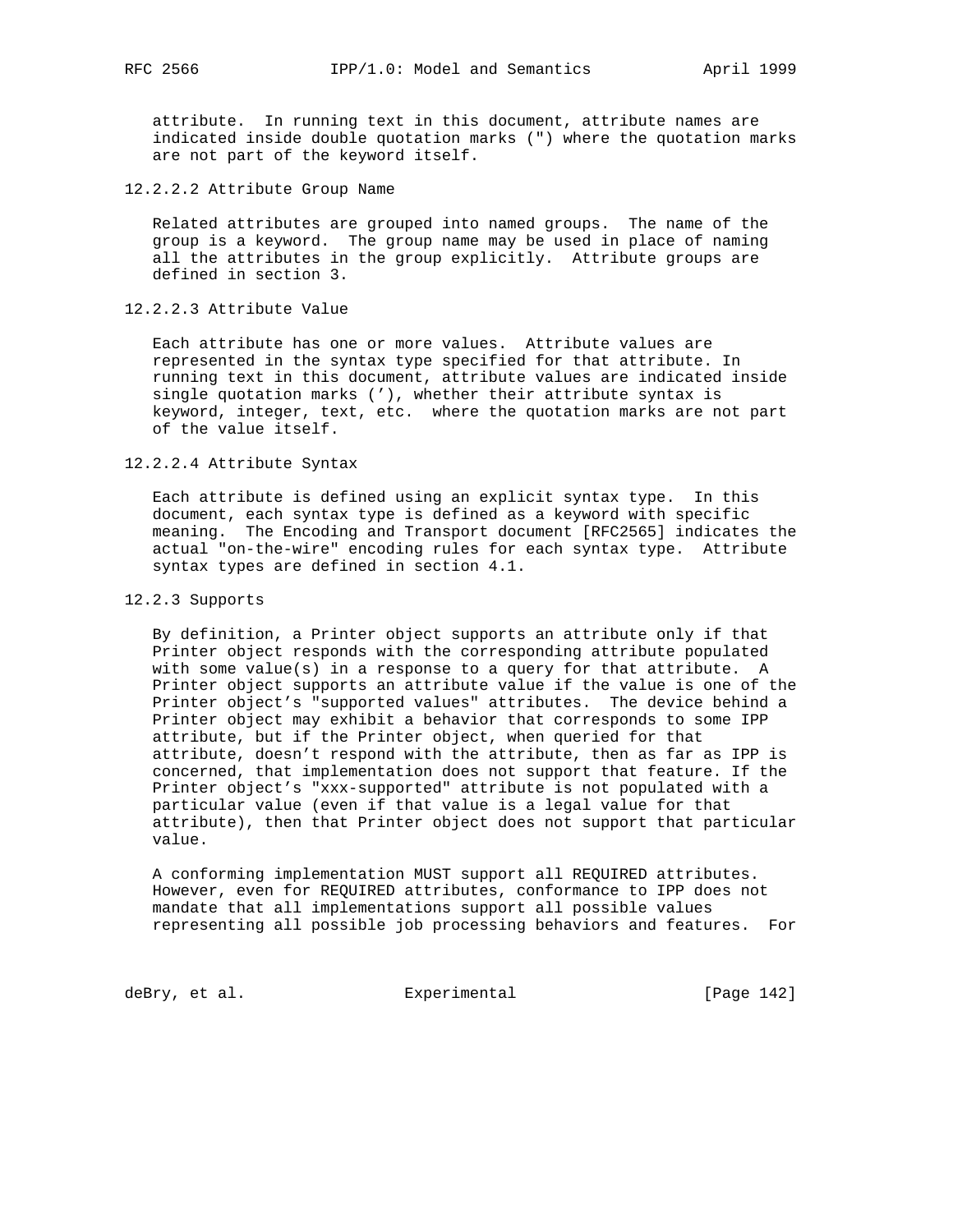attribute. In running text in this document, attribute names are indicated inside double quotation marks (") where the quotation marks are not part of the keyword itself.

#### 12.2.2.2 Attribute Group Name

Related attributes are grouped into named groups. The name of the group is a keyword. The group name may be used in place of naming all the attributes in the group explicitly. Attribute groups are defined in section 3.

#### 12.2.2.3 Attribute Value

Each attribute has one or more values. Attribute values are represented in the syntax type specified for that attribute. In running text in this document, attribute values are indicated inside single quotation marks ('), whether their attribute syntax is keyword, integer, text, etc. where the quotation marks are not part of the value itself.

#### 12.2.2.4 Attribute Syntax

Each attribute is defined using an explicit syntax type. In this document, each syntax type is defined as a keyword with specific meaning. The Encoding and Transport document [RFC2565] indicates the actual "on-the-wire" encoding rules for each syntax type. Attribute syntax types are defined in section 4.1.

### 12.2.3 Supports

By definition, a Printer object supports an attribute only if that Printer object responds with the corresponding attribute populated with some value(s) in a response to a query for that attribute. A Printer object supports an attribute value if the value is one of the Printer object's "supported values" attributes. The device behind a Printer object may exhibit a behavior that corresponds to some IPP attribute, but if the Printer object, when queried for that attribute, doesn't respond with the attribute, then as far as IPP is concerned, that implementation does not support that feature. If the Printer object's "xxx-supported" attribute is not populated with a particular value (even if that value is a legal value for that attribute), then that Printer object does not support that particular value.

A conforming implementation MUST support all REQUIRED attributes. However, even for REQUIRED attributes, conformance to IPP does not mandate that all implementations support all possible values representing all possible job processing behaviors and features. For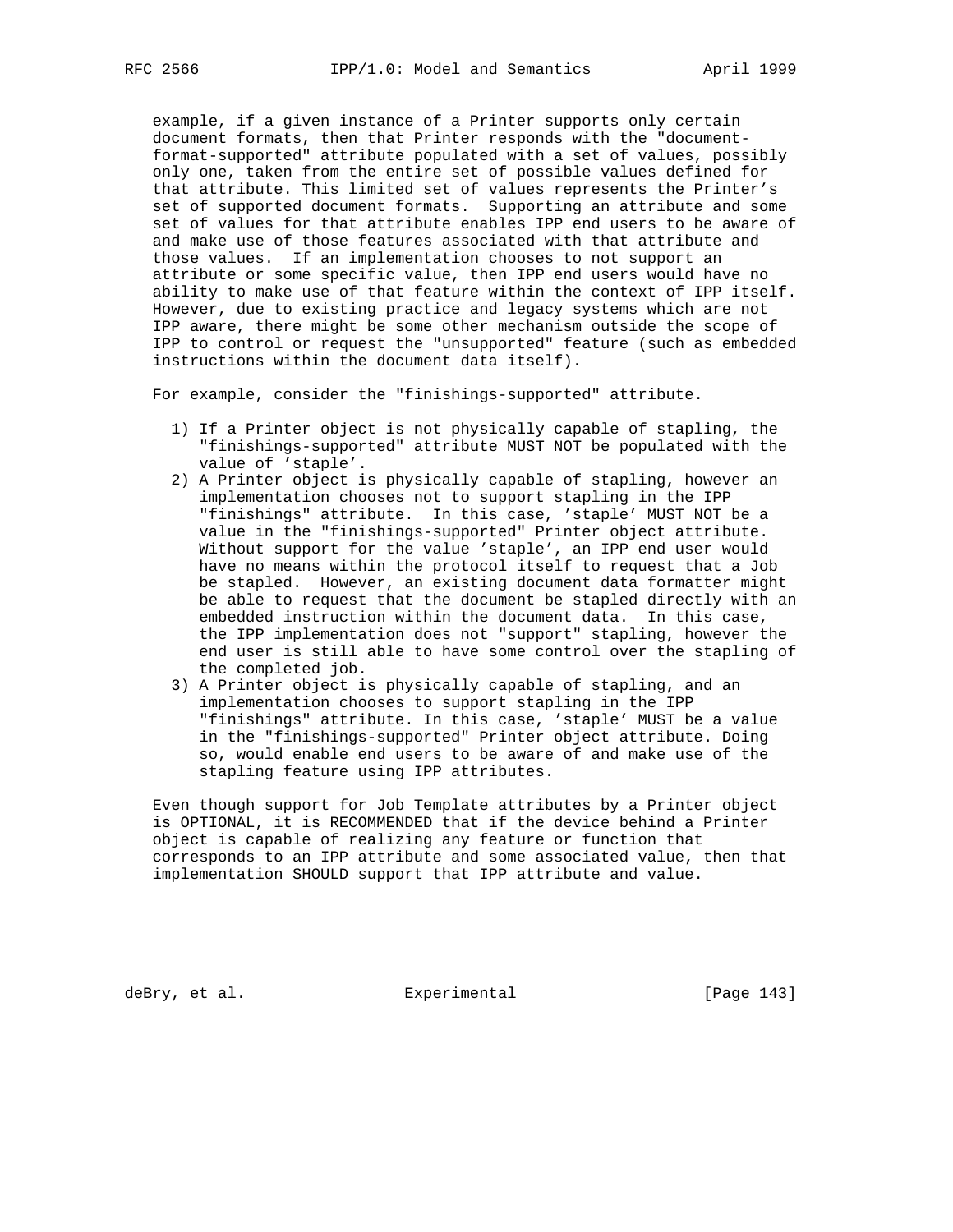example, if a given instance of a Printer supports only certain document formats, then that Printer responds with the "document-format-supported" attribute populated with a set of values, possibly only one, taken from the entire set of possible values defined for that attribute. This limited set of values represents the Printer's set of supported document formats. Supporting an attribute and some set of values for that attribute enables IPP end users to be aware of and make use of those features associated with that attribute and those values. If an implementation chooses to not support an attribute or some specific value, then IPP end users would have no ability to make use of that feature within the context of IPP itself. However, due to existing practice and legacy systems which are not IPP aware, there might be some other mechanism outside the scope of IPP to control or request the "unsupported" feature (such as embedded instructions within the document data itself).

For example, consider the "finishings-supported" attribute.

1) If a Printer object is not physically capable of stapling, the "finishings-supported" attribute MUST NOT be populated with the value of 'staple'.
2) A Printer object is physically capable of stapling, however an implementation chooses not to support stapling in the IPP "finishings" attribute. In this case, 'staple' MUST NOT be a value in the "finishings-supported" Printer object attribute. Without support for the value 'staple', an IPP end user would have no means within the protocol itself to request that a Job be stapled. However, an existing document data formatter might be able to request that the document be stapled directly with an embedded instruction within the document data. In this case, the IPP implementation does not "support" stapling, however the end user is still able to have some control over the stapling of the completed job.
3) A Printer object is physically capable of stapling, and an implementation chooses to support stapling in the IPP "finishings" attribute. In this case, 'staple' MUST be a value in the "finishings-supported" Printer object attribute. Doing so, would enable end users to be aware of and make use of the stapling feature using IPP attributes.

Even though support for Job Template attributes by a Printer object is OPTIONAL, it is RECOMMENDED that if the device behind a Printer object is capable of realizing any feature or function that corresponds to an IPP attribute and some associated value, then that implementation SHOULD support that IPP attribute and value.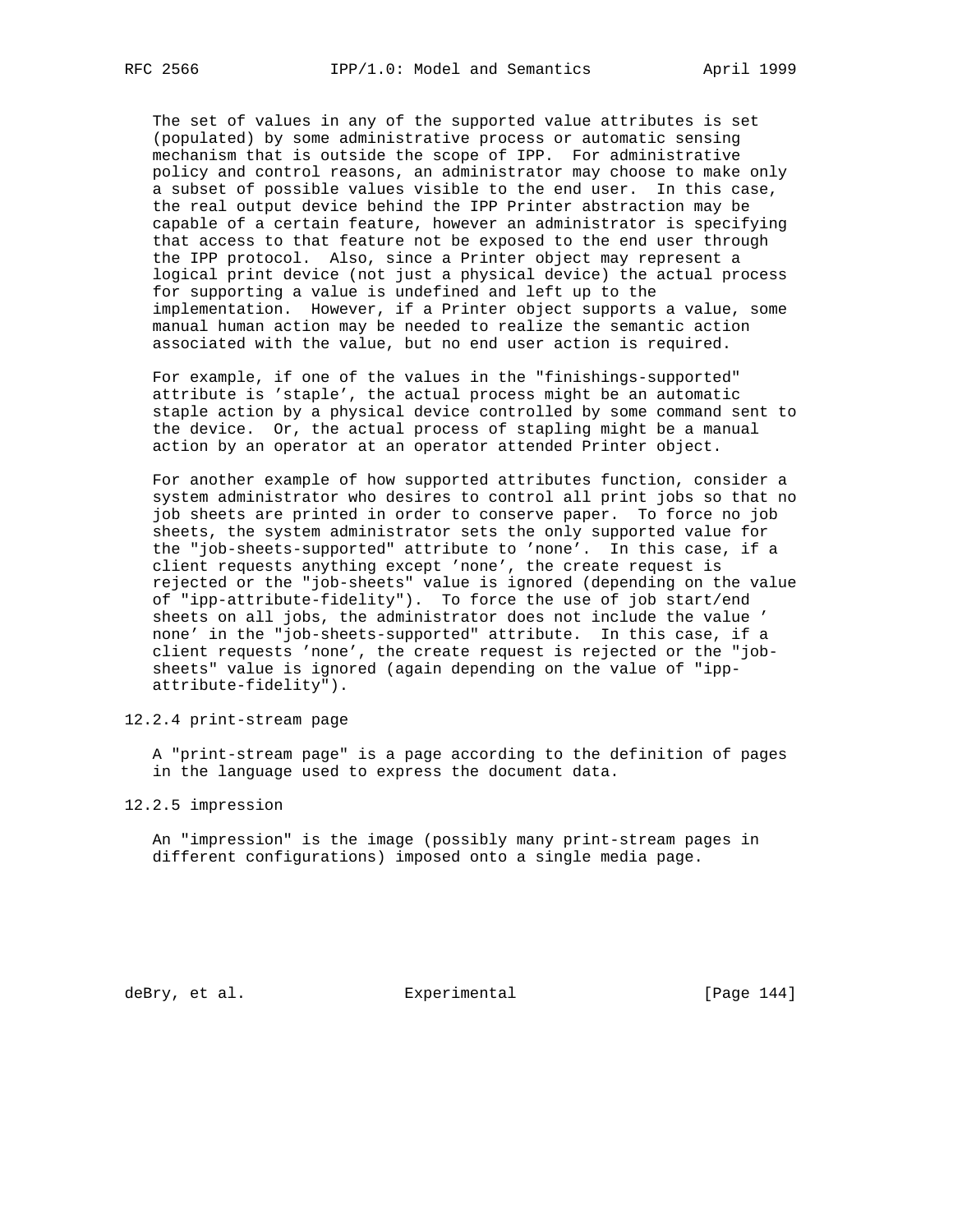The set of values in any of the supported value attributes is set (populated) by some administrative process or automatic sensing mechanism that is outside the scope of IPP. For administrative policy and control reasons, an administrator may choose to make only a subset of possible values visible to the end user. In this case, the real output device behind the IPP Printer abstraction may be capable of a certain feature, however an administrator is specifying that access to that feature not be exposed to the end user through the IPP protocol. Also, since a Printer object may represent a logical print device (not just a physical device) the actual process for supporting a value is undefined and left up to the implementation. However, if a Printer object supports a value, some manual human action may be needed to realize the semantic action associated with the value, but no end user action is required.

For example, if one of the values in the "finishings-supported" attribute is 'staple', the actual process might be an automatic staple action by a physical device controlled by some command sent to the device. Or, the actual process of stapling might be a manual action by an operator at an operator attended Printer object.

For another example of how supported attributes function, consider a system administrator who desires to control all print jobs so that no job sheets are printed in order to conserve paper. To force no job sheets, the system administrator sets the only supported value for the "job-sheets-supported" attribute to 'none'. In this case, if a client requests anything except 'none', the create request is rejected or the "job-sheets" value is ignored (depending on the value of "ipp-attribute-fidelity"). To force the use of job start/end sheets on all jobs, the administrator does not include the value 'none' in the "job-sheets-supported" attribute. In this case, if a client requests 'none', the create request is rejected or the "job-sheets" value is ignored (again depending on the value of "ipp-attribute-fidelity").

### 12.2.4 print-stream page

A "print-stream page" is a page according to the definition of pages in the language used to express the document data.

### 12.2.5 impression

An "impression" is the image (possibly many print-stream pages in different configurations) imposed onto a single media page.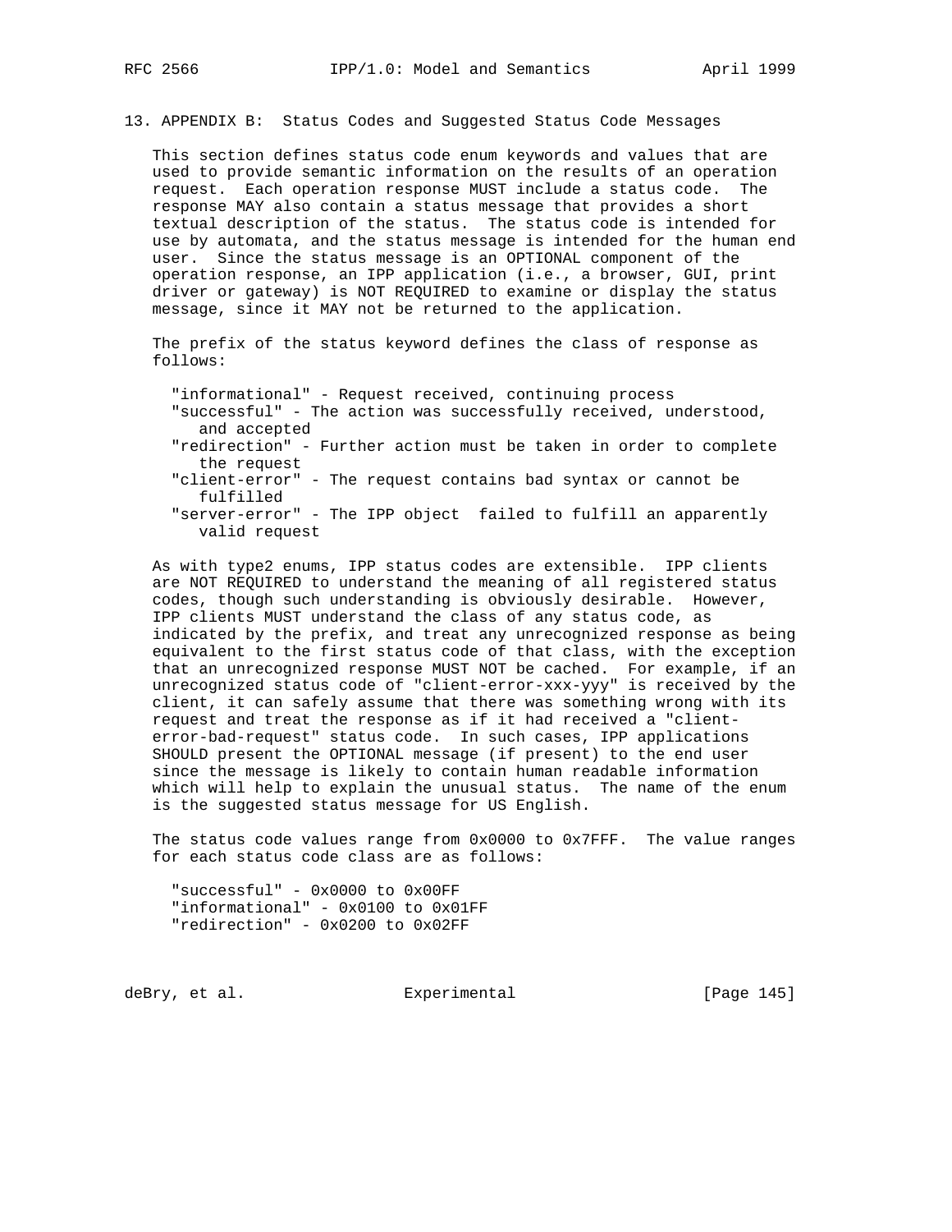## 13. APPENDIX B: Status Codes and Suggested Status Code Messages

This section defines status code enum keywords and values that are used to provide semantic information on the results of an operation request. Each operation response MUST include a status code. The response MAY also contain a status message that provides a short textual description of the status. The status code is intended for use by automata, and the status message is intended for the human end user. Since the status message is an OPTIONAL component of the operation response, an IPP application (i.e., a browser, GUI, print driver or gateway) is NOT REQUIRED to examine or display the status message, since it MAY not be returned to the application.

The prefix of the status keyword defines the class of response as follows:

- "informational" - Request received, continuing process
- "successful" - The action was successfully received, understood, and accepted
- "redirection" - Further action must be taken in order to complete the request
- "client-error" - The request contains bad syntax or cannot be fulfilled
- "server-error" - The IPP object failed to fulfill an apparently valid request

As with type2 enums, IPP status codes are extensible. IPP clients are NOT REQUIRED to understand the meaning of all registered status codes, though such understanding is obviously desirable. However, IPP clients MUST understand the class of any status code, as indicated by the prefix, and treat any unrecognized response as being equivalent to the first status code of that class, with the exception that an unrecognized response MUST NOT be cached. For example, if an unrecognized status code of "client-error-xxx-yyy" is received by the client, it can safely assume that there was something wrong with its request and treat the response as if it had received a "client-error-bad-request" status code. In such cases, IPP applications SHOULD present the OPTIONAL message (if present) to the end user since the message is likely to contain human readable information which will help to explain the unusual status. The name of the enum is the suggested status message for US English.

The status code values range from 0x0000 to 0x7FFF. The value ranges for each status code class are as follows:

- "successful" - 0x0000 to 0x00FF
- "informational" - 0x0100 to 0x01FF
- "redirection" - 0x0200 to 0x02FF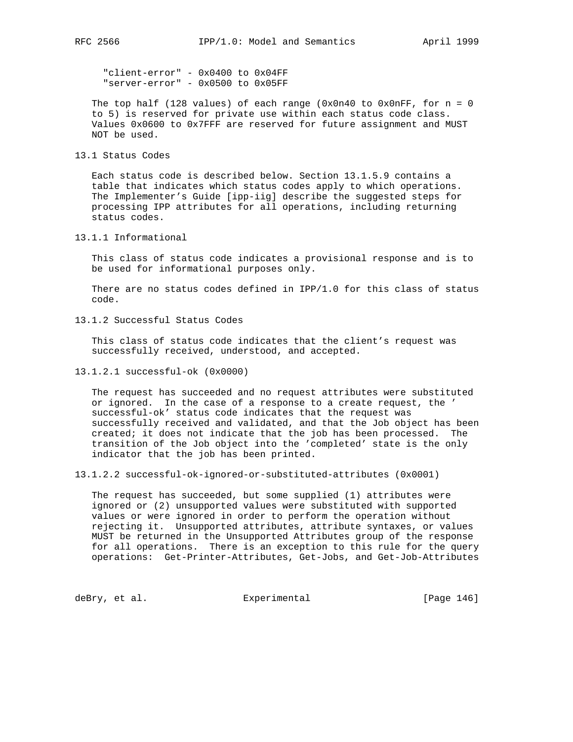"client-error" - 0x0400 to 0x04FF
"server-error" - 0x0500 to 0x05FF

The top half (128 values) of each range (0x0n40 to 0x0nFF, for n = 0 to 5) is reserved for private use within each status code class. Values 0x0600 to 0x7FFF are reserved for future assignment and MUST NOT be used.

## 13.1 Status Codes

Each status code is described below. Section 13.1.5.9 contains a table that indicates which status codes apply to which operations. The Implementer's Guide [ipp-iig] describe the suggested steps for processing IPP attributes for all operations, including returning status codes.

### 13.1.1 Informational

This class of status code indicates a provisional response and is to be used for informational purposes only.

There are no status codes defined in IPP/1.0 for this class of status code.

### 13.1.2 Successful Status Codes

This class of status code indicates that the client's request was successfully received, understood, and accepted.

#### 13.1.2.1 successful-ok (0x0000)

The request has succeeded and no request attributes were substituted or ignored. In the case of a response to a create request, the 'successful-ok' status code indicates that the request was successfully received and validated, and that the Job object has been created; it does not indicate that the job has been processed. The transition of the Job object into the 'completed' state is the only indicator that the job has been printed.

#### 13.1.2.2 successful-ok-ignored-or-substituted-attributes (0x0001)

The request has succeeded, but some supplied (1) attributes were ignored or (2) unsupported values were substituted with supported values or were ignored in order to perform the operation without rejecting it. Unsupported attributes, attribute syntaxes, or values MUST be returned in the Unsupported Attributes group of the response for all operations. There is an exception to this rule for the query operations: Get-Printer-Attributes, Get-Jobs, and Get-Job-Attributes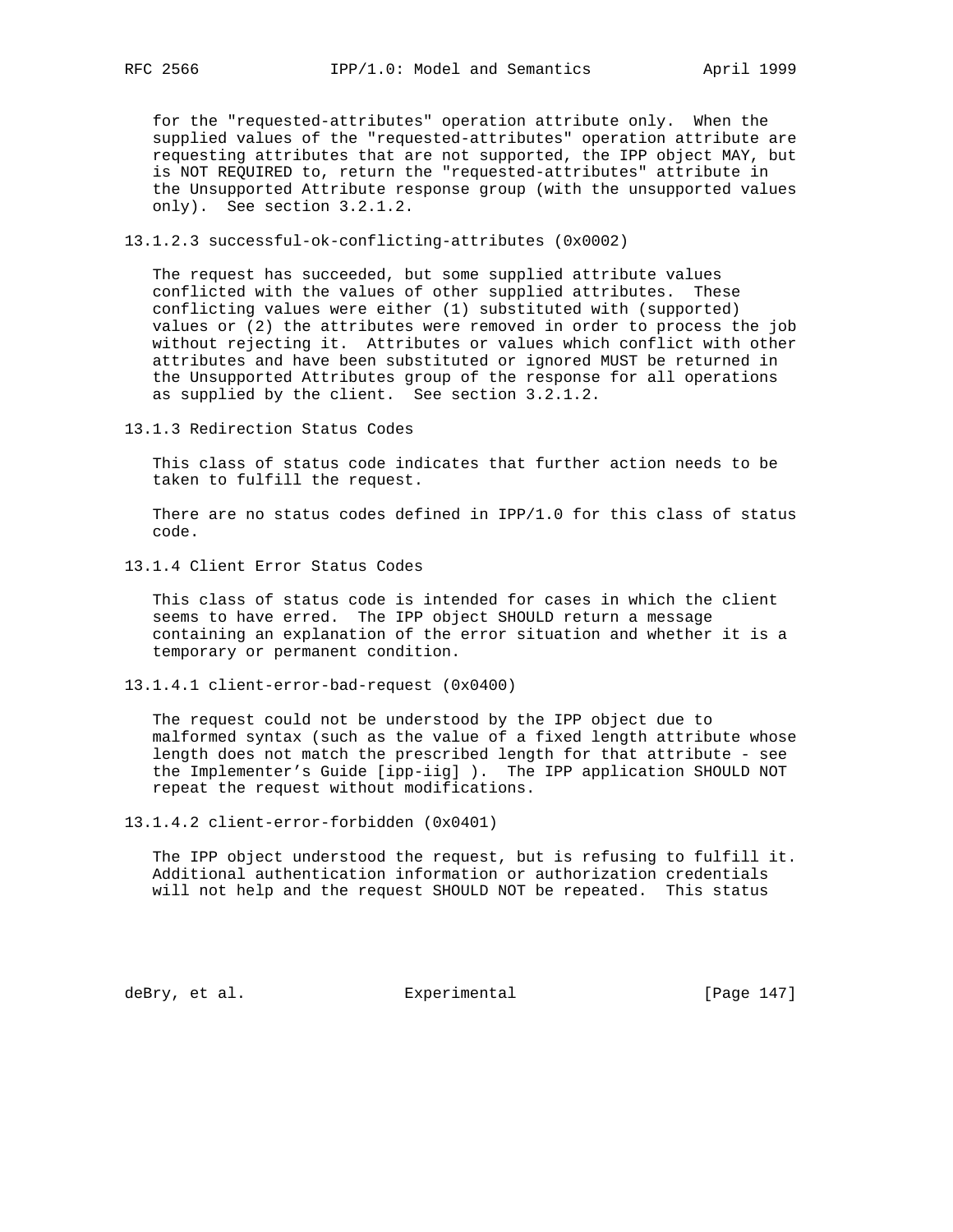for the "requested-attributes" operation attribute only. When the supplied values of the "requested-attributes" operation attribute are requesting attributes that are not supported, the IPP object MAY, but is NOT REQUIRED to, return the "requested-attributes" attribute in the Unsupported Attribute response group (with the unsupported values only). See section 3.2.1.2.

#### 13.1.2.3 successful-ok-conflicting-attributes (0x0002)

The request has succeeded, but some supplied attribute values conflicted with the values of other supplied attributes. These conflicting values were either (1) substituted with (supported) values or (2) the attributes were removed in order to process the job without rejecting it. Attributes or values which conflict with other attributes and have been substituted or ignored MUST be returned in the Unsupported Attributes group of the response for all operations as supplied by the client. See section 3.2.1.2.

### 13.1.3 Redirection Status Codes

This class of status code indicates that further action needs to be taken to fulfill the request.

There are no status codes defined in IPP/1.0 for this class of status code.

### 13.1.4 Client Error Status Codes

This class of status code is intended for cases in which the client seems to have erred. The IPP object SHOULD return a message containing an explanation of the error situation and whether it is a temporary or permanent condition.

#### 13.1.4.1 client-error-bad-request (0x0400)

The request could not be understood by the IPP object due to malformed syntax (such as the value of a fixed length attribute whose length does not match the prescribed length for that attribute - see the Implementer's Guide [ipp-iig] ). The IPP application SHOULD NOT repeat the request without modifications.

#### 13.1.4.2 client-error-forbidden (0x0401)

The IPP object understood the request, but is refusing to fulfill it. Additional authentication information or authorization credentials will not help and the request SHOULD NOT be repeated. This status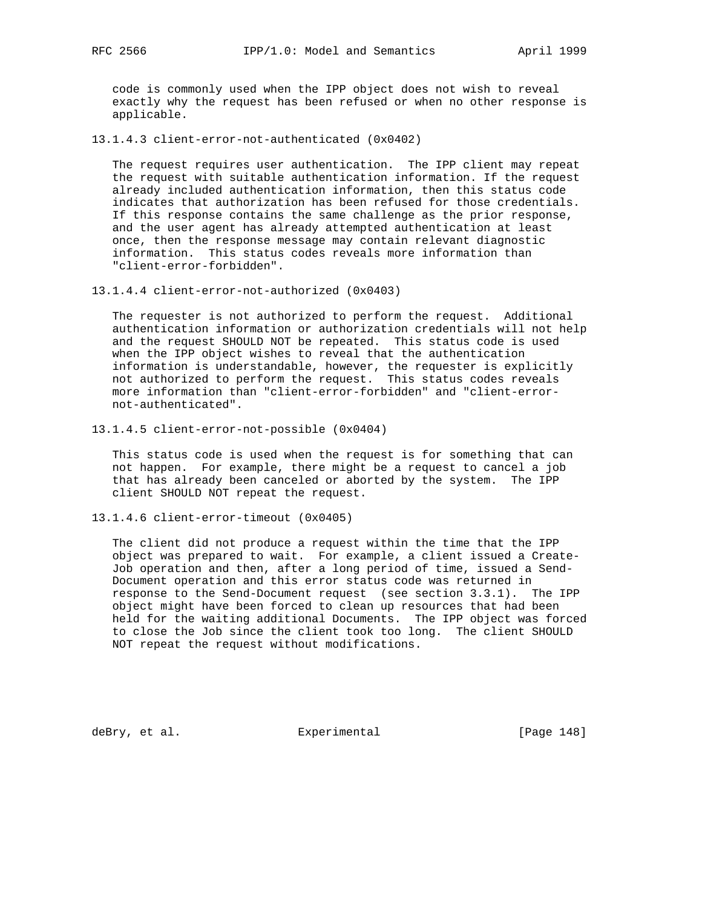code is commonly used when the IPP object does not wish to reveal exactly why the request has been refused or when no other response is applicable.

#### 13.1.4.3 client-error-not-authenticated (0x0402)

The request requires user authentication. The IPP client may repeat the request with suitable authentication information. If the request already included authentication information, then this status code indicates that authorization has been refused for those credentials. If this response contains the same challenge as the prior response, and the user agent has already attempted authentication at least once, then the response message may contain relevant diagnostic information. This status codes reveals more information than "client-error-forbidden".

#### 13.1.4.4 client-error-not-authorized (0x0403)

The requester is not authorized to perform the request. Additional authentication information or authorization credentials will not help and the request SHOULD NOT be repeated. This status code is used when the IPP object wishes to reveal that the authentication information is understandable, however, the requester is explicitly not authorized to perform the request. This status codes reveals more information than "client-error-forbidden" and "client-error-not-authenticated".

#### 13.1.4.5 client-error-not-possible (0x0404)

This status code is used when the request is for something that can not happen. For example, there might be a request to cancel a job that has already been canceled or aborted by the system. The IPP client SHOULD NOT repeat the request.

#### 13.1.4.6 client-error-timeout (0x0405)

The client did not produce a request within the time that the IPP object was prepared to wait. For example, a client issued a Create-Job operation and then, after a long period of time, issued a Send-Document operation and this error status code was returned in response to the Send-Document request (see section 3.3.1). The IPP object might have been forced to clean up resources that had been held for the waiting additional Documents. The IPP object was forced to close the Job since the client took too long. The client SHOULD NOT repeat the request without modifications.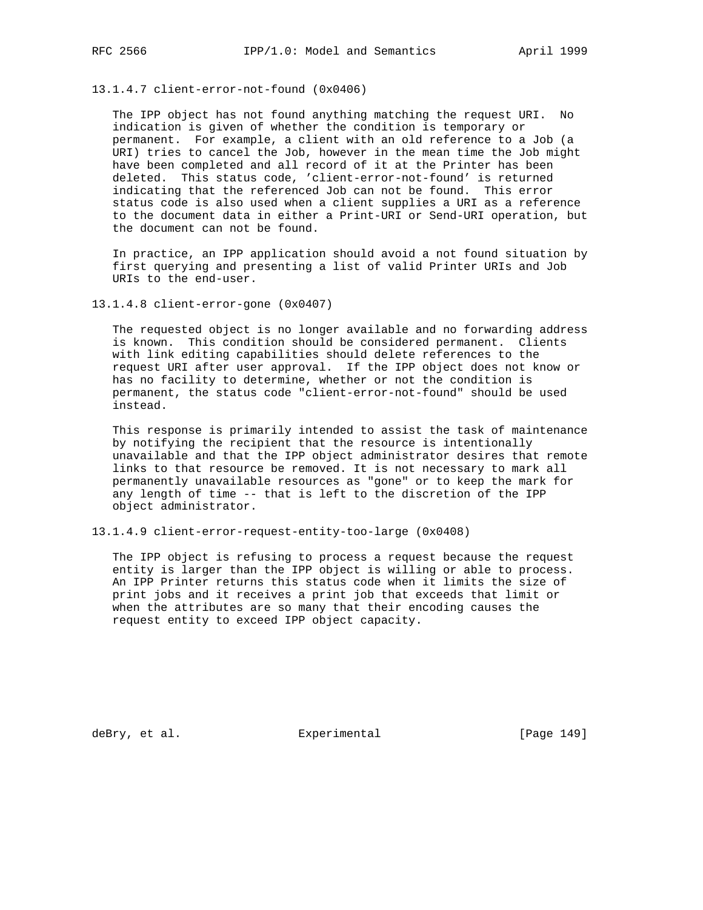#### 13.1.4.7 client-error-not-found (0x0406)

The IPP object has not found anything matching the request URI. No indication is given of whether the condition is temporary or permanent. For example, a client with an old reference to a Job (a URI) tries to cancel the Job, however in the mean time the Job might have been completed and all record of it at the Printer has been deleted. This status code, 'client-error-not-found' is returned indicating that the referenced Job can not be found. This error status code is also used when a client supplies a URI as a reference to the document data in either a Print-URI or Send-URI operation, but the document can not be found.

In practice, an IPP application should avoid a not found situation by first querying and presenting a list of valid Printer URIs and Job URIs to the end-user.

#### 13.1.4.8 client-error-gone (0x0407)

The requested object is no longer available and no forwarding address is known. This condition should be considered permanent. Clients with link editing capabilities should delete references to the request URI after user approval. If the IPP object does not know or has no facility to determine, whether or not the condition is permanent, the status code "client-error-not-found" should be used instead.

This response is primarily intended to assist the task of maintenance by notifying the recipient that the resource is intentionally unavailable and that the IPP object administrator desires that remote links to that resource be removed. It is not necessary to mark all permanently unavailable resources as "gone" or to keep the mark for any length of time -- that is left to the discretion of the IPP object administrator.

#### 13.1.4.9 client-error-request-entity-too-large (0x0408)

The IPP object is refusing to process a request because the request entity is larger than the IPP object is willing or able to process. An IPP Printer returns this status code when it limits the size of print jobs and it receives a print job that exceeds that limit or when the attributes are so many that their encoding causes the request entity to exceed IPP object capacity.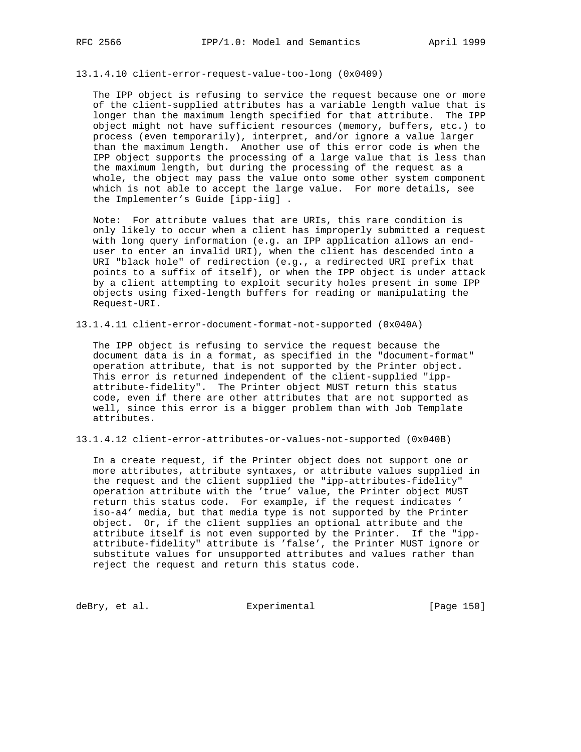#### 13.1.4.10 client-error-request-value-too-long (0x0409)

The IPP object is refusing to service the request because one or more of the client-supplied attributes has a variable length value that is longer than the maximum length specified for that attribute. The IPP object might not have sufficient resources (memory, buffers, etc.) to process (even temporarily), interpret, and/or ignore a value larger than the maximum length. Another use of this error code is when the IPP object supports the processing of a large value that is less than the maximum length, but during the processing of the request as a whole, the object may pass the value onto some other system component which is not able to accept the large value. For more details, see the Implementer’s Guide [ipp-iig] .

Note: For attribute values that are URIs, this rare condition is only likely to occur when a client has improperly submitted a request with long query information (e.g. an IPP application allows an end-user to enter an invalid URI), when the client has descended into a URI "black hole" of redirection (e.g., a redirected URI prefix that points to a suffix of itself), or when the IPP object is under attack by a client attempting to exploit security holes present in some IPP objects using fixed-length buffers for reading or manipulating the Request-URI.

#### 13.1.4.11 client-error-document-format-not-supported (0x040A)

The IPP object is refusing to service the request because the document data is in a format, as specified in the "document-format" operation attribute, that is not supported by the Printer object. This error is returned independent of the client-supplied "ipp-attribute-fidelity". The Printer object MUST return this status code, even if there are other attributes that are not supported as well, since this error is a bigger problem than with Job Template attributes.

#### 13.1.4.12 client-error-attributes-or-values-not-supported (0x040B)

In a create request, if the Printer object does not support one or more attributes, attribute syntaxes, or attribute values supplied in the request and the client supplied the "ipp-attributes-fidelity" operation attribute with the ’true’ value, the Printer object MUST return this status code. For example, if the request indicates ’ iso-a4’ media, but that media type is not supported by the Printer object. Or, if the client supplies an optional attribute and the attribute itself is not even supported by the Printer. If the "ipp-attribute-fidelity" attribute is ’false’, the Printer MUST ignore or substitute values for unsupported attributes and values rather than reject the request and return this status code.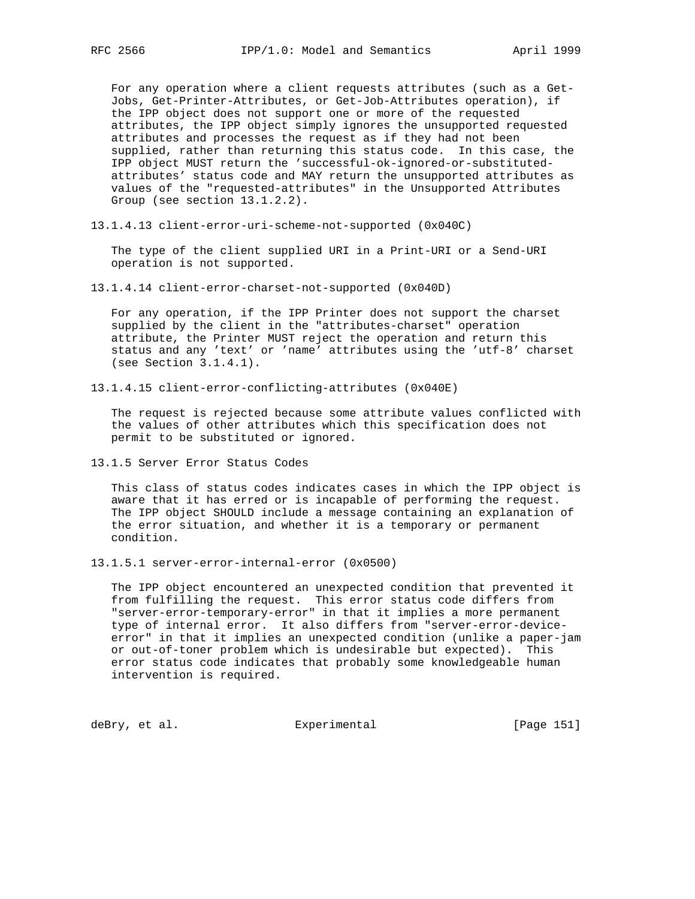For any operation where a client requests attributes (such as a Get-Jobs, Get-Printer-Attributes, or Get-Job-Attributes operation), if the IPP object does not support one or more of the requested attributes, the IPP object simply ignores the unsupported requested attributes and processes the request as if they had not been supplied, rather than returning this status code. In this case, the IPP object MUST return the 'successful-ok-ignored-or-substituted-attributes' status code and MAY return the unsupported attributes as values of the "requested-attributes" in the Unsupported Attributes Group (see section 13.1.2.2).

#### 13.1.4.13 client-error-uri-scheme-not-supported (0x040C)

The type of the client supplied URI in a Print-URI or a Send-URI operation is not supported.

#### 13.1.4.14 client-error-charset-not-supported (0x040D)

For any operation, if the IPP Printer does not support the charset supplied by the client in the "attributes-charset" operation attribute, the Printer MUST reject the operation and return this status and any 'text' or 'name' attributes using the 'utf-8' charset (see Section 3.1.4.1).

#### 13.1.4.15 client-error-conflicting-attributes (0x040E)

The request is rejected because some attribute values conflicted with the values of other attributes which this specification does not permit to be substituted or ignored.

### 13.1.5 Server Error Status Codes

This class of status codes indicates cases in which the IPP object is aware that it has erred or is incapable of performing the request. The IPP object SHOULD include a message containing an explanation of the error situation, and whether it is a temporary or permanent condition.

#### 13.1.5.1 server-error-internal-error (0x0500)

The IPP object encountered an unexpected condition that prevented it from fulfilling the request. This error status code differs from "server-error-temporary-error" in that it implies a more permanent type of internal error. It also differs from "server-error-device-error" in that it implies an unexpected condition (unlike a paper-jam or out-of-toner problem which is undesirable but expected). This error status code indicates that probably some knowledgeable human intervention is required.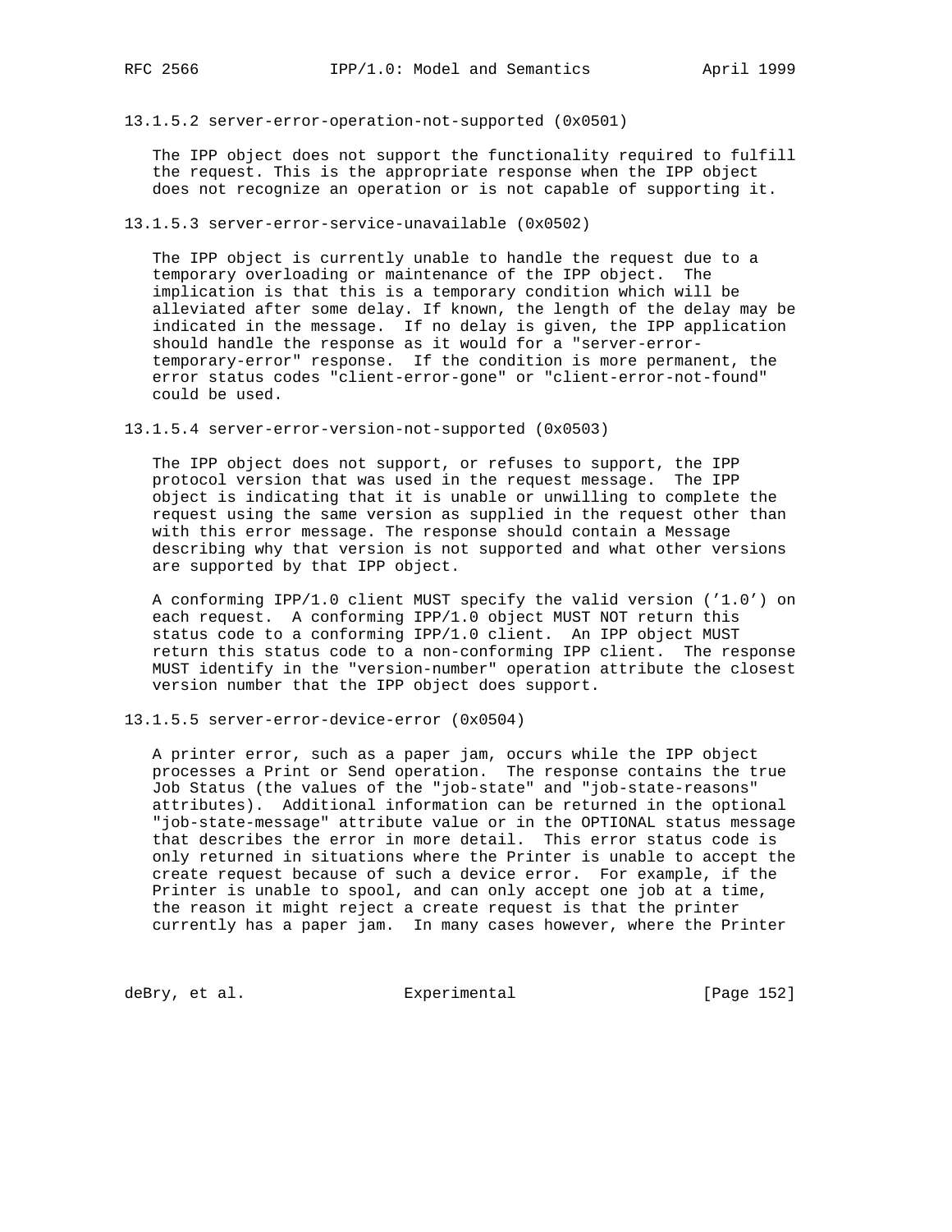#### 13.1.5.2 server-error-operation-not-supported (0x0501)

The IPP object does not support the functionality required to fulfill the request. This is the appropriate response when the IPP object does not recognize an operation or is not capable of supporting it.

#### 13.1.5.3 server-error-service-unavailable (0x0502)

The IPP object is currently unable to handle the request due to a temporary overloading or maintenance of the IPP object. The implication is that this is a temporary condition which will be alleviated after some delay. If known, the length of the delay may be indicated in the message. If no delay is given, the IPP application should handle the response as it would for a "server-error-temporary-error" response. If the condition is more permanent, the error status codes "client-error-gone" or "client-error-not-found" could be used.

#### 13.1.5.4 server-error-version-not-supported (0x0503)

The IPP object does not support, or refuses to support, the IPP protocol version that was used in the request message. The IPP object is indicating that it is unable or unwilling to complete the request using the same version as supplied in the request other than with this error message. The response should contain a Message describing why that version is not supported and what other versions are supported by that IPP object.

A conforming IPP/1.0 client MUST specify the valid version ('1.0') on each request. A conforming IPP/1.0 object MUST NOT return this status code to a conforming IPP/1.0 client. An IPP object MUST return this status code to a non-conforming IPP client. The response MUST identify in the "version-number" operation attribute the closest version number that the IPP object does support.

#### 13.1.5.5 server-error-device-error (0x0504)

A printer error, such as a paper jam, occurs while the IPP object processes a Print or Send operation. The response contains the true Job Status (the values of the "job-state" and "job-state-reasons" attributes). Additional information can be returned in the optional "job-state-message" attribute value or in the OPTIONAL status message that describes the error in more detail. This error status code is only returned in situations where the Printer is unable to accept the create request because of such a device error. For example, if the Printer is unable to spool, and can only accept one job at a time, the reason it might reject a create request is that the printer currently has a paper jam. In many cases however, where the Printer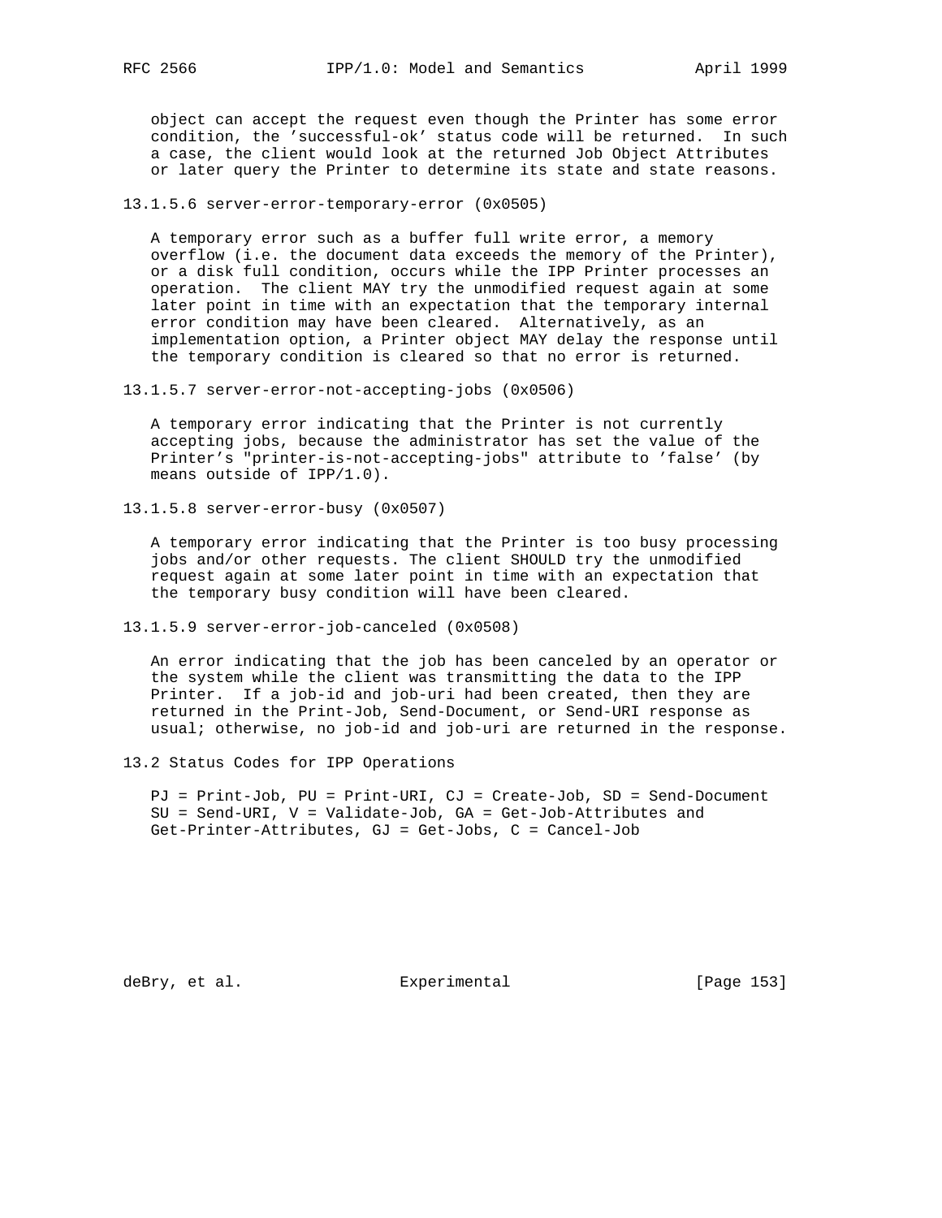object can accept the request even though the Printer has some error condition, the 'successful-ok' status code will be returned. In such a case, the client would look at the returned Job Object Attributes or later query the Printer to determine its state and state reasons.

#### 13.1.5.6 server-error-temporary-error (0x0505)

A temporary error such as a buffer full write error, a memory overflow (i.e. the document data exceeds the memory of the Printer), or a disk full condition, occurs while the IPP Printer processes an operation. The client MAY try the unmodified request again at some later point in time with an expectation that the temporary internal error condition may have been cleared. Alternatively, as an implementation option, a Printer object MAY delay the response until the temporary condition is cleared so that no error is returned.

#### 13.1.5.7 server-error-not-accepting-jobs (0x0506)

A temporary error indicating that the Printer is not currently accepting jobs, because the administrator has set the value of the Printer's "printer-is-not-accepting-jobs" attribute to 'false' (by means outside of IPP/1.0).

#### 13.1.5.8 server-error-busy (0x0507)

A temporary error indicating that the Printer is too busy processing jobs and/or other requests. The client SHOULD try the unmodified request again at some later point in time with an expectation that the temporary busy condition will have been cleared.

#### 13.1.5.9 server-error-job-canceled (0x0508)

An error indicating that the job has been canceled by an operator or the system while the client was transmitting the data to the IPP Printer. If a job-id and job-uri had been created, then they are returned in the Print-Job, Send-Document, or Send-URI response as usual; otherwise, no job-id and job-uri are returned in the response.

## 13.2 Status Codes for IPP Operations

PJ = Print-Job, PU = Print-URI, CJ = Create-Job, SD = Send-Document SU = Send-URI, V = Validate-Job, GA = Get-Job-Attributes and Get-Printer-Attributes, GJ = Get-Jobs, C = Cancel-Job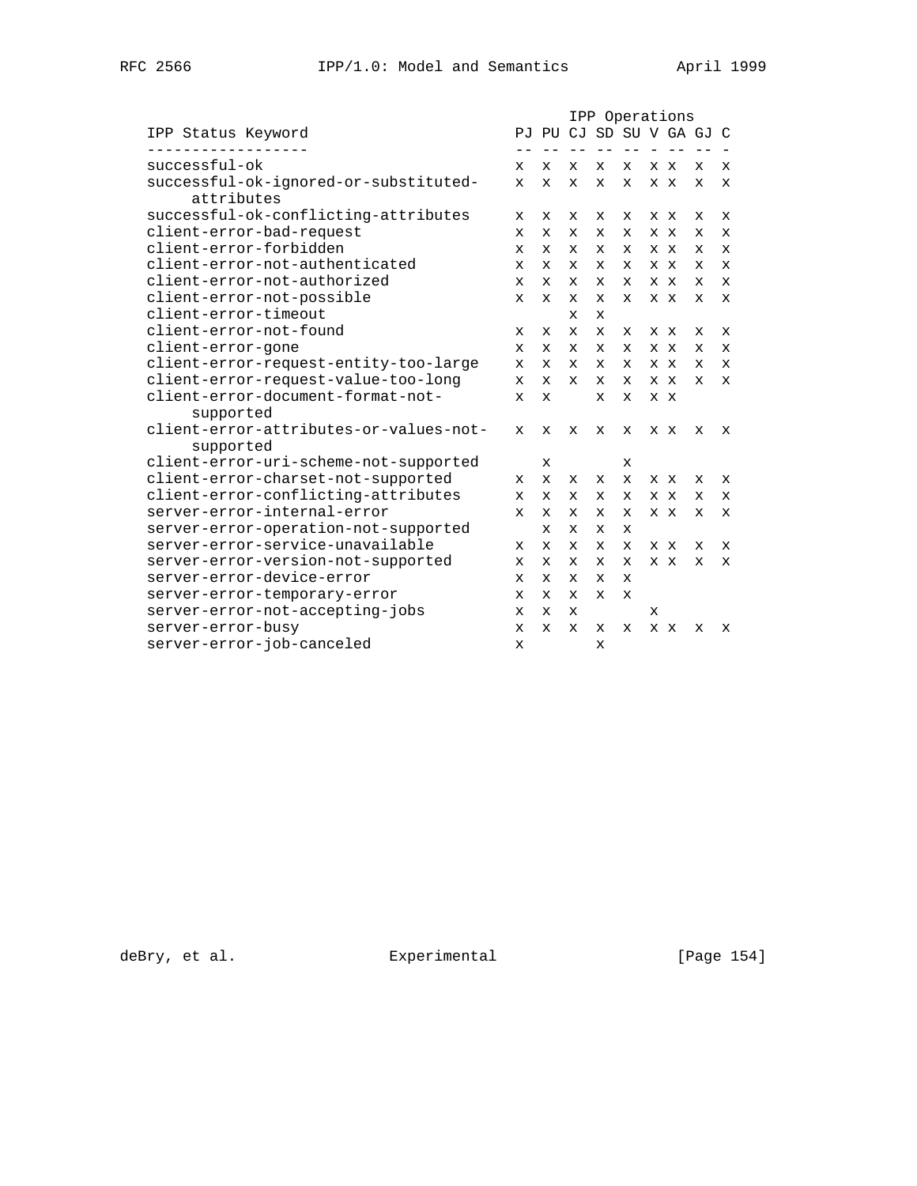| IPP Status Keyword | IPP Operations | | | | | | | | |
|---|---|---|---|---|---|---|---|---|---|
| | PJ | PU | CJ | SD | SU | V | GA | GJ | C |
| successful-ok | x | x | x | x | x | x | x | x | x |
| successful-ok-ignored-or-substituted-attributes | x | x | x | x | x | x | x | x | x |
| successful-ok-conflicting-attributes | x | x | x | x | x | x | x | x | x |
| client-error-bad-request | x | x | x | x | x | x | x | x | x |
| client-error-forbidden | x | x | x | x | x | x | x | x | x |
| client-error-not-authenticated | x | x | x | x | x | x | x | x | x |
| client-error-not-authorized | x | x | x | x | x | x | x | x | x |
| client-error-not-possible | x | x | x | x | x | x | x | x | x |
| client-error-timeout | | | x | x | | | | | |
| client-error-not-found | x | x | x | x | x | x | x | x | x |
| client-error-gone | x | x | x | x | x | x | x | x | x |
| client-error-request-entity-too-large | x | x | x | x | x | x | x | x | x |
| client-error-request-value-too-long | x | x | x | x | x | x | x | x | x |
| client-error-document-format-not-supported | x | x | | x | x | x | x | | |
| client-error-attributes-or-values-not-supported | x | x | x | x | x | x | x | x | x |
| client-error-uri-scheme-not-supported | | x | | | x | | | | |
| client-error-charset-not-supported | x | x | x | x | x | x | x | x | x |
| client-error-conflicting-attributes | x | x | x | x | x | x | x | x | x |
| server-error-internal-error | x | x | x | x | x | x | x | x | x |
| server-error-operation-not-supported | | x | x | x | x | | | | |
| server-error-service-unavailable | x | x | x | x | x | x | x | x | x |
| server-error-version-not-supported | x | x | x | x | x | x | x | x | x |
| server-error-device-error | x | x | x | x | x | | | | |
| server-error-temporary-error | x | x | x | x | x | | | | |
| server-error-not-accepting-jobs | x | x | x | | | x | | | |
| server-error-busy | x | x | x | x | x | x | x | x | x |
| server-error-job-canceled | x | | | x | | | | | |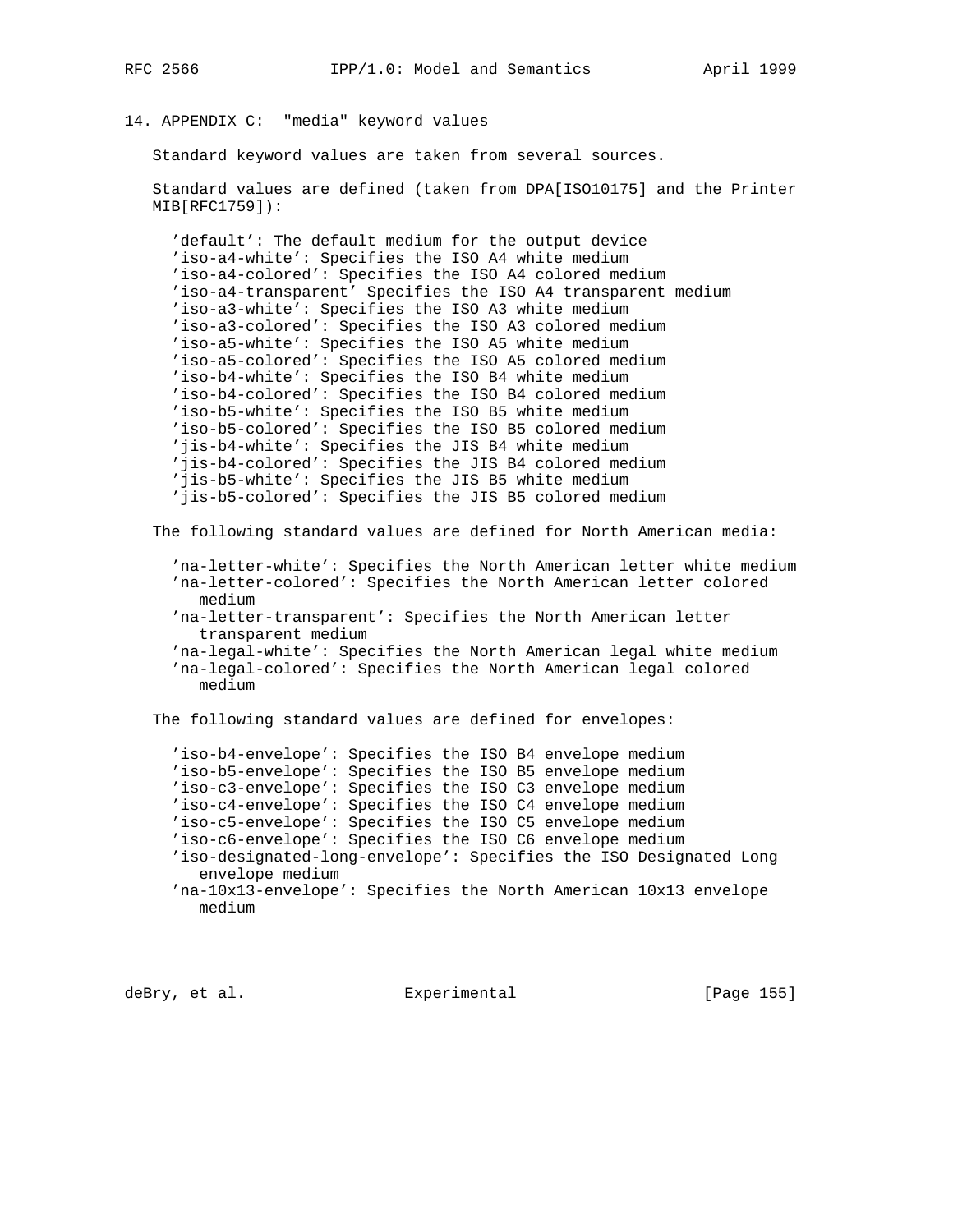## 14. APPENDIX C: "media" keyword values

Standard keyword values are taken from several sources.

Standard values are defined (taken from DPA[ISO10175] and the Printer MIB[RFC1759]):

- 'default': The default medium for the output device
- 'iso-a4-white': Specifies the ISO A4 white medium
- 'iso-a4-colored': Specifies the ISO A4 colored medium
- 'iso-a4-transparent' Specifies the ISO A4 transparent medium
- 'iso-a3-white': Specifies the ISO A3 white medium
- 'iso-a3-colored': Specifies the ISO A3 colored medium
- 'iso-a5-white': Specifies the ISO A5 white medium
- 'iso-a5-colored': Specifies the ISO A5 colored medium
- 'iso-b4-white': Specifies the ISO B4 white medium
- 'iso-b4-colored': Specifies the ISO B4 colored medium
- 'iso-b5-white': Specifies the ISO B5 white medium
- 'iso-b5-colored': Specifies the ISO B5 colored medium
- 'jis-b4-white': Specifies the JIS B4 white medium
- 'jis-b4-colored': Specifies the JIS B4 colored medium
- 'jis-b5-white': Specifies the JIS B5 white medium
- 'jis-b5-colored': Specifies the JIS B5 colored medium

The following standard values are defined for North American media:

- 'na-letter-white': Specifies the North American letter white medium
- 'na-letter-colored': Specifies the North American letter colored medium
- 'na-letter-transparent': Specifies the North American letter transparent medium
- 'na-legal-white': Specifies the North American legal white medium
- 'na-legal-colored': Specifies the North American legal colored medium

The following standard values are defined for envelopes:

- 'iso-b4-envelope': Specifies the ISO B4 envelope medium
- 'iso-b5-envelope': Specifies the ISO B5 envelope medium
- 'iso-c3-envelope': Specifies the ISO C3 envelope medium
- 'iso-c4-envelope': Specifies the ISO C4 envelope medium
- 'iso-c5-envelope': Specifies the ISO C5 envelope medium
- 'iso-c6-envelope': Specifies the ISO C6 envelope medium
- 'iso-designated-long-envelope': Specifies the ISO Designated Long envelope medium
- 'na-10x13-envelope': Specifies the North American 10x13 envelope medium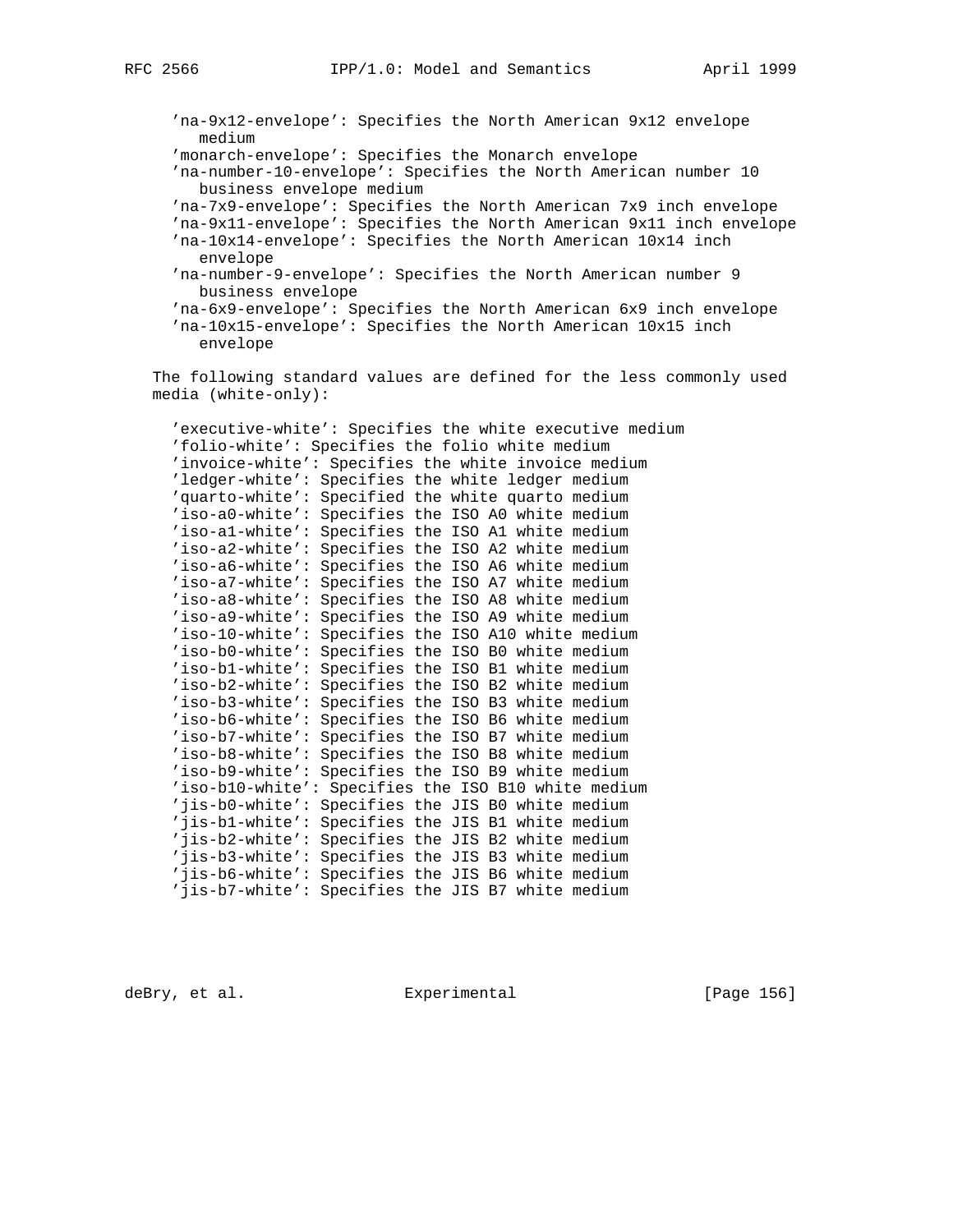'na-9x12-envelope': Specifies the North American 9x12 envelope medium
'monarch-envelope': Specifies the Monarch envelope
'na-number-10-envelope': Specifies the North American number 10 business envelope medium
'na-7x9-envelope': Specifies the North American 7x9 inch envelope
'na-9x11-envelope': Specifies the North American 9x11 inch envelope
'na-10x14-envelope': Specifies the North American 10x14 inch envelope
'na-number-9-envelope': Specifies the North American number 9 business envelope
'na-6x9-envelope': Specifies the North American 6x9 inch envelope
'na-10x15-envelope': Specifies the North American 10x15 inch envelope

The following standard values are defined for the less commonly used media (white-only):

'executive-white': Specifies the white executive medium
'folio-white': Specifies the folio white medium
'invoice-white': Specifies the white invoice medium
'ledger-white': Specifies the white ledger medium
'quarto-white': Specified the white quarto medium
'iso-a0-white': Specifies the ISO A0 white medium
'iso-a1-white': Specifies the ISO A1 white medium
'iso-a2-white': Specifies the ISO A2 white medium
'iso-a6-white': Specifies the ISO A6 white medium
'iso-a7-white': Specifies the ISO A7 white medium
'iso-a8-white': Specifies the ISO A8 white medium
'iso-a9-white': Specifies the ISO A9 white medium
'iso-10-white': Specifies the ISO A10 white medium
'iso-b0-white': Specifies the ISO B0 white medium
'iso-b1-white': Specifies the ISO B1 white medium
'iso-b2-white': Specifies the ISO B2 white medium
'iso-b3-white': Specifies the ISO B3 white medium
'iso-b6-white': Specifies the ISO B6 white medium
'iso-b7-white': Specifies the ISO B7 white medium
'iso-b8-white': Specifies the ISO B8 white medium
'iso-b9-white': Specifies the ISO B9 white medium
'iso-b10-white': Specifies the ISO B10 white medium
'jis-b0-white': Specifies the JIS B0 white medium
'jis-b1-white': Specifies the JIS B1 white medium
'jis-b2-white': Specifies the JIS B2 white medium
'jis-b3-white': Specifies the JIS B3 white medium
'jis-b6-white': Specifies the JIS B6 white medium
'jis-b7-white': Specifies the JIS B7 white medium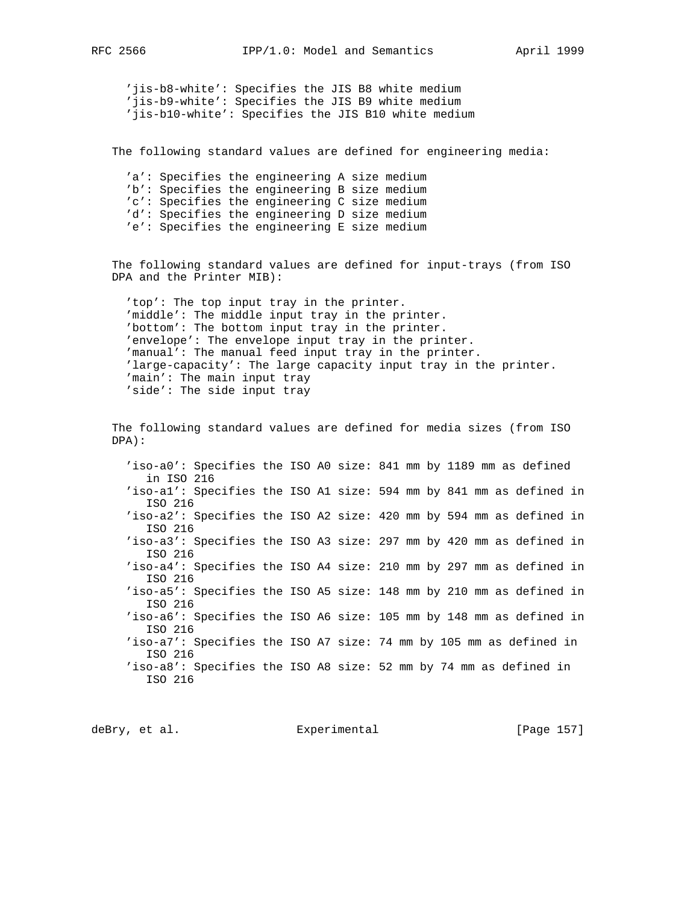'jis-b8-white': Specifies the JIS B8 white medium
'jis-b9-white': Specifies the JIS B9 white medium
'jis-b10-white': Specifies the JIS B10 white medium

The following standard values are defined for engineering media:

'a': Specifies the engineering A size medium
'b': Specifies the engineering B size medium
'c': Specifies the engineering C size medium
'd': Specifies the engineering D size medium
'e': Specifies the engineering E size medium

The following standard values are defined for input-trays (from ISO DPA and the Printer MIB):

'top': The top input tray in the printer.
'middle': The middle input tray in the printer.
'bottom': The bottom input tray in the printer.
'envelope': The envelope input tray in the printer.
'manual': The manual feed input tray in the printer.
'large-capacity': The large capacity input tray in the printer.
'main': The main input tray
'side': The side input tray

The following standard values are defined for media sizes (from ISO DPA):

'iso-a0': Specifies the ISO A0 size: 841 mm by 1189 mm as defined in ISO 216
'iso-a1': Specifies the ISO A1 size: 594 mm by 841 mm as defined in ISO 216
'iso-a2': Specifies the ISO A2 size: 420 mm by 594 mm as defined in ISO 216
'iso-a3': Specifies the ISO A3 size: 297 mm by 420 mm as defined in ISO 216
'iso-a4': Specifies the ISO A4 size: 210 mm by 297 mm as defined in ISO 216
'iso-a5': Specifies the ISO A5 size: 148 mm by 210 mm as defined in ISO 216
'iso-a6': Specifies the ISO A6 size: 105 mm by 148 mm as defined in ISO 216
'iso-a7': Specifies the ISO A7 size: 74 mm by 105 mm as defined in ISO 216
'iso-a8': Specifies the ISO A8 size: 52 mm by 74 mm as defined in ISO 216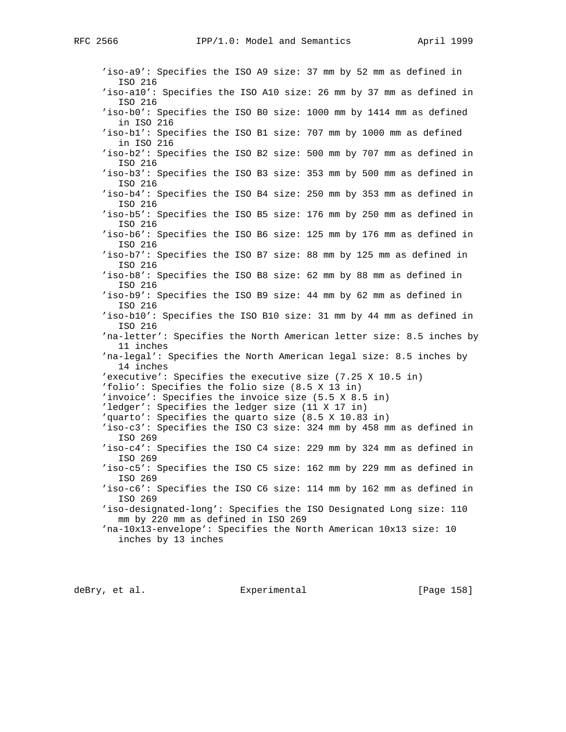'iso-a9': Specifies the ISO A9 size: 37 mm by 52 mm as defined in ISO 216
'iso-a10': Specifies the ISO A10 size: 26 mm by 37 mm as defined in ISO 216
'iso-b0': Specifies the ISO B0 size: 1000 mm by 1414 mm as defined in ISO 216
'iso-b1': Specifies the ISO B1 size: 707 mm by 1000 mm as defined in ISO 216
'iso-b2': Specifies the ISO B2 size: 500 mm by 707 mm as defined in ISO 216
'iso-b3': Specifies the ISO B3 size: 353 mm by 500 mm as defined in ISO 216
'iso-b4': Specifies the ISO B4 size: 250 mm by 353 mm as defined in ISO 216
'iso-b5': Specifies the ISO B5 size: 176 mm by 250 mm as defined in ISO 216
'iso-b6': Specifies the ISO B6 size: 125 mm by 176 mm as defined in ISO 216
'iso-b7': Specifies the ISO B7 size: 88 mm by 125 mm as defined in ISO 216
'iso-b8': Specifies the ISO B8 size: 62 mm by 88 mm as defined in ISO 216
'iso-b9': Specifies the ISO B9 size: 44 mm by 62 mm as defined in ISO 216
'iso-b10': Specifies the ISO B10 size: 31 mm by 44 mm as defined in ISO 216
'na-letter': Specifies the North American letter size: 8.5 inches by 11 inches
'na-legal': Specifies the North American legal size: 8.5 inches by 14 inches
'executive': Specifies the executive size (7.25 X 10.5 in)
'folio': Specifies the folio size (8.5 X 13 in)
'invoice': Specifies the invoice size (5.5 X 8.5 in)
'ledger': Specifies the ledger size (11 X 17 in)
'quarto': Specifies the quarto size (8.5 X 10.83 in)
'iso-c3': Specifies the ISO C3 size: 324 mm by 458 mm as defined in ISO 269
'iso-c4': Specifies the ISO C4 size: 229 mm by 324 mm as defined in ISO 269
'iso-c5': Specifies the ISO C5 size: 162 mm by 229 mm as defined in ISO 269
'iso-c6': Specifies the ISO C6 size: 114 mm by 162 mm as defined in ISO 269
'iso-designated-long': Specifies the ISO Designated Long size: 110 mm by 220 mm as defined in ISO 269
'na-10x13-envelope': Specifies the North American 10x13 size: 10 inches by 13 inches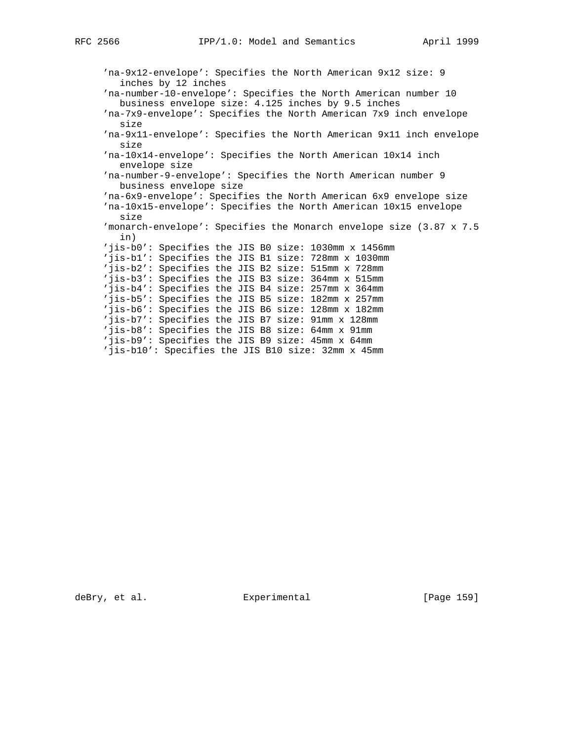'na-9x12-envelope': Specifies the North American 9x12 size: 9 inches by 12 inches
'na-number-10-envelope': Specifies the North American number 10 business envelope size: 4.125 inches by 9.5 inches
'na-7x9-envelope': Specifies the North American 7x9 inch envelope size
'na-9x11-envelope': Specifies the North American 9x11 inch envelope size
'na-10x14-envelope': Specifies the North American 10x14 inch envelope size
'na-number-9-envelope': Specifies the North American number 9 business envelope size
'na-6x9-envelope': Specifies the North American 6x9 envelope size
'na-10x15-envelope': Specifies the North American 10x15 envelope size
'monarch-envelope': Specifies the Monarch envelope size (3.87 x 7.5 in)
'jis-b0': Specifies the JIS B0 size: 1030mm x 1456mm
'jis-b1': Specifies the JIS B1 size: 728mm x 1030mm
'jis-b2': Specifies the JIS B2 size: 515mm x 728mm
'jis-b3': Specifies the JIS B3 size: 364mm x 515mm
'jis-b4': Specifies the JIS B4 size: 257mm x 364mm
'jis-b5': Specifies the JIS B5 size: 182mm x 257mm
'jis-b6': Specifies the JIS B6 size: 128mm x 182mm
'jis-b7': Specifies the JIS B7 size: 91mm x 128mm
'jis-b8': Specifies the JIS B8 size: 64mm x 91mm
'jis-b9': Specifies the JIS B9 size: 45mm x 64mm
'jis-b10': Specifies the JIS B10 size: 32mm x 45mm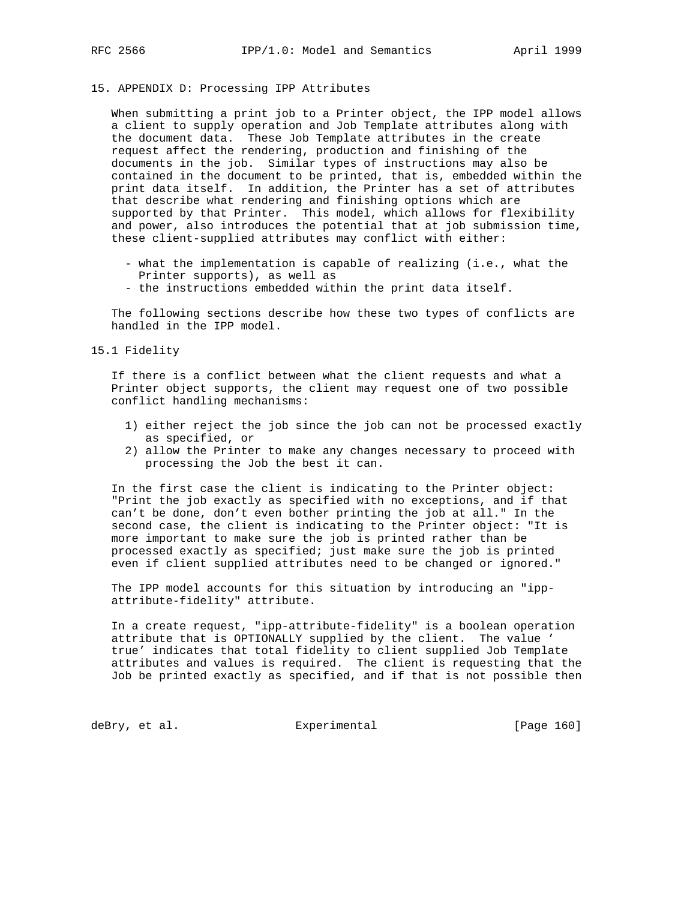# 15. APPENDIX D: Processing IPP Attributes

When submitting a print job to a Printer object, the IPP model allows a client to supply operation and Job Template attributes along with the document data. These Job Template attributes in the create request affect the rendering, production and finishing of the documents in the job. Similar types of instructions may also be contained in the document to be printed, that is, embedded within the print data itself. In addition, the Printer has a set of attributes that describe what rendering and finishing options which are supported by that Printer. This model, which allows for flexibility and power, also introduces the potential that at job submission time, these client-supplied attributes may conflict with either:

- what the implementation is capable of realizing (i.e., what the Printer supports), as well as
- the instructions embedded within the print data itself.

The following sections describe how these two types of conflicts are handled in the IPP model.

## 15.1 Fidelity

If there is a conflict between what the client requests and what a Printer object supports, the client may request one of two possible conflict handling mechanisms:

1) either reject the job since the job can not be processed exactly as specified, or
2) allow the Printer to make any changes necessary to proceed with processing the Job the best it can.

In the first case the client is indicating to the Printer object: "Print the job exactly as specified with no exceptions, and if that can't be done, don't even bother printing the job at all." In the second case, the client is indicating to the Printer object: "It is more important to make sure the job is printed rather than be processed exactly as specified; just make sure the job is printed even if client supplied attributes need to be changed or ignored."

The IPP model accounts for this situation by introducing an "ipp-attribute-fidelity" attribute.

In a create request, "ipp-attribute-fidelity" is a boolean operation attribute that is OPTIONALLY supplied by the client. The value 'true' indicates that total fidelity to client supplied Job Template attributes and values is required. The client is requesting that the Job be printed exactly as specified, and if that is not possible then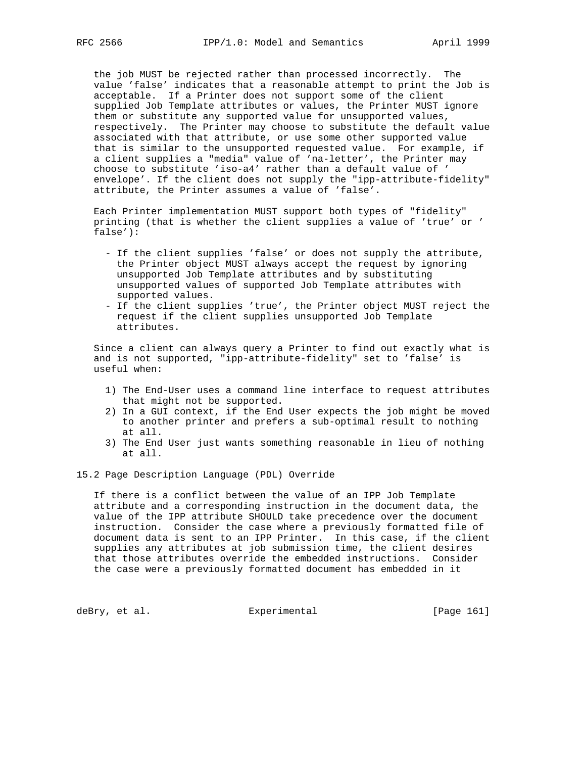the job MUST be rejected rather than processed incorrectly. The value 'false' indicates that a reasonable attempt to print the Job is acceptable. If a Printer does not support some of the client supplied Job Template attributes or values, the Printer MUST ignore them or substitute any supported value for unsupported values, respectively. The Printer may choose to substitute the default value associated with that attribute, or use some other supported value that is similar to the unsupported requested value. For example, if a client supplies a "media" value of 'na-letter', the Printer may choose to substitute 'iso-a4' rather than a default value of 'envelope'. If the client does not supply the "ipp-attribute-fidelity" attribute, the Printer assumes a value of 'false'.

Each Printer implementation MUST support both types of "fidelity" printing (that is whether the client supplies a value of 'true' or 'false'):

- If the client supplies 'false' or does not supply the attribute, the Printer object MUST always accept the request by ignoring unsupported Job Template attributes and by substituting unsupported values of supported Job Template attributes with supported values.
- If the client supplies 'true', the Printer object MUST reject the request if the client supplies unsupported Job Template attributes.

Since a client can always query a Printer to find out exactly what is and is not supported, "ipp-attribute-fidelity" set to 'false' is useful when:

1) The End-User uses a command line interface to request attributes that might not be supported.
2) In a GUI context, if the End User expects the job might be moved to another printer and prefers a sub-optimal result to nothing at all.
3) The End User just wants something reasonable in lieu of nothing at all.

## 15.2 Page Description Language (PDL) Override

If there is a conflict between the value of an IPP Job Template attribute and a corresponding instruction in the document data, the value of the IPP attribute SHOULD take precedence over the document instruction. Consider the case where a previously formatted file of document data is sent to an IPP Printer. In this case, if the client supplies any attributes at job submission time, the client desires that those attributes override the embedded instructions. Consider the case were a previously formatted document has embedded in it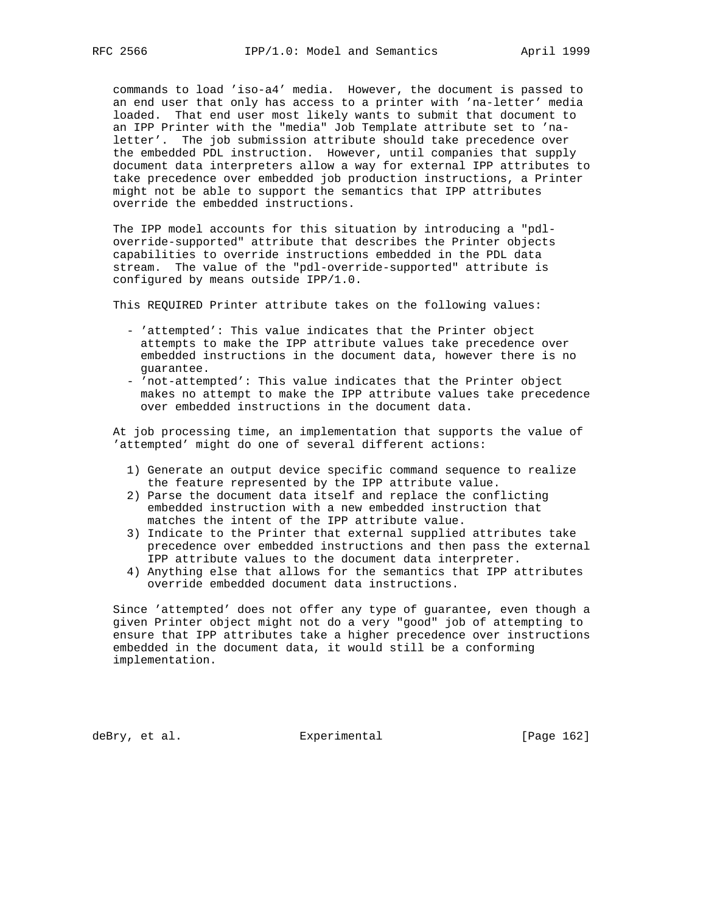commands to load 'iso-a4' media. However, the document is passed to an end user that only has access to a printer with 'na-letter' media loaded. That end user most likely wants to submit that document to an IPP Printer with the "media" Job Template attribute set to 'na-letter'. The job submission attribute should take precedence over the embedded PDL instruction. However, until companies that supply document data interpreters allow a way for external IPP attributes to take precedence over embedded job production instructions, a Printer might not be able to support the semantics that IPP attributes override the embedded instructions.

The IPP model accounts for this situation by introducing a "pdl-override-supported" attribute that describes the Printer objects capabilities to override instructions embedded in the PDL data stream. The value of the "pdl-override-supported" attribute is configured by means outside IPP/1.0.

This REQUIRED Printer attribute takes on the following values:

- 'attempted': This value indicates that the Printer object attempts to make the IPP attribute values take precedence over embedded instructions in the document data, however there is no guarantee.
- 'not-attempted': This value indicates that the Printer object makes no attempt to make the IPP attribute values take precedence over embedded instructions in the document data.

At job processing time, an implementation that supports the value of 'attempted' might do one of several different actions:

1) Generate an output device specific command sequence to realize the feature represented by the IPP attribute value.
2) Parse the document data itself and replace the conflicting embedded instruction with a new embedded instruction that matches the intent of the IPP attribute value.
3) Indicate to the Printer that external supplied attributes take precedence over embedded instructions and then pass the external IPP attribute values to the document data interpreter.
4) Anything else that allows for the semantics that IPP attributes override embedded document data instructions.

Since 'attempted' does not offer any type of guarantee, even though a given Printer object might not do a very "good" job of attempting to ensure that IPP attributes take a higher precedence over instructions embedded in the document data, it would still be a conforming implementation.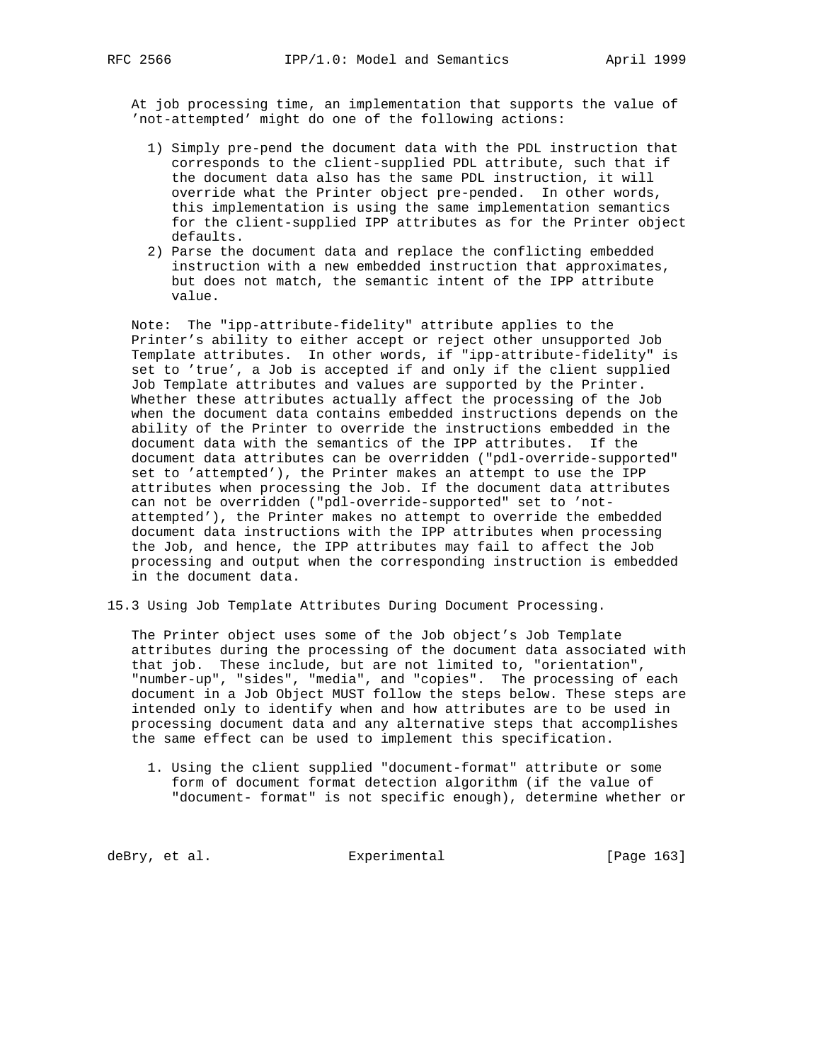At job processing time, an implementation that supports the value of 'not-attempted' might do one of the following actions:

1) Simply pre-pend the document data with the PDL instruction that corresponds to the client-supplied PDL attribute, such that if the document data also has the same PDL instruction, it will override what the Printer object pre-pended. In other words, this implementation is using the same implementation semantics for the client-supplied IPP attributes as for the Printer object defaults.
2) Parse the document data and replace the conflicting embedded instruction with a new embedded instruction that approximates, but does not match, the semantic intent of the IPP attribute value.

Note: The "ipp-attribute-fidelity" attribute applies to the Printer's ability to either accept or reject other unsupported Job Template attributes. In other words, if "ipp-attribute-fidelity" is set to 'true', a Job is accepted if and only if the client supplied Job Template attributes and values are supported by the Printer. Whether these attributes actually affect the processing of the Job when the document data contains embedded instructions depends on the ability of the Printer to override the instructions embedded in the document data with the semantics of the IPP attributes. If the document data attributes can be overridden ("pdl-override-supported" set to 'attempted'), the Printer makes an attempt to use the IPP attributes when processing the Job. If the document data attributes can not be overridden ("pdl-override-supported" set to 'not-attempted'), the Printer makes no attempt to override the embedded document data instructions with the IPP attributes when processing the Job, and hence, the IPP attributes may fail to affect the Job processing and output when the corresponding instruction is embedded in the document data.

## 15.3 Using Job Template Attributes During Document Processing.

The Printer object uses some of the Job object's Job Template attributes during the processing of the document data associated with that job. These include, but are not limited to, "orientation", "number-up", "sides", "media", and "copies". The processing of each document in a Job Object MUST follow the steps below. These steps are intended only to identify when and how attributes are to be used in processing document data and any alternative steps that accomplishes the same effect can be used to implement this specification.

1. Using the client supplied "document-format" attribute or some form of document format detection algorithm (if the value of "document- format" is not specific enough), determine whether or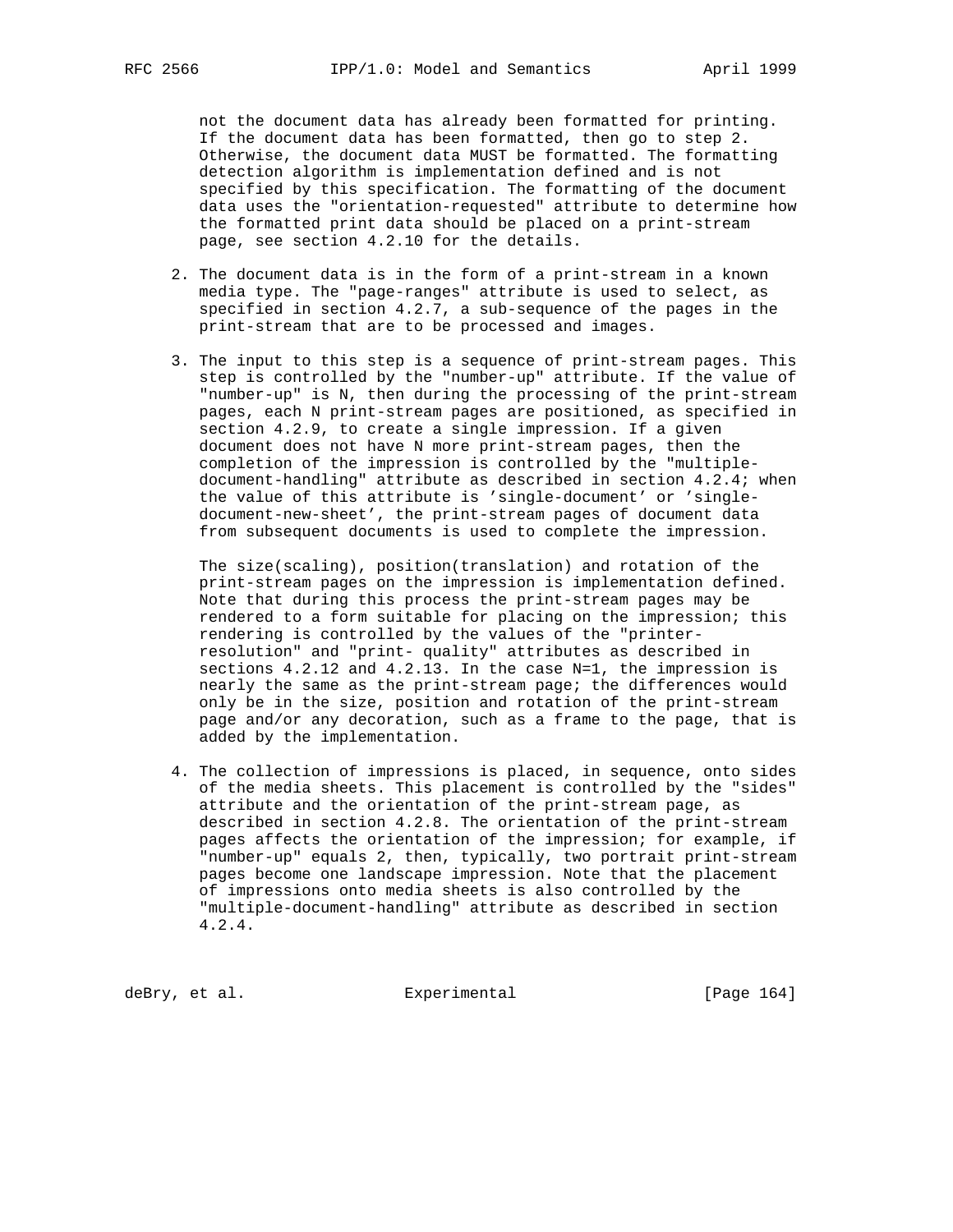not the document data has already been formatted for printing. If the document data has been formatted, then go to step 2. Otherwise, the document data MUST be formatted. The formatting detection algorithm is implementation defined and is not specified by this specification. The formatting of the document data uses the "orientation-requested" attribute to determine how the formatted print data should be placed on a print-stream page, see section 4.2.10 for the details.

2. The document data is in the form of a print-stream in a known media type. The "page-ranges" attribute is used to select, as specified in section 4.2.7, a sub-sequence of the pages in the print-stream that are to be processed and images.

3. The input to this step is a sequence of print-stream pages. This step is controlled by the "number-up" attribute. If the value of "number-up" is N, then during the processing of the print-stream pages, each N print-stream pages are positioned, as specified in section 4.2.9, to create a single impression. If a given document does not have N more print-stream pages, then the completion of the impression is controlled by the "multiple-document-handling" attribute as described in section 4.2.4; when the value of this attribute is 'single-document' or 'single-document-new-sheet', the print-stream pages of document data from subsequent documents is used to complete the impression.

   The size(scaling), position(translation) and rotation of the print-stream pages on the impression is implementation defined. Note that during this process the print-stream pages may be rendered to a form suitable for placing on the impression; this rendering is controlled by the values of the "printer-resolution" and "print- quality" attributes as described in sections 4.2.12 and 4.2.13. In the case N=1, the impression is nearly the same as the print-stream page; the differences would only be in the size, position and rotation of the print-stream page and/or any decoration, such as a frame to the page, that is added by the implementation.

4. The collection of impressions is placed, in sequence, onto sides of the media sheets. This placement is controlled by the "sides" attribute and the orientation of the print-stream page, as described in section 4.2.8. The orientation of the print-stream pages affects the orientation of the impression; for example, if "number-up" equals 2, then, typically, two portrait print-stream pages become one landscape impression. Note that the placement of impressions onto media sheets is also controlled by the "multiple-document-handling" attribute as described in section 4.2.4.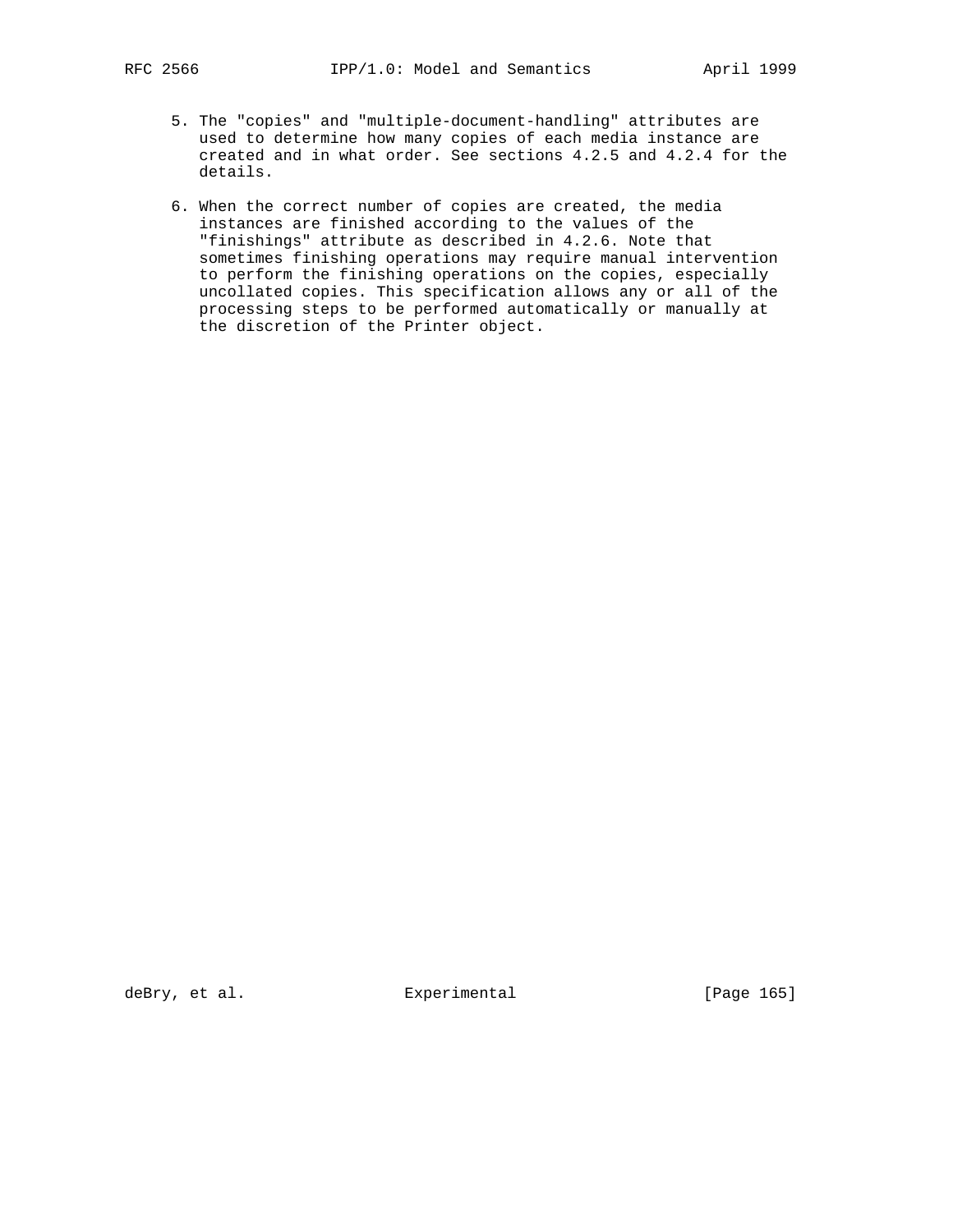5. The "copies" and "multiple-document-handling" attributes are used to determine how many copies of each media instance are created and in what order. See sections 4.2.5 and 4.2.4 for the details.

6. When the correct number of copies are created, the media instances are finished according to the values of the "finishings" attribute as described in 4.2.6. Note that sometimes finishing operations may require manual intervention to perform the finishing operations on the copies, especially uncollated copies. This specification allows any or all of the processing steps to be performed automatically or manually at the discretion of the Printer object.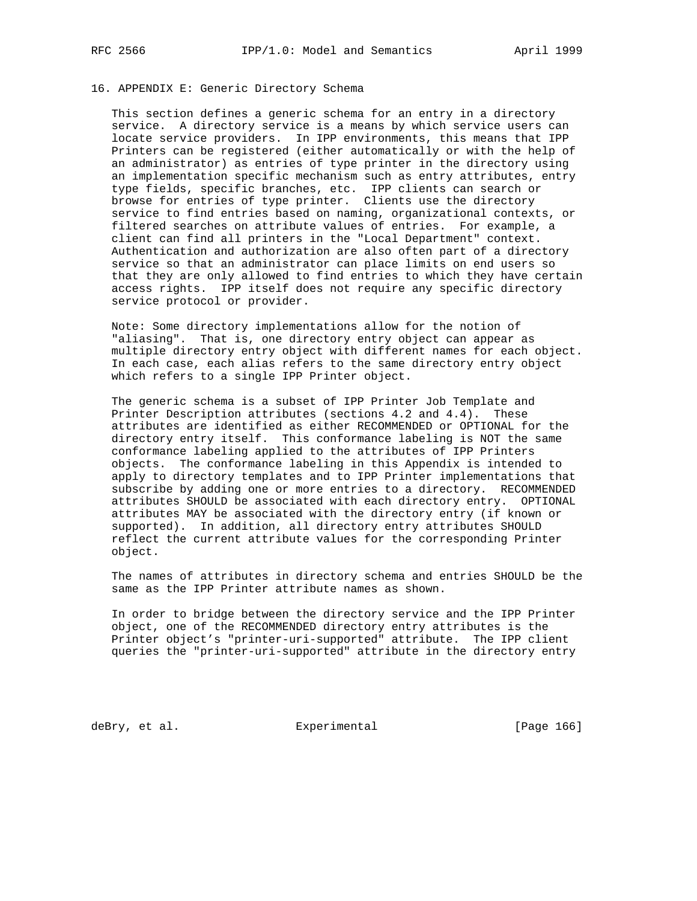## 16. APPENDIX E: Generic Directory Schema

This section defines a generic schema for an entry in a directory service. A directory service is a means by which service users can locate service providers. In IPP environments, this means that IPP Printers can be registered (either automatically or with the help of an administrator) as entries of type printer in the directory using an implementation specific mechanism such as entry attributes, entry type fields, specific branches, etc. IPP clients can search or browse for entries of type printer. Clients use the directory service to find entries based on naming, organizational contexts, or filtered searches on attribute values of entries. For example, a client can find all printers in the "Local Department" context. Authentication and authorization are also often part of a directory service so that an administrator can place limits on end users so that they are only allowed to find entries to which they have certain access rights. IPP itself does not require any specific directory service protocol or provider.

Note: Some directory implementations allow for the notion of "aliasing". That is, one directory entry object can appear as multiple directory entry object with different names for each object. In each case, each alias refers to the same directory entry object which refers to a single IPP Printer object.

The generic schema is a subset of IPP Printer Job Template and Printer Description attributes (sections 4.2 and 4.4). These attributes are identified as either RECOMMENDED or OPTIONAL for the directory entry itself. This conformance labeling is NOT the same conformance labeling applied to the attributes of IPP Printers objects. The conformance labeling in this Appendix is intended to apply to directory templates and to IPP Printer implementations that subscribe by adding one or more entries to a directory. RECOMMENDED attributes SHOULD be associated with each directory entry. OPTIONAL attributes MAY be associated with the directory entry (if known or supported). In addition, all directory entry attributes SHOULD reflect the current attribute values for the corresponding Printer object.

The names of attributes in directory schema and entries SHOULD be the same as the IPP Printer attribute names as shown.

In order to bridge between the directory service and the IPP Printer object, one of the RECOMMENDED directory entry attributes is the Printer object's "printer-uri-supported" attribute. The IPP client queries the "printer-uri-supported" attribute in the directory entry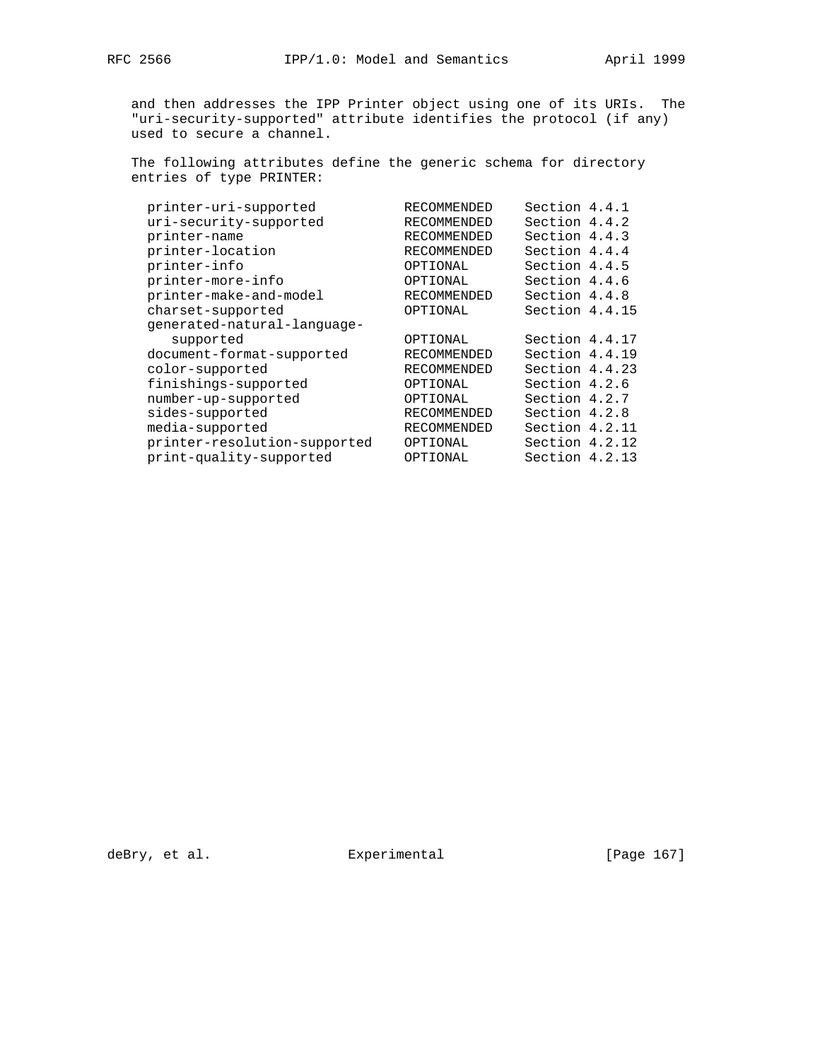and then addresses the IPP Printer object using one of its URIs. The "uri-security-supported" attribute identifies the protocol (if any) used to secure a channel.

The following attributes define the generic schema for directory entries of type PRINTER:

| | | |
|---|---|---|
| printer-uri-supported | RECOMMENDED | Section 4.4.1 |
| uri-security-supported | RECOMMENDED | Section 4.4.2 |
| printer-name | RECOMMENDED | Section 4.4.3 |
| printer-location | RECOMMENDED | Section 4.4.4 |
| printer-info | OPTIONAL | Section 4.4.5 |
| printer-more-info | OPTIONAL | Section 4.4.6 |
| printer-make-and-model | RECOMMENDED | Section 4.4.8 |
| charset-supported | OPTIONAL | Section 4.4.15 |
| generated-natural-language-supported | OPTIONAL | Section 4.4.17 |
| document-format-supported | RECOMMENDED | Section 4.4.19 |
| color-supported | RECOMMENDED | Section 4.4.23 |
| finishings-supported | OPTIONAL | Section 4.2.6 |
| number-up-supported | OPTIONAL | Section 4.2.7 |
| sides-supported | RECOMMENDED | Section 4.2.8 |
| media-supported | RECOMMENDED | Section 4.2.11 |
| printer-resolution-supported | OPTIONAL | Section 4.2.12 |
| print-quality-supported | OPTIONAL | Section 4.2.13 |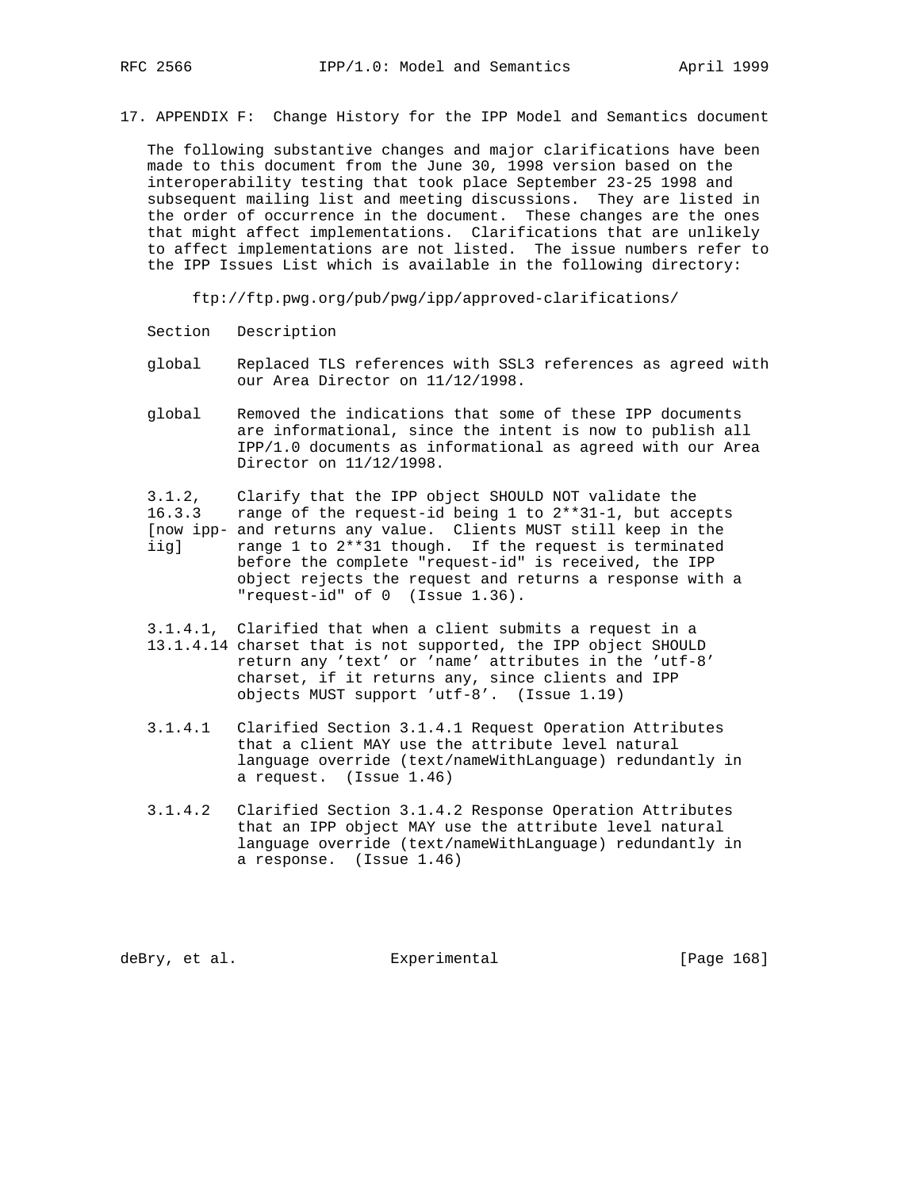## 17. APPENDIX F: Change History for the IPP Model and Semantics document

The following substantive changes and major clarifications have been made to this document from the June 30, 1998 version based on the interoperability testing that took place September 23-25 1998 and subsequent mailing list and meeting discussions. They are listed in the order of occurrence in the document. These changes are the ones that might affect implementations. Clarifications that are unlikely to affect implementations are not listed. The issue numbers refer to the IPP Issues List which is available in the following directory:

ftp://ftp.pwg.org/pub/pwg/ipp/approved-clarifications/

| Section | Description |
| --- | --- |
| global | Replaced TLS references with SSL3 references as agreed with our Area Director on 11/12/1998. |
| global | Removed the indications that some of these IPP documents are informational, since the intent is now to publish all IPP/1.0 documents as informational as agreed with our Area Director on 11/12/1998. |
| 3.1.2, 16.3.3 [now ipp-iig] | Clarify that the IPP object SHOULD NOT validate the range of the request-id being 1 to 2**31-1, but accepts and returns any value. Clients MUST still keep in the range 1 to 2**31 though. If the request is terminated before the complete "request-id" is received, the IPP object rejects the request and returns a response with a "request-id" of 0 (Issue 1.36). |
| 3.1.4.1, 13.1.4.14 | Clarified that when a client submits a request in a charset that is not supported, the IPP object SHOULD return any 'text' or 'name' attributes in the 'utf-8' charset, if it returns any, since clients and IPP objects MUST support 'utf-8'. (Issue 1.19) |
| 3.1.4.1 | Clarified Section 3.1.4.1 Request Operation Attributes that a client MAY use the attribute level natural language override (text/nameWithLanguage) redundantly in a request. (Issue 1.46) |
| 3.1.4.2 | Clarified Section 3.1.4.2 Response Operation Attributes that an IPP object MAY use the attribute level natural language override (text/nameWithLanguage) redundantly in a response. (Issue 1.46) |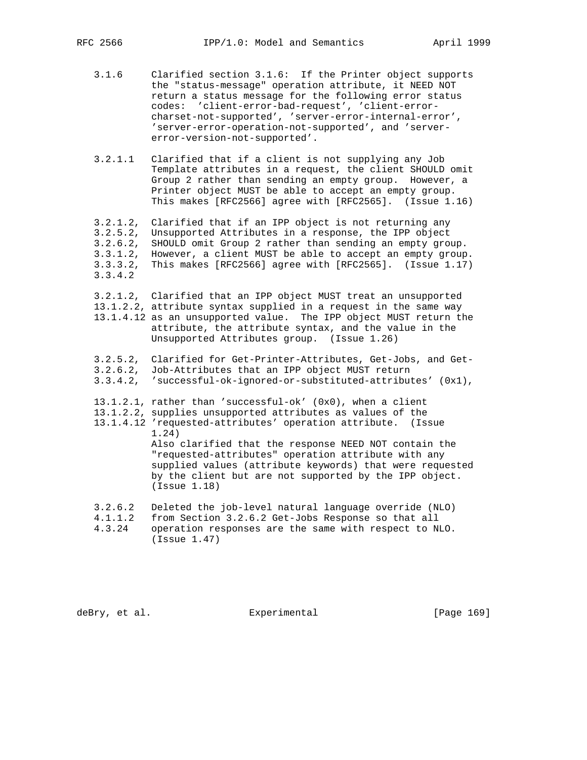3.1.6     Clarified section 3.1.6: If the Printer object supports the "status-message" operation attribute, it NEED NOT return a status message for the following error status codes: 'client-error-bad-request', 'client-error-charset-not-supported', 'server-error-internal-error', 'server-error-operation-not-supported', and 'server-error-version-not-supported'.

3.2.1.1   Clarified that if a client is not supplying any Job Template attributes in a request, the client SHOULD omit Group 2 rather than sending an empty group. However, a Printer object MUST be able to accept an empty group. This makes [RFC2566] agree with [RFC2565]. (Issue 1.16)

3.2.1.2, 3.2.5.2, 3.2.6.2, 3.3.1.2, 3.3.3.2, 3.3.4.2   Clarified that if an IPP object is not returning any Unsupported Attributes in a response, the IPP object SHOULD omit Group 2 rather than sending an empty group. However, a client MUST be able to accept an empty group. This makes [RFC2566] agree with [RFC2565]. (Issue 1.17)

3.2.1.2, 13.1.2.2, 13.1.4.12   Clarified that an IPP object MUST treat an unsupported attribute syntax supplied in a request in the same way as an unsupported value. The IPP object MUST return the attribute, the attribute syntax, and the value in the Unsupported Attributes group. (Issue 1.26)

3.2.5.2, 3.2.6.2, 3.3.4.2, 13.1.2.1, 13.1.2.2, 13.1.4.12   Clarified for Get-Printer-Attributes, Get-Jobs, and Get-Job-Attributes that an IPP object MUST return 'successful-ok-ignored-or-substituted-attributes' (0x1), rather than 'successful-ok' (0x0), when a client supplies unsupported attributes as values of the 'requested-attributes' operation attribute. (Issue 1.24)
Also clarified that the response NEED NOT contain the "requested-attributes" operation attribute with any supplied values (attribute keywords) that were requested by the client but are not supported by the IPP object. (Issue 1.18)

3.2.6.2, 4.1.1.2, 4.3.24   Deleted the job-level natural language override (NLO) from Section 3.2.6.2 Get-Jobs Response so that all operation responses are the same with respect to NLO. (Issue 1.47)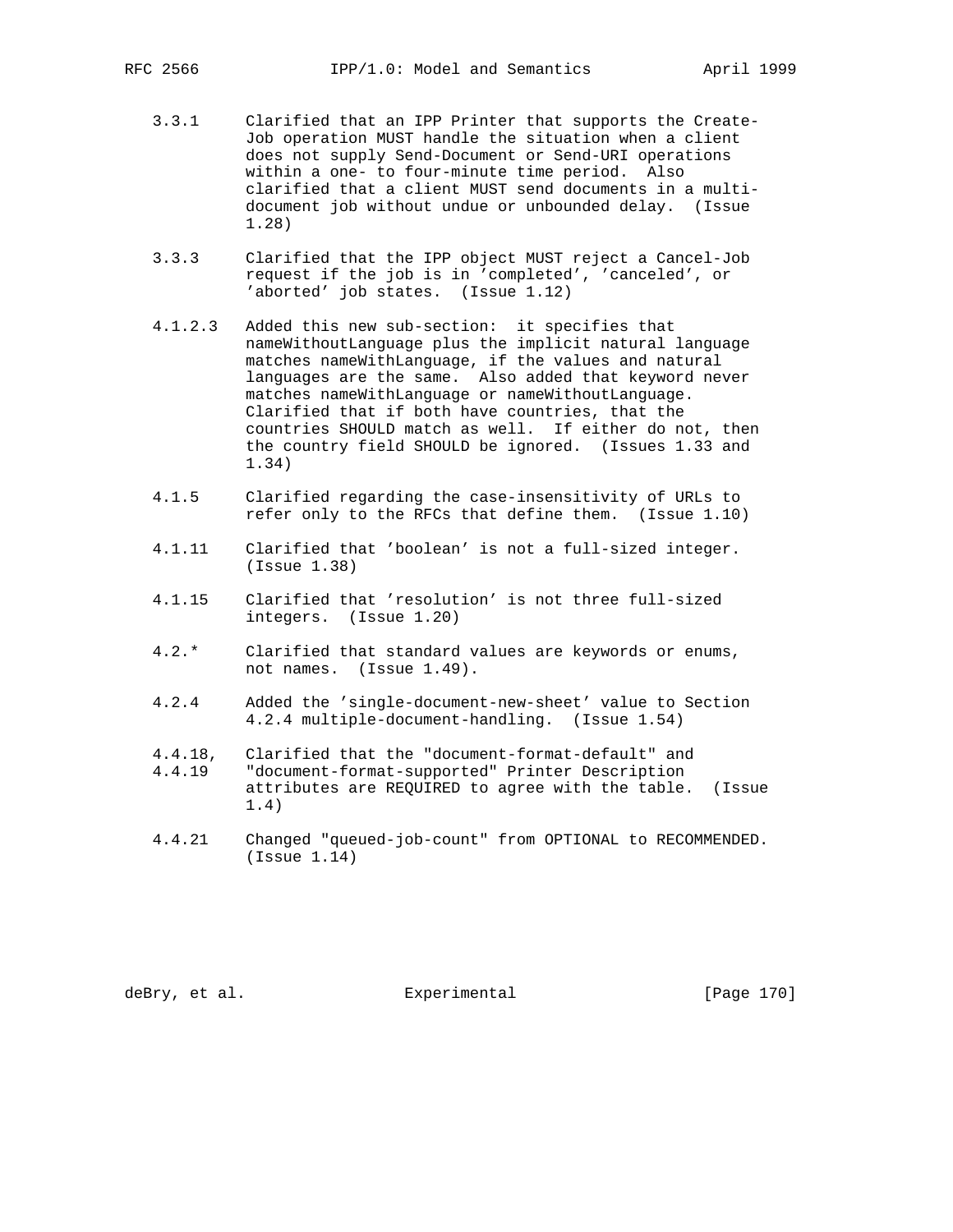3.3.1 Clarified that an IPP Printer that supports the Create-Job operation MUST handle the situation when a client does not supply Send-Document or Send-URI operations within a one- to four-minute time period. Also clarified that a client MUST send documents in a multi-document job without undue or unbounded delay. (Issue 1.28)

3.3.3 Clarified that the IPP object MUST reject a Cancel-Job request if the job is in 'completed', 'canceled', or 'aborted' job states. (Issue 1.12)

4.1.2.3 Added this new sub-section: it specifies that nameWithoutLanguage plus the implicit natural language matches nameWithLanguage, if the values and natural languages are the same. Also added that keyword never matches nameWithLanguage or nameWithoutLanguage. Clarified that if both have countries, that the countries SHOULD match as well. If either do not, then the country field SHOULD be ignored. (Issues 1.33 and 1.34)

4.1.5 Clarified regarding the case-insensitivity of URLs to refer only to the RFCs that define them. (Issue 1.10)

4.1.11 Clarified that 'boolean' is not a full-sized integer. (Issue 1.38)

4.1.15 Clarified that 'resolution' is not three full-sized integers. (Issue 1.20)

4.2.* Clarified that standard values are keywords or enums, not names. (Issue 1.49).

4.2.4 Added the 'single-document-new-sheet' value to Section 4.2.4 multiple-document-handling. (Issue 1.54)

4.4.18, 4.4.19 Clarified that the "document-format-default" and "document-format-supported" Printer Description attributes are REQUIRED to agree with the table. (Issue 1.4)

4.4.21 Changed "queued-job-count" from OPTIONAL to RECOMMENDED. (Issue 1.14)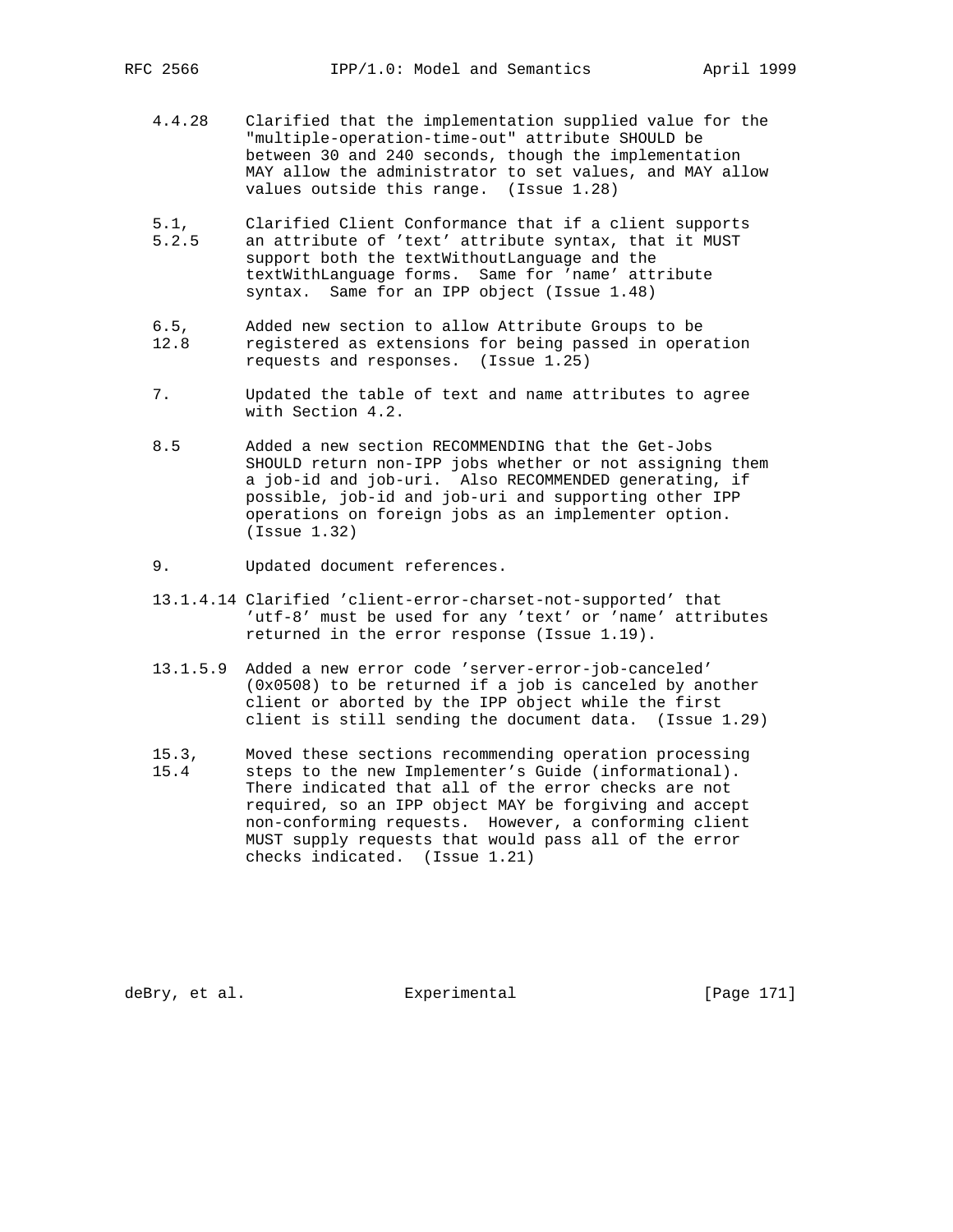| Section | Change |
|---|---|
| 4.4.28 | Clarified that the implementation supplied value for the "multiple-operation-time-out" attribute SHOULD be between 30 and 240 seconds, though the implementation MAY allow the administrator to set values, and MAY allow values outside this range. (Issue 1.28) |
| 5.1, 5.2.5 | Clarified Client Conformance that if a client supports an attribute of 'text' attribute syntax, that it MUST support both the textWithoutLanguage and the textWithLanguage forms. Same for 'name' attribute syntax. Same for an IPP object (Issue 1.48) |
| 6.5, 12.8 | Added new section to allow Attribute Groups to be registered as extensions for being passed in operation requests and responses. (Issue 1.25) |
| 7. | Updated the table of text and name attributes to agree with Section 4.2. |
| 8.5 | Added a new section RECOMMENDING that the Get-Jobs SHOULD return non-IPP jobs whether or not assigning them a job-id and job-uri. Also RECOMMENDED generating, if possible, job-id and job-uri and supporting other IPP operations on foreign jobs as an implementer option. (Issue 1.32) |
| 9. | Updated document references. |
| 13.1.4.14 | Clarified 'client-error-charset-not-supported' that 'utf-8' must be used for any 'text' or 'name' attributes returned in the error response (Issue 1.19). |
| 13.1.5.9 | Added a new error code 'server-error-job-canceled' (0x0508) to be returned if a job is canceled by another client or aborted by the IPP object while the first client is still sending the document data. (Issue 1.29) |
| 15.3, 15.4 | Moved these sections recommending operation processing steps to the new Implementer's Guide (informational). There indicated that all of the error checks are not required, so an IPP object MAY be forgiving and accept non-conforming requests. However, a conforming client MUST supply requests that would pass all of the error checks indicated. (Issue 1.21) |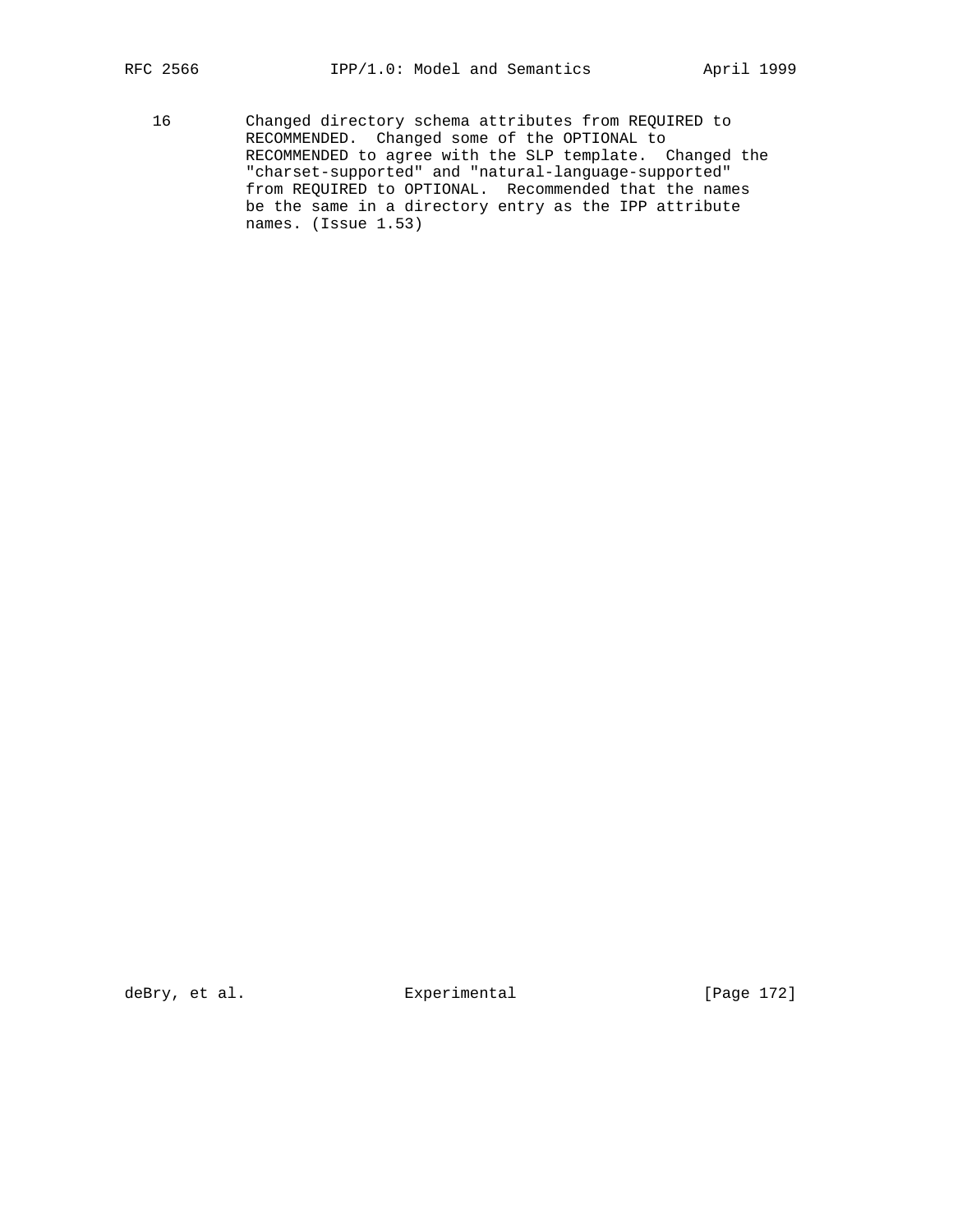16        Changed directory schema attributes from REQUIRED to RECOMMENDED.  Changed some of the OPTIONAL to RECOMMENDED to agree with the SLP template.  Changed the "charset-supported" and "natural-language-supported" from REQUIRED to OPTIONAL.  Recommended that the names be the same in a directory entry as the IPP attribute names. (Issue 1.53)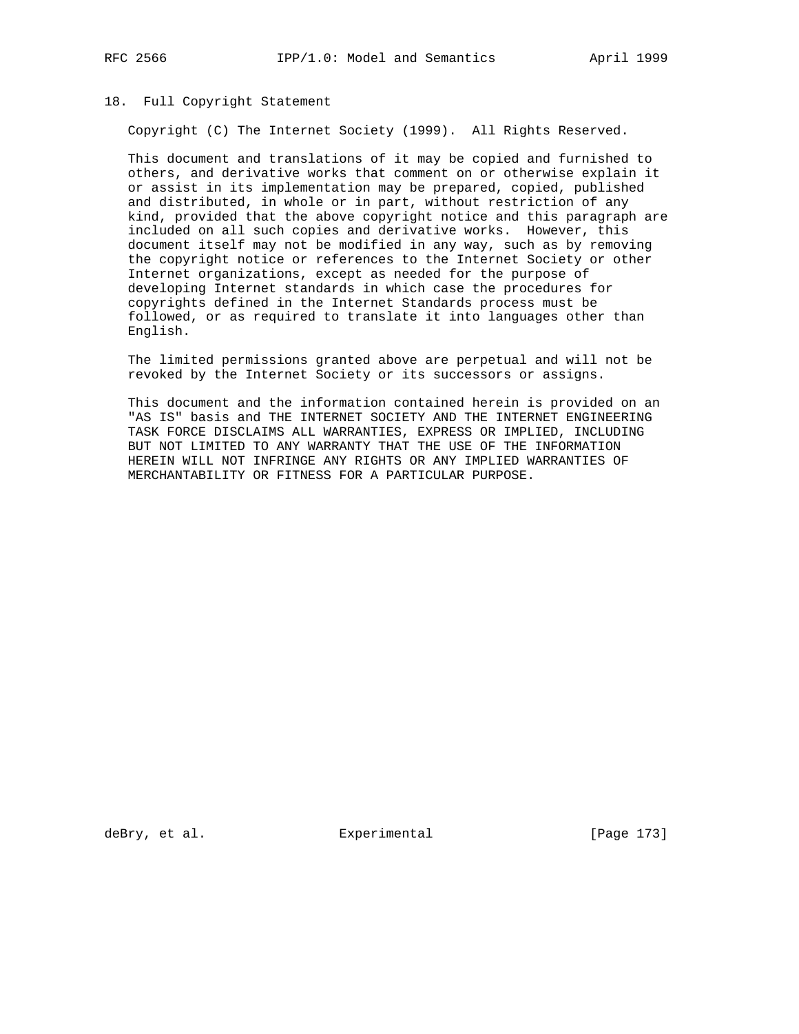## 18. Full Copyright Statement

Copyright (C) The Internet Society (1999). All Rights Reserved.

This document and translations of it may be copied and furnished to others, and derivative works that comment on or otherwise explain it or assist in its implementation may be prepared, copied, published and distributed, in whole or in part, without restriction of any kind, provided that the above copyright notice and this paragraph are included on all such copies and derivative works. However, this document itself may not be modified in any way, such as by removing the copyright notice or references to the Internet Society or other Internet organizations, except as needed for the purpose of developing Internet standards in which case the procedures for copyrights defined in the Internet Standards process must be followed, or as required to translate it into languages other than English.

The limited permissions granted above are perpetual and will not be revoked by the Internet Society or its successors or assigns.

This document and the information contained herein is provided on an "AS IS" basis and THE INTERNET SOCIETY AND THE INTERNET ENGINEERING TASK FORCE DISCLAIMS ALL WARRANTIES, EXPRESS OR IMPLIED, INCLUDING BUT NOT LIMITED TO ANY WARRANTY THAT THE USE OF THE INFORMATION HEREIN WILL NOT INFRINGE ANY RIGHTS OR ANY IMPLIED WARRANTIES OF MERCHANTABILITY OR FITNESS FOR A PARTICULAR PURPOSE.